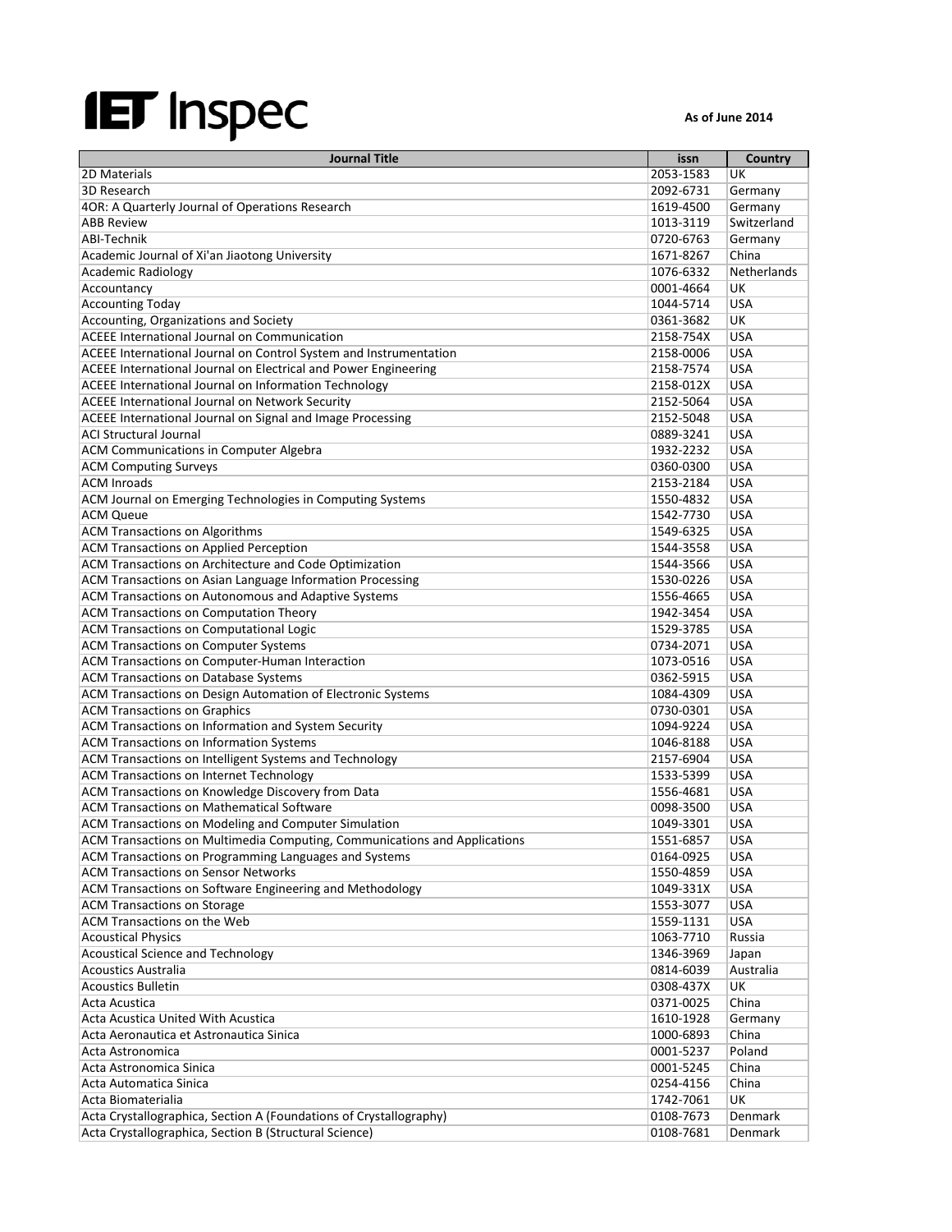# IET Inspec

**As of June 2014**

| Journal Title | issn | Country |
|---|---|---|
| 2D Materials | 2053-1583 | UK |
| 3D Research | 2092-6731 | Germany |
| 4OR: A Quarterly Journal of Operations Research | 1619-4500 | Germany |
| ABB Review | 1013-3119 | Switzerland |
| ABI-Technik | 0720-6763 | Germany |
| Academic Journal of Xi'an Jiaotong University | 1671-8267 | China |
| Academic Radiology | 1076-6332 | Netherlands |
| Accountancy | 0001-4664 | UK |
| Accounting Today | 1044-5714 | USA |
| Accounting, Organizations and Society | 0361-3682 | UK |
| ACEEE International Journal on Communication | 2158-754X | USA |
| ACEEE International Journal on Control System and Instrumentation | 2158-0006 | USA |
| ACEEE International Journal on Electrical and Power Engineering | 2158-7574 | USA |
| ACEEE International Journal on Information Technology | 2158-012X | USA |
| ACEEE International Journal on Network Security | 2152-5064 | USA |
| ACEEE International Journal on Signal and Image Processing | 2152-5048 | USA |
| ACI Structural Journal | 0889-3241 | USA |
| ACM Communications in Computer Algebra | 1932-2232 | USA |
| ACM Computing Surveys | 0360-0300 | USA |
| ACM Inroads | 2153-2184 | USA |
| ACM Journal on Emerging Technologies in Computing Systems | 1550-4832 | USA |
| ACM Queue | 1542-7730 | USA |
| ACM Transactions on Algorithms | 1549-6325 | USA |
| ACM Transactions on Applied Perception | 1544-3558 | USA |
| ACM Transactions on Architecture and Code Optimization | 1544-3566 | USA |
| ACM Transactions on Asian Language Information Processing | 1530-0226 | USA |
| ACM Transactions on Autonomous and Adaptive Systems | 1556-4665 | USA |
| ACM Transactions on Computation Theory | 1942-3454 | USA |
| ACM Transactions on Computational Logic | 1529-3785 | USA |
| ACM Transactions on Computer Systems | 0734-2071 | USA |
| ACM Transactions on Computer-Human Interaction | 1073-0516 | USA |
| ACM Transactions on Database Systems | 0362-5915 | USA |
| ACM Transactions on Design Automation of Electronic Systems | 1084-4309 | USA |
| ACM Transactions on Graphics | 0730-0301 | USA |
| ACM Transactions on Information and System Security | 1094-9224 | USA |
| ACM Transactions on Information Systems | 1046-8188 | USA |
| ACM Transactions on Intelligent Systems and Technology | 2157-6904 | USA |
| ACM Transactions on Internet Technology | 1533-5399 | USA |
| ACM Transactions on Knowledge Discovery from Data | 1556-4681 | USA |
| ACM Transactions on Mathematical Software | 0098-3500 | USA |
| ACM Transactions on Modeling and Computer Simulation | 1049-3301 | USA |
| ACM Transactions on Multimedia Computing, Communications and Applications | 1551-6857 | USA |
| ACM Transactions on Programming Languages and Systems | 0164-0925 | USA |
| ACM Transactions on Sensor Networks | 1550-4859 | USA |
| ACM Transactions on Software Engineering and Methodology | 1049-331X | USA |
| ACM Transactions on Storage | 1553-3077 | USA |
| ACM Transactions on the Web | 1559-1131 | USA |
| Acoustical Physics | 1063-7710 | Russia |
| Acoustical Science and Technology | 1346-3969 | Japan |
| Acoustics Australia | 0814-6039 | Australia |
| Acoustics Bulletin | 0308-437X | UK |
| Acta Acustica | 0371-0025 | China |
| Acta Acustica United With Acustica | 1610-1928 | Germany |
| Acta Aeronautica et Astronautica Sinica | 1000-6893 | China |
| Acta Astronomica | 0001-5237 | Poland |
| Acta Astronomica Sinica | 0001-5245 | China |
| Acta Automatica Sinica | 0254-4156 | China |
| Acta Biomaterialia | 1742-7061 | UK |
| Acta Crystallographica, Section A (Foundations of Crystallography) | 0108-7673 | Denmark |
| Acta Crystallographica, Section B (Structural Science) | 0108-7681 | Denmark |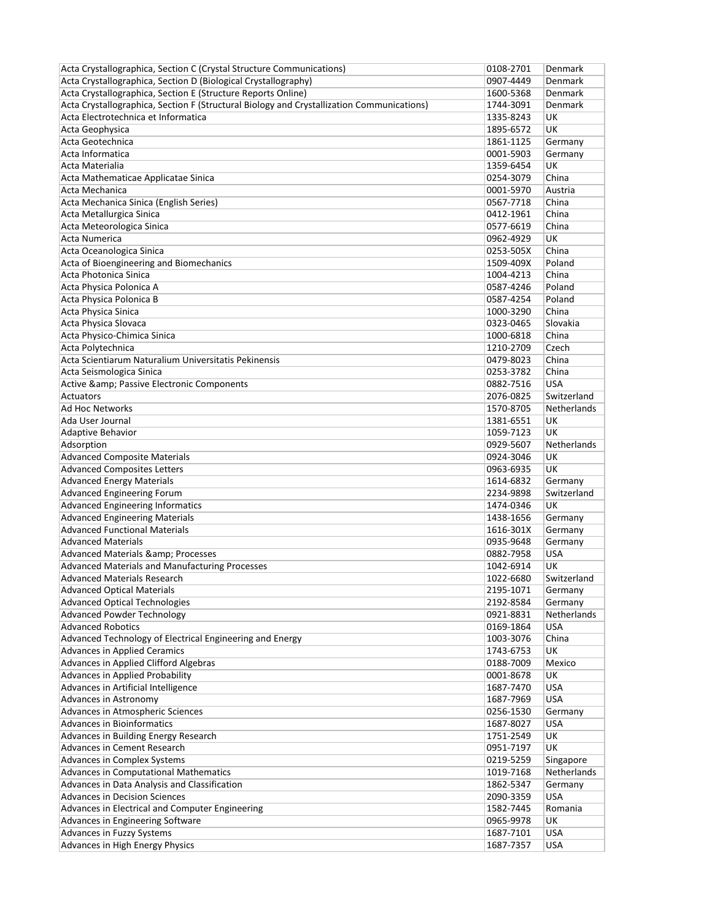| | | |
|---|---|---|
| Acta Crystallographica, Section C (Crystal Structure Communications) | 0108-2701 | Denmark |
| Acta Crystallographica, Section D (Biological Crystallography) | 0907-4449 | Denmark |
| Acta Crystallographica, Section E (Structure Reports Online) | 1600-5368 | Denmark |
| Acta Crystallographica, Section F (Structural Biology and Crystallization Communications) | 1744-3091 | Denmark |
| Acta Electrotechnica et Informatica | 1335-8243 | UK |
| Acta Geophysica | 1895-6572 | UK |
| Acta Geotechnica | 1861-1125 | Germany |
| Acta Informatica | 0001-5903 | Germany |
| Acta Materialia | 1359-6454 | UK |
| Acta Mathematicae Applicatae Sinica | 0254-3079 | China |
| Acta Mechanica | 0001-5970 | Austria |
| Acta Mechanica Sinica (English Series) | 0567-7718 | China |
| Acta Metallurgica Sinica | 0412-1961 | China |
| Acta Meteorologica Sinica | 0577-6619 | China |
| Acta Numerica | 0962-4929 | UK |
| Acta Oceanologica Sinica | 0253-505X | China |
| Acta of Bioengineering and Biomechanics | 1509-409X | Poland |
| Acta Photonica Sinica | 1004-4213 | China |
| Acta Physica Polonica A | 0587-4246 | Poland |
| Acta Physica Polonica B | 0587-4254 | Poland |
| Acta Physica Sinica | 1000-3290 | China |
| Acta Physica Slovaca | 0323-0465 | Slovakia |
| Acta Physico-Chimica Sinica | 1000-6818 | China |
| Acta Polytechnica | 1210-2709 | Czech |
| Acta Scientiarum Naturalium Universitatis Pekinensis | 0479-8023 | China |
| Acta Seismologica Sinica | 0253-3782 | China |
| Active &amp; Passive Electronic Components | 0882-7516 | USA |
| Actuators | 2076-0825 | Switzerland |
| Ad Hoc Networks | 1570-8705 | Netherlands |
| Ada User Journal | 1381-6551 | UK |
| Adaptive Behavior | 1059-7123 | UK |
| Adsorption | 0929-5607 | Netherlands |
| Advanced Composite Materials | 0924-3046 | UK |
| Advanced Composites Letters | 0963-6935 | UK |
| Advanced Energy Materials | 1614-6832 | Germany |
| Advanced Engineering Forum | 2234-9898 | Switzerland |
| Advanced Engineering Informatics | 1474-0346 | UK |
| Advanced Engineering Materials | 1438-1656 | Germany |
| Advanced Functional Materials | 1616-301X | Germany |
| Advanced Materials | 0935-9648 | Germany |
| Advanced Materials &amp; Processes | 0882-7958 | USA |
| Advanced Materials and Manufacturing Processes | 1042-6914 | UK |
| Advanced Materials Research | 1022-6680 | Switzerland |
| Advanced Optical Materials | 2195-1071 | Germany |
| Advanced Optical Technologies | 2192-8584 | Germany |
| Advanced Powder Technology | 0921-8831 | Netherlands |
| Advanced Robotics | 0169-1864 | USA |
| Advanced Technology of Electrical Engineering and Energy | 1003-3076 | China |
| Advances in Applied Ceramics | 1743-6753 | UK |
| Advances in Applied Clifford Algebras | 0188-7009 | Mexico |
| Advances in Applied Probability | 0001-8678 | UK |
| Advances in Artificial Intelligence | 1687-7470 | USA |
| Advances in Astronomy | 1687-7969 | USA |
| Advances in Atmospheric Sciences | 0256-1530 | Germany |
| Advances in Bioinformatics | 1687-8027 | USA |
| Advances in Building Energy Research | 1751-2549 | UK |
| Advances in Cement Research | 0951-7197 | UK |
| Advances in Complex Systems | 0219-5259 | Singapore |
| Advances in Computational Mathematics | 1019-7168 | Netherlands |
| Advances in Data Analysis and Classification | 1862-5347 | Germany |
| Advances in Decision Sciences | 2090-3359 | USA |
| Advances in Electrical and Computer Engineering | 1582-7445 | Romania |
| Advances in Engineering Software | 0965-9978 | UK |
| Advances in Fuzzy Systems | 1687-7101 | USA |
| Advances in High Energy Physics | 1687-7357 | USA |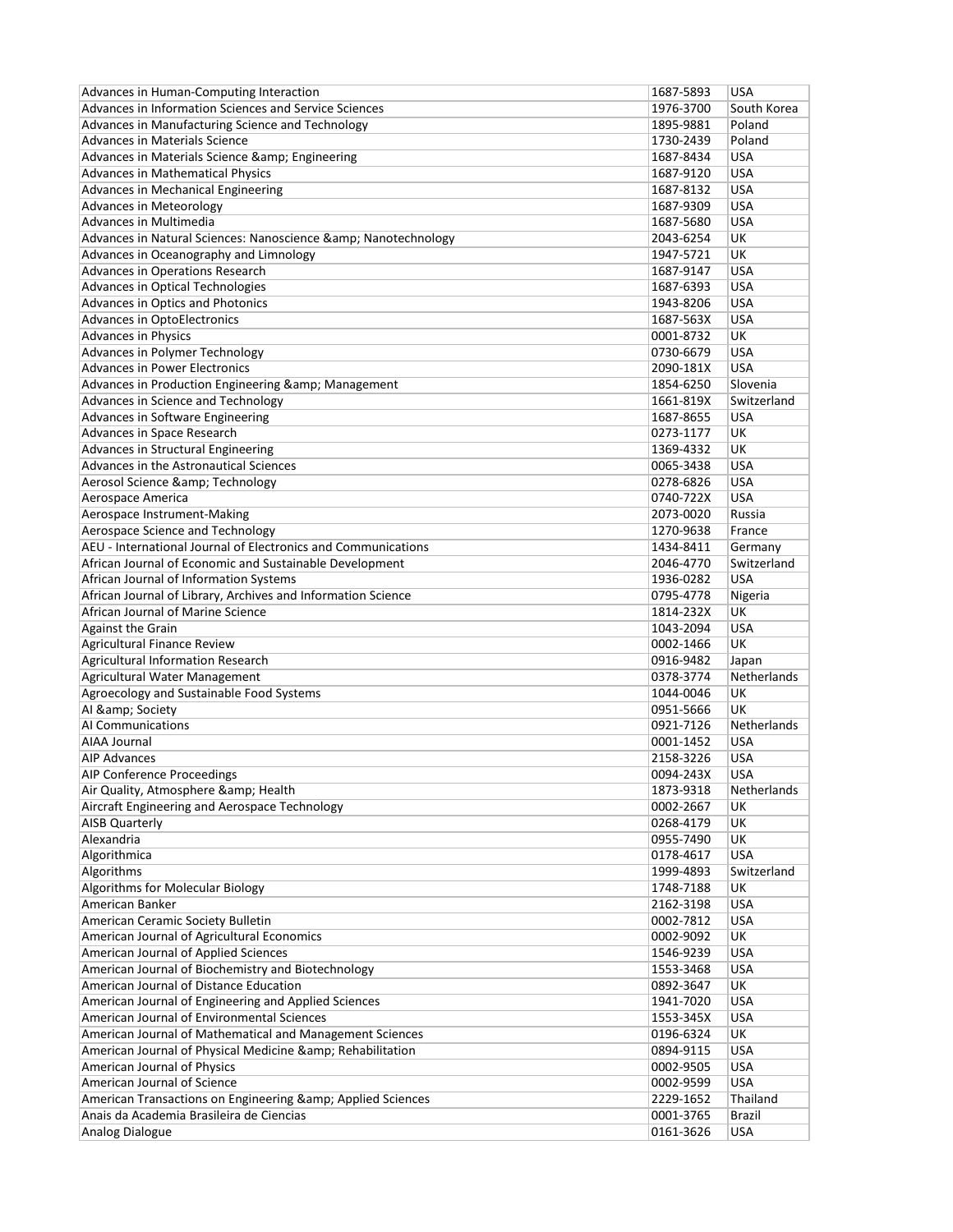| Advances in Human-Computing Interaction | 1687-5893 | USA |
|---|---|---|
| Advances in Information Sciences and Service Sciences | 1976-3700 | South Korea |
| Advances in Manufacturing Science and Technology | 1895-9881 | Poland |
| Advances in Materials Science | 1730-2439 | Poland |
| Advances in Materials Science &amp; Engineering | 1687-8434 | USA |
| Advances in Mathematical Physics | 1687-9120 | USA |
| Advances in Mechanical Engineering | 1687-8132 | USA |
| Advances in Meteorology | 1687-9309 | USA |
| Advances in Multimedia | 1687-5680 | USA |
| Advances in Natural Sciences: Nanoscience &amp; Nanotechnology | 2043-6254 | UK |
| Advances in Oceanography and Limnology | 1947-5721 | UK |
| Advances in Operations Research | 1687-9147 | USA |
| Advances in Optical Technologies | 1687-6393 | USA |
| Advances in Optics and Photonics | 1943-8206 | USA |
| Advances in OptoElectronics | 1687-563X | USA |
| Advances in Physics | 0001-8732 | UK |
| Advances in Polymer Technology | 0730-6679 | USA |
| Advances in Power Electronics | 2090-181X | USA |
| Advances in Production Engineering &amp; Management | 1854-6250 | Slovenia |
| Advances in Science and Technology | 1661-819X | Switzerland |
| Advances in Software Engineering | 1687-8655 | USA |
| Advances in Space Research | 0273-1177 | UK |
| Advances in Structural Engineering | 1369-4332 | UK |
| Advances in the Astronautical Sciences | 0065-3438 | USA |
| Aerosol Science &amp; Technology | 0278-6826 | USA |
| Aerospace America | 0740-722X | USA |
| Aerospace Instrument-Making | 2073-0020 | Russia |
| Aerospace Science and Technology | 1270-9638 | France |
| AEU - International Journal of Electronics and Communications | 1434-8411 | Germany |
| African Journal of Economic and Sustainable Development | 2046-4770 | Switzerland |
| African Journal of Information Systems | 1936-0282 | USA |
| African Journal of Library, Archives and Information Science | 0795-4778 | Nigeria |
| African Journal of Marine Science | 1814-232X | UK |
| Against the Grain | 1043-2094 | USA |
| Agricultural Finance Review | 0002-1466 | UK |
| Agricultural Information Research | 0916-9482 | Japan |
| Agricultural Water Management | 0378-3774 | Netherlands |
| Agroecology and Sustainable Food Systems | 1044-0046 | UK |
| AI &amp; Society | 0951-5666 | UK |
| AI Communications | 0921-7126 | Netherlands |
| AIAA Journal | 0001-1452 | USA |
| AIP Advances | 2158-3226 | USA |
| AIP Conference Proceedings | 0094-243X | USA |
| Air Quality, Atmosphere &amp; Health | 1873-9318 | Netherlands |
| Aircraft Engineering and Aerospace Technology | 0002-2667 | UK |
| AISB Quarterly | 0268-4179 | UK |
| Alexandria | 0955-7490 | UK |
| Algorithmica | 0178-4617 | USA |
| Algorithms | 1999-4893 | Switzerland |
| Algorithms for Molecular Biology | 1748-7188 | UK |
| American Banker | 2162-3198 | USA |
| American Ceramic Society Bulletin | 0002-7812 | USA |
| American Journal of Agricultural Economics | 0002-9092 | UK |
| American Journal of Applied Sciences | 1546-9239 | USA |
| American Journal of Biochemistry and Biotechnology | 1553-3468 | USA |
| American Journal of Distance Education | 0892-3647 | UK |
| American Journal of Engineering and Applied Sciences | 1941-7020 | USA |
| American Journal of Environmental Sciences | 1553-345X | USA |
| American Journal of Mathematical and Management Sciences | 0196-6324 | UK |
| American Journal of Physical Medicine &amp; Rehabilitation | 0894-9115 | USA |
| American Journal of Physics | 0002-9505 | USA |
| American Journal of Science | 0002-9599 | USA |
| American Transactions on Engineering &amp; Applied Sciences | 2229-1652 | Thailand |
| Anais da Academia Brasileira de Ciencias | 0001-3765 | Brazil |
| Analog Dialogue | 0161-3626 | USA |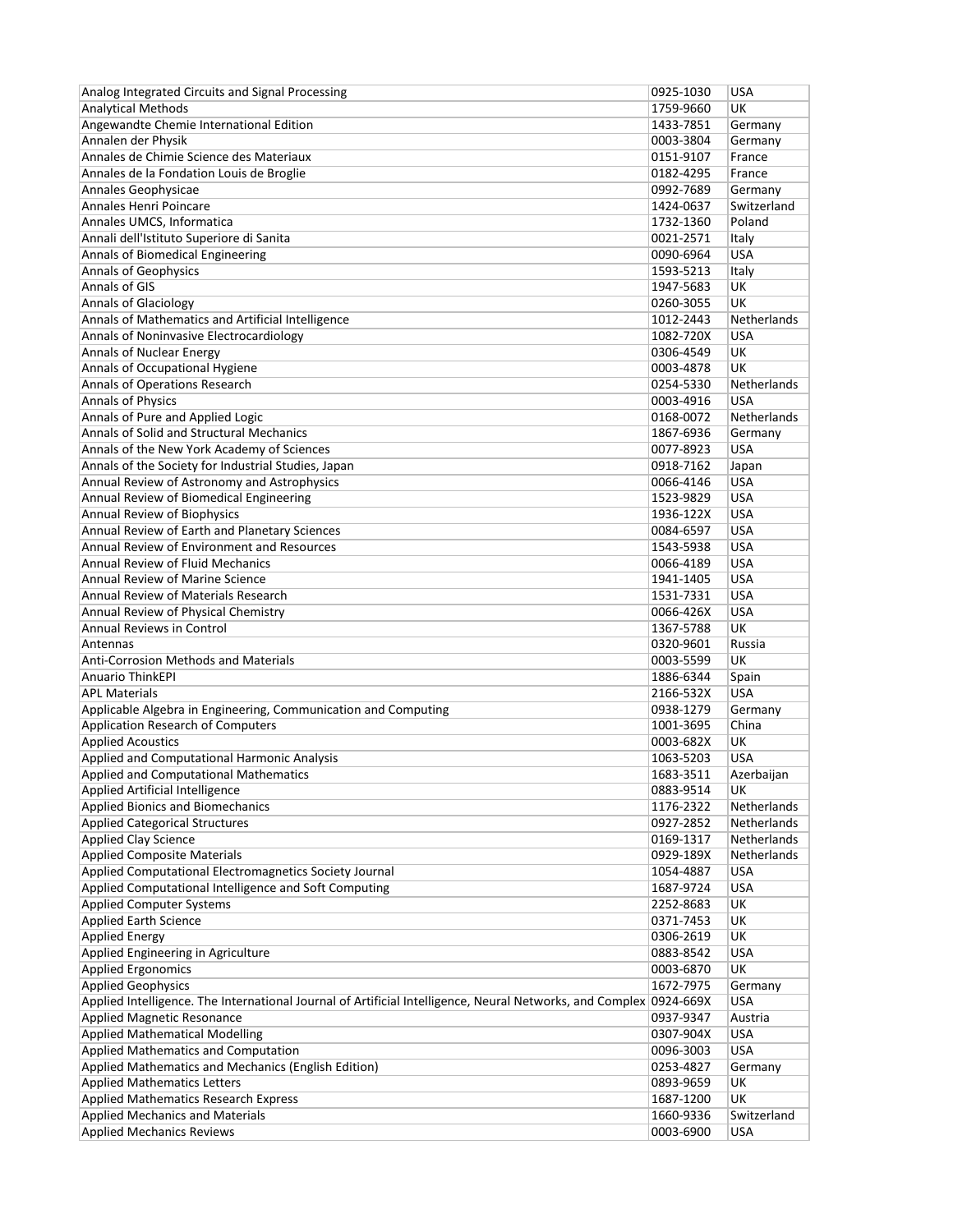| | | |
|---|---|---|
| Analog Integrated Circuits and Signal Processing | 0925-1030 | USA |
| Analytical Methods | 1759-9660 | UK |
| Angewandte Chemie International Edition | 1433-7851 | Germany |
| Annalen der Physik | 0003-3804 | Germany |
| Annales de Chimie Science des Materiaux | 0151-9107 | France |
| Annales de la Fondation Louis de Broglie | 0182-4295 | France |
| Annales Geophysicae | 0992-7689 | Germany |
| Annales Henri Poincare | 1424-0637 | Switzerland |
| Annales UMCS, Informatica | 1732-1360 | Poland |
| Annali dell'Istituto Superiore di Sanita | 0021-2571 | Italy |
| Annals of Biomedical Engineering | 0090-6964 | USA |
| Annals of Geophysics | 1593-5213 | Italy |
| Annals of GIS | 1947-5683 | UK |
| Annals of Glaciology | 0260-3055 | UK |
| Annals of Mathematics and Artificial Intelligence | 1012-2443 | Netherlands |
| Annals of Noninvasive Electrocardiology | 1082-720X | USA |
| Annals of Nuclear Energy | 0306-4549 | UK |
| Annals of Occupational Hygiene | 0003-4878 | UK |
| Annals of Operations Research | 0254-5330 | Netherlands |
| Annals of Physics | 0003-4916 | USA |
| Annals of Pure and Applied Logic | 0168-0072 | Netherlands |
| Annals of Solid and Structural Mechanics | 1867-6936 | Germany |
| Annals of the New York Academy of Sciences | 0077-8923 | USA |
| Annals of the Society for Industrial Studies, Japan | 0918-7162 | Japan |
| Annual Review of Astronomy and Astrophysics | 0066-4146 | USA |
| Annual Review of Biomedical Engineering | 1523-9829 | USA |
| Annual Review of Biophysics | 1936-122X | USA |
| Annual Review of Earth and Planetary Sciences | 0084-6597 | USA |
| Annual Review of Environment and Resources | 1543-5938 | USA |
| Annual Review of Fluid Mechanics | 0066-4189 | USA |
| Annual Review of Marine Science | 1941-1405 | USA |
| Annual Review of Materials Research | 1531-7331 | USA |
| Annual Review of Physical Chemistry | 0066-426X | USA |
| Annual Reviews in Control | 1367-5788 | UK |
| Antennas | 0320-9601 | Russia |
| Anti-Corrosion Methods and Materials | 0003-5599 | UK |
| Anuario ThinkEPI | 1886-6344 | Spain |
| APL Materials | 2166-532X | USA |
| Applicable Algebra in Engineering, Communication and Computing | 0938-1279 | Germany |
| Application Research of Computers | 1001-3695 | China |
| Applied Acoustics | 0003-682X | UK |
| Applied and Computational Harmonic Analysis | 1063-5203 | USA |
| Applied and Computational Mathematics | 1683-3511 | Azerbaijan |
| Applied Artificial Intelligence | 0883-9514 | UK |
| Applied Bionics and Biomechanics | 1176-2322 | Netherlands |
| Applied Categorical Structures | 0927-2852 | Netherlands |
| Applied Clay Science | 0169-1317 | Netherlands |
| Applied Composite Materials | 0929-189X | Netherlands |
| Applied Computational Electromagnetics Society Journal | 1054-4887 | USA |
| Applied Computational Intelligence and Soft Computing | 1687-9724 | USA |
| Applied Computer Systems | 2252-8683 | UK |
| Applied Earth Science | 0371-7453 | UK |
| Applied Energy | 0306-2619 | UK |
| Applied Engineering in Agriculture | 0883-8542 | USA |
| Applied Ergonomics | 0003-6870 | UK |
| Applied Geophysics | 1672-7975 | Germany |
| Applied Intelligence. The International Journal of Artificial Intelligence, Neural Networks, and Complex | 0924-669X | USA |
| Applied Magnetic Resonance | 0937-9347 | Austria |
| Applied Mathematical Modelling | 0307-904X | USA |
| Applied Mathematics and Computation | 0096-3003 | USA |
| Applied Mathematics and Mechanics (English Edition) | 0253-4827 | Germany |
| Applied Mathematics Letters | 0893-9659 | UK |
| Applied Mathematics Research Express | 1687-1200 | UK |
| Applied Mechanics and Materials | 1660-9336 | Switzerland |
| Applied Mechanics Reviews | 0003-6900 | USA |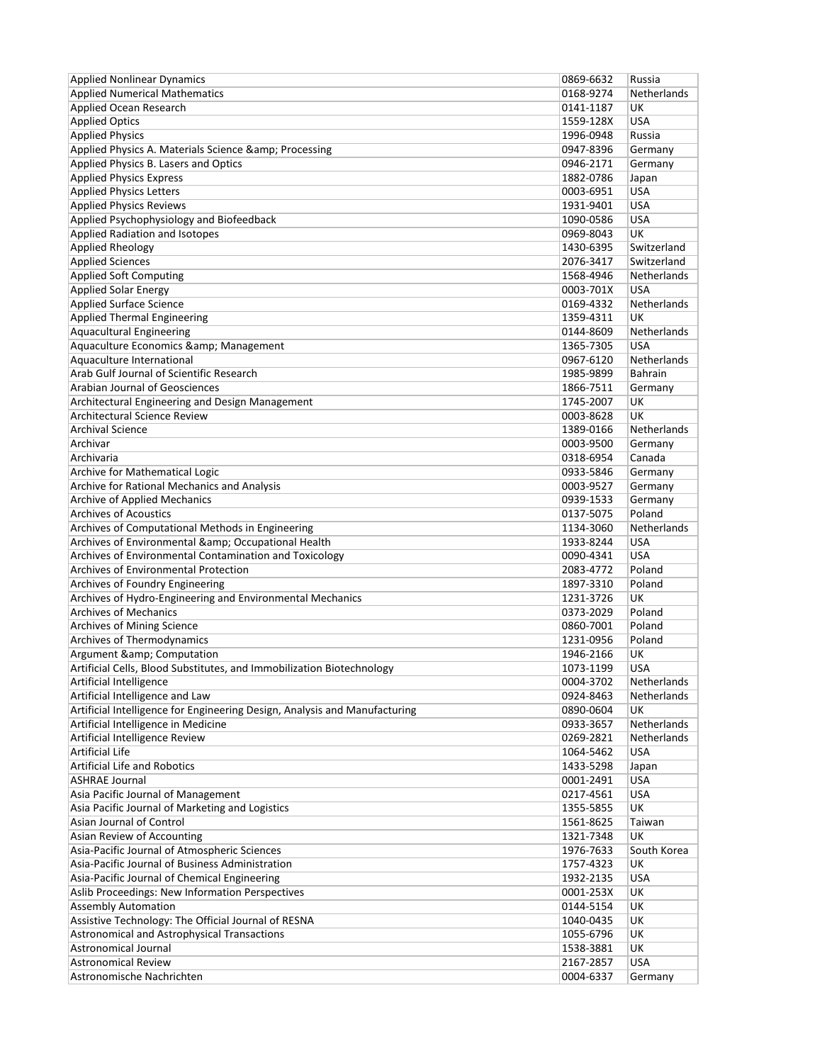| Applied Nonlinear Dynamics | 0869-6632 | Russia |
|---|---|---|
| Applied Numerical Mathematics | 0168-9274 | Netherlands |
| Applied Ocean Research | 0141-1187 | UK |
| Applied Optics | 1559-128X | USA |
| Applied Physics | 1996-0948 | Russia |
| Applied Physics A. Materials Science &amp; Processing | 0947-8396 | Germany |
| Applied Physics B. Lasers and Optics | 0946-2171 | Germany |
| Applied Physics Express | 1882-0786 | Japan |
| Applied Physics Letters | 0003-6951 | USA |
| Applied Physics Reviews | 1931-9401 | USA |
| Applied Psychophysiology and Biofeedback | 1090-0586 | USA |
| Applied Radiation and Isotopes | 0969-8043 | UK |
| Applied Rheology | 1430-6395 | Switzerland |
| Applied Sciences | 2076-3417 | Switzerland |
| Applied Soft Computing | 1568-4946 | Netherlands |
| Applied Solar Energy | 0003-701X | USA |
| Applied Surface Science | 0169-4332 | Netherlands |
| Applied Thermal Engineering | 1359-4311 | UK |
| Aquacultural Engineering | 0144-8609 | Netherlands |
| Aquaculture Economics &amp; Management | 1365-7305 | USA |
| Aquaculture International | 0967-6120 | Netherlands |
| Arab Gulf Journal of Scientific Research | 1985-9899 | Bahrain |
| Arabian Journal of Geosciences | 1866-7511 | Germany |
| Architectural Engineering and Design Management | 1745-2007 | UK |
| Architectural Science Review | 0003-8628 | UK |
| Archival Science | 1389-0166 | Netherlands |
| Archivar | 0003-9500 | Germany |
| Archivaria | 0318-6954 | Canada |
| Archive for Mathematical Logic | 0933-5846 | Germany |
| Archive for Rational Mechanics and Analysis | 0003-9527 | Germany |
| Archive of Applied Mechanics | 0939-1533 | Germany |
| Archives of Acoustics | 0137-5075 | Poland |
| Archives of Computational Methods in Engineering | 1134-3060 | Netherlands |
| Archives of Environmental &amp; Occupational Health | 1933-8244 | USA |
| Archives of Environmental Contamination and Toxicology | 0090-4341 | USA |
| Archives of Environmental Protection | 2083-4772 | Poland |
| Archives of Foundry Engineering | 1897-3310 | Poland |
| Archives of Hydro-Engineering and Environmental Mechanics | 1231-3726 | UK |
| Archives of Mechanics | 0373-2029 | Poland |
| Archives of Mining Science | 0860-7001 | Poland |
| Archives of Thermodynamics | 1231-0956 | Poland |
| Argument &amp; Computation | 1946-2166 | UK |
| Artificial Cells, Blood Substitutes, and Immobilization Biotechnology | 1073-1199 | USA |
| Artificial Intelligence | 0004-3702 | Netherlands |
| Artificial Intelligence and Law | 0924-8463 | Netherlands |
| Artificial Intelligence for Engineering Design, Analysis and Manufacturing | 0890-0604 | UK |
| Artificial Intelligence in Medicine | 0933-3657 | Netherlands |
| Artificial Intelligence Review | 0269-2821 | Netherlands |
| Artificial Life | 1064-5462 | USA |
| Artificial Life and Robotics | 1433-5298 | Japan |
| ASHRAE Journal | 0001-2491 | USA |
| Asia Pacific Journal of Management | 0217-4561 | USA |
| Asia Pacific Journal of Marketing and Logistics | 1355-5855 | UK |
| Asian Journal of Control | 1561-8625 | Taiwan |
| Asian Review of Accounting | 1321-7348 | UK |
| Asia-Pacific Journal of Atmospheric Sciences | 1976-7633 | South Korea |
| Asia-Pacific Journal of Business Administration | 1757-4323 | UK |
| Asia-Pacific Journal of Chemical Engineering | 1932-2135 | USA |
| Aslib Proceedings: New Information Perspectives | 0001-253X | UK |
| Assembly Automation | 0144-5154 | UK |
| Assistive Technology: The Official Journal of RESNA | 1040-0435 | UK |
| Astronomical and Astrophysical Transactions | 1055-6796 | UK |
| Astronomical Journal | 1538-3881 | UK |
| Astronomical Review | 2167-2857 | USA |
| Astronomische Nachrichten | 0004-6337 | Germany |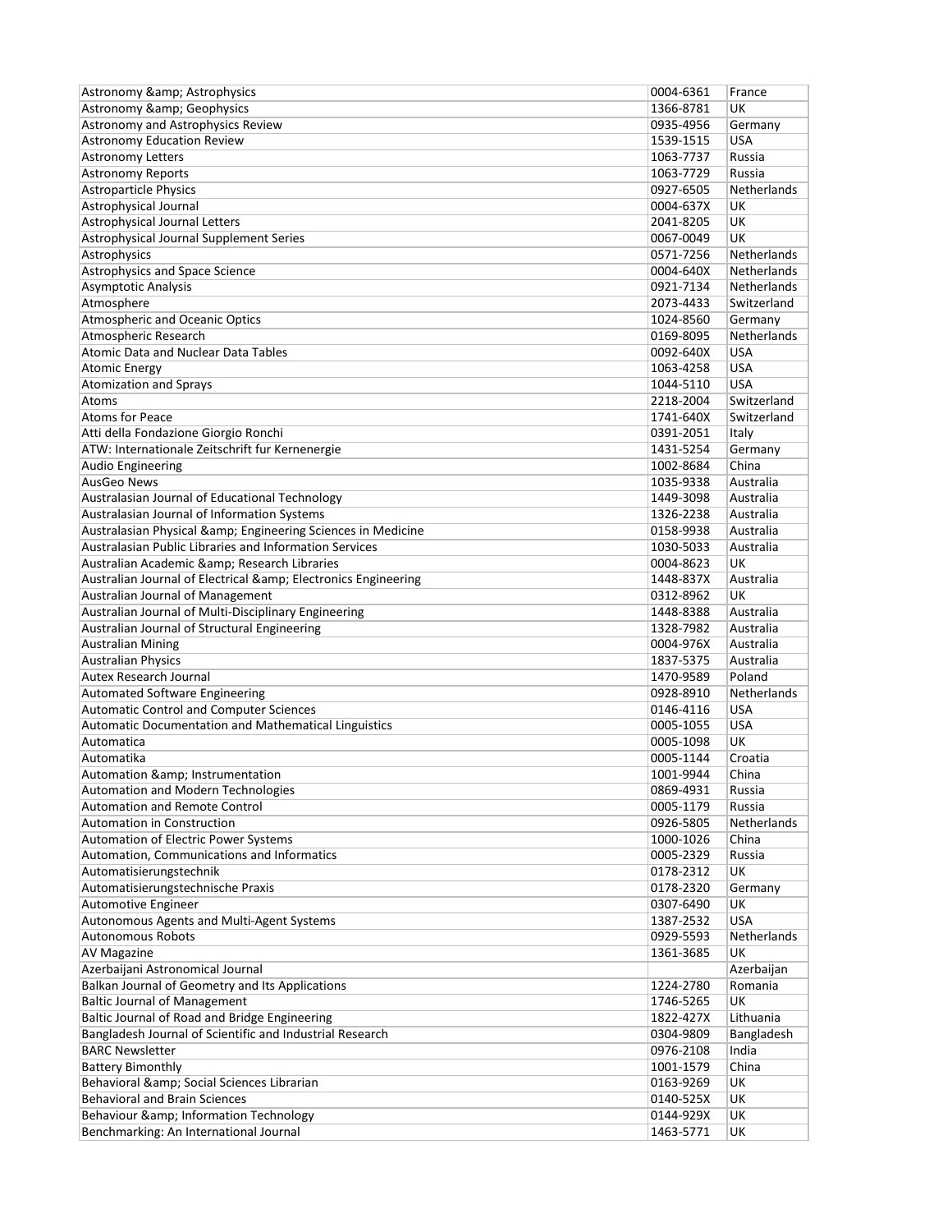| Astronomy &amp; Astrophysics | 0004-6361 | France |
|---|---|---|
| Astronomy &amp; Geophysics | 1366-8781 | UK |
| Astronomy and Astrophysics Review | 0935-4956 | Germany |
| Astronomy Education Review | 1539-1515 | USA |
| Astronomy Letters | 1063-7737 | Russia |
| Astronomy Reports | 1063-7729 | Russia |
| Astroparticle Physics | 0927-6505 | Netherlands |
| Astrophysical Journal | 0004-637X | UK |
| Astrophysical Journal Letters | 2041-8205 | UK |
| Astrophysical Journal Supplement Series | 0067-0049 | UK |
| Astrophysics | 0571-7256 | Netherlands |
| Astrophysics and Space Science | 0004-640X | Netherlands |
| Asymptotic Analysis | 0921-7134 | Netherlands |
| Atmosphere | 2073-4433 | Switzerland |
| Atmospheric and Oceanic Optics | 1024-8560 | Germany |
| Atmospheric Research | 0169-8095 | Netherlands |
| Atomic Data and Nuclear Data Tables | 0092-640X | USA |
| Atomic Energy | 1063-4258 | USA |
| Atomization and Sprays | 1044-5110 | USA |
| Atoms | 2218-2004 | Switzerland |
| Atoms for Peace | 1741-640X | Switzerland |
| Atti della Fondazione Giorgio Ronchi | 0391-2051 | Italy |
| ATW: Internationale Zeitschrift fur Kernenergie | 1431-5254 | Germany |
| Audio Engineering | 1002-8684 | China |
| AusGeo News | 1035-9338 | Australia |
| Australasian Journal of Educational Technology | 1449-3098 | Australia |
| Australasian Journal of Information Systems | 1326-2238 | Australia |
| Australasian Physical &amp; Engineering Sciences in Medicine | 0158-9938 | Australia |
| Australasian Public Libraries and Information Services | 1030-5033 | Australia |
| Australian Academic &amp; Research Libraries | 0004-8623 | UK |
| Australian Journal of Electrical &amp; Electronics Engineering | 1448-837X | Australia |
| Australian Journal of Management | 0312-8962 | UK |
| Australian Journal of Multi-Disciplinary Engineering | 1448-8388 | Australia |
| Australian Journal of Structural Engineering | 1328-7982 | Australia |
| Australian Mining | 0004-976X | Australia |
| Australian Physics | 1837-5375 | Australia |
| Autex Research Journal | 1470-9589 | Poland |
| Automated Software Engineering | 0928-8910 | Netherlands |
| Automatic Control and Computer Sciences | 0146-4116 | USA |
| Automatic Documentation and Mathematical Linguistics | 0005-1055 | USA |
| Automatica | 0005-1098 | UK |
| Automatika | 0005-1144 | Croatia |
| Automation &amp; Instrumentation | 1001-9944 | China |
| Automation and Modern Technologies | 0869-4931 | Russia |
| Automation and Remote Control | 0005-1179 | Russia |
| Automation in Construction | 0926-5805 | Netherlands |
| Automation of Electric Power Systems | 1000-1026 | China |
| Automation, Communications and Informatics | 0005-2329 | Russia |
| Automatisierungstechnik | 0178-2312 | UK |
| Automatisierungstechnische Praxis | 0178-2320 | Germany |
| Automotive Engineer | 0307-6490 | UK |
| Autonomous Agents and Multi-Agent Systems | 1387-2532 | USA |
| Autonomous Robots | 0929-5593 | Netherlands |
| AV Magazine | 1361-3685 | UK |
| Azerbaijani Astronomical Journal | | Azerbaijan |
| Balkan Journal of Geometry and Its Applications | 1224-2780 | Romania |
| Baltic Journal of Management | 1746-5265 | UK |
| Baltic Journal of Road and Bridge Engineering | 1822-427X | Lithuania |
| Bangladesh Journal of Scientific and Industrial Research | 0304-9809 | Bangladesh |
| BARC Newsletter | 0976-2108 | India |
| Battery Bimonthly | 1001-1579 | China |
| Behavioral &amp; Social Sciences Librarian | 0163-9269 | UK |
| Behavioral and Brain Sciences | 0140-525X | UK |
| Behaviour &amp; Information Technology | 0144-929X | UK |
| Benchmarking: An International Journal | 1463-5771 | UK |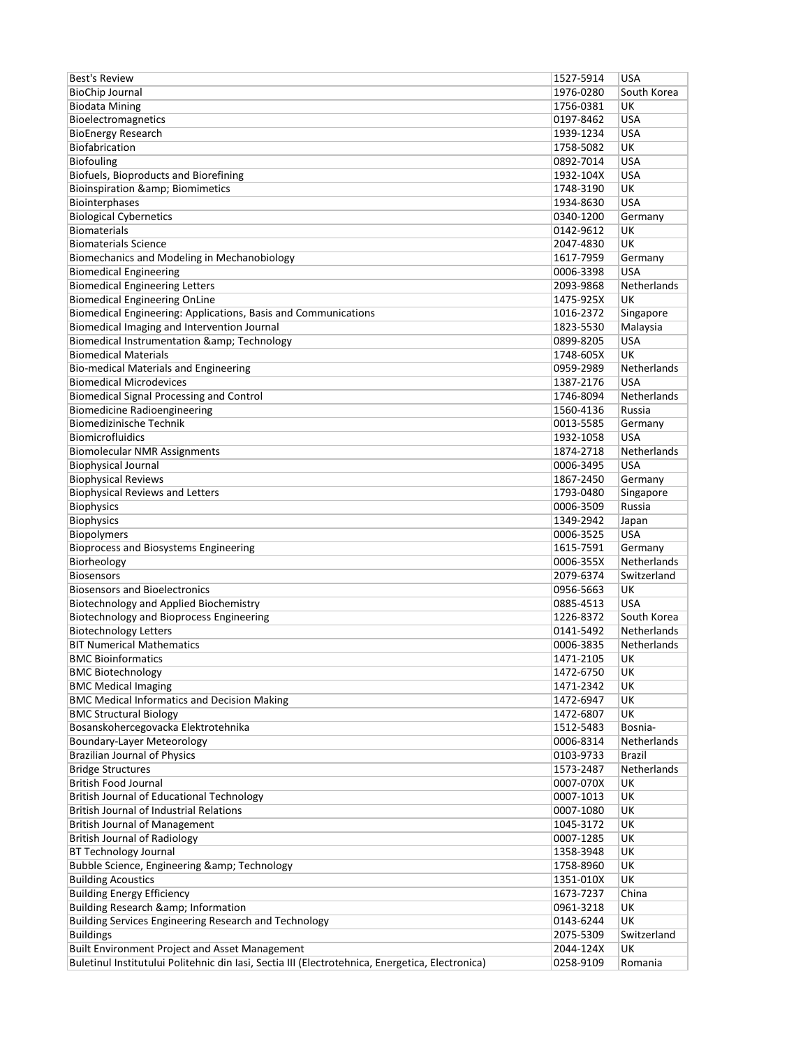| Best's Review | 1527-5914 | USA |
|---|---|---|
| BioChip Journal | 1976-0280 | South Korea |
| Biodata Mining | 1756-0381 | UK |
| Bioelectromagnetics | 0197-8462 | USA |
| BioEnergy Research | 1939-1234 | USA |
| Biofabrication | 1758-5082 | UK |
| Biofouling | 0892-7014 | USA |
| Biofuels, Bioproducts and Biorefining | 1932-104X | USA |
| Bioinspiration &amp; Biomimetics | 1748-3190 | UK |
| Biointerphases | 1934-8630 | USA |
| Biological Cybernetics | 0340-1200 | Germany |
| Biomaterials | 0142-9612 | UK |
| Biomaterials Science | 2047-4830 | UK |
| Biomechanics and Modeling in Mechanobiology | 1617-7959 | Germany |
| Biomedical Engineering | 0006-3398 | USA |
| Biomedical Engineering Letters | 2093-9868 | Netherlands |
| Biomedical Engineering OnLine | 1475-925X | UK |
| Biomedical Engineering: Applications, Basis and Communications | 1016-2372 | Singapore |
| Biomedical Imaging and Intervention Journal | 1823-5530 | Malaysia |
| Biomedical Instrumentation &amp; Technology | 0899-8205 | USA |
| Biomedical Materials | 1748-605X | UK |
| Bio-medical Materials and Engineering | 0959-2989 | Netherlands |
| Biomedical Microdevices | 1387-2176 | USA |
| Biomedical Signal Processing and Control | 1746-8094 | Netherlands |
| Biomedicine Radioengineering | 1560-4136 | Russia |
| Biomedizinische Technik | 0013-5585 | Germany |
| Biomicrofluidics | 1932-1058 | USA |
| Biomolecular NMR Assignments | 1874-2718 | Netherlands |
| Biophysical Journal | 0006-3495 | USA |
| Biophysical Reviews | 1867-2450 | Germany |
| Biophysical Reviews and Letters | 1793-0480 | Singapore |
| Biophysics | 0006-3509 | Russia |
| Biophysics | 1349-2942 | Japan |
| Biopolymers | 0006-3525 | USA |
| Bioprocess and Biosystems Engineering | 1615-7591 | Germany |
| Biorheology | 0006-355X | Netherlands |
| Biosensors | 2079-6374 | Switzerland |
| Biosensors and Bioelectronics | 0956-5663 | UK |
| Biotechnology and Applied Biochemistry | 0885-4513 | USA |
| Biotechnology and Bioprocess Engineering | 1226-8372 | South Korea |
| Biotechnology Letters | 0141-5492 | Netherlands |
| BIT Numerical Mathematics | 0006-3835 | Netherlands |
| BMC Bioinformatics | 1471-2105 | UK |
| BMC Biotechnology | 1472-6750 | UK |
| BMC Medical Imaging | 1471-2342 | UK |
| BMC Medical Informatics and Decision Making | 1472-6947 | UK |
| BMC Structural Biology | 1472-6807 | UK |
| Bosanskohercegovacka Elektrotehnika | 1512-5483 | Bosnia- |
| Boundary-Layer Meteorology | 0006-8314 | Netherlands |
| Brazilian Journal of Physics | 0103-9733 | Brazil |
| Bridge Structures | 1573-2487 | Netherlands |
| British Food Journal | 0007-070X | UK |
| British Journal of Educational Technology | 0007-1013 | UK |
| British Journal of Industrial Relations | 0007-1080 | UK |
| British Journal of Management | 1045-3172 | UK |
| British Journal of Radiology | 0007-1285 | UK |
| BT Technology Journal | 1358-3948 | UK |
| Bubble Science, Engineering &amp; Technology | 1758-8960 | UK |
| Building Acoustics | 1351-010X | UK |
| Building Energy Efficiency | 1673-7237 | China |
| Building Research &amp; Information | 0961-3218 | UK |
| Building Services Engineering Research and Technology | 0143-6244 | UK |
| Buildings | 2075-5309 | Switzerland |
| Built Environment Project and Asset Management | 2044-124X | UK |
| Buletinul Institutului Politehnic din Iasi, Sectia III (Electrotehnica, Energetica, Electronica) | 0258-9109 | Romania |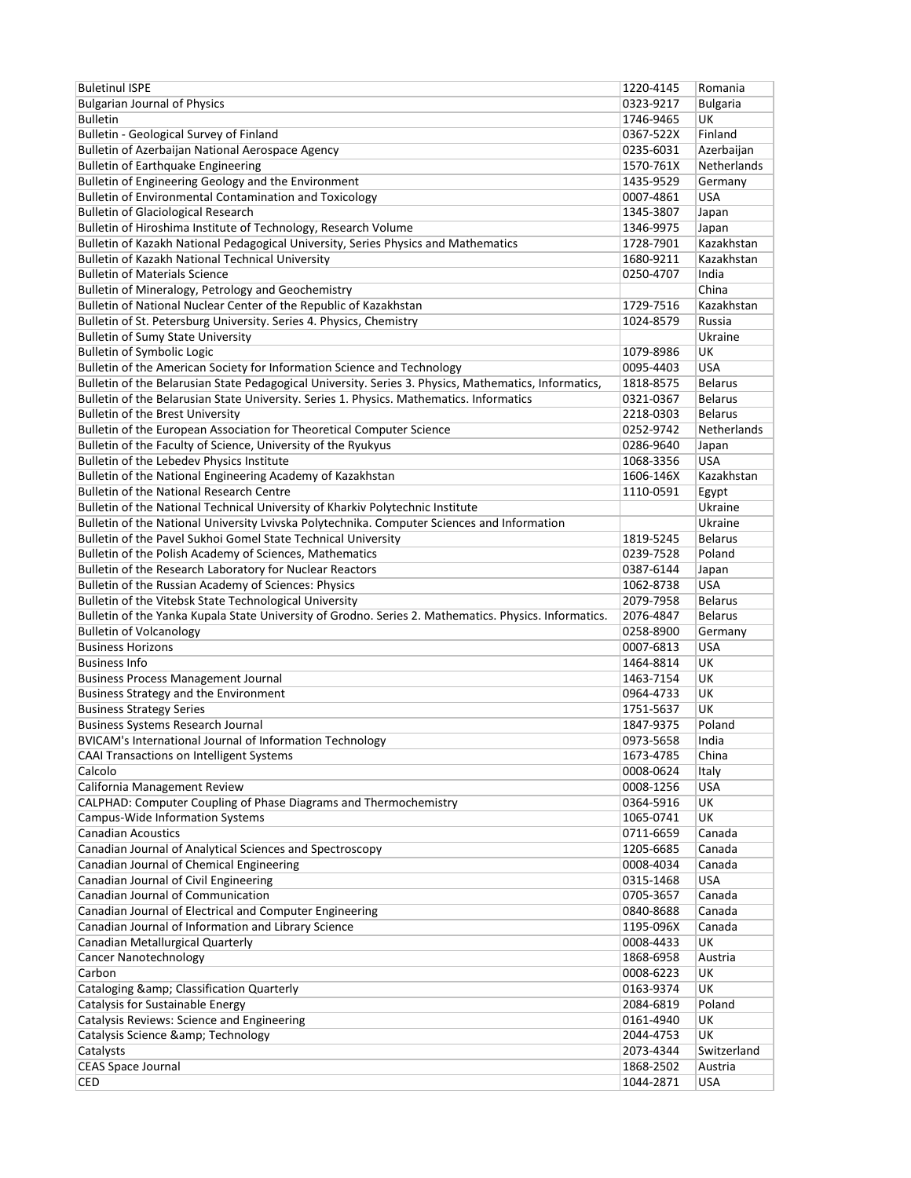| | | |
|---|---|---|
| Buletinul ISPE | 1220-4145 | Romania |
| Bulgarian Journal of Physics | 0323-9217 | Bulgaria |
| Bulletin | 1746-9465 | UK |
| Bulletin - Geological Survey of Finland | 0367-522X | Finland |
| Bulletin of Azerbaijan National Aerospace Agency | 0235-6031 | Azerbaijan |
| Bulletin of Earthquake Engineering | 1570-761X | Netherlands |
| Bulletin of Engineering Geology and the Environment | 1435-9529 | Germany |
| Bulletin of Environmental Contamination and Toxicology | 0007-4861 | USA |
| Bulletin of Glaciological Research | 1345-3807 | Japan |
| Bulletin of Hiroshima Institute of Technology, Research Volume | 1346-9975 | Japan |
| Bulletin of Kazakh National Pedagogical University, Series Physics and Mathematics | 1728-7901 | Kazakhstan |
| Bulletin of Kazakh National Technical University | 1680-9211 | Kazakhstan |
| Bulletin of Materials Science | 0250-4707 | India |
| Bulletin of Mineralogy, Petrology and Geochemistry | | China |
| Bulletin of National Nuclear Center of the Republic of Kazakhstan | 1729-7516 | Kazakhstan |
| Bulletin of St. Petersburg University. Series 4. Physics, Chemistry | 1024-8579 | Russia |
| Bulletin of Sumy State University | | Ukraine |
| Bulletin of Symbolic Logic | 1079-8986 | UK |
| Bulletin of the American Society for Information Science and Technology | 0095-4403 | USA |
| Bulletin of the Belarusian State Pedagogical University. Series 3. Physics, Mathematics, Informatics, | 1818-8575 | Belarus |
| Bulletin of the Belarusian State University. Series 1. Physics. Mathematics. Informatics | 0321-0367 | Belarus |
| Bulletin of the Brest University | 2218-0303 | Belarus |
| Bulletin of the European Association for Theoretical Computer Science | 0252-9742 | Netherlands |
| Bulletin of the Faculty of Science, University of the Ryukyus | 0286-9640 | Japan |
| Bulletin of the Lebedev Physics Institute | 1068-3356 | USA |
| Bulletin of the National Engineering Academy of Kazakhstan | 1606-146X | Kazakhstan |
| Bulletin of the National Research Centre | 1110-0591 | Egypt |
| Bulletin of the National Technical University of Kharkiv Polytechnic Institute | | Ukraine |
| Bulletin of the National University Lvivska Polytechnika. Computer Sciences and Information | | Ukraine |
| Bulletin of the Pavel Sukhoi Gomel State Technical University | 1819-5245 | Belarus |
| Bulletin of the Polish Academy of Sciences, Mathematics | 0239-7528 | Poland |
| Bulletin of the Research Laboratory for Nuclear Reactors | 0387-6144 | Japan |
| Bulletin of the Russian Academy of Sciences: Physics | 1062-8738 | USA |
| Bulletin of the Vitebsk State Technological University | 2079-7958 | Belarus |
| Bulletin of the Yanka Kupala State University of Grodno. Series 2. Mathematics. Physics. Informatics. | 2076-4847 | Belarus |
| Bulletin of Volcanology | 0258-8900 | Germany |
| Business Horizons | 0007-6813 | USA |
| Business Info | 1464-8814 | UK |
| Business Process Management Journal | 1463-7154 | UK |
| Business Strategy and the Environment | 0964-4733 | UK |
| Business Strategy Series | 1751-5637 | UK |
| Business Systems Research Journal | 1847-9375 | Poland |
| BVICAM's International Journal of Information Technology | 0973-5658 | India |
| CAAI Transactions on Intelligent Systems | 1673-4785 | China |
| Calcolo | 0008-0624 | Italy |
| California Management Review | 0008-1256 | USA |
| CALPHAD: Computer Coupling of Phase Diagrams and Thermochemistry | 0364-5916 | UK |
| Campus-Wide Information Systems | 1065-0741 | UK |
| Canadian Acoustics | 0711-6659 | Canada |
| Canadian Journal of Analytical Sciences and Spectroscopy | 1205-6685 | Canada |
| Canadian Journal of Chemical Engineering | 0008-4034 | Canada |
| Canadian Journal of Civil Engineering | 0315-1468 | USA |
| Canadian Journal of Communication | 0705-3657 | Canada |
| Canadian Journal of Electrical and Computer Engineering | 0840-8688 | Canada |
| Canadian Journal of Information and Library Science | 1195-096X | Canada |
| Canadian Metallurgical Quarterly | 0008-4433 | UK |
| Cancer Nanotechnology | 1868-6958 | Austria |
| Carbon | 0008-6223 | UK |
| Cataloging &amp; Classification Quarterly | 0163-9374 | UK |
| Catalysis for Sustainable Energy | 2084-6819 | Poland |
| Catalysis Reviews: Science and Engineering | 0161-4940 | UK |
| Catalysis Science &amp; Technology | 2044-4753 | UK |
| Catalysts | 2073-4344 | Switzerland |
| CEAS Space Journal | 1868-2502 | Austria |
| CED | 1044-2871 | USA |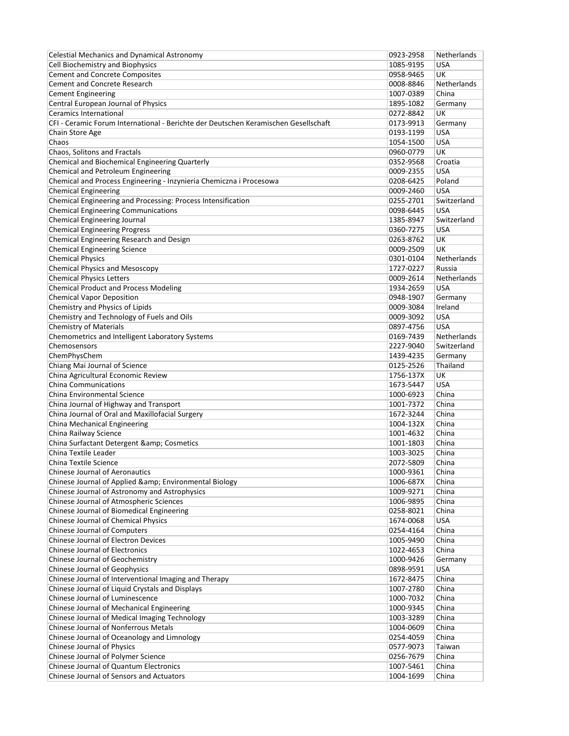| Celestial Mechanics and Dynamical Astronomy | 0923-2958 | Netherlands |
|---|---|---|
| Cell Biochemistry and Biophysics | 1085-9195 | USA |
| Cement and Concrete Composites | 0958-9465 | UK |
| Cement and Concrete Research | 0008-8846 | Netherlands |
| Cement Engineering | 1007-0389 | China |
| Central European Journal of Physics | 1895-1082 | Germany |
| Ceramics International | 0272-8842 | UK |
| CFI - Ceramic Forum International - Berichte der Deutschen Keramischen Gesellschaft | 0173-9913 | Germany |
| Chain Store Age | 0193-1199 | USA |
| Chaos | 1054-1500 | USA |
| Chaos, Solitons and Fractals | 0960-0779 | UK |
| Chemical and Biochemical Engineering Quarterly | 0352-9568 | Croatia |
| Chemical and Petroleum Engineering | 0009-2355 | USA |
| Chemical and Process Engineering - Inzynieria Chemiczna i Procesowa | 0208-6425 | Poland |
| Chemical Engineering | 0009-2460 | USA |
| Chemical Engineering and Processing: Process Intensification | 0255-2701 | Switzerland |
| Chemical Engineering Communications | 0098-6445 | USA |
| Chemical Engineering Journal | 1385-8947 | Switzerland |
| Chemical Engineering Progress | 0360-7275 | USA |
| Chemical Engineering Research and Design | 0263-8762 | UK |
| Chemical Engineering Science | 0009-2509 | UK |
| Chemical Physics | 0301-0104 | Netherlands |
| Chemical Physics and Mesoscopy | 1727-0227 | Russia |
| Chemical Physics Letters | 0009-2614 | Netherlands |
| Chemical Product and Process Modeling | 1934-2659 | USA |
| Chemical Vapor Deposition | 0948-1907 | Germany |
| Chemistry and Physics of Lipids | 0009-3084 | Ireland |
| Chemistry and Technology of Fuels and Oils | 0009-3092 | USA |
| Chemistry of Materials | 0897-4756 | USA |
| Chemometrics and Intelligent Laboratory Systems | 0169-7439 | Netherlands |
| Chemosensors | 2227-9040 | Switzerland |
| ChemPhysChem | 1439-4235 | Germany |
| Chiang Mai Journal of Science | 0125-2526 | Thailand |
| China Agricultural Economic Review | 1756-137X | UK |
| China Communications | 1673-5447 | USA |
| China Environmental Science | 1000-6923 | China |
| China Journal of Highway and Transport | 1001-7372 | China |
| China Journal of Oral and Maxillofacial Surgery | 1672-3244 | China |
| China Mechanical Engineering | 1004-132X | China |
| China Railway Science | 1001-4632 | China |
| China Surfactant Detergent &amp; Cosmetics | 1001-1803 | China |
| China Textile Leader | 1003-3025 | China |
| China Textile Science | 2072-5809 | China |
| Chinese Journal of Aeronautics | 1000-9361 | China |
| Chinese Journal of Applied &amp; Environmental Biology | 1006-687X | China |
| Chinese Journal of Astronomy and Astrophysics | 1009-9271 | China |
| Chinese Journal of Atmospheric Sciences | 1006-9895 | China |
| Chinese Journal of Biomedical Engineering | 0258-8021 | China |
| Chinese Journal of Chemical Physics | 1674-0068 | USA |
| Chinese Journal of Computers | 0254-4164 | China |
| Chinese Journal of Electron Devices | 1005-9490 | China |
| Chinese Journal of Electronics | 1022-4653 | China |
| Chinese Journal of Geochemistry | 1000-9426 | Germany |
| Chinese Journal of Geophysics | 0898-9591 | USA |
| Chinese Journal of Interventional Imaging and Therapy | 1672-8475 | China |
| Chinese Journal of Liquid Crystals and Displays | 1007-2780 | China |
| Chinese Journal of Luminescence | 1000-7032 | China |
| Chinese Journal of Mechanical Engineering | 1000-9345 | China |
| Chinese Journal of Medical Imaging Technology | 1003-3289 | China |
| Chinese Journal of Nonferrous Metals | 1004-0609 | China |
| Chinese Journal of Oceanology and Limnology | 0254-4059 | China |
| Chinese Journal of Physics | 0577-9073 | Taiwan |
| Chinese Journal of Polymer Science | 0256-7679 | China |
| Chinese Journal of Quantum Electronics | 1007-5461 | China |
| Chinese Journal of Sensors and Actuators | 1004-1699 | China |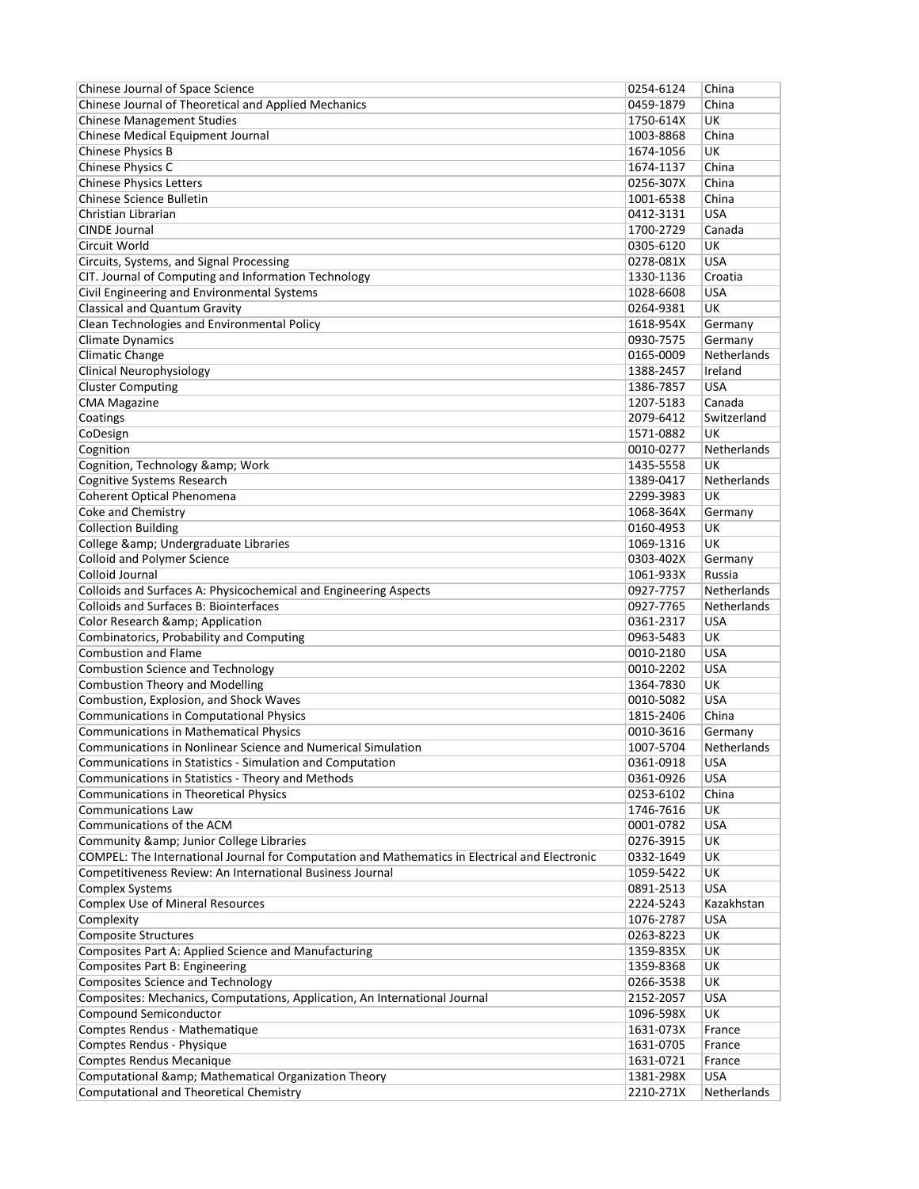| | | |
|---|---|---|
| Chinese Journal of Space Science | 0254-6124 | China |
| Chinese Journal of Theoretical and Applied Mechanics | 0459-1879 | China |
| Chinese Management Studies | 1750-614X | UK |
| Chinese Medical Equipment Journal | 1003-8868 | China |
| Chinese Physics B | 1674-1056 | UK |
| Chinese Physics C | 1674-1137 | China |
| Chinese Physics Letters | 0256-307X | China |
| Chinese Science Bulletin | 1001-6538 | China |
| Christian Librarian | 0412-3131 | USA |
| CINDE Journal | 1700-2729 | Canada |
| Circuit World | 0305-6120 | UK |
| Circuits, Systems, and Signal Processing | 0278-081X | USA |
| CIT. Journal of Computing and Information Technology | 1330-1136 | Croatia |
| Civil Engineering and Environmental Systems | 1028-6608 | USA |
| Classical and Quantum Gravity | 0264-9381 | UK |
| Clean Technologies and Environmental Policy | 1618-954X | Germany |
| Climate Dynamics | 0930-7575 | Germany |
| Climatic Change | 0165-0009 | Netherlands |
| Clinical Neurophysiology | 1388-2457 | Ireland |
| Cluster Computing | 1386-7857 | USA |
| CMA Magazine | 1207-5183 | Canada |
| Coatings | 2079-6412 | Switzerland |
| CoDesign | 1571-0882 | UK |
| Cognition | 0010-0277 | Netherlands |
| Cognition, Technology &amp; Work | 1435-5558 | UK |
| Cognitive Systems Research | 1389-0417 | Netherlands |
| Coherent Optical Phenomena | 2299-3983 | UK |
| Coke and Chemistry | 1068-364X | Germany |
| Collection Building | 0160-4953 | UK |
| College &amp; Undergraduate Libraries | 1069-1316 | UK |
| Colloid and Polymer Science | 0303-402X | Germany |
| Colloid Journal | 1061-933X | Russia |
| Colloids and Surfaces A: Physicochemical and Engineering Aspects | 0927-7757 | Netherlands |
| Colloids and Surfaces B: Biointerfaces | 0927-7765 | Netherlands |
| Color Research &amp; Application | 0361-2317 | USA |
| Combinatorics, Probability and Computing | 0963-5483 | UK |
| Combustion and Flame | 0010-2180 | USA |
| Combustion Science and Technology | 0010-2202 | USA |
| Combustion Theory and Modelling | 1364-7830 | UK |
| Combustion, Explosion, and Shock Waves | 0010-5082 | USA |
| Communications in Computational Physics | 1815-2406 | China |
| Communications in Mathematical Physics | 0010-3616 | Germany |
| Communications in Nonlinear Science and Numerical Simulation | 1007-5704 | Netherlands |
| Communications in Statistics - Simulation and Computation | 0361-0918 | USA |
| Communications in Statistics - Theory and Methods | 0361-0926 | USA |
| Communications in Theoretical Physics | 0253-6102 | China |
| Communications Law | 1746-7616 | UK |
| Communications of the ACM | 0001-0782 | USA |
| Community &amp; Junior College Libraries | 0276-3915 | UK |
| COMPEL: The International Journal for Computation and Mathematics in Electrical and Electronic | 0332-1649 | UK |
| Competitiveness Review: An International Business Journal | 1059-5422 | UK |
| Complex Systems | 0891-2513 | USA |
| Complex Use of Mineral Resources | 2224-5243 | Kazakhstan |
| Complexity | 1076-2787 | USA |
| Composite Structures | 0263-8223 | UK |
| Composites Part A: Applied Science and Manufacturing | 1359-835X | UK |
| Composites Part B: Engineering | 1359-8368 | UK |
| Composites Science and Technology | 0266-3538 | UK |
| Composites: Mechanics, Computations, Application, An International Journal | 2152-2057 | USA |
| Compound Semiconductor | 1096-598X | UK |
| Comptes Rendus - Mathematique | 1631-073X | France |
| Comptes Rendus - Physique | 1631-0705 | France |
| Comptes Rendus Mecanique | 1631-0721 | France |
| Computational &amp; Mathematical Organization Theory | 1381-298X | USA |
| Computational and Theoretical Chemistry | 2210-271X | Netherlands |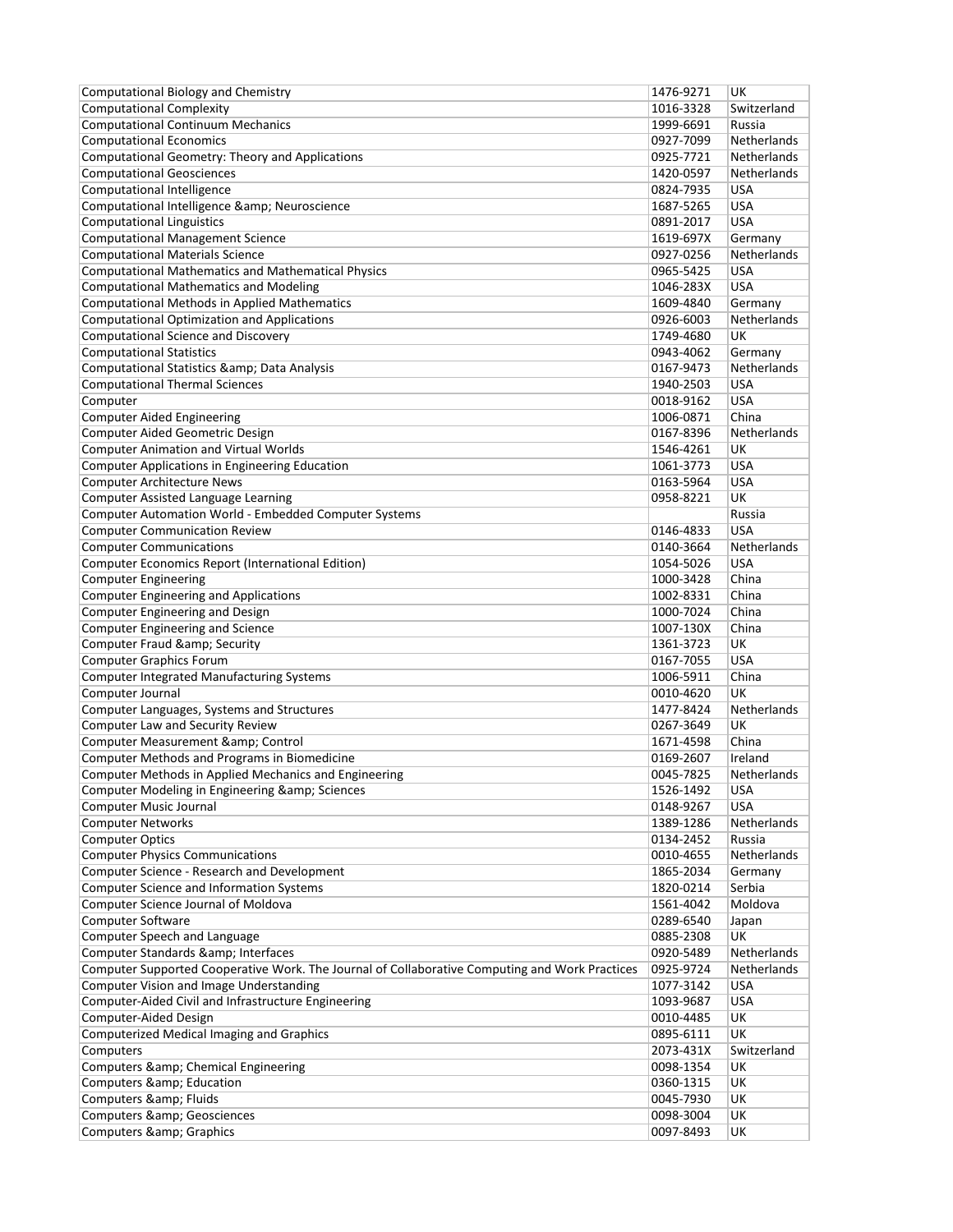| | | |
|---|---|---|
| Computational Biology and Chemistry | 1476-9271 | UK |
| Computational Complexity | 1016-3328 | Switzerland |
| Computational Continuum Mechanics | 1999-6691 | Russia |
| Computational Economics | 0927-7099 | Netherlands |
| Computational Geometry: Theory and Applications | 0925-7721 | Netherlands |
| Computational Geosciences | 1420-0597 | Netherlands |
| Computational Intelligence | 0824-7935 | USA |
| Computational Intelligence &amp; Neuroscience | 1687-5265 | USA |
| Computational Linguistics | 0891-2017 | USA |
| Computational Management Science | 1619-697X | Germany |
| Computational Materials Science | 0927-0256 | Netherlands |
| Computational Mathematics and Mathematical Physics | 0965-5425 | USA |
| Computational Mathematics and Modeling | 1046-283X | USA |
| Computational Methods in Applied Mathematics | 1609-4840 | Germany |
| Computational Optimization and Applications | 0926-6003 | Netherlands |
| Computational Science and Discovery | 1749-4680 | UK |
| Computational Statistics | 0943-4062 | Germany |
| Computational Statistics &amp; Data Analysis | 0167-9473 | Netherlands |
| Computational Thermal Sciences | 1940-2503 | USA |
| Computer | 0018-9162 | USA |
| Computer Aided Engineering | 1006-0871 | China |
| Computer Aided Geometric Design | 0167-8396 | Netherlands |
| Computer Animation and Virtual Worlds | 1546-4261 | UK |
| Computer Applications in Engineering Education | 1061-3773 | USA |
| Computer Architecture News | 0163-5964 | USA |
| Computer Assisted Language Learning | 0958-8221 | UK |
| Computer Automation World - Embedded Computer Systems | | Russia |
| Computer Communication Review | 0146-4833 | USA |
| Computer Communications | 0140-3664 | Netherlands |
| Computer Economics Report (International Edition) | 1054-5026 | USA |
| Computer Engineering | 1000-3428 | China |
| Computer Engineering and Applications | 1002-8331 | China |
| Computer Engineering and Design | 1000-7024 | China |
| Computer Engineering and Science | 1007-130X | China |
| Computer Fraud &amp; Security | 1361-3723 | UK |
| Computer Graphics Forum | 0167-7055 | USA |
| Computer Integrated Manufacturing Systems | 1006-5911 | China |
| Computer Journal | 0010-4620 | UK |
| Computer Languages, Systems and Structures | 1477-8424 | Netherlands |
| Computer Law and Security Review | 0267-3649 | UK |
| Computer Measurement &amp; Control | 1671-4598 | China |
| Computer Methods and Programs in Biomedicine | 0169-2607 | Ireland |
| Computer Methods in Applied Mechanics and Engineering | 0045-7825 | Netherlands |
| Computer Modeling in Engineering &amp; Sciences | 1526-1492 | USA |
| Computer Music Journal | 0148-9267 | USA |
| Computer Networks | 1389-1286 | Netherlands |
| Computer Optics | 0134-2452 | Russia |
| Computer Physics Communications | 0010-4655 | Netherlands |
| Computer Science - Research and Development | 1865-2034 | Germany |
| Computer Science and Information Systems | 1820-0214 | Serbia |
| Computer Science Journal of Moldova | 1561-4042 | Moldova |
| Computer Software | 0289-6540 | Japan |
| Computer Speech and Language | 0885-2308 | UK |
| Computer Standards &amp; Interfaces | 0920-5489 | Netherlands |
| Computer Supported Cooperative Work. The Journal of Collaborative Computing and Work Practices | 0925-9724 | Netherlands |
| Computer Vision and Image Understanding | 1077-3142 | USA |
| Computer-Aided Civil and Infrastructure Engineering | 1093-9687 | USA |
| Computer-Aided Design | 0010-4485 | UK |
| Computerized Medical Imaging and Graphics | 0895-6111 | UK |
| Computers | 2073-431X | Switzerland |
| Computers &amp; Chemical Engineering | 0098-1354 | UK |
| Computers &amp; Education | 0360-1315 | UK |
| Computers &amp; Fluids | 0045-7930 | UK |
| Computers &amp; Geosciences | 0098-3004 | UK |
| Computers &amp; Graphics | 0097-8493 | UK |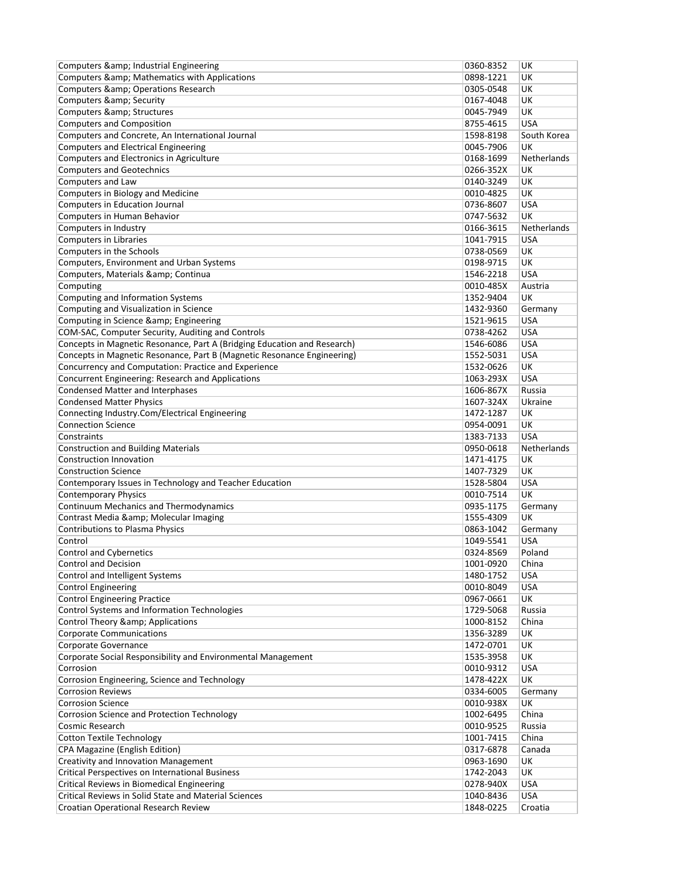| Computers &amp; Industrial Engineering | 0360-8352 | UK |
|---|---|---|
| Computers &amp; Mathematics with Applications | 0898-1221 | UK |
| Computers &amp; Operations Research | 0305-0548 | UK |
| Computers &amp; Security | 0167-4048 | UK |
| Computers &amp; Structures | 0045-7949 | UK |
| Computers and Composition | 8755-4615 | USA |
| Computers and Concrete, An International Journal | 1598-8198 | South Korea |
| Computers and Electrical Engineering | 0045-7906 | UK |
| Computers and Electronics in Agriculture | 0168-1699 | Netherlands |
| Computers and Geotechnics | 0266-352X | UK |
| Computers and Law | 0140-3249 | UK |
| Computers in Biology and Medicine | 0010-4825 | UK |
| Computers in Education Journal | 0736-8607 | USA |
| Computers in Human Behavior | 0747-5632 | UK |
| Computers in Industry | 0166-3615 | Netherlands |
| Computers in Libraries | 1041-7915 | USA |
| Computers in the Schools | 0738-0569 | UK |
| Computers, Environment and Urban Systems | 0198-9715 | UK |
| Computers, Materials &amp; Continua | 1546-2218 | USA |
| Computing | 0010-485X | Austria |
| Computing and Information Systems | 1352-9404 | UK |
| Computing and Visualization in Science | 1432-9360 | Germany |
| Computing in Science &amp; Engineering | 1521-9615 | USA |
| COM-SAC, Computer Security, Auditing and Controls | 0738-4262 | USA |
| Concepts in Magnetic Resonance, Part A (Bridging Education and Research) | 1546-6086 | USA |
| Concepts in Magnetic Resonance, Part B (Magnetic Resonance Engineering) | 1552-5031 | USA |
| Concurrency and Computation: Practice and Experience | 1532-0626 | UK |
| Concurrent Engineering: Research and Applications | 1063-293X | USA |
| Condensed Matter and Interphases | 1606-867X | Russia |
| Condensed Matter Physics | 1607-324X | Ukraine |
| Connecting Industry.Com/Electrical Engineering | 1472-1287 | UK |
| Connection Science | 0954-0091 | UK |
| Constraints | 1383-7133 | USA |
| Construction and Building Materials | 0950-0618 | Netherlands |
| Construction Innovation | 1471-4175 | UK |
| Construction Science | 1407-7329 | UK |
| Contemporary Issues in Technology and Teacher Education | 1528-5804 | USA |
| Contemporary Physics | 0010-7514 | UK |
| Continuum Mechanics and Thermodynamics | 0935-1175 | Germany |
| Contrast Media &amp; Molecular Imaging | 1555-4309 | UK |
| Contributions to Plasma Physics | 0863-1042 | Germany |
| Control | 1049-5541 | USA |
| Control and Cybernetics | 0324-8569 | Poland |
| Control and Decision | 1001-0920 | China |
| Control and Intelligent Systems | 1480-1752 | USA |
| Control Engineering | 0010-8049 | USA |
| Control Engineering Practice | 0967-0661 | UK |
| Control Systems and Information Technologies | 1729-5068 | Russia |
| Control Theory &amp; Applications | 1000-8152 | China |
| Corporate Communications | 1356-3289 | UK |
| Corporate Governance | 1472-0701 | UK |
| Corporate Social Responsibility and Environmental Management | 1535-3958 | UK |
| Corrosion | 0010-9312 | USA |
| Corrosion Engineering, Science and Technology | 1478-422X | UK |
| Corrosion Reviews | 0334-6005 | Germany |
| Corrosion Science | 0010-938X | UK |
| Corrosion Science and Protection Technology | 1002-6495 | China |
| Cosmic Research | 0010-9525 | Russia |
| Cotton Textile Technology | 1001-7415 | China |
| CPA Magazine (English Edition) | 0317-6878 | Canada |
| Creativity and Innovation Management | 0963-1690 | UK |
| Critical Perspectives on International Business | 1742-2043 | UK |
| Critical Reviews in Biomedical Engineering | 0278-940X | USA |
| Critical Reviews in Solid State and Material Sciences | 1040-8436 | USA |
| Croatian Operational Research Review | 1848-0225 | Croatia |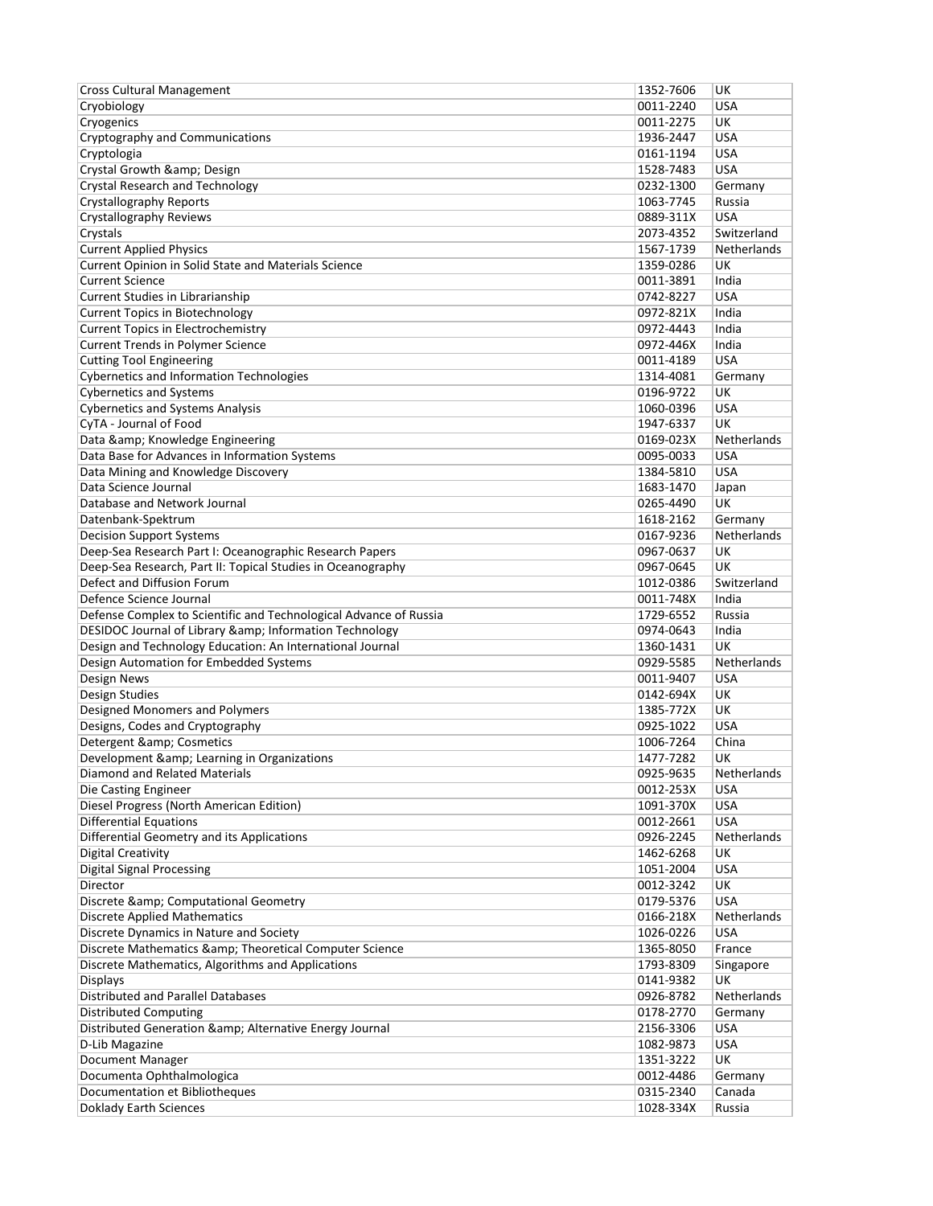| Cross Cultural Management | 1352-7606 | UK |
|---|---|---|
| Cryobiology | 0011-2240 | USA |
| Cryogenics | 0011-2275 | UK |
| Cryptography and Communications | 1936-2447 | USA |
| Cryptologia | 0161-1194 | USA |
| Crystal Growth &amp; Design | 1528-7483 | USA |
| Crystal Research and Technology | 0232-1300 | Germany |
| Crystallography Reports | 1063-7745 | Russia |
| Crystallography Reviews | 0889-311X | USA |
| Crystals | 2073-4352 | Switzerland |
| Current Applied Physics | 1567-1739 | Netherlands |
| Current Opinion in Solid State and Materials Science | 1359-0286 | UK |
| Current Science | 0011-3891 | India |
| Current Studies in Librarianship | 0742-8227 | USA |
| Current Topics in Biotechnology | 0972-821X | India |
| Current Topics in Electrochemistry | 0972-4443 | India |
| Current Trends in Polymer Science | 0972-446X | India |
| Cutting Tool Engineering | 0011-4189 | USA |
| Cybernetics and Information Technologies | 1314-4081 | Germany |
| Cybernetics and Systems | 0196-9722 | UK |
| Cybernetics and Systems Analysis | 1060-0396 | USA |
| CyTA - Journal of Food | 1947-6337 | UK |
| Data &amp; Knowledge Engineering | 0169-023X | Netherlands |
| Data Base for Advances in Information Systems | 0095-0033 | USA |
| Data Mining and Knowledge Discovery | 1384-5810 | USA |
| Data Science Journal | 1683-1470 | Japan |
| Database and Network Journal | 0265-4490 | UK |
| Datenbank-Spektrum | 1618-2162 | Germany |
| Decision Support Systems | 0167-9236 | Netherlands |
| Deep-Sea Research Part I: Oceanographic Research Papers | 0967-0637 | UK |
| Deep-Sea Research, Part II: Topical Studies in Oceanography | 0967-0645 | UK |
| Defect and Diffusion Forum | 1012-0386 | Switzerland |
| Defence Science Journal | 0011-748X | India |
| Defense Complex to Scientific and Technological Advance of Russia | 1729-6552 | Russia |
| DESIDOC Journal of Library &amp; Information Technology | 0974-0643 | India |
| Design and Technology Education: An International Journal | 1360-1431 | UK |
| Design Automation for Embedded Systems | 0929-5585 | Netherlands |
| Design News | 0011-9407 | USA |
| Design Studies | 0142-694X | UK |
| Designed Monomers and Polymers | 1385-772X | UK |
| Designs, Codes and Cryptography | 0925-1022 | USA |
| Detergent &amp; Cosmetics | 1006-7264 | China |
| Development &amp; Learning in Organizations | 1477-7282 | UK |
| Diamond and Related Materials | 0925-9635 | Netherlands |
| Die Casting Engineer | 0012-253X | USA |
| Diesel Progress (North American Edition) | 1091-370X | USA |
| Differential Equations | 0012-2661 | USA |
| Differential Geometry and its Applications | 0926-2245 | Netherlands |
| Digital Creativity | 1462-6268 | UK |
| Digital Signal Processing | 1051-2004 | USA |
| Director | 0012-3242 | UK |
| Discrete &amp; Computational Geometry | 0179-5376 | USA |
| Discrete Applied Mathematics | 0166-218X | Netherlands |
| Discrete Dynamics in Nature and Society | 1026-0226 | USA |
| Discrete Mathematics &amp; Theoretical Computer Science | 1365-8050 | France |
| Discrete Mathematics, Algorithms and Applications | 1793-8309 | Singapore |
| Displays | 0141-9382 | UK |
| Distributed and Parallel Databases | 0926-8782 | Netherlands |
| Distributed Computing | 0178-2770 | Germany |
| Distributed Generation &amp; Alternative Energy Journal | 2156-3306 | USA |
| D-Lib Magazine | 1082-9873 | USA |
| Document Manager | 1351-3222 | UK |
| Documenta Ophthalmologica | 0012-4486 | Germany |
| Documentation et Bibliotheques | 0315-2340 | Canada |
| Doklady Earth Sciences | 1028-334X | Russia |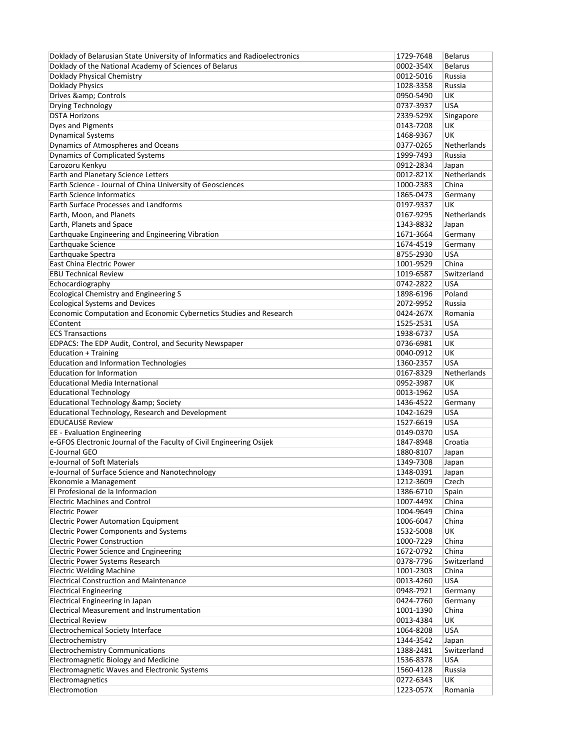| | | |
|---|---|---|
| Doklady of Belarusian State University of Informatics and Radioelectronics | 1729-7648 | Belarus |
| Doklady of the National Academy of Sciences of Belarus | 0002-354X | Belarus |
| Doklady Physical Chemistry | 0012-5016 | Russia |
| Doklady Physics | 1028-3358 | Russia |
| Drives &amp; Controls | 0950-5490 | UK |
| Drying Technology | 0737-3937 | USA |
| DSTA Horizons | 2339-529X | Singapore |
| Dyes and Pigments | 0143-7208 | UK |
| Dynamical Systems | 1468-9367 | UK |
| Dynamics of Atmospheres and Oceans | 0377-0265 | Netherlands |
| Dynamics of Complicated Systems | 1999-7493 | Russia |
| Earozoru Kenkyu | 0912-2834 | Japan |
| Earth and Planetary Science Letters | 0012-821X | Netherlands |
| Earth Science - Journal of China University of Geosciences | 1000-2383 | China |
| Earth Science Informatics | 1865-0473 | Germany |
| Earth Surface Processes and Landforms | 0197-9337 | UK |
| Earth, Moon, and Planets | 0167-9295 | Netherlands |
| Earth, Planets and Space | 1343-8832 | Japan |
| Earthquake Engineering and Engineering Vibration | 1671-3664 | Germany |
| Earthquake Science | 1674-4519 | Germany |
| Earthquake Spectra | 8755-2930 | USA |
| East China Electric Power | 1001-9529 | China |
| EBU Technical Review | 1019-6587 | Switzerland |
| Echocardiography | 0742-2822 | USA |
| Ecological Chemistry and Engineering S | 1898-6196 | Poland |
| Ecological Systems and Devices | 2072-9952 | Russia |
| Economic Computation and Economic Cybernetics Studies and Research | 0424-267X | Romania |
| EContent | 1525-2531 | USA |
| ECS Transactions | 1938-6737 | USA |
| EDPACS: The EDP Audit, Control, and Security Newspaper | 0736-6981 | UK |
| Education + Training | 0040-0912 | UK |
| Education and Information Technologies | 1360-2357 | USA |
| Education for Information | 0167-8329 | Netherlands |
| Educational Media International | 0952-3987 | UK |
| Educational Technology | 0013-1962 | USA |
| Educational Technology &amp; Society | 1436-4522 | Germany |
| Educational Technology, Research and Development | 1042-1629 | USA |
| EDUCAUSE Review | 1527-6619 | USA |
| EE - Evaluation Engineering | 0149-0370 | USA |
| e-GFOS Electronic Journal of the Faculty of Civil Engineering Osijek | 1847-8948 | Croatia |
| E-Journal GEO | 1880-8107 | Japan |
| e-Journal of Soft Materials | 1349-7308 | Japan |
| e-Journal of Surface Science and Nanotechnology | 1348-0391 | Japan |
| Ekonomie a Management | 1212-3609 | Czech |
| El Profesional de la Informacion | 1386-6710 | Spain |
| Electric Machines and Control | 1007-449X | China |
| Electric Power | 1004-9649 | China |
| Electric Power Automation Equipment | 1006-6047 | China |
| Electric Power Components and Systems | 1532-5008 | UK |
| Electric Power Construction | 1000-7229 | China |
| Electric Power Science and Engineering | 1672-0792 | China |
| Electric Power Systems Research | 0378-7796 | Switzerland |
| Electric Welding Machine | 1001-2303 | China |
| Electrical Construction and Maintenance | 0013-4260 | USA |
| Electrical Engineering | 0948-7921 | Germany |
| Electrical Engineering in Japan | 0424-7760 | Germany |
| Electrical Measurement and Instrumentation | 1001-1390 | China |
| Electrical Review | 0013-4384 | UK |
| Electrochemical Society Interface | 1064-8208 | USA |
| Electrochemistry | 1344-3542 | Japan |
| Electrochemistry Communications | 1388-2481 | Switzerland |
| Electromagnetic Biology and Medicine | 1536-8378 | USA |
| Electromagnetic Waves and Electronic Systems | 1560-4128 | Russia |
| Electromagnetics | 0272-6343 | UK |
| Electromotion | 1223-057X | Romania |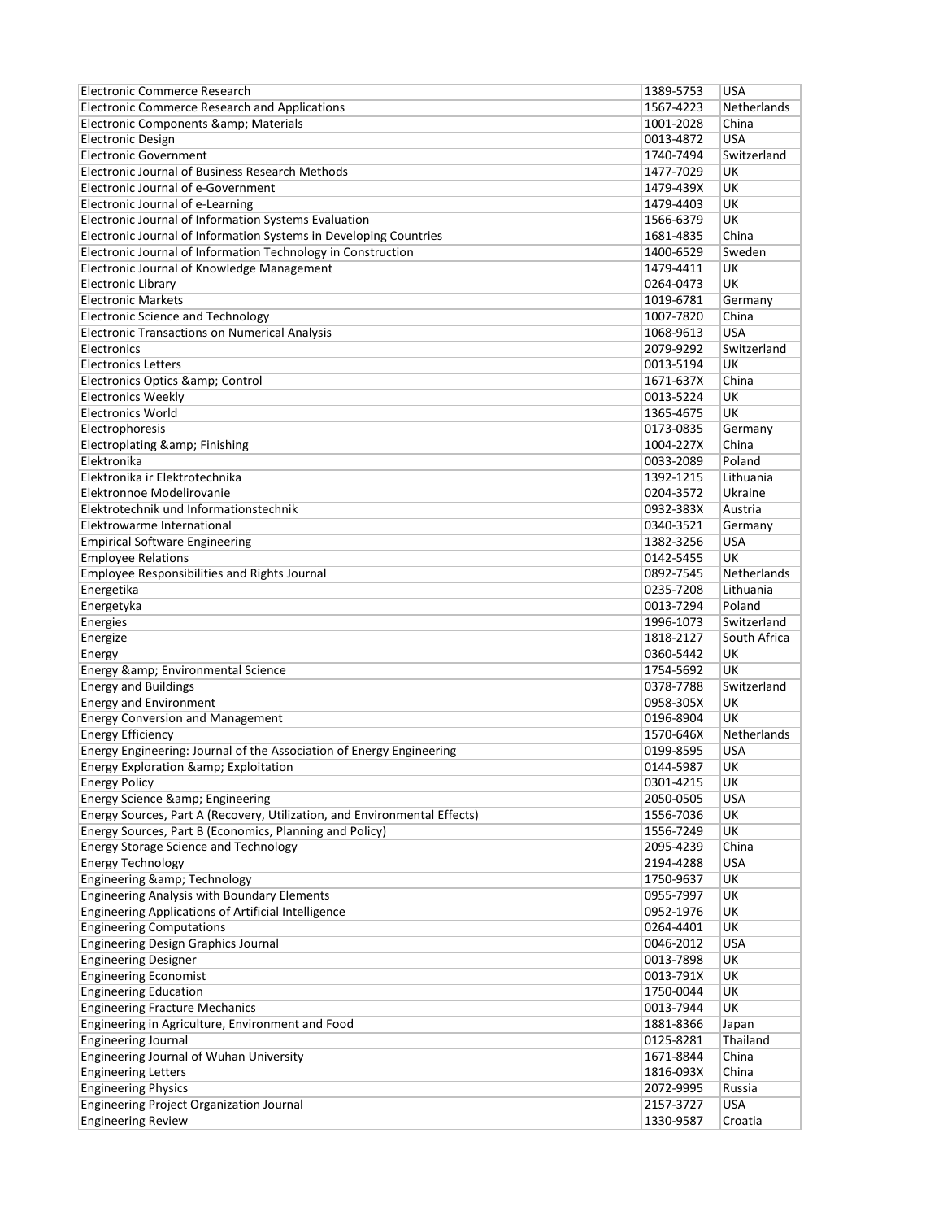| | | |
|---|---|---|
| Electronic Commerce Research | 1389-5753 | USA |
| Electronic Commerce Research and Applications | 1567-4223 | Netherlands |
| Electronic Components &amp; Materials | 1001-2028 | China |
| Electronic Design | 0013-4872 | USA |
| Electronic Government | 1740-7494 | Switzerland |
| Electronic Journal of Business Research Methods | 1477-7029 | UK |
| Electronic Journal of e-Government | 1479-439X | UK |
| Electronic Journal of e-Learning | 1479-4403 | UK |
| Electronic Journal of Information Systems Evaluation | 1566-6379 | UK |
| Electronic Journal of Information Systems in Developing Countries | 1681-4835 | China |
| Electronic Journal of Information Technology in Construction | 1400-6529 | Sweden |
| Electronic Journal of Knowledge Management | 1479-4411 | UK |
| Electronic Library | 0264-0473 | UK |
| Electronic Markets | 1019-6781 | Germany |
| Electronic Science and Technology | 1007-7820 | China |
| Electronic Transactions on Numerical Analysis | 1068-9613 | USA |
| Electronics | 2079-9292 | Switzerland |
| Electronics Letters | 0013-5194 | UK |
| Electronics Optics &amp; Control | 1671-637X | China |
| Electronics Weekly | 0013-5224 | UK |
| Electronics World | 1365-4675 | UK |
| Electrophoresis | 0173-0835 | Germany |
| Electroplating &amp; Finishing | 1004-227X | China |
| Elektronika | 0033-2089 | Poland |
| Elektronika ir Elektrotechnika | 1392-1215 | Lithuania |
| Elektronnoe Modelirovanie | 0204-3572 | Ukraine |
| Elektrotechnik und Informationstechnik | 0932-383X | Austria |
| Elektrowarme International | 0340-3521 | Germany |
| Empirical Software Engineering | 1382-3256 | USA |
| Employee Relations | 0142-5455 | UK |
| Employee Responsibilities and Rights Journal | 0892-7545 | Netherlands |
| Energetika | 0235-7208 | Lithuania |
| Energetyka | 0013-7294 | Poland |
| Energies | 1996-1073 | Switzerland |
| Energize | 1818-2127 | South Africa |
| Energy | 0360-5442 | UK |
| Energy &amp; Environmental Science | 1754-5692 | UK |
| Energy and Buildings | 0378-7788 | Switzerland |
| Energy and Environment | 0958-305X | UK |
| Energy Conversion and Management | 0196-8904 | UK |
| Energy Efficiency | 1570-646X | Netherlands |
| Energy Engineering: Journal of the Association of Energy Engineering | 0199-8595 | USA |
| Energy Exploration &amp; Exploitation | 0144-5987 | UK |
| Energy Policy | 0301-4215 | UK |
| Energy Science &amp; Engineering | 2050-0505 | USA |
| Energy Sources, Part A (Recovery, Utilization, and Environmental Effects) | 1556-7036 | UK |
| Energy Sources, Part B (Economics, Planning and Policy) | 1556-7249 | UK |
| Energy Storage Science and Technology | 2095-4239 | China |
| Energy Technology | 2194-4288 | USA |
| Engineering &amp; Technology | 1750-9637 | UK |
| Engineering Analysis with Boundary Elements | 0955-7997 | UK |
| Engineering Applications of Artificial Intelligence | 0952-1976 | UK |
| Engineering Computations | 0264-4401 | UK |
| Engineering Design Graphics Journal | 0046-2012 | USA |
| Engineering Designer | 0013-7898 | UK |
| Engineering Economist | 0013-791X | UK |
| Engineering Education | 1750-0044 | UK |
| Engineering Fracture Mechanics | 0013-7944 | UK |
| Engineering in Agriculture, Environment and Food | 1881-8366 | Japan |
| Engineering Journal | 0125-8281 | Thailand |
| Engineering Journal of Wuhan University | 1671-8844 | China |
| Engineering Letters | 1816-093X | China |
| Engineering Physics | 2072-9995 | Russia |
| Engineering Project Organization Journal | 2157-3727 | USA |
| Engineering Review | 1330-9587 | Croatia |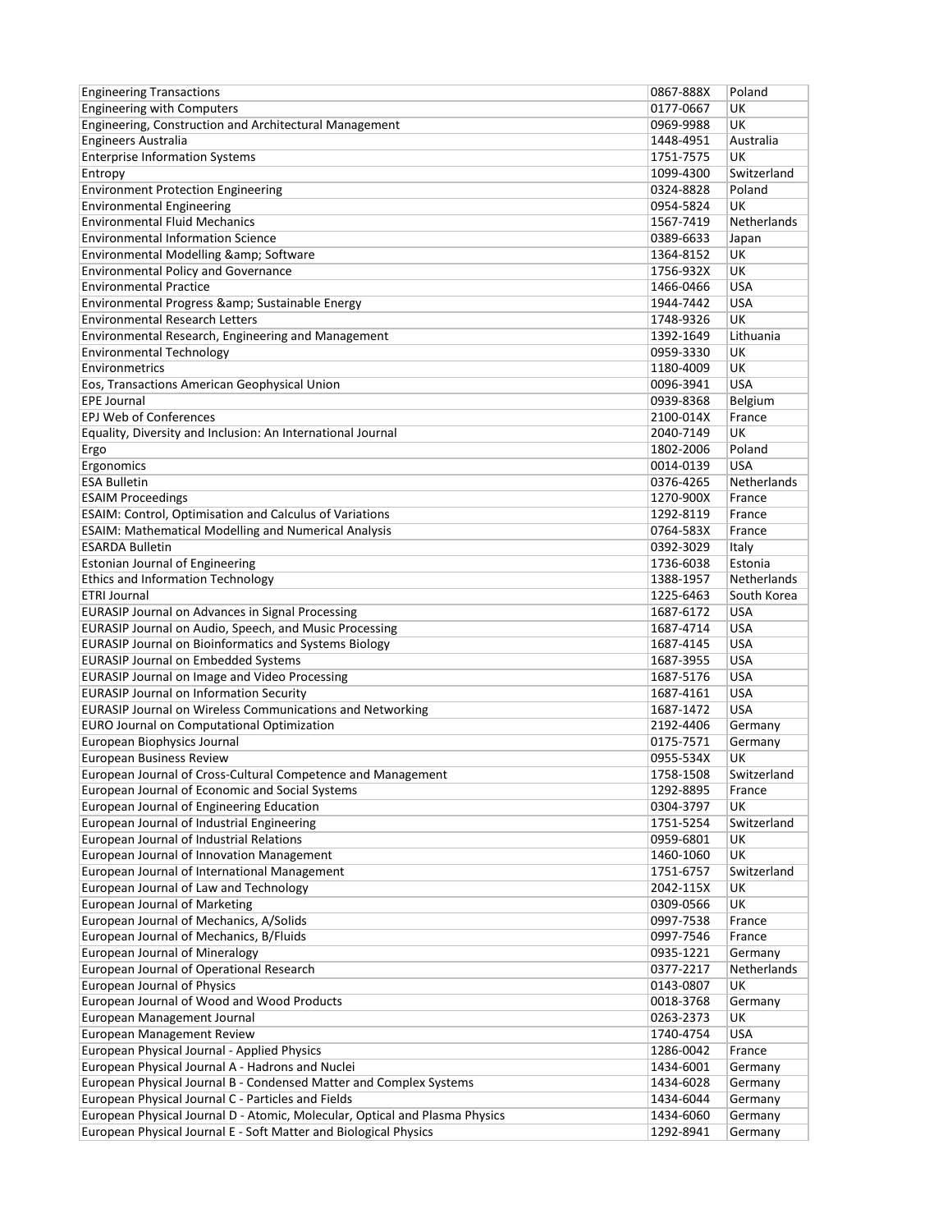| Engineering Transactions | 0867-888X | Poland |
|---|---|---|
| Engineering with Computers | 0177-0667 | UK |
| Engineering, Construction and Architectural Management | 0969-9988 | UK |
| Engineers Australia | 1448-4951 | Australia |
| Enterprise Information Systems | 1751-7575 | UK |
| Entropy | 1099-4300 | Switzerland |
| Environment Protection Engineering | 0324-8828 | Poland |
| Environmental Engineering | 0954-5824 | UK |
| Environmental Fluid Mechanics | 1567-7419 | Netherlands |
| Environmental Information Science | 0389-6633 | Japan |
| Environmental Modelling &amp; Software | 1364-8152 | UK |
| Environmental Policy and Governance | 1756-932X | UK |
| Environmental Practice | 1466-0466 | USA |
| Environmental Progress &amp; Sustainable Energy | 1944-7442 | USA |
| Environmental Research Letters | 1748-9326 | UK |
| Environmental Research, Engineering and Management | 1392-1649 | Lithuania |
| Environmental Technology | 0959-3330 | UK |
| Environmetrics | 1180-4009 | UK |
| Eos, Transactions American Geophysical Union | 0096-3941 | USA |
| EPE Journal | 0939-8368 | Belgium |
| EPJ Web of Conferences | 2100-014X | France |
| Equality, Diversity and Inclusion: An International Journal | 2040-7149 | UK |
| Ergo | 1802-2006 | Poland |
| Ergonomics | 0014-0139 | USA |
| ESA Bulletin | 0376-4265 | Netherlands |
| ESAIM Proceedings | 1270-900X | France |
| ESAIM: Control, Optimisation and Calculus of Variations | 1292-8119 | France |
| ESAIM: Mathematical Modelling and Numerical Analysis | 0764-583X | France |
| ESARDA Bulletin | 0392-3029 | Italy |
| Estonian Journal of Engineering | 1736-6038 | Estonia |
| Ethics and Information Technology | 1388-1957 | Netherlands |
| ETRI Journal | 1225-6463 | South Korea |
| EURASIP Journal on Advances in Signal Processing | 1687-6172 | USA |
| EURASIP Journal on Audio, Speech, and Music Processing | 1687-4714 | USA |
| EURASIP Journal on Bioinformatics and Systems Biology | 1687-4145 | USA |
| EURASIP Journal on Embedded Systems | 1687-3955 | USA |
| EURASIP Journal on Image and Video Processing | 1687-5176 | USA |
| EURASIP Journal on Information Security | 1687-4161 | USA |
| EURASIP Journal on Wireless Communications and Networking | 1687-1472 | USA |
| EURO Journal on Computational Optimization | 2192-4406 | Germany |
| European Biophysics Journal | 0175-7571 | Germany |
| European Business Review | 0955-534X | UK |
| European Journal of Cross-Cultural Competence and Management | 1758-1508 | Switzerland |
| European Journal of Economic and Social Systems | 1292-8895 | France |
| European Journal of Engineering Education | 0304-3797 | UK |
| European Journal of Industrial Engineering | 1751-5254 | Switzerland |
| European Journal of Industrial Relations | 0959-6801 | UK |
| European Journal of Innovation Management | 1460-1060 | UK |
| European Journal of International Management | 1751-6757 | Switzerland |
| European Journal of Law and Technology | 2042-115X | UK |
| European Journal of Marketing | 0309-0566 | UK |
| European Journal of Mechanics, A/Solids | 0997-7538 | France |
| European Journal of Mechanics, B/Fluids | 0997-7546 | France |
| European Journal of Mineralogy | 0935-1221 | Germany |
| European Journal of Operational Research | 0377-2217 | Netherlands |
| European Journal of Physics | 0143-0807 | UK |
| European Journal of Wood and Wood Products | 0018-3768 | Germany |
| European Management Journal | 0263-2373 | UK |
| European Management Review | 1740-4754 | USA |
| European Physical Journal - Applied Physics | 1286-0042 | France |
| European Physical Journal A - Hadrons and Nuclei | 1434-6001 | Germany |
| European Physical Journal B - Condensed Matter and Complex Systems | 1434-6028 | Germany |
| European Physical Journal C - Particles and Fields | 1434-6044 | Germany |
| European Physical Journal D - Atomic, Molecular, Optical and Plasma Physics | 1434-6060 | Germany |
| European Physical Journal E - Soft Matter and Biological Physics | 1292-8941 | Germany |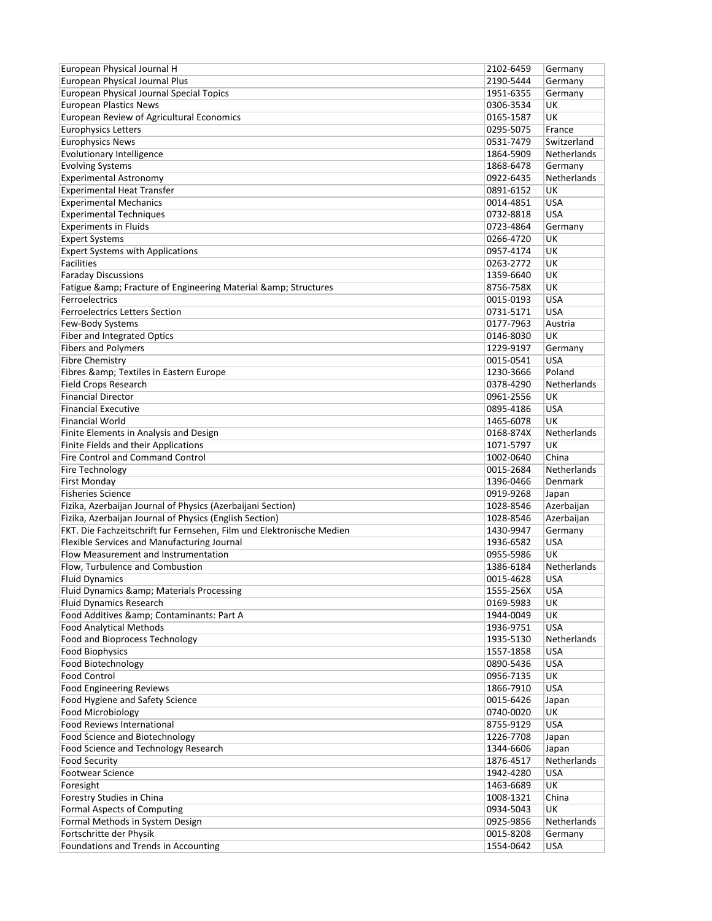| European Physical Journal H | 2102-6459 | Germany |
|---|---|---|
| European Physical Journal Plus | 2190-5444 | Germany |
| European Physical Journal Special Topics | 1951-6355 | Germany |
| European Plastics News | 0306-3534 | UK |
| European Review of Agricultural Economics | 0165-1587 | UK |
| Europhysics Letters | 0295-5075 | France |
| Europhysics News | 0531-7479 | Switzerland |
| Evolutionary Intelligence | 1864-5909 | Netherlands |
| Evolving Systems | 1868-6478 | Germany |
| Experimental Astronomy | 0922-6435 | Netherlands |
| Experimental Heat Transfer | 0891-6152 | UK |
| Experimental Mechanics | 0014-4851 | USA |
| Experimental Techniques | 0732-8818 | USA |
| Experiments in Fluids | 0723-4864 | Germany |
| Expert Systems | 0266-4720 | UK |
| Expert Systems with Applications | 0957-4174 | UK |
| Facilities | 0263-2772 | UK |
| Faraday Discussions | 1359-6640 | UK |
| Fatigue &amp; Fracture of Engineering Material &amp; Structures | 8756-758X | UK |
| Ferroelectrics | 0015-0193 | USA |
| Ferroelectrics Letters Section | 0731-5171 | USA |
| Few-Body Systems | 0177-7963 | Austria |
| Fiber and Integrated Optics | 0146-8030 | UK |
| Fibers and Polymers | 1229-9197 | Germany |
| Fibre Chemistry | 0015-0541 | USA |
| Fibres &amp; Textiles in Eastern Europe | 1230-3666 | Poland |
| Field Crops Research | 0378-4290 | Netherlands |
| Financial Director | 0961-2556 | UK |
| Financial Executive | 0895-4186 | USA |
| Financial World | 1465-6078 | UK |
| Finite Elements in Analysis and Design | 0168-874X | Netherlands |
| Finite Fields and their Applications | 1071-5797 | UK |
| Fire Control and Command Control | 1002-0640 | China |
| Fire Technology | 0015-2684 | Netherlands |
| First Monday | 1396-0466 | Denmark |
| Fisheries Science | 0919-9268 | Japan |
| Fizika, Azerbaijan Journal of Physics (Azerbaijani Section) | 1028-8546 | Azerbaijan |
| Fizika, Azerbaijan Journal of Physics (English Section) | 1028-8546 | Azerbaijan |
| FKT. Die Fachzeitschrift fur Fernsehen, Film und Elektronische Medien | 1430-9947 | Germany |
| Flexible Services and Manufacturing Journal | 1936-6582 | USA |
| Flow Measurement and Instrumentation | 0955-5986 | UK |
| Flow, Turbulence and Combustion | 1386-6184 | Netherlands |
| Fluid Dynamics | 0015-4628 | USA |
| Fluid Dynamics &amp; Materials Processing | 1555-256X | USA |
| Fluid Dynamics Research | 0169-5983 | UK |
| Food Additives &amp; Contaminants: Part A | 1944-0049 | UK |
| Food Analytical Methods | 1936-9751 | USA |
| Food and Bioprocess Technology | 1935-5130 | Netherlands |
| Food Biophysics | 1557-1858 | USA |
| Food Biotechnology | 0890-5436 | USA |
| Food Control | 0956-7135 | UK |
| Food Engineering Reviews | 1866-7910 | USA |
| Food Hygiene and Safety Science | 0015-6426 | Japan |
| Food Microbiology | 0740-0020 | UK |
| Food Reviews International | 8755-9129 | USA |
| Food Science and Biotechnology | 1226-7708 | Japan |
| Food Science and Technology Research | 1344-6606 | Japan |
| Food Security | 1876-4517 | Netherlands |
| Footwear Science | 1942-4280 | USA |
| Foresight | 1463-6689 | UK |
| Forestry Studies in China | 1008-1321 | China |
| Formal Aspects of Computing | 0934-5043 | UK |
| Formal Methods in System Design | 0925-9856 | Netherlands |
| Fortschritte der Physik | 0015-8208 | Germany |
| Foundations and Trends in Accounting | 1554-0642 | USA |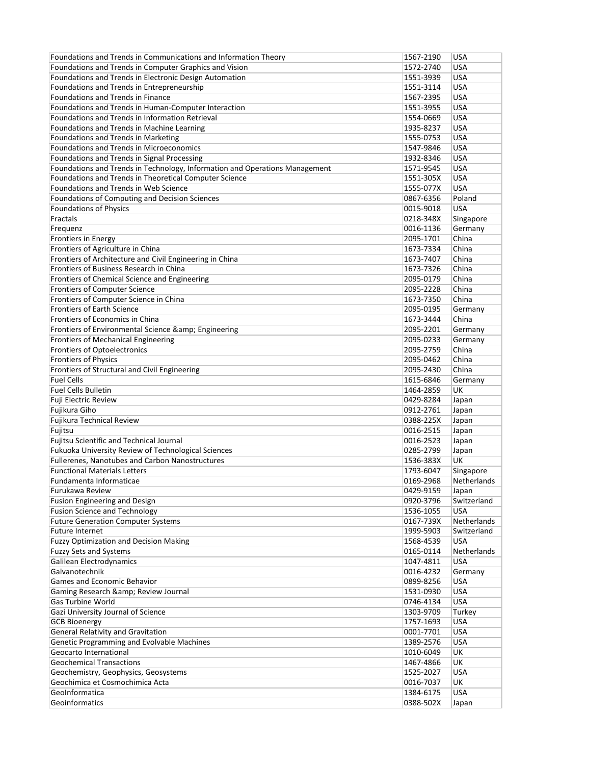| | | |
|---|---|---|
| Foundations and Trends in Communications and Information Theory | 1567-2190 | USA |
| Foundations and Trends in Computer Graphics and Vision | 1572-2740 | USA |
| Foundations and Trends in Electronic Design Automation | 1551-3939 | USA |
| Foundations and Trends in Entrepreneurship | 1551-3114 | USA |
| Foundations and Trends in Finance | 1567-2395 | USA |
| Foundations and Trends in Human-Computer Interaction | 1551-3955 | USA |
| Foundations and Trends in Information Retrieval | 1554-0669 | USA |
| Foundations and Trends in Machine Learning | 1935-8237 | USA |
| Foundations and Trends in Marketing | 1555-0753 | USA |
| Foundations and Trends in Microeconomics | 1547-9846 | USA |
| Foundations and Trends in Signal Processing | 1932-8346 | USA |
| Foundations and Trends in Technology, Information and Operations Management | 1571-9545 | USA |
| Foundations and Trends in Theoretical Computer Science | 1551-305X | USA |
| Foundations and Trends in Web Science | 1555-077X | USA |
| Foundations of Computing and Decision Sciences | 0867-6356 | Poland |
| Foundations of Physics | 0015-9018 | USA |
| Fractals | 0218-348X | Singapore |
| Frequenz | 0016-1136 | Germany |
| Frontiers in Energy | 2095-1701 | China |
| Frontiers of Agriculture in China | 1673-7334 | China |
| Frontiers of Architecture and Civil Engineering in China | 1673-7407 | China |
| Frontiers of Business Research in China | 1673-7326 | China |
| Frontiers of Chemical Science and Engineering | 2095-0179 | China |
| Frontiers of Computer Science | 2095-2228 | China |
| Frontiers of Computer Science in China | 1673-7350 | China |
| Frontiers of Earth Science | 2095-0195 | Germany |
| Frontiers of Economics in China | 1673-3444 | China |
| Frontiers of Environmental Science &amp; Engineering | 2095-2201 | Germany |
| Frontiers of Mechanical Engineering | 2095-0233 | Germany |
| Frontiers of Optoelectronics | 2095-2759 | China |
| Frontiers of Physics | 2095-0462 | China |
| Frontiers of Structural and Civil Engineering | 2095-2430 | China |
| Fuel Cells | 1615-6846 | Germany |
| Fuel Cells Bulletin | 1464-2859 | UK |
| Fuji Electric Review | 0429-8284 | Japan |
| Fujikura Giho | 0912-2761 | Japan |
| Fujikura Technical Review | 0388-225X | Japan |
| Fujitsu | 0016-2515 | Japan |
| Fujitsu Scientific and Technical Journal | 0016-2523 | Japan |
| Fukuoka University Review of Technological Sciences | 0285-2799 | Japan |
| Fullerenes, Nanotubes and Carbon Nanostructures | 1536-383X | UK |
| Functional Materials Letters | 1793-6047 | Singapore |
| Fundamenta Informaticae | 0169-2968 | Netherlands |
| Furukawa Review | 0429-9159 | Japan |
| Fusion Engineering and Design | 0920-3796 | Switzerland |
| Fusion Science and Technology | 1536-1055 | USA |
| Future Generation Computer Systems | 0167-739X | Netherlands |
| Future Internet | 1999-5903 | Switzerland |
| Fuzzy Optimization and Decision Making | 1568-4539 | USA |
| Fuzzy Sets and Systems | 0165-0114 | Netherlands |
| Galilean Electrodynamics | 1047-4811 | USA |
| Galvanotechnik | 0016-4232 | Germany |
| Games and Economic Behavior | 0899-8256 | USA |
| Gaming Research &amp; Review Journal | 1531-0930 | USA |
| Gas Turbine World | 0746-4134 | USA |
| Gazi University Journal of Science | 1303-9709 | Turkey |
| GCB Bioenergy | 1757-1693 | USA |
| General Relativity and Gravitation | 0001-7701 | USA |
| Genetic Programming and Evolvable Machines | 1389-2576 | USA |
| Geocarto International | 1010-6049 | UK |
| Geochemical Transactions | 1467-4866 | UK |
| Geochemistry, Geophysics, Geosystems | 1525-2027 | USA |
| Geochimica et Cosmochimica Acta | 0016-7037 | UK |
| GeoInformatica | 1384-6175 | USA |
| Geoinformatics | 0388-502X | Japan |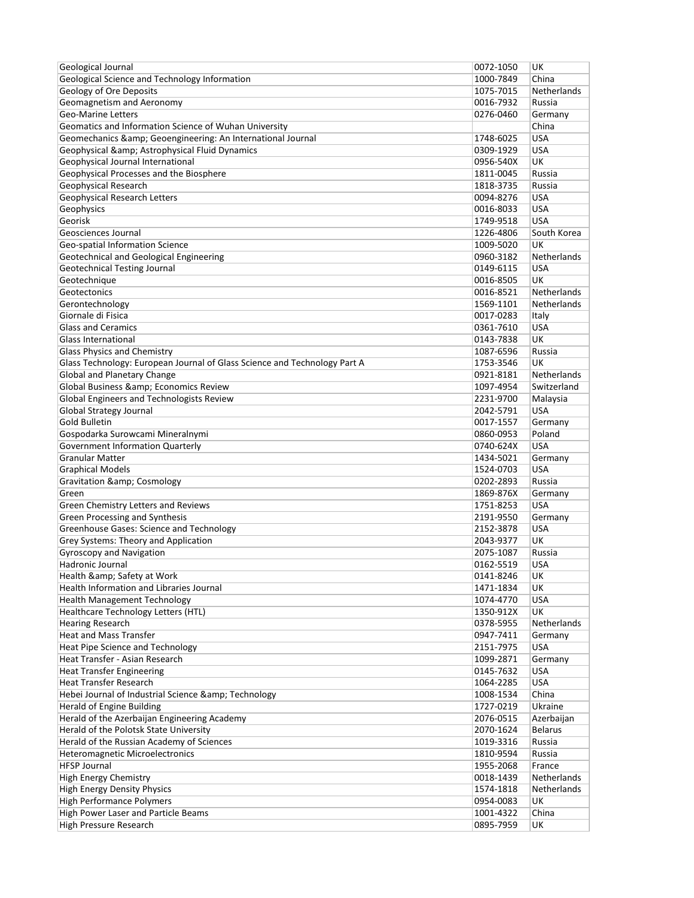| Geological Journal | 0072-1050 | UK |
|---|---|---|
| Geological Science and Technology Information | 1000-7849 | China |
| Geology of Ore Deposits | 1075-7015 | Netherlands |
| Geomagnetism and Aeronomy | 0016-7932 | Russia |
| Geo-Marine Letters | 0276-0460 | Germany |
| Geomatics and Information Science of Wuhan University | | China |
| Geomechanics &amp; Geoengineering: An International Journal | 1748-6025 | USA |
| Geophysical &amp; Astrophysical Fluid Dynamics | 0309-1929 | USA |
| Geophysical Journal International | 0956-540X | UK |
| Geophysical Processes and the Biosphere | 1811-0045 | Russia |
| Geophysical Research | 1818-3735 | Russia |
| Geophysical Research Letters | 0094-8276 | USA |
| Geophysics | 0016-8033 | USA |
| Georisk | 1749-9518 | USA |
| Geosciences Journal | 1226-4806 | South Korea |
| Geo-spatial Information Science | 1009-5020 | UK |
| Geotechnical and Geological Engineering | 0960-3182 | Netherlands |
| Geotechnical Testing Journal | 0149-6115 | USA |
| Geotechnique | 0016-8505 | UK |
| Geotectonics | 0016-8521 | Netherlands |
| Gerontechnology | 1569-1101 | Netherlands |
| Giornale di Fisica | 0017-0283 | Italy |
| Glass and Ceramics | 0361-7610 | USA |
| Glass International | 0143-7838 | UK |
| Glass Physics and Chemistry | 1087-6596 | Russia |
| Glass Technology: European Journal of Glass Science and Technology Part A | 1753-3546 | UK |
| Global and Planetary Change | 0921-8181 | Netherlands |
| Global Business &amp; Economics Review | 1097-4954 | Switzerland |
| Global Engineers and Technologists Review | 2231-9700 | Malaysia |
| Global Strategy Journal | 2042-5791 | USA |
| Gold Bulletin | 0017-1557 | Germany |
| Gospodarka Surowcami Mineralnymi | 0860-0953 | Poland |
| Government Information Quarterly | 0740-624X | USA |
| Granular Matter | 1434-5021 | Germany |
| Graphical Models | 1524-0703 | USA |
| Gravitation &amp; Cosmology | 0202-2893 | Russia |
| Green | 1869-876X | Germany |
| Green Chemistry Letters and Reviews | 1751-8253 | USA |
| Green Processing and Synthesis | 2191-9550 | Germany |
| Greenhouse Gases: Science and Technology | 2152-3878 | USA |
| Grey Systems: Theory and Application | 2043-9377 | UK |
| Gyroscopy and Navigation | 2075-1087 | Russia |
| Hadronic Journal | 0162-5519 | USA |
| Health &amp; Safety at Work | 0141-8246 | UK |
| Health Information and Libraries Journal | 1471-1834 | UK |
| Health Management Technology | 1074-4770 | USA |
| Healthcare Technology Letters (HTL) | 1350-912X | UK |
| Hearing Research | 0378-5955 | Netherlands |
| Heat and Mass Transfer | 0947-7411 | Germany |
| Heat Pipe Science and Technology | 2151-7975 | USA |
| Heat Transfer - Asian Research | 1099-2871 | Germany |
| Heat Transfer Engineering | 0145-7632 | USA |
| Heat Transfer Research | 1064-2285 | USA |
| Hebei Journal of Industrial Science &amp; Technology | 1008-1534 | China |
| Herald of Engine Building | 1727-0219 | Ukraine |
| Herald of the Azerbaijan Engineering Academy | 2076-0515 | Azerbaijan |
| Herald of the Polotsk State University | 2070-1624 | Belarus |
| Herald of the Russian Academy of Sciences | 1019-3316 | Russia |
| Heteromagnetic Microelectronics | 1810-9594 | Russia |
| HFSP Journal | 1955-2068 | France |
| High Energy Chemistry | 0018-1439 | Netherlands |
| High Energy Density Physics | 1574-1818 | Netherlands |
| High Performance Polymers | 0954-0083 | UK |
| High Power Laser and Particle Beams | 1001-4322 | China |
| High Pressure Research | 0895-7959 | UK |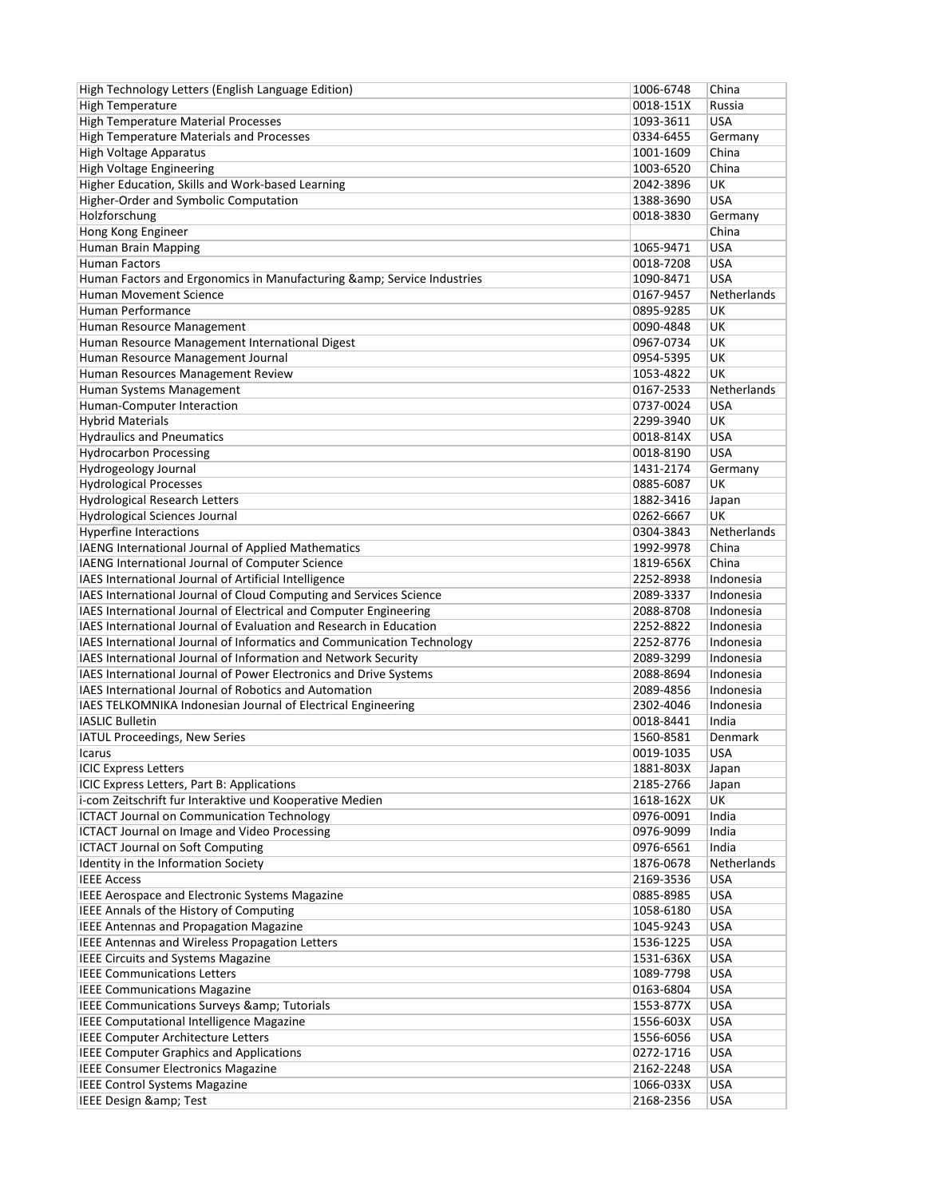| | | |
|---|---|---|
| High Technology Letters (English Language Edition) | 1006-6748 | China |
| High Temperature | 0018-151X | Russia |
| High Temperature Material Processes | 1093-3611 | USA |
| High Temperature Materials and Processes | 0334-6455 | Germany |
| High Voltage Apparatus | 1001-1609 | China |
| High Voltage Engineering | 1003-6520 | China |
| Higher Education, Skills and Work-based Learning | 2042-3896 | UK |
| Higher-Order and Symbolic Computation | 1388-3690 | USA |
| Holzforschung | 0018-3830 | Germany |
| Hong Kong Engineer | | China |
| Human Brain Mapping | 1065-9471 | USA |
| Human Factors | 0018-7208 | USA |
| Human Factors and Ergonomics in Manufacturing &amp; Service Industries | 1090-8471 | USA |
| Human Movement Science | 0167-9457 | Netherlands |
| Human Performance | 0895-9285 | UK |
| Human Resource Management | 0090-4848 | UK |
| Human Resource Management International Digest | 0967-0734 | UK |
| Human Resource Management Journal | 0954-5395 | UK |
| Human Resources Management Review | 1053-4822 | UK |
| Human Systems Management | 0167-2533 | Netherlands |
| Human-Computer Interaction | 0737-0024 | USA |
| Hybrid Materials | 2299-3940 | UK |
| Hydraulics and Pneumatics | 0018-814X | USA |
| Hydrocarbon Processing | 0018-8190 | USA |
| Hydrogeology Journal | 1431-2174 | Germany |
| Hydrological Processes | 0885-6087 | UK |
| Hydrological Research Letters | 1882-3416 | Japan |
| Hydrological Sciences Journal | 0262-6667 | UK |
| Hyperfine Interactions | 0304-3843 | Netherlands |
| IAENG International Journal of Applied Mathematics | 1992-9978 | China |
| IAENG International Journal of Computer Science | 1819-656X | China |
| IAES International Journal of Artificial Intelligence | 2252-8938 | Indonesia |
| IAES International Journal of Cloud Computing and Services Science | 2089-3337 | Indonesia |
| IAES International Journal of Electrical and Computer Engineering | 2088-8708 | Indonesia |
| IAES International Journal of Evaluation and Research in Education | 2252-8822 | Indonesia |
| IAES International Journal of Informatics and Communication Technology | 2252-8776 | Indonesia |
| IAES International Journal of Information and Network Security | 2089-3299 | Indonesia |
| IAES International Journal of Power Electronics and Drive Systems | 2088-8694 | Indonesia |
| IAES International Journal of Robotics and Automation | 2089-4856 | Indonesia |
| IAES TELKOMNIKA Indonesian Journal of Electrical Engineering | 2302-4046 | Indonesia |
| IASLIC Bulletin | 0018-8441 | India |
| IATUL Proceedings, New Series | 1560-8581 | Denmark |
| Icarus | 0019-1035 | USA |
| ICIC Express Letters | 1881-803X | Japan |
| ICIC Express Letters, Part B: Applications | 2185-2766 | Japan |
| i-com Zeitschrift fur Interaktive und Kooperative Medien | 1618-162X | UK |
| ICTACT Journal on Communication Technology | 0976-0091 | India |
| ICTACT Journal on Image and Video Processing | 0976-9099 | India |
| ICTACT Journal on Soft Computing | 0976-6561 | India |
| Identity in the Information Society | 1876-0678 | Netherlands |
| IEEE Access | 2169-3536 | USA |
| IEEE Aerospace and Electronic Systems Magazine | 0885-8985 | USA |
| IEEE Annals of the History of Computing | 1058-6180 | USA |
| IEEE Antennas and Propagation Magazine | 1045-9243 | USA |
| IEEE Antennas and Wireless Propagation Letters | 1536-1225 | USA |
| IEEE Circuits and Systems Magazine | 1531-636X | USA |
| IEEE Communications Letters | 1089-7798 | USA |
| IEEE Communications Magazine | 0163-6804 | USA |
| IEEE Communications Surveys &amp; Tutorials | 1553-877X | USA |
| IEEE Computational Intelligence Magazine | 1556-603X | USA |
| IEEE Computer Architecture Letters | 1556-6056 | USA |
| IEEE Computer Graphics and Applications | 0272-1716 | USA |
| IEEE Consumer Electronics Magazine | 2162-2248 | USA |
| IEEE Control Systems Magazine | 1066-033X | USA |
| IEEE Design &amp; Test | 2168-2356 | USA |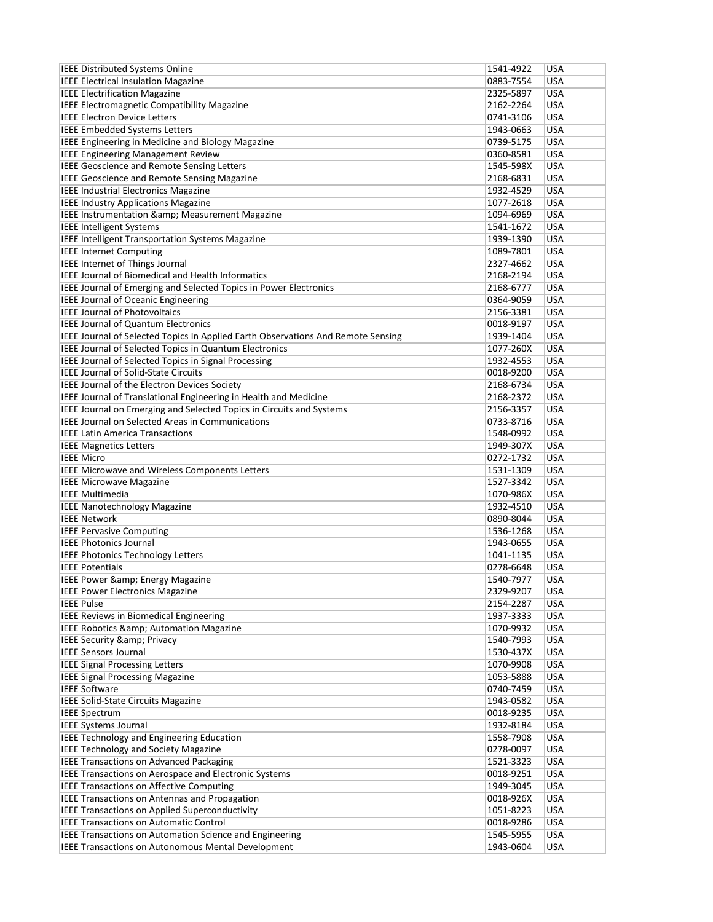| | | |
|---|---|---|
| IEEE Distributed Systems Online | 1541-4922 | USA |
| IEEE Electrical Insulation Magazine | 0883-7554 | USA |
| IEEE Electrification Magazine | 2325-5897 | USA |
| IEEE Electromagnetic Compatibility Magazine | 2162-2264 | USA |
| IEEE Electron Device Letters | 0741-3106 | USA |
| IEEE Embedded Systems Letters | 1943-0663 | USA |
| IEEE Engineering in Medicine and Biology Magazine | 0739-5175 | USA |
| IEEE Engineering Management Review | 0360-8581 | USA |
| IEEE Geoscience and Remote Sensing Letters | 1545-598X | USA |
| IEEE Geoscience and Remote Sensing Magazine | 2168-6831 | USA |
| IEEE Industrial Electronics Magazine | 1932-4529 | USA |
| IEEE Industry Applications Magazine | 1077-2618 | USA |
| IEEE Instrumentation &amp; Measurement Magazine | 1094-6969 | USA |
| IEEE Intelligent Systems | 1541-1672 | USA |
| IEEE Intelligent Transportation Systems Magazine | 1939-1390 | USA |
| IEEE Internet Computing | 1089-7801 | USA |
| IEEE Internet of Things Journal | 2327-4662 | USA |
| IEEE Journal of Biomedical and Health Informatics | 2168-2194 | USA |
| IEEE Journal of Emerging and Selected Topics in Power Electronics | 2168-6777 | USA |
| IEEE Journal of Oceanic Engineering | 0364-9059 | USA |
| IEEE Journal of Photovoltaics | 2156-3381 | USA |
| IEEE Journal of Quantum Electronics | 0018-9197 | USA |
| IEEE Journal of Selected Topics In Applied Earth Observations And Remote Sensing | 1939-1404 | USA |
| IEEE Journal of Selected Topics in Quantum Electronics | 1077-260X | USA |
| IEEE Journal of Selected Topics in Signal Processing | 1932-4553 | USA |
| IEEE Journal of Solid-State Circuits | 0018-9200 | USA |
| IEEE Journal of the Electron Devices Society | 2168-6734 | USA |
| IEEE Journal of Translational Engineering in Health and Medicine | 2168-2372 | USA |
| IEEE Journal on Emerging and Selected Topics in Circuits and Systems | 2156-3357 | USA |
| IEEE Journal on Selected Areas in Communications | 0733-8716 | USA |
| IEEE Latin America Transactions | 1548-0992 | USA |
| IEEE Magnetics Letters | 1949-307X | USA |
| IEEE Micro | 0272-1732 | USA |
| IEEE Microwave and Wireless Components Letters | 1531-1309 | USA |
| IEEE Microwave Magazine | 1527-3342 | USA |
| IEEE Multimedia | 1070-986X | USA |
| IEEE Nanotechnology Magazine | 1932-4510 | USA |
| IEEE Network | 0890-8044 | USA |
| IEEE Pervasive Computing | 1536-1268 | USA |
| IEEE Photonics Journal | 1943-0655 | USA |
| IEEE Photonics Technology Letters | 1041-1135 | USA |
| IEEE Potentials | 0278-6648 | USA |
| IEEE Power &amp; Energy Magazine | 1540-7977 | USA |
| IEEE Power Electronics Magazine | 2329-9207 | USA |
| IEEE Pulse | 2154-2287 | USA |
| IEEE Reviews in Biomedical Engineering | 1937-3333 | USA |
| IEEE Robotics &amp; Automation Magazine | 1070-9932 | USA |
| IEEE Security &amp; Privacy | 1540-7993 | USA |
| IEEE Sensors Journal | 1530-437X | USA |
| IEEE Signal Processing Letters | 1070-9908 | USA |
| IEEE Signal Processing Magazine | 1053-5888 | USA |
| IEEE Software | 0740-7459 | USA |
| IEEE Solid-State Circuits Magazine | 1943-0582 | USA |
| IEEE Spectrum | 0018-9235 | USA |
| IEEE Systems Journal | 1932-8184 | USA |
| IEEE Technology and Engineering Education | 1558-7908 | USA |
| IEEE Technology and Society Magazine | 0278-0097 | USA |
| IEEE Transactions on Advanced Packaging | 1521-3323 | USA |
| IEEE Transactions on Aerospace and Electronic Systems | 0018-9251 | USA |
| IEEE Transactions on Affective Computing | 1949-3045 | USA |
| IEEE Transactions on Antennas and Propagation | 0018-926X | USA |
| IEEE Transactions on Applied Superconductivity | 1051-8223 | USA |
| IEEE Transactions on Automatic Control | 0018-9286 | USA |
| IEEE Transactions on Automation Science and Engineering | 1545-5955 | USA |
| IEEE Transactions on Autonomous Mental Development | 1943-0604 | USA |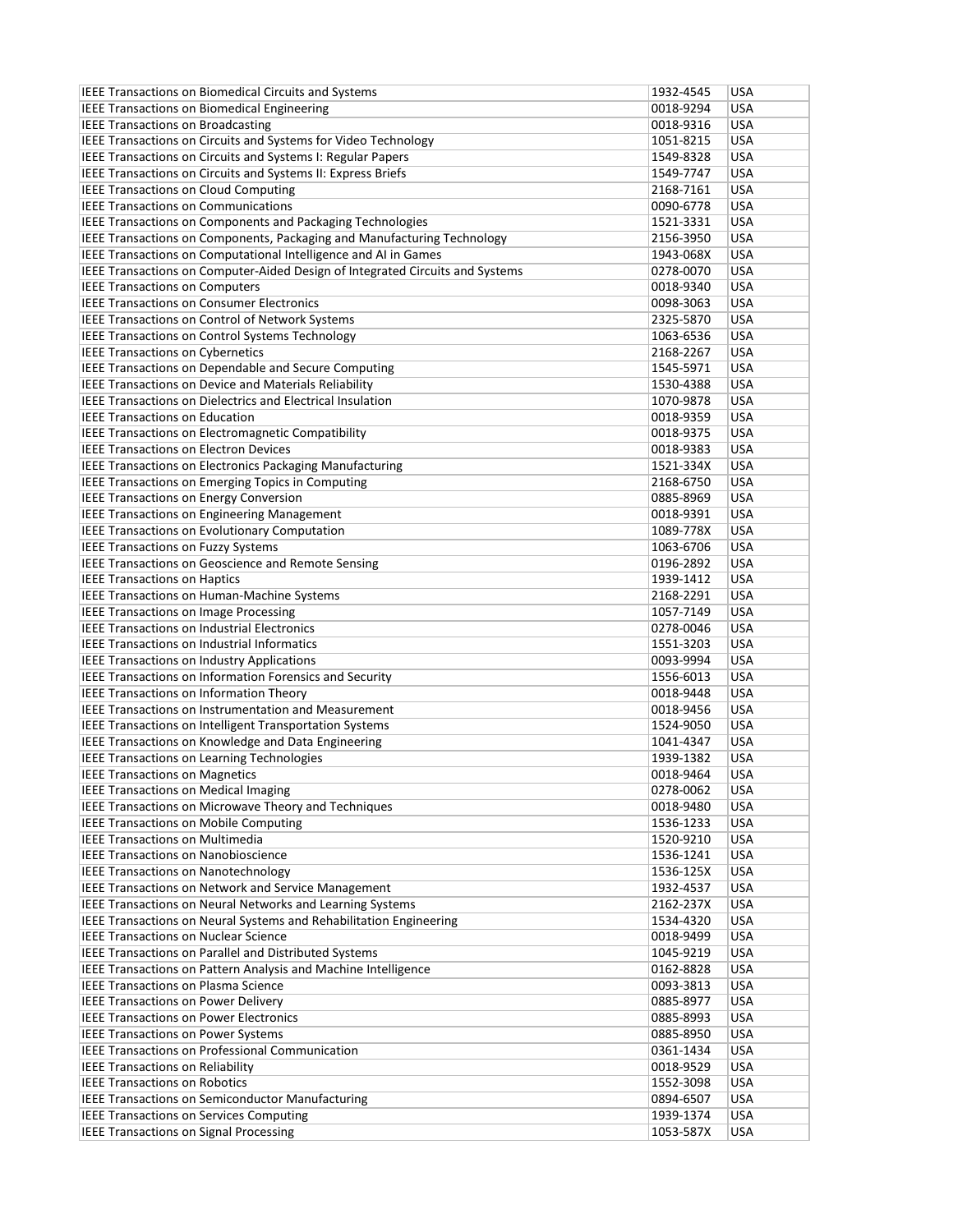| IEEE Transactions on Biomedical Circuits and Systems | 1932-4545 | USA |
|---|---|---|
| IEEE Transactions on Biomedical Engineering | 0018-9294 | USA |
| IEEE Transactions on Broadcasting | 0018-9316 | USA |
| IEEE Transactions on Circuits and Systems for Video Technology | 1051-8215 | USA |
| IEEE Transactions on Circuits and Systems I: Regular Papers | 1549-8328 | USA |
| IEEE Transactions on Circuits and Systems II: Express Briefs | 1549-7747 | USA |
| IEEE Transactions on Cloud Computing | 2168-7161 | USA |
| IEEE Transactions on Communications | 0090-6778 | USA |
| IEEE Transactions on Components and Packaging Technologies | 1521-3331 | USA |
| IEEE Transactions on Components, Packaging and Manufacturing Technology | 2156-3950 | USA |
| IEEE Transactions on Computational Intelligence and AI in Games | 1943-068X | USA |
| IEEE Transactions on Computer-Aided Design of Integrated Circuits and Systems | 0278-0070 | USA |
| IEEE Transactions on Computers | 0018-9340 | USA |
| IEEE Transactions on Consumer Electronics | 0098-3063 | USA |
| IEEE Transactions on Control of Network Systems | 2325-5870 | USA |
| IEEE Transactions on Control Systems Technology | 1063-6536 | USA |
| IEEE Transactions on Cybernetics | 2168-2267 | USA |
| IEEE Transactions on Dependable and Secure Computing | 1545-5971 | USA |
| IEEE Transactions on Device and Materials Reliability | 1530-4388 | USA |
| IEEE Transactions on Dielectrics and Electrical Insulation | 1070-9878 | USA |
| IEEE Transactions on Education | 0018-9359 | USA |
| IEEE Transactions on Electromagnetic Compatibility | 0018-9375 | USA |
| IEEE Transactions on Electron Devices | 0018-9383 | USA |
| IEEE Transactions on Electronics Packaging Manufacturing | 1521-334X | USA |
| IEEE Transactions on Emerging Topics in Computing | 2168-6750 | USA |
| IEEE Transactions on Energy Conversion | 0885-8969 | USA |
| IEEE Transactions on Engineering Management | 0018-9391 | USA |
| IEEE Transactions on Evolutionary Computation | 1089-778X | USA |
| IEEE Transactions on Fuzzy Systems | 1063-6706 | USA |
| IEEE Transactions on Geoscience and Remote Sensing | 0196-2892 | USA |
| IEEE Transactions on Haptics | 1939-1412 | USA |
| IEEE Transactions on Human-Machine Systems | 2168-2291 | USA |
| IEEE Transactions on Image Processing | 1057-7149 | USA |
| IEEE Transactions on Industrial Electronics | 0278-0046 | USA |
| IEEE Transactions on Industrial Informatics | 1551-3203 | USA |
| IEEE Transactions on Industry Applications | 0093-9994 | USA |
| IEEE Transactions on Information Forensics and Security | 1556-6013 | USA |
| IEEE Transactions on Information Theory | 0018-9448 | USA |
| IEEE Transactions on Instrumentation and Measurement | 0018-9456 | USA |
| IEEE Transactions on Intelligent Transportation Systems | 1524-9050 | USA |
| IEEE Transactions on Knowledge and Data Engineering | 1041-4347 | USA |
| IEEE Transactions on Learning Technologies | 1939-1382 | USA |
| IEEE Transactions on Magnetics | 0018-9464 | USA |
| IEEE Transactions on Medical Imaging | 0278-0062 | USA |
| IEEE Transactions on Microwave Theory and Techniques | 0018-9480 | USA |
| IEEE Transactions on Mobile Computing | 1536-1233 | USA |
| IEEE Transactions on Multimedia | 1520-9210 | USA |
| IEEE Transactions on Nanobioscience | 1536-1241 | USA |
| IEEE Transactions on Nanotechnology | 1536-125X | USA |
| IEEE Transactions on Network and Service Management | 1932-4537 | USA |
| IEEE Transactions on Neural Networks and Learning Systems | 2162-237X | USA |
| IEEE Transactions on Neural Systems and Rehabilitation Engineering | 1534-4320 | USA |
| IEEE Transactions on Nuclear Science | 0018-9499 | USA |
| IEEE Transactions on Parallel and Distributed Systems | 1045-9219 | USA |
| IEEE Transactions on Pattern Analysis and Machine Intelligence | 0162-8828 | USA |
| IEEE Transactions on Plasma Science | 0093-3813 | USA |
| IEEE Transactions on Power Delivery | 0885-8977 | USA |
| IEEE Transactions on Power Electronics | 0885-8993 | USA |
| IEEE Transactions on Power Systems | 0885-8950 | USA |
| IEEE Transactions on Professional Communication | 0361-1434 | USA |
| IEEE Transactions on Reliability | 0018-9529 | USA |
| IEEE Transactions on Robotics | 1552-3098 | USA |
| IEEE Transactions on Semiconductor Manufacturing | 0894-6507 | USA |
| IEEE Transactions on Services Computing | 1939-1374 | USA |
| IEEE Transactions on Signal Processing | 1053-587X | USA |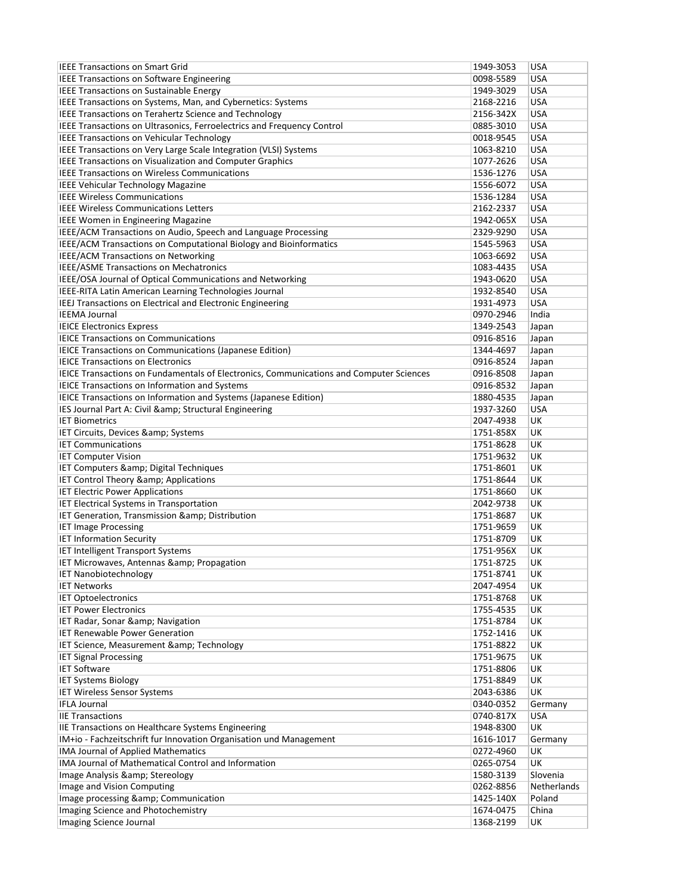| | | |
|---|---|---|
| IEEE Transactions on Smart Grid | 1949-3053 | USA |
| IEEE Transactions on Software Engineering | 0098-5589 | USA |
| IEEE Transactions on Sustainable Energy | 1949-3029 | USA |
| IEEE Transactions on Systems, Man, and Cybernetics: Systems | 2168-2216 | USA |
| IEEE Transactions on Terahertz Science and Technology | 2156-342X | USA |
| IEEE Transactions on Ultrasonics, Ferroelectrics and Frequency Control | 0885-3010 | USA |
| IEEE Transactions on Vehicular Technology | 0018-9545 | USA |
| IEEE Transactions on Very Large Scale Integration (VLSI) Systems | 1063-8210 | USA |
| IEEE Transactions on Visualization and Computer Graphics | 1077-2626 | USA |
| IEEE Transactions on Wireless Communications | 1536-1276 | USA |
| IEEE Vehicular Technology Magazine | 1556-6072 | USA |
| IEEE Wireless Communications | 1536-1284 | USA |
| IEEE Wireless Communications Letters | 2162-2337 | USA |
| IEEE Women in Engineering Magazine | 1942-065X | USA |
| IEEE/ACM Transactions on Audio, Speech and Language Processing | 2329-9290 | USA |
| IEEE/ACM Transactions on Computational Biology and Bioinformatics | 1545-5963 | USA |
| IEEE/ACM Transactions on Networking | 1063-6692 | USA |
| IEEE/ASME Transactions on Mechatronics | 1083-4435 | USA |
| IEEE/OSA Journal of Optical Communications and Networking | 1943-0620 | USA |
| IEEE-RITA Latin American Learning Technologies Journal | 1932-8540 | USA |
| IEEJ Transactions on Electrical and Electronic Engineering | 1931-4973 | USA |
| IEEMA Journal | 0970-2946 | India |
| IEICE Electronics Express | 1349-2543 | Japan |
| IEICE Transactions on Communications | 0916-8516 | Japan |
| IEICE Transactions on Communications (Japanese Edition) | 1344-4697 | Japan |
| IEICE Transactions on Electronics | 0916-8524 | Japan |
| IEICE Transactions on Fundamentals of Electronics, Communications and Computer Sciences | 0916-8508 | Japan |
| IEICE Transactions on Information and Systems | 0916-8532 | Japan |
| IEICE Transactions on Information and Systems (Japanese Edition) | 1880-4535 | Japan |
| IES Journal Part A: Civil &amp; Structural Engineering | 1937-3260 | USA |
| IET Biometrics | 2047-4938 | UK |
| IET Circuits, Devices &amp; Systems | 1751-858X | UK |
| IET Communications | 1751-8628 | UK |
| IET Computer Vision | 1751-9632 | UK |
| IET Computers &amp; Digital Techniques | 1751-8601 | UK |
| IET Control Theory &amp; Applications | 1751-8644 | UK |
| IET Electric Power Applications | 1751-8660 | UK |
| IET Electrical Systems in Transportation | 2042-9738 | UK |
| IET Generation, Transmission &amp; Distribution | 1751-8687 | UK |
| IET Image Processing | 1751-9659 | UK |
| IET Information Security | 1751-8709 | UK |
| IET Intelligent Transport Systems | 1751-956X | UK |
| IET Microwaves, Antennas &amp; Propagation | 1751-8725 | UK |
| IET Nanobiotechnology | 1751-8741 | UK |
| IET Networks | 2047-4954 | UK |
| IET Optoelectronics | 1751-8768 | UK |
| IET Power Electronics | 1755-4535 | UK |
| IET Radar, Sonar &amp; Navigation | 1751-8784 | UK |
| IET Renewable Power Generation | 1752-1416 | UK |
| IET Science, Measurement &amp; Technology | 1751-8822 | UK |
| IET Signal Processing | 1751-9675 | UK |
| IET Software | 1751-8806 | UK |
| IET Systems Biology | 1751-8849 | UK |
| IET Wireless Sensor Systems | 2043-6386 | UK |
| IFLA Journal | 0340-0352 | Germany |
| IIE Transactions | 0740-817X | USA |
| IIE Transactions on Healthcare Systems Engineering | 1948-8300 | UK |
| IM+io - Fachzeitschrift fur Innovation Organisation und Management | 1616-1017 | Germany |
| IMA Journal of Applied Mathematics | 0272-4960 | UK |
| IMA Journal of Mathematical Control and Information | 0265-0754 | UK |
| Image Analysis &amp; Stereology | 1580-3139 | Slovenia |
| Image and Vision Computing | 0262-8856 | Netherlands |
| Image processing &amp; Communication | 1425-140X | Poland |
| Imaging Science and Photochemistry | 1674-0475 | China |
| Imaging Science Journal | 1368-2199 | UK |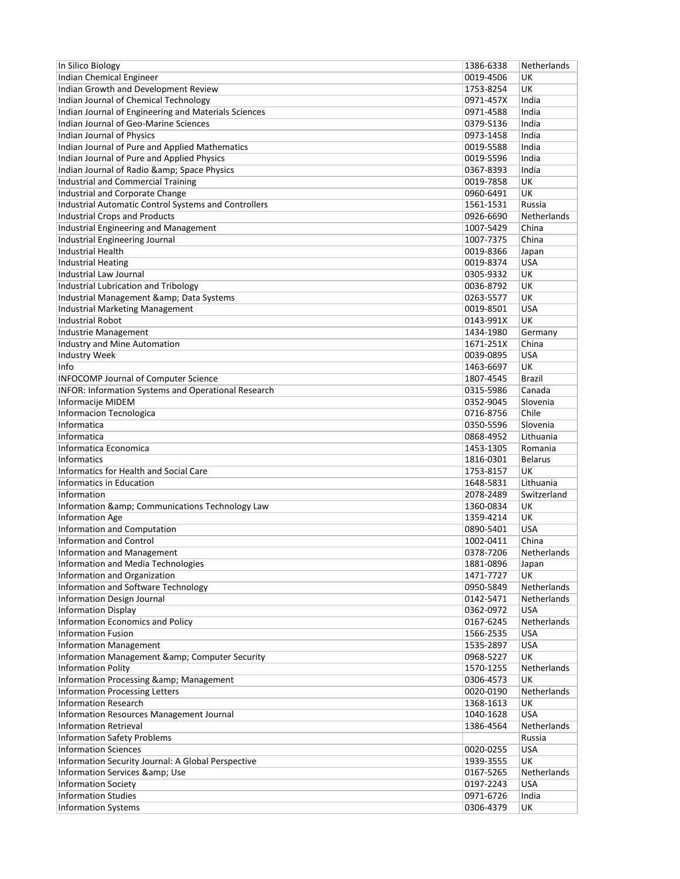| In Silico Biology | 1386-6338 | Netherlands |
|---|---|---|
| Indian Chemical Engineer | 0019-4506 | UK |
| Indian Growth and Development Review | 1753-8254 | UK |
| Indian Journal of Chemical Technology | 0971-457X | India |
| Indian Journal of Engineering and Materials Sciences | 0971-4588 | India |
| Indian Journal of Geo-Marine Sciences | 0379-5136 | India |
| Indian Journal of Physics | 0973-1458 | India |
| Indian Journal of Pure and Applied Mathematics | 0019-5588 | India |
| Indian Journal of Pure and Applied Physics | 0019-5596 | India |
| Indian Journal of Radio &amp; Space Physics | 0367-8393 | India |
| Industrial and Commercial Training | 0019-7858 | UK |
| Industrial and Corporate Change | 0960-6491 | UK |
| Industrial Automatic Control Systems and Controllers | 1561-1531 | Russia |
| Industrial Crops and Products | 0926-6690 | Netherlands |
| Industrial Engineering and Management | 1007-5429 | China |
| Industrial Engineering Journal | 1007-7375 | China |
| Industrial Health | 0019-8366 | Japan |
| Industrial Heating | 0019-8374 | USA |
| Industrial Law Journal | 0305-9332 | UK |
| Industrial Lubrication and Tribology | 0036-8792 | UK |
| Industrial Management &amp; Data Systems | 0263-5577 | UK |
| Industrial Marketing Management | 0019-8501 | USA |
| Industrial Robot | 0143-991X | UK |
| Industrie Management | 1434-1980 | Germany |
| Industry and Mine Automation | 1671-251X | China |
| Industry Week | 0039-0895 | USA |
| Info | 1463-6697 | UK |
| INFOCOMP Journal of Computer Science | 1807-4545 | Brazil |
| INFOR: Information Systems and Operational Research | 0315-5986 | Canada |
| Informacije MIDEM | 0352-9045 | Slovenia |
| Informacion Tecnologica | 0716-8756 | Chile |
| Informatica | 0350-5596 | Slovenia |
| Informatica | 0868-4952 | Lithuania |
| Informatica Economica | 1453-1305 | Romania |
| Informatics | 1816-0301 | Belarus |
| Informatics for Health and Social Care | 1753-8157 | UK |
| Informatics in Education | 1648-5831 | Lithuania |
| Information | 2078-2489 | Switzerland |
| Information &amp; Communications Technology Law | 1360-0834 | UK |
| Information Age | 1359-4214 | UK |
| Information and Computation | 0890-5401 | USA |
| Information and Control | 1002-0411 | China |
| Information and Management | 0378-7206 | Netherlands |
| Information and Media Technologies | 1881-0896 | Japan |
| Information and Organization | 1471-7727 | UK |
| Information and Software Technology | 0950-5849 | Netherlands |
| Information Design Journal | 0142-5471 | Netherlands |
| Information Display | 0362-0972 | USA |
| Information Economics and Policy | 0167-6245 | Netherlands |
| Information Fusion | 1566-2535 | USA |
| Information Management | 1535-2897 | USA |
| Information Management &amp; Computer Security | 0968-5227 | UK |
| Information Polity | 1570-1255 | Netherlands |
| Information Processing &amp; Management | 0306-4573 | UK |
| Information Processing Letters | 0020-0190 | Netherlands |
| Information Research | 1368-1613 | UK |
| Information Resources Management Journal | 1040-1628 | USA |
| Information Retrieval | 1386-4564 | Netherlands |
| Information Safety Problems | | Russia |
| Information Sciences | 0020-0255 | USA |
| Information Security Journal: A Global Perspective | 1939-3555 | UK |
| Information Services &amp; Use | 0167-5265 | Netherlands |
| Information Society | 0197-2243 | USA |
| Information Studies | 0971-6726 | India |
| Information Systems | 0306-4379 | UK |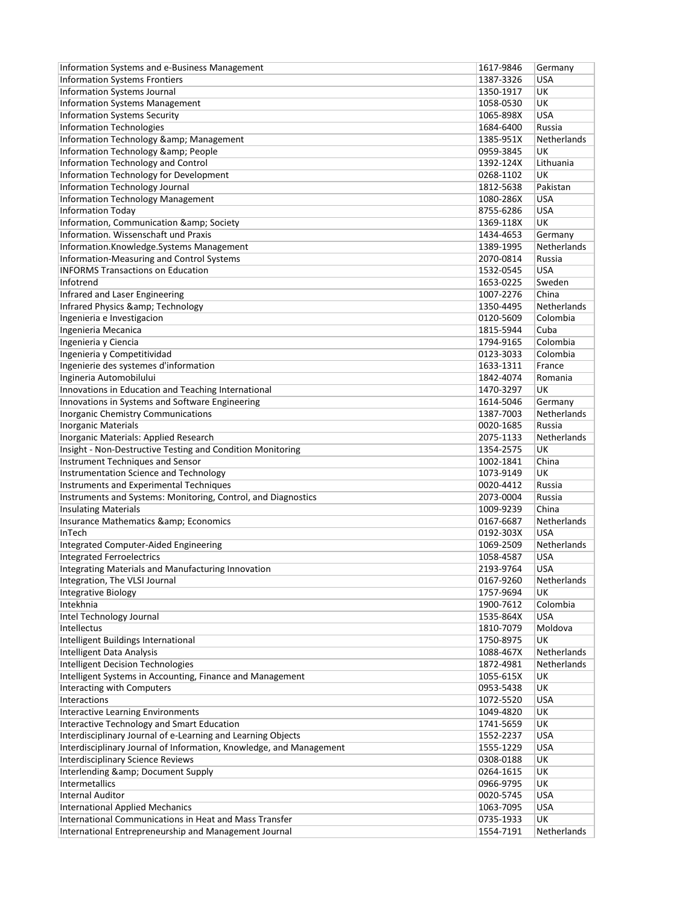| | | |
|---|---|---|
| Information Systems and e-Business Management | 1617-9846 | Germany |
| Information Systems Frontiers | 1387-3326 | USA |
| Information Systems Journal | 1350-1917 | UK |
| Information Systems Management | 1058-0530 | UK |
| Information Systems Security | 1065-898X | USA |
| Information Technologies | 1684-6400 | Russia |
| Information Technology &amp; Management | 1385-951X | Netherlands |
| Information Technology &amp; People | 0959-3845 | UK |
| Information Technology and Control | 1392-124X | Lithuania |
| Information Technology for Development | 0268-1102 | UK |
| Information Technology Journal | 1812-5638 | Pakistan |
| Information Technology Management | 1080-286X | USA |
| Information Today | 8755-6286 | USA |
| Information, Communication &amp; Society | 1369-118X | UK |
| Information. Wissenschaft und Praxis | 1434-4653 | Germany |
| Information.Knowledge.Systems Management | 1389-1995 | Netherlands |
| Information-Measuring and Control Systems | 2070-0814 | Russia |
| INFORMS Transactions on Education | 1532-0545 | USA |
| Infotrend | 1653-0225 | Sweden |
| Infrared and Laser Engineering | 1007-2276 | China |
| Infrared Physics &amp; Technology | 1350-4495 | Netherlands |
| Ingenieria e Investigacion | 0120-5609 | Colombia |
| Ingenieria Mecanica | 1815-5944 | Cuba |
| Ingenieria y Ciencia | 1794-9165 | Colombia |
| Ingenieria y Competitividad | 0123-3033 | Colombia |
| Ingenierie des systemes d'information | 1633-1311 | France |
| Ingineria Automobilului | 1842-4074 | Romania |
| Innovations in Education and Teaching International | 1470-3297 | UK |
| Innovations in Systems and Software Engineering | 1614-5046 | Germany |
| Inorganic Chemistry Communications | 1387-7003 | Netherlands |
| Inorganic Materials | 0020-1685 | Russia |
| Inorganic Materials: Applied Research | 2075-1133 | Netherlands |
| Insight - Non-Destructive Testing and Condition Monitoring | 1354-2575 | UK |
| Instrument Techniques and Sensor | 1002-1841 | China |
| Instrumentation Science and Technology | 1073-9149 | UK |
| Instruments and Experimental Techniques | 0020-4412 | Russia |
| Instruments and Systems: Monitoring, Control, and Diagnostics | 2073-0004 | Russia |
| Insulating Materials | 1009-9239 | China |
| Insurance Mathematics &amp; Economics | 0167-6687 | Netherlands |
| InTech | 0192-303X | USA |
| Integrated Computer-Aided Engineering | 1069-2509 | Netherlands |
| Integrated Ferroelectrics | 1058-4587 | USA |
| Integrating Materials and Manufacturing Innovation | 2193-9764 | USA |
| Integration, The VLSI Journal | 0167-9260 | Netherlands |
| Integrative Biology | 1757-9694 | UK |
| Intekhnia | 1900-7612 | Colombia |
| Intel Technology Journal | 1535-864X | USA |
| Intellectus | 1810-7079 | Moldova |
| Intelligent Buildings International | 1750-8975 | UK |
| Intelligent Data Analysis | 1088-467X | Netherlands |
| Intelligent Decision Technologies | 1872-4981 | Netherlands |
| Intelligent Systems in Accounting, Finance and Management | 1055-615X | UK |
| Interacting with Computers | 0953-5438 | UK |
| Interactions | 1072-5520 | USA |
| Interactive Learning Environments | 1049-4820 | UK |
| Interactive Technology and Smart Education | 1741-5659 | UK |
| Interdisciplinary Journal of e-Learning and Learning Objects | 1552-2237 | USA |
| Interdisciplinary Journal of Information, Knowledge, and Management | 1555-1229 | USA |
| Interdisciplinary Science Reviews | 0308-0188 | UK |
| Interlending &amp; Document Supply | 0264-1615 | UK |
| Intermetallics | 0966-9795 | UK |
| Internal Auditor | 0020-5745 | USA |
| International Applied Mechanics | 1063-7095 | USA |
| International Communications in Heat and Mass Transfer | 0735-1933 | UK |
| International Entrepreneurship and Management Journal | 1554-7191 | Netherlands |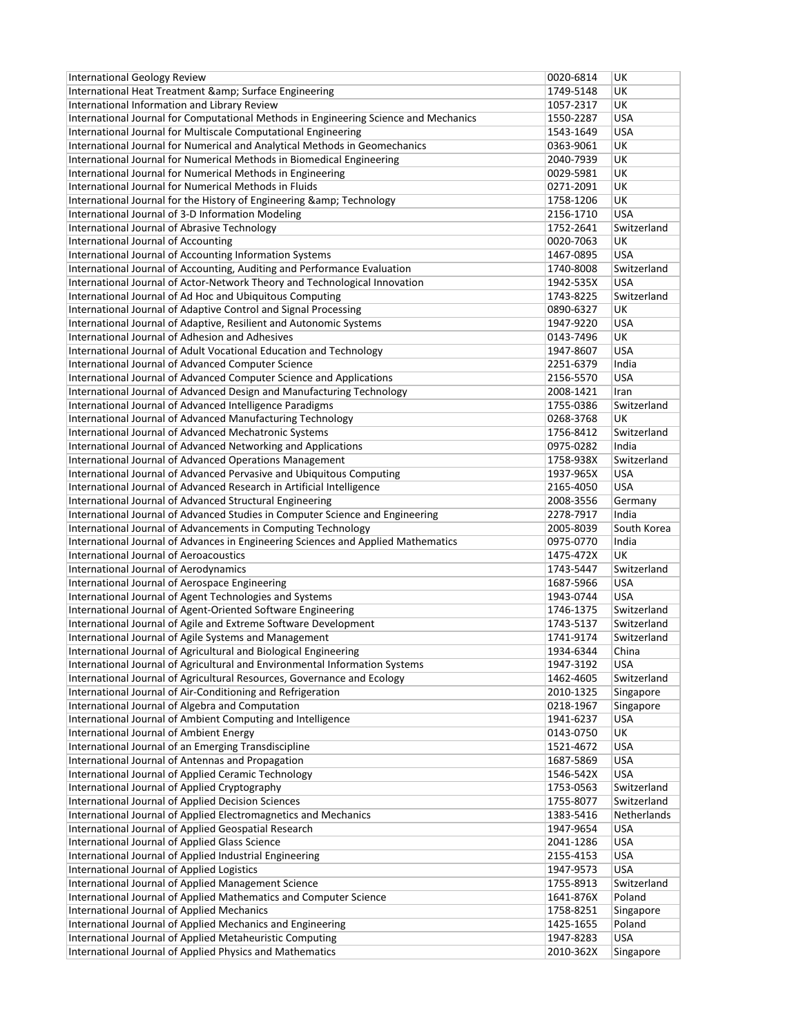| International Geology Review | 0020-6814 | UK |
|---|---|---|
| International Heat Treatment &amp; Surface Engineering | 1749-5148 | UK |
| International Information and Library Review | 1057-2317 | UK |
| International Journal for Computational Methods in Engineering Science and Mechanics | 1550-2287 | USA |
| International Journal for Multiscale Computational Engineering | 1543-1649 | USA |
| International Journal for Numerical and Analytical Methods in Geomechanics | 0363-9061 | UK |
| International Journal for Numerical Methods in Biomedical Engineering | 2040-7939 | UK |
| International Journal for Numerical Methods in Engineering | 0029-5981 | UK |
| International Journal for Numerical Methods in Fluids | 0271-2091 | UK |
| International Journal for the History of Engineering &amp; Technology | 1758-1206 | UK |
| International Journal of 3-D Information Modeling | 2156-1710 | USA |
| International Journal of Abrasive Technology | 1752-2641 | Switzerland |
| International Journal of Accounting | 0020-7063 | UK |
| International Journal of Accounting Information Systems | 1467-0895 | USA |
| International Journal of Accounting, Auditing and Performance Evaluation | 1740-8008 | Switzerland |
| International Journal of Actor-Network Theory and Technological Innovation | 1942-535X | USA |
| International Journal of Ad Hoc and Ubiquitous Computing | 1743-8225 | Switzerland |
| International Journal of Adaptive Control and Signal Processing | 0890-6327 | UK |
| International Journal of Adaptive, Resilient and Autonomic Systems | 1947-9220 | USA |
| International Journal of Adhesion and Adhesives | 0143-7496 | UK |
| International Journal of Adult Vocational Education and Technology | 1947-8607 | USA |
| International Journal of Advanced Computer Science | 2251-6379 | India |
| International Journal of Advanced Computer Science and Applications | 2156-5570 | USA |
| International Journal of Advanced Design and Manufacturing Technology | 2008-1421 | Iran |
| International Journal of Advanced Intelligence Paradigms | 1755-0386 | Switzerland |
| International Journal of Advanced Manufacturing Technology | 0268-3768 | UK |
| International Journal of Advanced Mechatronic Systems | 1756-8412 | Switzerland |
| International Journal of Advanced Networking and Applications | 0975-0282 | India |
| International Journal of Advanced Operations Management | 1758-938X | Switzerland |
| International Journal of Advanced Pervasive and Ubiquitous Computing | 1937-965X | USA |
| International Journal of Advanced Research in Artificial Intelligence | 2165-4050 | USA |
| International Journal of Advanced Structural Engineering | 2008-3556 | Germany |
| International Journal of Advanced Studies in Computer Science and Engineering | 2278-7917 | India |
| International Journal of Advancements in Computing Technology | 2005-8039 | South Korea |
| International Journal of Advances in Engineering Sciences and Applied Mathematics | 0975-0770 | India |
| International Journal of Aeroacoustics | 1475-472X | UK |
| International Journal of Aerodynamics | 1743-5447 | Switzerland |
| International Journal of Aerospace Engineering | 1687-5966 | USA |
| International Journal of Agent Technologies and Systems | 1943-0744 | USA |
| International Journal of Agent-Oriented Software Engineering | 1746-1375 | Switzerland |
| International Journal of Agile and Extreme Software Development | 1743-5137 | Switzerland |
| International Journal of Agile Systems and Management | 1741-9174 | Switzerland |
| International Journal of Agricultural and Biological Engineering | 1934-6344 | China |
| International Journal of Agricultural and Environmental Information Systems | 1947-3192 | USA |
| International Journal of Agricultural Resources, Governance and Ecology | 1462-4605 | Switzerland |
| International Journal of Air-Conditioning and Refrigeration | 2010-1325 | Singapore |
| International Journal of Algebra and Computation | 0218-1967 | Singapore |
| International Journal of Ambient Computing and Intelligence | 1941-6237 | USA |
| International Journal of Ambient Energy | 0143-0750 | UK |
| International Journal of an Emerging Transdiscipline | 1521-4672 | USA |
| International Journal of Antennas and Propagation | 1687-5869 | USA |
| International Journal of Applied Ceramic Technology | 1546-542X | USA |
| International Journal of Applied Cryptography | 1753-0563 | Switzerland |
| International Journal of Applied Decision Sciences | 1755-8077 | Switzerland |
| International Journal of Applied Electromagnetics and Mechanics | 1383-5416 | Netherlands |
| International Journal of Applied Geospatial Research | 1947-9654 | USA |
| International Journal of Applied Glass Science | 2041-1286 | USA |
| International Journal of Applied Industrial Engineering | 2155-4153 | USA |
| International Journal of Applied Logistics | 1947-9573 | USA |
| International Journal of Applied Management Science | 1755-8913 | Switzerland |
| International Journal of Applied Mathematics and Computer Science | 1641-876X | Poland |
| International Journal of Applied Mechanics | 1758-8251 | Singapore |
| International Journal of Applied Mechanics and Engineering | 1425-1655 | Poland |
| International Journal of Applied Metaheuristic Computing | 1947-8283 | USA |
| International Journal of Applied Physics and Mathematics | 2010-362X | Singapore |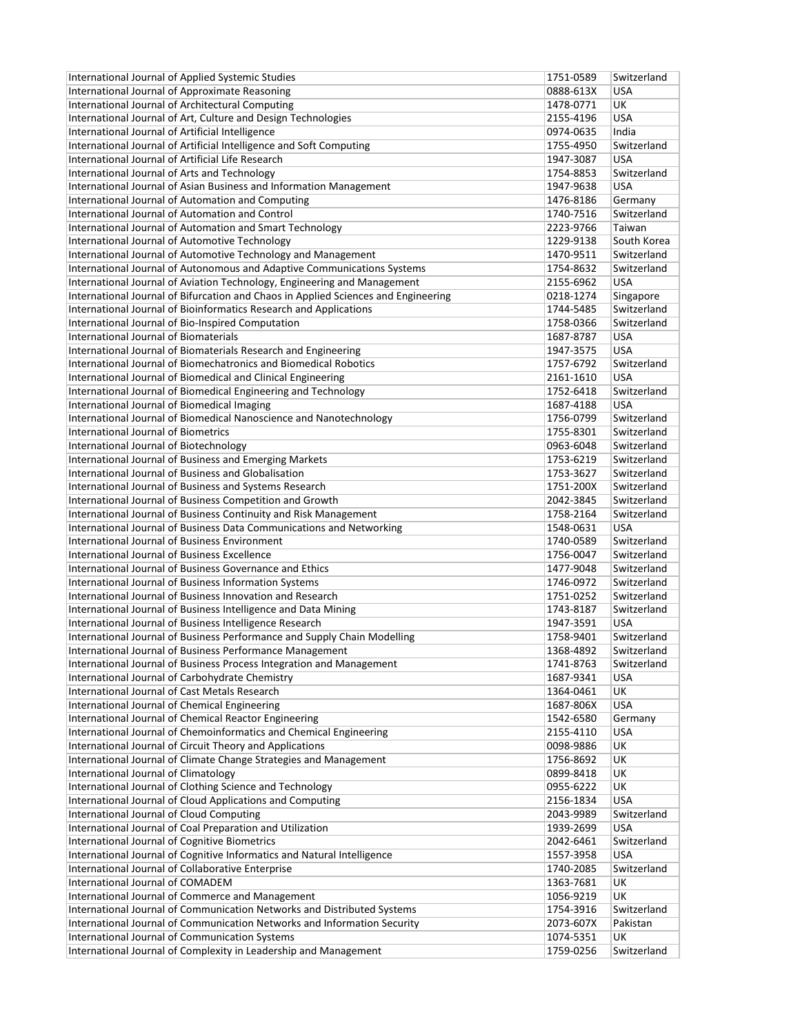| International Journal of Applied Systemic Studies | 1751-0589 | Switzerland |
|---|---|---|
| International Journal of Approximate Reasoning | 0888-613X | USA |
| International Journal of Architectural Computing | 1478-0771 | UK |
| International Journal of Art, Culture and Design Technologies | 2155-4196 | USA |
| International Journal of Artificial Intelligence | 0974-0635 | India |
| International Journal of Artificial Intelligence and Soft Computing | 1755-4950 | Switzerland |
| International Journal of Artificial Life Research | 1947-3087 | USA |
| International Journal of Arts and Technology | 1754-8853 | Switzerland |
| International Journal of Asian Business and Information Management | 1947-9638 | USA |
| International Journal of Automation and Computing | 1476-8186 | Germany |
| International Journal of Automation and Control | 1740-7516 | Switzerland |
| International Journal of Automation and Smart Technology | 2223-9766 | Taiwan |
| International Journal of Automotive Technology | 1229-9138 | South Korea |
| International Journal of Automotive Technology and Management | 1470-9511 | Switzerland |
| International Journal of Autonomous and Adaptive Communications Systems | 1754-8632 | Switzerland |
| International Journal of Aviation Technology, Engineering and Management | 2155-6962 | USA |
| International Journal of Bifurcation and Chaos in Applied Sciences and Engineering | 0218-1274 | Singapore |
| International Journal of Bioinformatics Research and Applications | 1744-5485 | Switzerland |
| International Journal of Bio-Inspired Computation | 1758-0366 | Switzerland |
| International Journal of Biomaterials | 1687-8787 | USA |
| International Journal of Biomaterials Research and Engineering | 1947-3575 | USA |
| International Journal of Biomechatronics and Biomedical Robotics | 1757-6792 | Switzerland |
| International Journal of Biomedical and Clinical Engineering | 2161-1610 | USA |
| International Journal of Biomedical Engineering and Technology | 1752-6418 | Switzerland |
| International Journal of Biomedical Imaging | 1687-4188 | USA |
| International Journal of Biomedical Nanoscience and Nanotechnology | 1756-0799 | Switzerland |
| International Journal of Biometrics | 1755-8301 | Switzerland |
| International Journal of Biotechnology | 0963-6048 | Switzerland |
| International Journal of Business and Emerging Markets | 1753-6219 | Switzerland |
| International Journal of Business and Globalisation | 1753-3627 | Switzerland |
| International Journal of Business and Systems Research | 1751-200X | Switzerland |
| International Journal of Business Competition and Growth | 2042-3845 | Switzerland |
| International Journal of Business Continuity and Risk Management | 1758-2164 | Switzerland |
| International Journal of Business Data Communications and Networking | 1548-0631 | USA |
| International Journal of Business Environment | 1740-0589 | Switzerland |
| International Journal of Business Excellence | 1756-0047 | Switzerland |
| International Journal of Business Governance and Ethics | 1477-9048 | Switzerland |
| International Journal of Business Information Systems | 1746-0972 | Switzerland |
| International Journal of Business Innovation and Research | 1751-0252 | Switzerland |
| International Journal of Business Intelligence and Data Mining | 1743-8187 | Switzerland |
| International Journal of Business Intelligence Research | 1947-3591 | USA |
| International Journal of Business Performance and Supply Chain Modelling | 1758-9401 | Switzerland |
| International Journal of Business Performance Management | 1368-4892 | Switzerland |
| International Journal of Business Process Integration and Management | 1741-8763 | Switzerland |
| International Journal of Carbohydrate Chemistry | 1687-9341 | USA |
| International Journal of Cast Metals Research | 1364-0461 | UK |
| International Journal of Chemical Engineering | 1687-806X | USA |
| International Journal of Chemical Reactor Engineering | 1542-6580 | Germany |
| International Journal of Chemoinformatics and Chemical Engineering | 2155-4110 | USA |
| International Journal of Circuit Theory and Applications | 0098-9886 | UK |
| International Journal of Climate Change Strategies and Management | 1756-8692 | UK |
| International Journal of Climatology | 0899-8418 | UK |
| International Journal of Clothing Science and Technology | 0955-6222 | UK |
| International Journal of Cloud Applications and Computing | 2156-1834 | USA |
| International Journal of Cloud Computing | 2043-9989 | Switzerland |
| International Journal of Coal Preparation and Utilization | 1939-2699 | USA |
| International Journal of Cognitive Biometrics | 2042-6461 | Switzerland |
| International Journal of Cognitive Informatics and Natural Intelligence | 1557-3958 | USA |
| International Journal of Collaborative Enterprise | 1740-2085 | Switzerland |
| International Journal of COMADEM | 1363-7681 | UK |
| International Journal of Commerce and Management | 1056-9219 | UK |
| International Journal of Communication Networks and Distributed Systems | 1754-3916 | Switzerland |
| International Journal of Communication Networks and Information Security | 2073-607X | Pakistan |
| International Journal of Communication Systems | 1074-5351 | UK |
| International Journal of Complexity in Leadership and Management | 1759-0256 | Switzerland |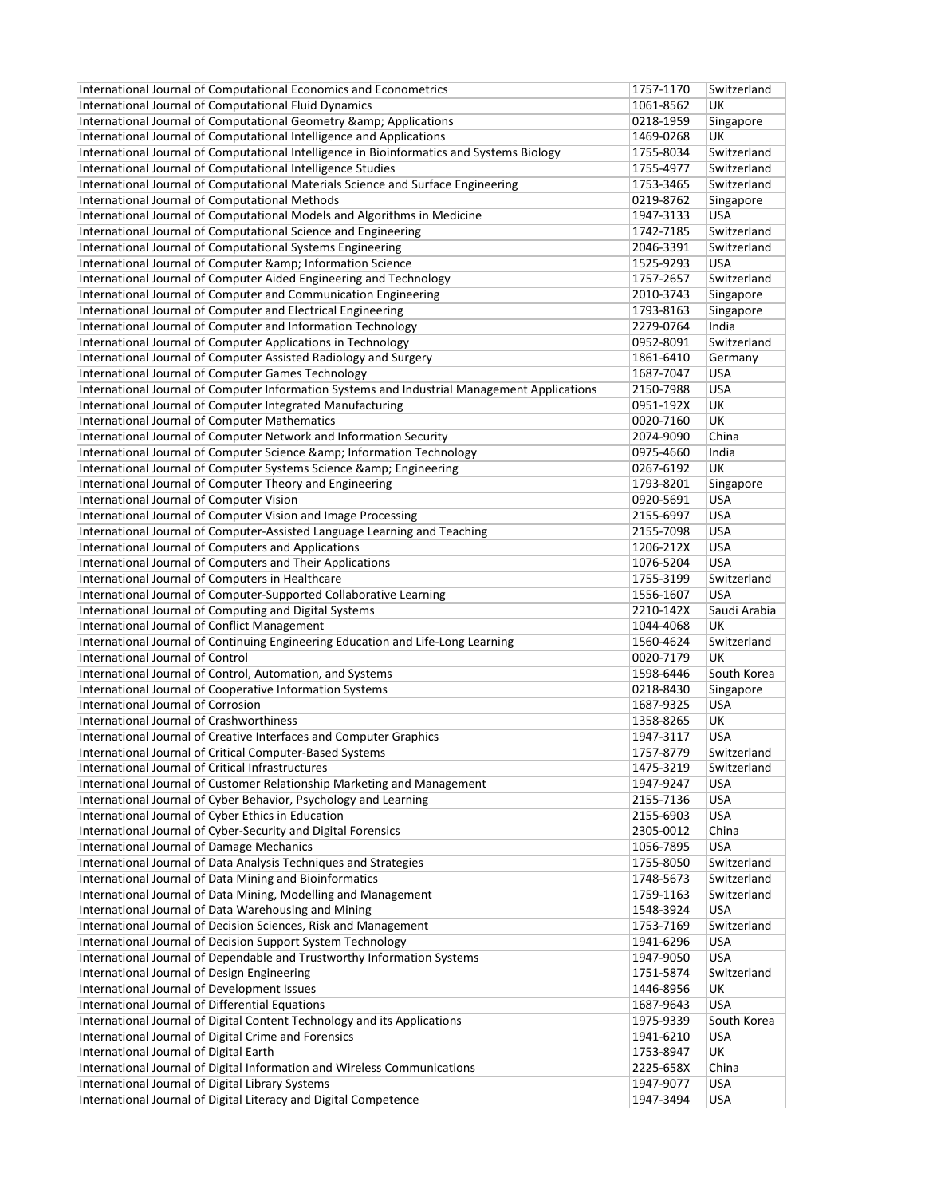| International Journal of Computational Economics and Econometrics | 1757-1170 | Switzerland |
|---|---|---|
| International Journal of Computational Fluid Dynamics | 1061-8562 | UK |
| International Journal of Computational Geometry &amp; Applications | 0218-1959 | Singapore |
| International Journal of Computational Intelligence and Applications | 1469-0268 | UK |
| International Journal of Computational Intelligence in Bioinformatics and Systems Biology | 1755-8034 | Switzerland |
| International Journal of Computational Intelligence Studies | 1755-4977 | Switzerland |
| International Journal of Computational Materials Science and Surface Engineering | 1753-3465 | Switzerland |
| International Journal of Computational Methods | 0219-8762 | Singapore |
| International Journal of Computational Models and Algorithms in Medicine | 1947-3133 | USA |
| International Journal of Computational Science and Engineering | 1742-7185 | Switzerland |
| International Journal of Computational Systems Engineering | 2046-3391 | Switzerland |
| International Journal of Computer &amp; Information Science | 1525-9293 | USA |
| International Journal of Computer Aided Engineering and Technology | 1757-2657 | Switzerland |
| International Journal of Computer and Communication Engineering | 2010-3743 | Singapore |
| International Journal of Computer and Electrical Engineering | 1793-8163 | Singapore |
| International Journal of Computer and Information Technology | 2279-0764 | India |
| International Journal of Computer Applications in Technology | 0952-8091 | Switzerland |
| International Journal of Computer Assisted Radiology and Surgery | 1861-6410 | Germany |
| International Journal of Computer Games Technology | 1687-7047 | USA |
| International Journal of Computer Information Systems and Industrial Management Applications | 2150-7988 | USA |
| International Journal of Computer Integrated Manufacturing | 0951-192X | UK |
| International Journal of Computer Mathematics | 0020-7160 | UK |
| International Journal of Computer Network and Information Security | 2074-9090 | China |
| International Journal of Computer Science &amp; Information Technology | 0975-4660 | India |
| International Journal of Computer Systems Science &amp; Engineering | 0267-6192 | UK |
| International Journal of Computer Theory and Engineering | 1793-8201 | Singapore |
| International Journal of Computer Vision | 0920-5691 | USA |
| International Journal of Computer Vision and Image Processing | 2155-6997 | USA |
| International Journal of Computer-Assisted Language Learning and Teaching | 2155-7098 | USA |
| International Journal of Computers and Applications | 1206-212X | USA |
| International Journal of Computers and Their Applications | 1076-5204 | USA |
| International Journal of Computers in Healthcare | 1755-3199 | Switzerland |
| International Journal of Computer-Supported Collaborative Learning | 1556-1607 | USA |
| International Journal of Computing and Digital Systems | 2210-142X | Saudi Arabia |
| International Journal of Conflict Management | 1044-4068 | UK |
| International Journal of Continuing Engineering Education and Life-Long Learning | 1560-4624 | Switzerland |
| International Journal of Control | 0020-7179 | UK |
| International Journal of Control, Automation, and Systems | 1598-6446 | South Korea |
| International Journal of Cooperative Information Systems | 0218-8430 | Singapore |
| International Journal of Corrosion | 1687-9325 | USA |
| International Journal of Crashworthiness | 1358-8265 | UK |
| International Journal of Creative Interfaces and Computer Graphics | 1947-3117 | USA |
| International Journal of Critical Computer-Based Systems | 1757-8779 | Switzerland |
| International Journal of Critical Infrastructures | 1475-3219 | Switzerland |
| International Journal of Customer Relationship Marketing and Management | 1947-9247 | USA |
| International Journal of Cyber Behavior, Psychology and Learning | 2155-7136 | USA |
| International Journal of Cyber Ethics in Education | 2155-6903 | USA |
| International Journal of Cyber-Security and Digital Forensics | 2305-0012 | China |
| International Journal of Damage Mechanics | 1056-7895 | USA |
| International Journal of Data Analysis Techniques and Strategies | 1755-8050 | Switzerland |
| International Journal of Data Mining and Bioinformatics | 1748-5673 | Switzerland |
| International Journal of Data Mining, Modelling and Management | 1759-1163 | Switzerland |
| International Journal of Data Warehousing and Mining | 1548-3924 | USA |
| International Journal of Decision Sciences, Risk and Management | 1753-7169 | Switzerland |
| International Journal of Decision Support System Technology | 1941-6296 | USA |
| International Journal of Dependable and Trustworthy Information Systems | 1947-9050 | USA |
| International Journal of Design Engineering | 1751-5874 | Switzerland |
| International Journal of Development Issues | 1446-8956 | UK |
| International Journal of Differential Equations | 1687-9643 | USA |
| International Journal of Digital Content Technology and its Applications | 1975-9339 | South Korea |
| International Journal of Digital Crime and Forensics | 1941-6210 | USA |
| International Journal of Digital Earth | 1753-8947 | UK |
| International Journal of Digital Information and Wireless Communications | 2225-658X | China |
| International Journal of Digital Library Systems | 1947-9077 | USA |
| International Journal of Digital Literacy and Digital Competence | 1947-3494 | USA |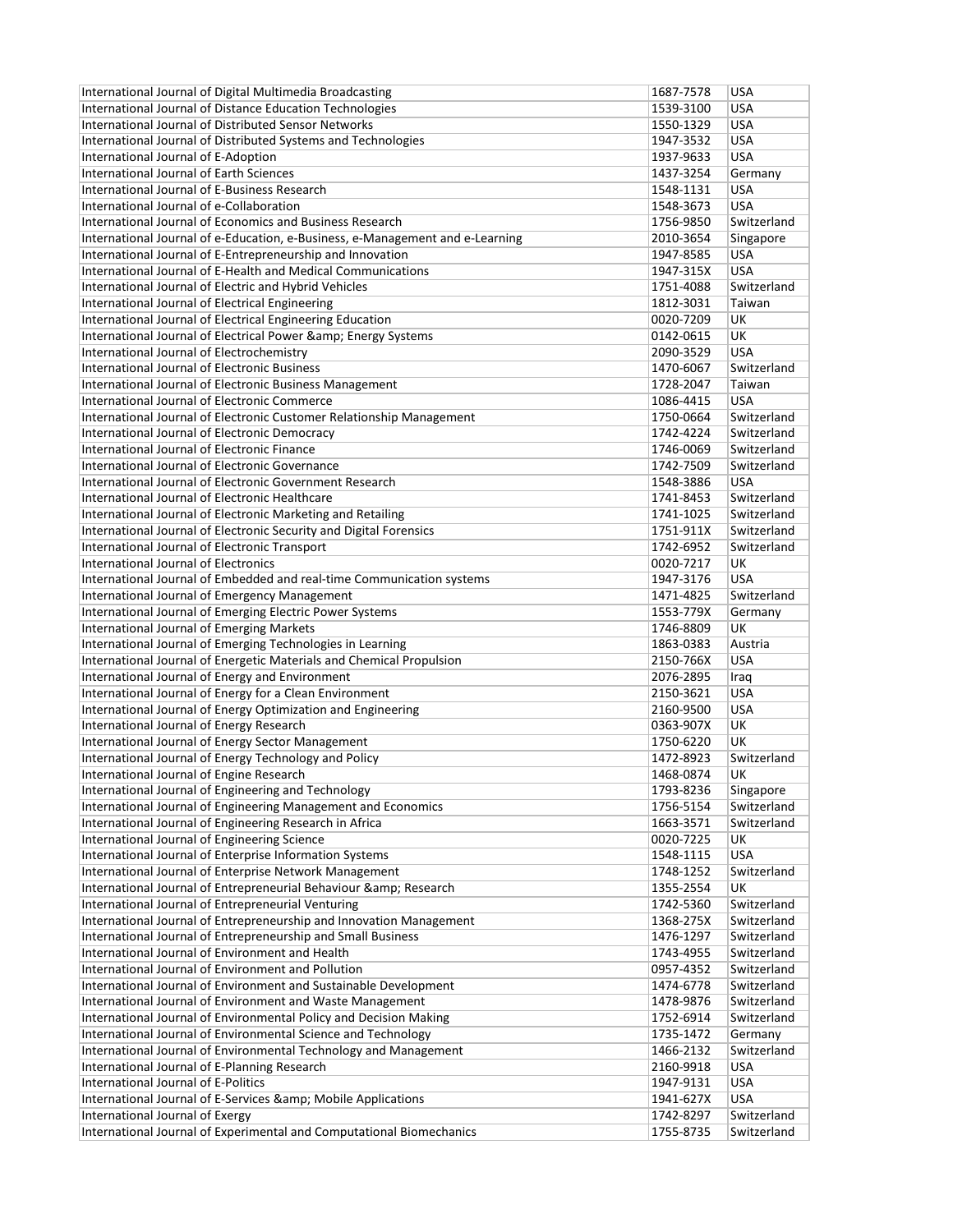| International Journal of Digital Multimedia Broadcasting | 1687-7578 | USA |
|---|---|---|
| International Journal of Distance Education Technologies | 1539-3100 | USA |
| International Journal of Distributed Sensor Networks | 1550-1329 | USA |
| International Journal of Distributed Systems and Technologies | 1947-3532 | USA |
| International Journal of E-Adoption | 1937-9633 | USA |
| International Journal of Earth Sciences | 1437-3254 | Germany |
| International Journal of E-Business Research | 1548-1131 | USA |
| International Journal of e-Collaboration | 1548-3673 | USA |
| International Journal of Economics and Business Research | 1756-9850 | Switzerland |
| International Journal of e-Education, e-Business, e-Management and e-Learning | 2010-3654 | Singapore |
| International Journal of E-Entrepreneurship and Innovation | 1947-8585 | USA |
| International Journal of E-Health and Medical Communications | 1947-315X | USA |
| International Journal of Electric and Hybrid Vehicles | 1751-4088 | Switzerland |
| International Journal of Electrical Engineering | 1812-3031 | Taiwan |
| International Journal of Electrical Engineering Education | 0020-7209 | UK |
| International Journal of Electrical Power &amp; Energy Systems | 0142-0615 | UK |
| International Journal of Electrochemistry | 2090-3529 | USA |
| International Journal of Electronic Business | 1470-6067 | Switzerland |
| International Journal of Electronic Business Management | 1728-2047 | Taiwan |
| International Journal of Electronic Commerce | 1086-4415 | USA |
| International Journal of Electronic Customer Relationship Management | 1750-0664 | Switzerland |
| International Journal of Electronic Democracy | 1742-4224 | Switzerland |
| International Journal of Electronic Finance | 1746-0069 | Switzerland |
| International Journal of Electronic Governance | 1742-7509 | Switzerland |
| International Journal of Electronic Government Research | 1548-3886 | USA |
| International Journal of Electronic Healthcare | 1741-8453 | Switzerland |
| International Journal of Electronic Marketing and Retailing | 1741-1025 | Switzerland |
| International Journal of Electronic Security and Digital Forensics | 1751-911X | Switzerland |
| International Journal of Electronic Transport | 1742-6952 | Switzerland |
| International Journal of Electronics | 0020-7217 | UK |
| International Journal of Embedded and real-time Communication systems | 1947-3176 | USA |
| International Journal of Emergency Management | 1471-4825 | Switzerland |
| International Journal of Emerging Electric Power Systems | 1553-779X | Germany |
| International Journal of Emerging Markets | 1746-8809 | UK |
| International Journal of Emerging Technologies in Learning | 1863-0383 | Austria |
| International Journal of Energetic Materials and Chemical Propulsion | 2150-766X | USA |
| International Journal of Energy and Environment | 2076-2895 | Iraq |
| International Journal of Energy for a Clean Environment | 2150-3621 | USA |
| International Journal of Energy Optimization and Engineering | 2160-9500 | USA |
| International Journal of Energy Research | 0363-907X | UK |
| International Journal of Energy Sector Management | 1750-6220 | UK |
| International Journal of Energy Technology and Policy | 1472-8923 | Switzerland |
| International Journal of Engine Research | 1468-0874 | UK |
| International Journal of Engineering and Technology | 1793-8236 | Singapore |
| International Journal of Engineering Management and Economics | 1756-5154 | Switzerland |
| International Journal of Engineering Research in Africa | 1663-3571 | Switzerland |
| International Journal of Engineering Science | 0020-7225 | UK |
| International Journal of Enterprise Information Systems | 1548-1115 | USA |
| International Journal of Enterprise Network Management | 1748-1252 | Switzerland |
| International Journal of Entrepreneurial Behaviour &amp; Research | 1355-2554 | UK |
| International Journal of Entrepreneurial Venturing | 1742-5360 | Switzerland |
| International Journal of Entrepreneurship and Innovation Management | 1368-275X | Switzerland |
| International Journal of Entrepreneurship and Small Business | 1476-1297 | Switzerland |
| International Journal of Environment and Health | 1743-4955 | Switzerland |
| International Journal of Environment and Pollution | 0957-4352 | Switzerland |
| International Journal of Environment and Sustainable Development | 1474-6778 | Switzerland |
| International Journal of Environment and Waste Management | 1478-9876 | Switzerland |
| International Journal of Environmental Policy and Decision Making | 1752-6914 | Switzerland |
| International Journal of Environmental Science and Technology | 1735-1472 | Germany |
| International Journal of Environmental Technology and Management | 1466-2132 | Switzerland |
| International Journal of E-Planning Research | 2160-9918 | USA |
| International Journal of E-Politics | 1947-9131 | USA |
| International Journal of E-Services &amp; Mobile Applications | 1941-627X | USA |
| International Journal of Exergy | 1742-8297 | Switzerland |
| International Journal of Experimental and Computational Biomechanics | 1755-8735 | Switzerland |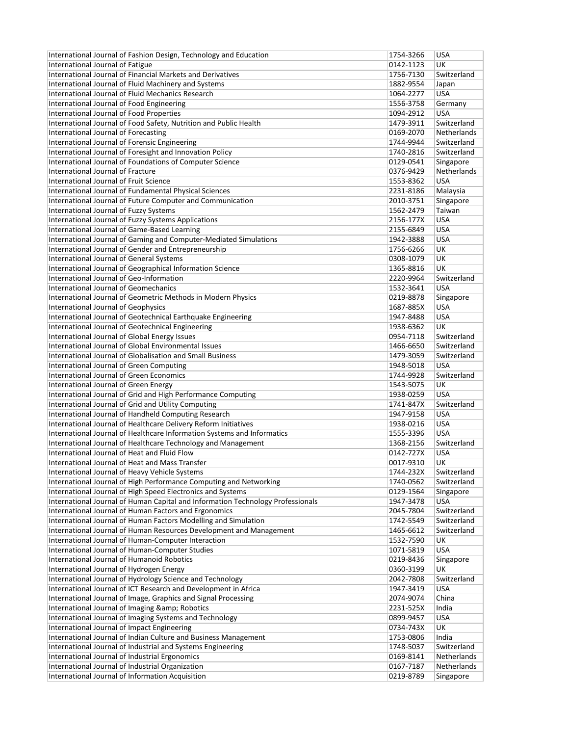| International Journal of Fashion Design, Technology and Education | 1754-3266 | USA |
|---|---|---|
| International Journal of Fatigue | 0142-1123 | UK |
| International Journal of Financial Markets and Derivatives | 1756-7130 | Switzerland |
| International Journal of Fluid Machinery and Systems | 1882-9554 | Japan |
| International Journal of Fluid Mechanics Research | 1064-2277 | USA |
| International Journal of Food Engineering | 1556-3758 | Germany |
| International Journal of Food Properties | 1094-2912 | USA |
| International Journal of Food Safety, Nutrition and Public Health | 1479-3911 | Switzerland |
| International Journal of Forecasting | 0169-2070 | Netherlands |
| International Journal of Forensic Engineering | 1744-9944 | Switzerland |
| International Journal of Foresight and Innovation Policy | 1740-2816 | Switzerland |
| International Journal of Foundations of Computer Science | 0129-0541 | Singapore |
| International Journal of Fracture | 0376-9429 | Netherlands |
| International Journal of Fruit Science | 1553-8362 | USA |
| International Journal of Fundamental Physical Sciences | 2231-8186 | Malaysia |
| International Journal of Future Computer and Communication | 2010-3751 | Singapore |
| International Journal of Fuzzy Systems | 1562-2479 | Taiwan |
| International Journal of Fuzzy Systems Applications | 2156-177X | USA |
| International Journal of Game-Based Learning | 2155-6849 | USA |
| International Journal of Gaming and Computer-Mediated Simulations | 1942-3888 | USA |
| International Journal of Gender and Entrepreneurship | 1756-6266 | UK |
| International Journal of General Systems | 0308-1079 | UK |
| International Journal of Geographical Information Science | 1365-8816 | UK |
| International Journal of Geo-Information | 2220-9964 | Switzerland |
| International Journal of Geomechanics | 1532-3641 | USA |
| International Journal of Geometric Methods in Modern Physics | 0219-8878 | Singapore |
| International Journal of Geophysics | 1687-885X | USA |
| International Journal of Geotechnical Earthquake Engineering | 1947-8488 | USA |
| International Journal of Geotechnical Engineering | 1938-6362 | UK |
| International Journal of Global Energy Issues | 0954-7118 | Switzerland |
| International Journal of Global Environmental Issues | 1466-6650 | Switzerland |
| International Journal of Globalisation and Small Business | 1479-3059 | Switzerland |
| International Journal of Green Computing | 1948-5018 | USA |
| International Journal of Green Economics | 1744-9928 | Switzerland |
| International Journal of Green Energy | 1543-5075 | UK |
| International Journal of Grid and High Performance Computing | 1938-0259 | USA |
| International Journal of Grid and Utility Computing | 1741-847X | Switzerland |
| International Journal of Handheld Computing Research | 1947-9158 | USA |
| International Journal of Healthcare Delivery Reform Initiatives | 1938-0216 | USA |
| International Journal of Healthcare Information Systems and Informatics | 1555-3396 | USA |
| International Journal of Healthcare Technology and Management | 1368-2156 | Switzerland |
| International Journal of Heat and Fluid Flow | 0142-727X | USA |
| International Journal of Heat and Mass Transfer | 0017-9310 | UK |
| International Journal of Heavy Vehicle Systems | 1744-232X | Switzerland |
| International Journal of High Performance Computing and Networking | 1740-0562 | Switzerland |
| International Journal of High Speed Electronics and Systems | 0129-1564 | Singapore |
| International Journal of Human Capital and Information Technology Professionals | 1947-3478 | USA |
| International Journal of Human Factors and Ergonomics | 2045-7804 | Switzerland |
| International Journal of Human Factors Modelling and Simulation | 1742-5549 | Switzerland |
| International Journal of Human Resources Development and Management | 1465-6612 | Switzerland |
| International Journal of Human-Computer Interaction | 1532-7590 | UK |
| International Journal of Human-Computer Studies | 1071-5819 | USA |
| International Journal of Humanoid Robotics | 0219-8436 | Singapore |
| International Journal of Hydrogen Energy | 0360-3199 | UK |
| International Journal of Hydrology Science and Technology | 2042-7808 | Switzerland |
| International Journal of ICT Research and Development in Africa | 1947-3419 | USA |
| International Journal of Image, Graphics and Signal Processing | 2074-9074 | China |
| International Journal of Imaging &amp; Robotics | 2231-525X | India |
| International Journal of Imaging Systems and Technology | 0899-9457 | USA |
| International Journal of Impact Engineering | 0734-743X | UK |
| International Journal of Indian Culture and Business Management | 1753-0806 | India |
| International Journal of Industrial and Systems Engineering | 1748-5037 | Switzerland |
| International Journal of Industrial Ergonomics | 0169-8141 | Netherlands |
| International Journal of Industrial Organization | 0167-7187 | Netherlands |
| International Journal of Information Acquisition | 0219-8789 | Singapore |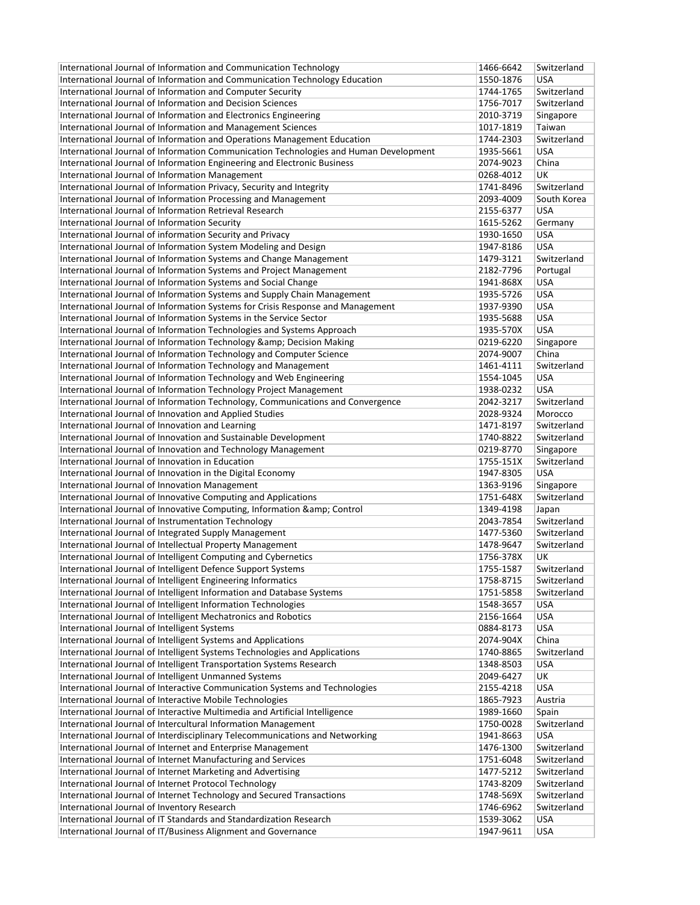| International Journal of Information and Communication Technology | 1466-6642 | Switzerland |
|---|---|---|
| International Journal of Information and Communication Technology Education | 1550-1876 | USA |
| International Journal of Information and Computer Security | 1744-1765 | Switzerland |
| International Journal of Information and Decision Sciences | 1756-7017 | Switzerland |
| International Journal of Information and Electronics Engineering | 2010-3719 | Singapore |
| International Journal of Information and Management Sciences | 1017-1819 | Taiwan |
| International Journal of Information and Operations Management Education | 1744-2303 | Switzerland |
| International Journal of Information Communication Technologies and Human Development | 1935-5661 | USA |
| International Journal of Information Engineering and Electronic Business | 2074-9023 | China |
| International Journal of Information Management | 0268-4012 | UK |
| International Journal of Information Privacy, Security and Integrity | 1741-8496 | Switzerland |
| International Journal of Information Processing and Management | 2093-4009 | South Korea |
| International Journal of Information Retrieval Research | 2155-6377 | USA |
| International Journal of Information Security | 1615-5262 | Germany |
| International Journal of information Security and Privacy | 1930-1650 | USA |
| International Journal of Information System Modeling and Design | 1947-8186 | USA |
| International Journal of Information Systems and Change Management | 1479-3121 | Switzerland |
| International Journal of Information Systems and Project Management | 2182-7796 | Portugal |
| International Journal of Information Systems and Social Change | 1941-868X | USA |
| International Journal of Information Systems and Supply Chain Management | 1935-5726 | USA |
| International Journal of Information Systems for Crisis Response and Management | 1937-9390 | USA |
| International Journal of Information Systems in the Service Sector | 1935-5688 | USA |
| International Journal of Information Technologies and Systems Approach | 1935-570X | USA |
| International Journal of Information Technology &amp; Decision Making | 0219-6220 | Singapore |
| International Journal of Information Technology and Computer Science | 2074-9007 | China |
| International Journal of Information Technology and Management | 1461-4111 | Switzerland |
| International Journal of Information Technology and Web Engineering | 1554-1045 | USA |
| International Journal of Information Technology Project Management | 1938-0232 | USA |
| International Journal of Information Technology, Communications and Convergence | 2042-3217 | Switzerland |
| International Journal of Innovation and Applied Studies | 2028-9324 | Morocco |
| International Journal of Innovation and Learning | 1471-8197 | Switzerland |
| International Journal of Innovation and Sustainable Development | 1740-8822 | Switzerland |
| International Journal of Innovation and Technology Management | 0219-8770 | Singapore |
| International Journal of Innovation in Education | 1755-151X | Switzerland |
| International Journal of Innovation in the Digital Economy | 1947-8305 | USA |
| International Journal of Innovation Management | 1363-9196 | Singapore |
| International Journal of Innovative Computing and Applications | 1751-648X | Switzerland |
| International Journal of Innovative Computing, Information &amp; Control | 1349-4198 | Japan |
| International Journal of Instrumentation Technology | 2043-7854 | Switzerland |
| International Journal of Integrated Supply Management | 1477-5360 | Switzerland |
| International Journal of Intellectual Property Management | 1478-9647 | Switzerland |
| International Journal of Intelligent Computing and Cybernetics | 1756-378X | UK |
| International Journal of Intelligent Defence Support Systems | 1755-1587 | Switzerland |
| International Journal of Intelligent Engineering Informatics | 1758-8715 | Switzerland |
| International Journal of Intelligent Information and Database Systems | 1751-5858 | Switzerland |
| International Journal of Intelligent Information Technologies | 1548-3657 | USA |
| International Journal of Intelligent Mechatronics and Robotics | 2156-1664 | USA |
| International Journal of Intelligent Systems | 0884-8173 | USA |
| International Journal of Intelligent Systems and Applications | 2074-904X | China |
| International Journal of Intelligent Systems Technologies and Applications | 1740-8865 | Switzerland |
| International Journal of Intelligent Transportation Systems Research | 1348-8503 | USA |
| International Journal of Intelligent Unmanned Systems | 2049-6427 | UK |
| International Journal of Interactive Communication Systems and Technologies | 2155-4218 | USA |
| International Journal of Interactive Mobile Technologies | 1865-7923 | Austria |
| International Journal of Interactive Multimedia and Artificial Intelligence | 1989-1660 | Spain |
| International Journal of Intercultural Information Management | 1750-0028 | Switzerland |
| International Journal of Interdisciplinary Telecommunications and Networking | 1941-8663 | USA |
| International Journal of Internet and Enterprise Management | 1476-1300 | Switzerland |
| International Journal of Internet Manufacturing and Services | 1751-6048 | Switzerland |
| International Journal of Internet Marketing and Advertising | 1477-5212 | Switzerland |
| International Journal of Internet Protocol Technology | 1743-8209 | Switzerland |
| International Journal of Internet Technology and Secured Transactions | 1748-569X | Switzerland |
| International Journal of Inventory Research | 1746-6962 | Switzerland |
| International Journal of IT Standards and Standardization Research | 1539-3062 | USA |
| International Journal of IT/Business Alignment and Governance | 1947-9611 | USA |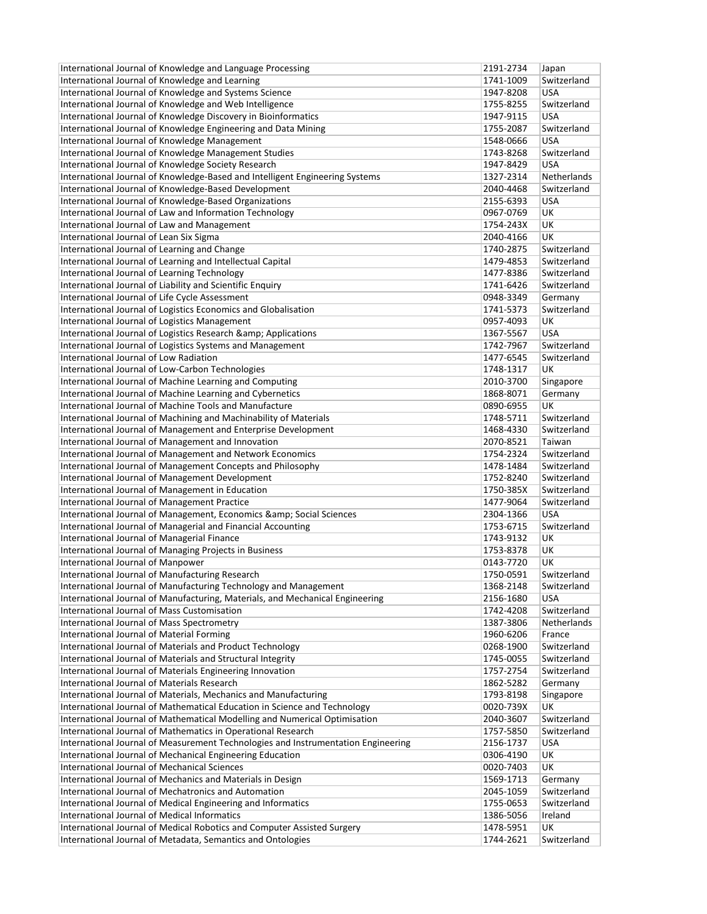| International Journal of Knowledge and Language Processing | 2191-2734 | Japan |
|---|---|---|
| International Journal of Knowledge and Learning | 1741-1009 | Switzerland |
| International Journal of Knowledge and Systems Science | 1947-8208 | USA |
| International Journal of Knowledge and Web Intelligence | 1755-8255 | Switzerland |
| International Journal of Knowledge Discovery in Bioinformatics | 1947-9115 | USA |
| International Journal of Knowledge Engineering and Data Mining | 1755-2087 | Switzerland |
| International Journal of Knowledge Management | 1548-0666 | USA |
| International Journal of Knowledge Management Studies | 1743-8268 | Switzerland |
| International Journal of Knowledge Society Research | 1947-8429 | USA |
| International Journal of Knowledge-Based and Intelligent Engineering Systems | 1327-2314 | Netherlands |
| International Journal of Knowledge-Based Development | 2040-4468 | Switzerland |
| International Journal of Knowledge-Based Organizations | 2155-6393 | USA |
| International Journal of Law and Information Technology | 0967-0769 | UK |
| International Journal of Law and Management | 1754-243X | UK |
| International Journal of Lean Six Sigma | 2040-4166 | UK |
| International Journal of Learning and Change | 1740-2875 | Switzerland |
| International Journal of Learning and Intellectual Capital | 1479-4853 | Switzerland |
| International Journal of Learning Technology | 1477-8386 | Switzerland |
| International Journal of Liability and Scientific Enquiry | 1741-6426 | Switzerland |
| International Journal of Life Cycle Assessment | 0948-3349 | Germany |
| International Journal of Logistics Economics and Globalisation | 1741-5373 | Switzerland |
| International Journal of Logistics Management | 0957-4093 | UK |
| International Journal of Logistics Research &amp; Applications | 1367-5567 | USA |
| International Journal of Logistics Systems and Management | 1742-7967 | Switzerland |
| International Journal of Low Radiation | 1477-6545 | Switzerland |
| International Journal of Low-Carbon Technologies | 1748-1317 | UK |
| International Journal of Machine Learning and Computing | 2010-3700 | Singapore |
| International Journal of Machine Learning and Cybernetics | 1868-8071 | Germany |
| International Journal of Machine Tools and Manufacture | 0890-6955 | UK |
| International Journal of Machining and Machinability of Materials | 1748-5711 | Switzerland |
| International Journal of Management and Enterprise Development | 1468-4330 | Switzerland |
| International Journal of Management and Innovation | 2070-8521 | Taiwan |
| International Journal of Management and Network Economics | 1754-2324 | Switzerland |
| International Journal of Management Concepts and Philosophy | 1478-1484 | Switzerland |
| International Journal of Management Development | 1752-8240 | Switzerland |
| International Journal of Management in Education | 1750-385X | Switzerland |
| International Journal of Management Practice | 1477-9064 | Switzerland |
| International Journal of Management, Economics &amp; Social Sciences | 2304-1366 | USA |
| International Journal of Managerial and Financial Accounting | 1753-6715 | Switzerland |
| International Journal of Managerial Finance | 1743-9132 | UK |
| International Journal of Managing Projects in Business | 1753-8378 | UK |
| International Journal of Manpower | 0143-7720 | UK |
| International Journal of Manufacturing Research | 1750-0591 | Switzerland |
| International Journal of Manufacturing Technology and Management | 1368-2148 | Switzerland |
| International Journal of Manufacturing, Materials, and Mechanical Engineering | 2156-1680 | USA |
| International Journal of Mass Customisation | 1742-4208 | Switzerland |
| International Journal of Mass Spectrometry | 1387-3806 | Netherlands |
| International Journal of Material Forming | 1960-6206 | France |
| International Journal of Materials and Product Technology | 0268-1900 | Switzerland |
| International Journal of Materials and Structural Integrity | 1745-0055 | Switzerland |
| International Journal of Materials Engineering Innovation | 1757-2754 | Switzerland |
| International Journal of Materials Research | 1862-5282 | Germany |
| International Journal of Materials, Mechanics and Manufacturing | 1793-8198 | Singapore |
| International Journal of Mathematical Education in Science and Technology | 0020-739X | UK |
| International Journal of Mathematical Modelling and Numerical Optimisation | 2040-3607 | Switzerland |
| International Journal of Mathematics in Operational Research | 1757-5850 | Switzerland |
| International Journal of Measurement Technologies and Instrumentation Engineering | 2156-1737 | USA |
| International Journal of Mechanical Engineering Education | 0306-4190 | UK |
| International Journal of Mechanical Sciences | 0020-7403 | UK |
| International Journal of Mechanics and Materials in Design | 1569-1713 | Germany |
| International Journal of Mechatronics and Automation | 2045-1059 | Switzerland |
| International Journal of Medical Engineering and Informatics | 1755-0653 | Switzerland |
| International Journal of Medical Informatics | 1386-5056 | Ireland |
| International Journal of Medical Robotics and Computer Assisted Surgery | 1478-5951 | UK |
| International Journal of Metadata, Semantics and Ontologies | 1744-2621 | Switzerland |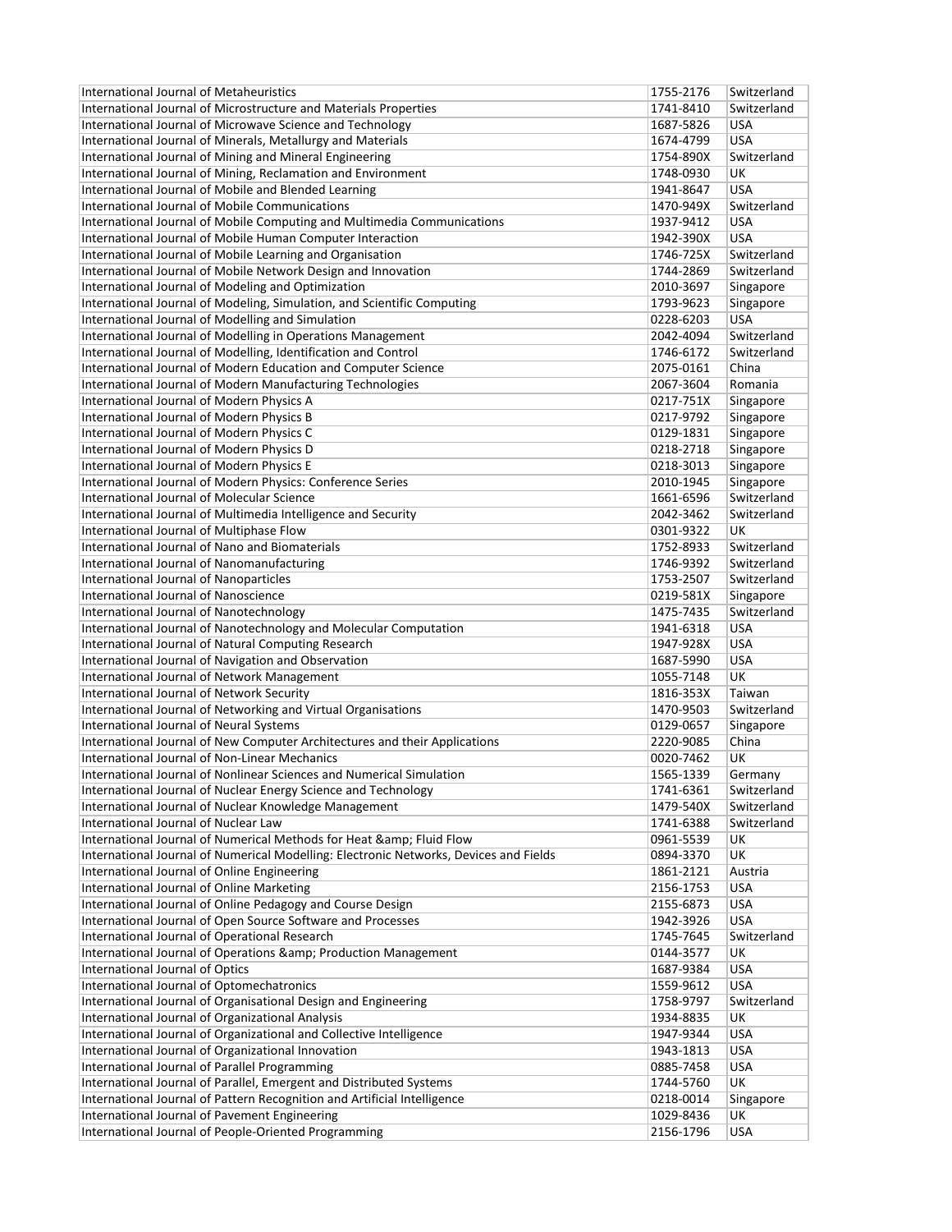| International Journal of Metaheuristics | 1755-2176 | Switzerland |
|---|---|---|
| International Journal of Microstructure and Materials Properties | 1741-8410 | Switzerland |
| International Journal of Microwave Science and Technology | 1687-5826 | USA |
| International Journal of Minerals, Metallurgy and Materials | 1674-4799 | USA |
| International Journal of Mining and Mineral Engineering | 1754-890X | Switzerland |
| International Journal of Mining, Reclamation and Environment | 1748-0930 | UK |
| International Journal of Mobile and Blended Learning | 1941-8647 | USA |
| International Journal of Mobile Communications | 1470-949X | Switzerland |
| International Journal of Mobile Computing and Multimedia Communications | 1937-9412 | USA |
| International Journal of Mobile Human Computer Interaction | 1942-390X | USA |
| International Journal of Mobile Learning and Organisation | 1746-725X | Switzerland |
| International Journal of Mobile Network Design and Innovation | 1744-2869 | Switzerland |
| International Journal of Modeling and Optimization | 2010-3697 | Singapore |
| International Journal of Modeling, Simulation, and Scientific Computing | 1793-9623 | Singapore |
| International Journal of Modelling and Simulation | 0228-6203 | USA |
| International Journal of Modelling in Operations Management | 2042-4094 | Switzerland |
| International Journal of Modelling, Identification and Control | 1746-6172 | Switzerland |
| International Journal of Modern Education and Computer Science | 2075-0161 | China |
| International Journal of Modern Manufacturing Technologies | 2067-3604 | Romania |
| International Journal of Modern Physics A | 0217-751X | Singapore |
| International Journal of Modern Physics B | 0217-9792 | Singapore |
| International Journal of Modern Physics C | 0129-1831 | Singapore |
| International Journal of Modern Physics D | 0218-2718 | Singapore |
| International Journal of Modern Physics E | 0218-3013 | Singapore |
| International Journal of Modern Physics: Conference Series | 2010-1945 | Singapore |
| International Journal of Molecular Science | 1661-6596 | Switzerland |
| International Journal of Multimedia Intelligence and Security | 2042-3462 | Switzerland |
| International Journal of Multiphase Flow | 0301-9322 | UK |
| International Journal of Nano and Biomaterials | 1752-8933 | Switzerland |
| International Journal of Nanomanufacturing | 1746-9392 | Switzerland |
| International Journal of Nanoparticles | 1753-2507 | Switzerland |
| International Journal of Nanoscience | 0219-581X | Singapore |
| International Journal of Nanotechnology | 1475-7435 | Switzerland |
| International Journal of Nanotechnology and Molecular Computation | 1941-6318 | USA |
| International Journal of Natural Computing Research | 1947-928X | USA |
| International Journal of Navigation and Observation | 1687-5990 | USA |
| International Journal of Network Management | 1055-7148 | UK |
| International Journal of Network Security | 1816-353X | Taiwan |
| International Journal of Networking and Virtual Organisations | 1470-9503 | Switzerland |
| International Journal of Neural Systems | 0129-0657 | Singapore |
| International Journal of New Computer Architectures and their Applications | 2220-9085 | China |
| International Journal of Non-Linear Mechanics | 0020-7462 | UK |
| International Journal of Nonlinear Sciences and Numerical Simulation | 1565-1339 | Germany |
| International Journal of Nuclear Energy Science and Technology | 1741-6361 | Switzerland |
| International Journal of Nuclear Knowledge Management | 1479-540X | Switzerland |
| International Journal of Nuclear Law | 1741-6388 | Switzerland |
| International Journal of Numerical Methods for Heat &amp; Fluid Flow | 0961-5539 | UK |
| International Journal of Numerical Modelling: Electronic Networks, Devices and Fields | 0894-3370 | UK |
| International Journal of Online Engineering | 1861-2121 | Austria |
| International Journal of Online Marketing | 2156-1753 | USA |
| International Journal of Online Pedagogy and Course Design | 2155-6873 | USA |
| International Journal of Open Source Software and Processes | 1942-3926 | USA |
| International Journal of Operational Research | 1745-7645 | Switzerland |
| International Journal of Operations &amp; Production Management | 0144-3577 | UK |
| International Journal of Optics | 1687-9384 | USA |
| International Journal of Optomechatronics | 1559-9612 | USA |
| International Journal of Organisational Design and Engineering | 1758-9797 | Switzerland |
| International Journal of Organizational Analysis | 1934-8835 | UK |
| International Journal of Organizational and Collective Intelligence | 1947-9344 | USA |
| International Journal of Organizational Innovation | 1943-1813 | USA |
| International Journal of Parallel Programming | 0885-7458 | USA |
| International Journal of Parallel, Emergent and Distributed Systems | 1744-5760 | UK |
| International Journal of Pattern Recognition and Artificial Intelligence | 0218-0014 | Singapore |
| International Journal of Pavement Engineering | 1029-8436 | UK |
| International Journal of People-Oriented Programming | 2156-1796 | USA |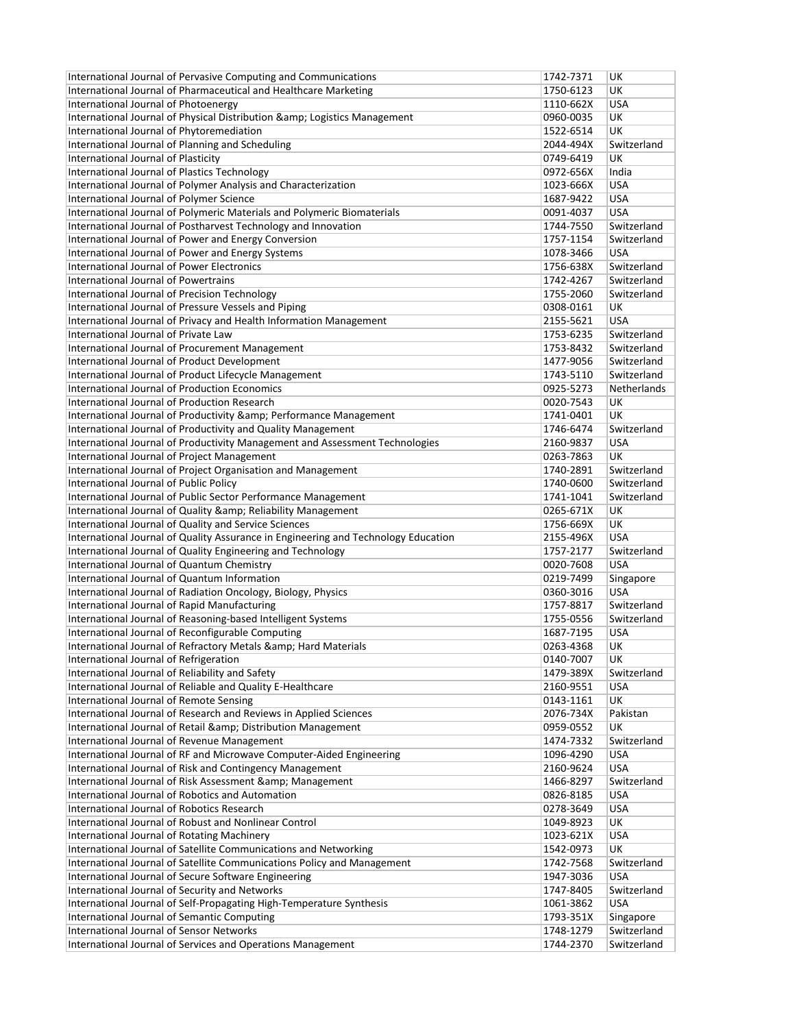| International Journal of Pervasive Computing and Communications | 1742-7371 | UK |
|---|---|---|
| International Journal of Pharmaceutical and Healthcare Marketing | 1750-6123 | UK |
| International Journal of Photoenergy | 1110-662X | USA |
| International Journal of Physical Distribution &amp; Logistics Management | 0960-0035 | UK |
| International Journal of Phytoremediation | 1522-6514 | UK |
| International Journal of Planning and Scheduling | 2044-494X | Switzerland |
| International Journal of Plasticity | 0749-6419 | UK |
| International Journal of Plastics Technology | 0972-656X | India |
| International Journal of Polymer Analysis and Characterization | 1023-666X | USA |
| International Journal of Polymer Science | 1687-9422 | USA |
| International Journal of Polymeric Materials and Polymeric Biomaterials | 0091-4037 | USA |
| International Journal of Postharvest Technology and Innovation | 1744-7550 | Switzerland |
| International Journal of Power and Energy Conversion | 1757-1154 | Switzerland |
| International Journal of Power and Energy Systems | 1078-3466 | USA |
| International Journal of Power Electronics | 1756-638X | Switzerland |
| International Journal of Powertrains | 1742-4267 | Switzerland |
| International Journal of Precision Technology | 1755-2060 | Switzerland |
| International Journal of Pressure Vessels and Piping | 0308-0161 | UK |
| International Journal of Privacy and Health Information Management | 2155-5621 | USA |
| International Journal of Private Law | 1753-6235 | Switzerland |
| International Journal of Procurement Management | 1753-8432 | Switzerland |
| International Journal of Product Development | 1477-9056 | Switzerland |
| International Journal of Product Lifecycle Management | 1743-5110 | Switzerland |
| International Journal of Production Economics | 0925-5273 | Netherlands |
| International Journal of Production Research | 0020-7543 | UK |
| International Journal of Productivity &amp; Performance Management | 1741-0401 | UK |
| International Journal of Productivity and Quality Management | 1746-6474 | Switzerland |
| International Journal of Productivity Management and Assessment Technologies | 2160-9837 | USA |
| International Journal of Project Management | 0263-7863 | UK |
| International Journal of Project Organisation and Management | 1740-2891 | Switzerland |
| International Journal of Public Policy | 1740-0600 | Switzerland |
| International Journal of Public Sector Performance Management | 1741-1041 | Switzerland |
| International Journal of Quality &amp; Reliability Management | 0265-671X | UK |
| International Journal of Quality and Service Sciences | 1756-669X | UK |
| International Journal of Quality Assurance in Engineering and Technology Education | 2155-496X | USA |
| International Journal of Quality Engineering and Technology | 1757-2177 | Switzerland |
| International Journal of Quantum Chemistry | 0020-7608 | USA |
| International Journal of Quantum Information | 0219-7499 | Singapore |
| International Journal of Radiation Oncology, Biology, Physics | 0360-3016 | USA |
| International Journal of Rapid Manufacturing | 1757-8817 | Switzerland |
| International Journal of Reasoning-based Intelligent Systems | 1755-0556 | Switzerland |
| International Journal of Reconfigurable Computing | 1687-7195 | USA |
| International Journal of Refractory Metals &amp; Hard Materials | 0263-4368 | UK |
| International Journal of Refrigeration | 0140-7007 | UK |
| International Journal of Reliability and Safety | 1479-389X | Switzerland |
| International Journal of Reliable and Quality E-Healthcare | 2160-9551 | USA |
| International Journal of Remote Sensing | 0143-1161 | UK |
| International Journal of Research and Reviews in Applied Sciences | 2076-734X | Pakistan |
| International Journal of Retail &amp; Distribution Management | 0959-0552 | UK |
| International Journal of Revenue Management | 1474-7332 | Switzerland |
| International Journal of RF and Microwave Computer-Aided Engineering | 1096-4290 | USA |
| International Journal of Risk and Contingency Management | 2160-9624 | USA |
| International Journal of Risk Assessment &amp; Management | 1466-8297 | Switzerland |
| International Journal of Robotics and Automation | 0826-8185 | USA |
| International Journal of Robotics Research | 0278-3649 | USA |
| International Journal of Robust and Nonlinear Control | 1049-8923 | UK |
| International Journal of Rotating Machinery | 1023-621X | USA |
| International Journal of Satellite Communications and Networking | 1542-0973 | UK |
| International Journal of Satellite Communications Policy and Management | 1742-7568 | Switzerland |
| International Journal of Secure Software Engineering | 1947-3036 | USA |
| International Journal of Security and Networks | 1747-8405 | Switzerland |
| International Journal of Self-Propagating High-Temperature Synthesis | 1061-3862 | USA |
| International Journal of Semantic Computing | 1793-351X | Singapore |
| International Journal of Sensor Networks | 1748-1279 | Switzerland |
| International Journal of Services and Operations Management | 1744-2370 | Switzerland |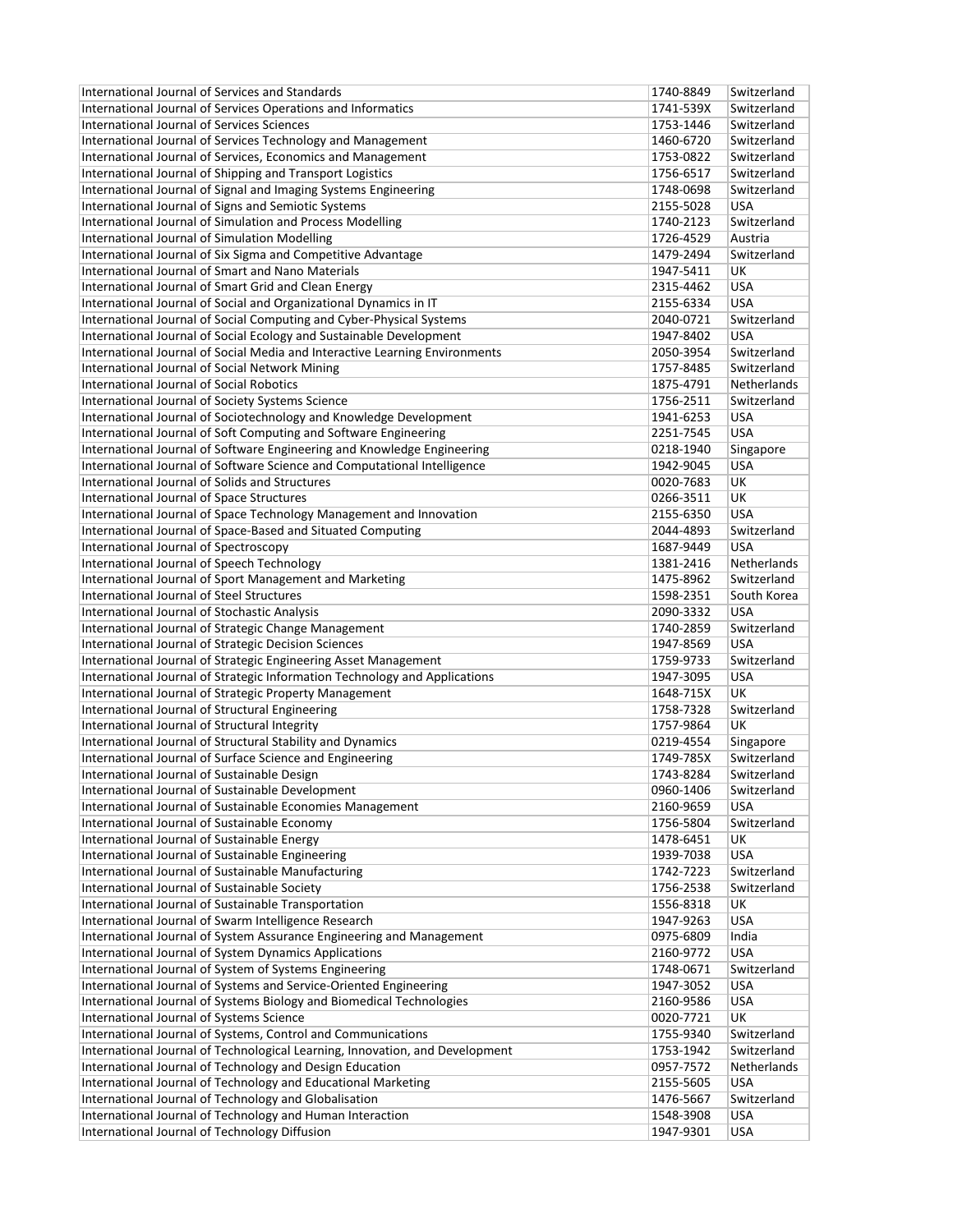| International Journal of Services and Standards | 1740-8849 | Switzerland |
|---|---|---|
| International Journal of Services Operations and Informatics | 1741-539X | Switzerland |
| International Journal of Services Sciences | 1753-1446 | Switzerland |
| International Journal of Services Technology and Management | 1460-6720 | Switzerland |
| International Journal of Services, Economics and Management | 1753-0822 | Switzerland |
| International Journal of Shipping and Transport Logistics | 1756-6517 | Switzerland |
| International Journal of Signal and Imaging Systems Engineering | 1748-0698 | Switzerland |
| International Journal of Signs and Semiotic Systems | 2155-5028 | USA |
| International Journal of Simulation and Process Modelling | 1740-2123 | Switzerland |
| International Journal of Simulation Modelling | 1726-4529 | Austria |
| International Journal of Six Sigma and Competitive Advantage | 1479-2494 | Switzerland |
| International Journal of Smart and Nano Materials | 1947-5411 | UK |
| International Journal of Smart Grid and Clean Energy | 2315-4462 | USA |
| International Journal of Social and Organizational Dynamics in IT | 2155-6334 | USA |
| International Journal of Social Computing and Cyber-Physical Systems | 2040-0721 | Switzerland |
| International Journal of Social Ecology and Sustainable Development | 1947-8402 | USA |
| International Journal of Social Media and Interactive Learning Environments | 2050-3954 | Switzerland |
| International Journal of Social Network Mining | 1757-8485 | Switzerland |
| International Journal of Social Robotics | 1875-4791 | Netherlands |
| International Journal of Society Systems Science | 1756-2511 | Switzerland |
| International Journal of Sociotechnology and Knowledge Development | 1941-6253 | USA |
| International Journal of Soft Computing and Software Engineering | 2251-7545 | USA |
| International Journal of Software Engineering and Knowledge Engineering | 0218-1940 | Singapore |
| International Journal of Software Science and Computational Intelligence | 1942-9045 | USA |
| International Journal of Solids and Structures | 0020-7683 | UK |
| International Journal of Space Structures | 0266-3511 | UK |
| International Journal of Space Technology Management and Innovation | 2155-6350 | USA |
| International Journal of Space-Based and Situated Computing | 2044-4893 | Switzerland |
| International Journal of Spectroscopy | 1687-9449 | USA |
| International Journal of Speech Technology | 1381-2416 | Netherlands |
| International Journal of Sport Management and Marketing | 1475-8962 | Switzerland |
| International Journal of Steel Structures | 1598-2351 | South Korea |
| International Journal of Stochastic Analysis | 2090-3332 | USA |
| International Journal of Strategic Change Management | 1740-2859 | Switzerland |
| International Journal of Strategic Decision Sciences | 1947-8569 | USA |
| International Journal of Strategic Engineering Asset Management | 1759-9733 | Switzerland |
| International Journal of Strategic Information Technology and Applications | 1947-3095 | USA |
| International Journal of Strategic Property Management | 1648-715X | UK |
| International Journal of Structural Engineering | 1758-7328 | Switzerland |
| International Journal of Structural Integrity | 1757-9864 | UK |
| International Journal of Structural Stability and Dynamics | 0219-4554 | Singapore |
| International Journal of Surface Science and Engineering | 1749-785X | Switzerland |
| International Journal of Sustainable Design | 1743-8284 | Switzerland |
| International Journal of Sustainable Development | 0960-1406 | Switzerland |
| International Journal of Sustainable Economies Management | 2160-9659 | USA |
| International Journal of Sustainable Economy | 1756-5804 | Switzerland |
| International Journal of Sustainable Energy | 1478-6451 | UK |
| International Journal of Sustainable Engineering | 1939-7038 | USA |
| International Journal of Sustainable Manufacturing | 1742-7223 | Switzerland |
| International Journal of Sustainable Society | 1756-2538 | Switzerland |
| International Journal of Sustainable Transportation | 1556-8318 | UK |
| International Journal of Swarm Intelligence Research | 1947-9263 | USA |
| International Journal of System Assurance Engineering and Management | 0975-6809 | India |
| International Journal of System Dynamics Applications | 2160-9772 | USA |
| International Journal of System of Systems Engineering | 1748-0671 | Switzerland |
| International Journal of Systems and Service-Oriented Engineering | 1947-3052 | USA |
| International Journal of Systems Biology and Biomedical Technologies | 2160-9586 | USA |
| International Journal of Systems Science | 0020-7721 | UK |
| International Journal of Systems, Control and Communications | 1755-9340 | Switzerland |
| International Journal of Technological Learning, Innovation, and Development | 1753-1942 | Switzerland |
| International Journal of Technology and Design Education | 0957-7572 | Netherlands |
| International Journal of Technology and Educational Marketing | 2155-5605 | USA |
| International Journal of Technology and Globalisation | 1476-5667 | Switzerland |
| International Journal of Technology and Human Interaction | 1548-3908 | USA |
| International Journal of Technology Diffusion | 1947-9301 | USA |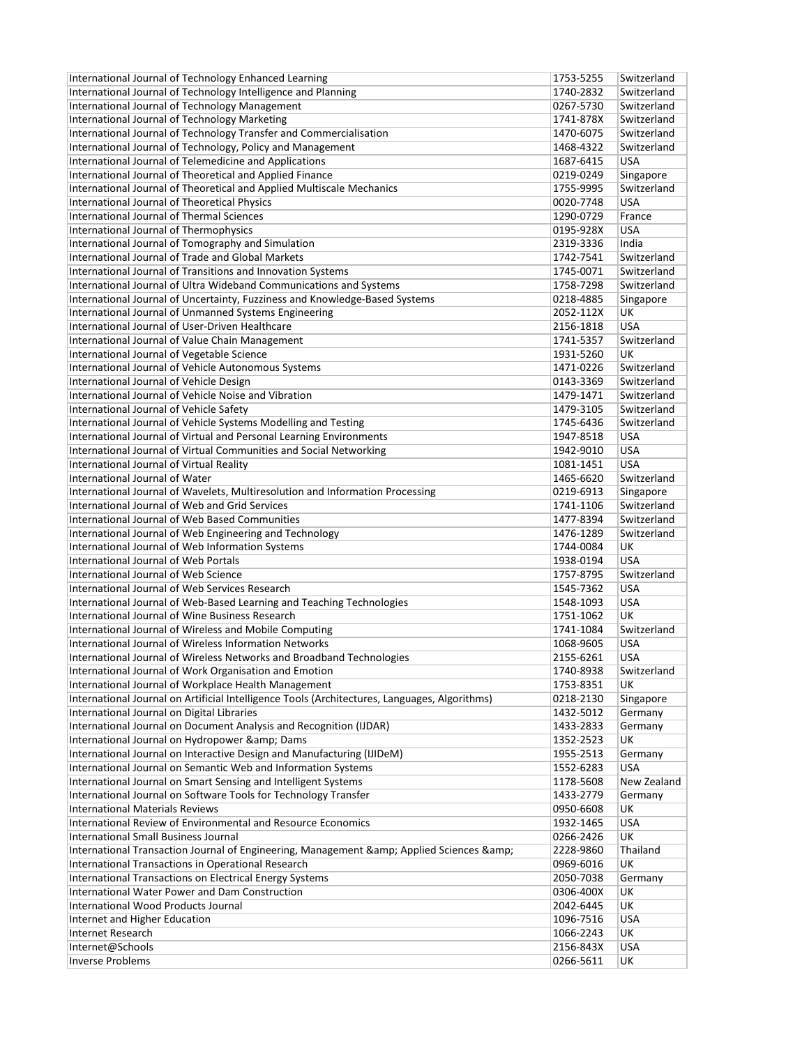| | | |
|---|---|---|
| International Journal of Technology Enhanced Learning | 1753-5255 | Switzerland |
| International Journal of Technology Intelligence and Planning | 1740-2832 | Switzerland |
| International Journal of Technology Management | 0267-5730 | Switzerland |
| International Journal of Technology Marketing | 1741-878X | Switzerland |
| International Journal of Technology Transfer and Commercialisation | 1470-6075 | Switzerland |
| International Journal of Technology, Policy and Management | 1468-4322 | Switzerland |
| International Journal of Telemedicine and Applications | 1687-6415 | USA |
| International Journal of Theoretical and Applied Finance | 0219-0249 | Singapore |
| International Journal of Theoretical and Applied Multiscale Mechanics | 1755-9995 | Switzerland |
| International Journal of Theoretical Physics | 0020-7748 | USA |
| International Journal of Thermal Sciences | 1290-0729 | France |
| International Journal of Thermophysics | 0195-928X | USA |
| International Journal of Tomography and Simulation | 2319-3336 | India |
| International Journal of Trade and Global Markets | 1742-7541 | Switzerland |
| International Journal of Transitions and Innovation Systems | 1745-0071 | Switzerland |
| International Journal of Ultra Wideband Communications and Systems | 1758-7298 | Switzerland |
| International Journal of Uncertainty, Fuzziness and Knowledge-Based Systems | 0218-4885 | Singapore |
| International Journal of Unmanned Systems Engineering | 2052-112X | UK |
| International Journal of User-Driven Healthcare | 2156-1818 | USA |
| International Journal of Value Chain Management | 1741-5357 | Switzerland |
| International Journal of Vegetable Science | 1931-5260 | UK |
| International Journal of Vehicle Autonomous Systems | 1471-0226 | Switzerland |
| International Journal of Vehicle Design | 0143-3369 | Switzerland |
| International Journal of Vehicle Noise and Vibration | 1479-1471 | Switzerland |
| International Journal of Vehicle Safety | 1479-3105 | Switzerland |
| International Journal of Vehicle Systems Modelling and Testing | 1745-6436 | Switzerland |
| International Journal of Virtual and Personal Learning Environments | 1947-8518 | USA |
| International Journal of Virtual Communities and Social Networking | 1942-9010 | USA |
| International Journal of Virtual Reality | 1081-1451 | USA |
| International Journal of Water | 1465-6620 | Switzerland |
| International Journal of Wavelets, Multiresolution and Information Processing | 0219-6913 | Singapore |
| International Journal of Web and Grid Services | 1741-1106 | Switzerland |
| International Journal of Web Based Communities | 1477-8394 | Switzerland |
| International Journal of Web Engineering and Technology | 1476-1289 | Switzerland |
| International Journal of Web Information Systems | 1744-0084 | UK |
| International Journal of Web Portals | 1938-0194 | USA |
| International Journal of Web Science | 1757-8795 | Switzerland |
| International Journal of Web Services Research | 1545-7362 | USA |
| International Journal of Web-Based Learning and Teaching Technologies | 1548-1093 | USA |
| International Journal of Wine Business Research | 1751-1062 | UK |
| International Journal of Wireless and Mobile Computing | 1741-1084 | Switzerland |
| International Journal of Wireless Information Networks | 1068-9605 | USA |
| International Journal of Wireless Networks and Broadband Technologies | 2155-6261 | USA |
| International Journal of Work Organisation and Emotion | 1740-8938 | Switzerland |
| International Journal of Workplace Health Management | 1753-8351 | UK |
| International Journal on Artificial Intelligence Tools (Architectures, Languages, Algorithms) | 0218-2130 | Singapore |
| International Journal on Digital Libraries | 1432-5012 | Germany |
| International Journal on Document Analysis and Recognition (IJDAR) | 1433-2833 | Germany |
| International Journal on Hydropower &amp; Dams | 1352-2523 | UK |
| International Journal on Interactive Design and Manufacturing (IJIDeM) | 1955-2513 | Germany |
| International Journal on Semantic Web and Information Systems | 1552-6283 | USA |
| International Journal on Smart Sensing and Intelligent Systems | 1178-5608 | New Zealand |
| International Journal on Software Tools for Technology Transfer | 1433-2779 | Germany |
| International Materials Reviews | 0950-6608 | UK |
| International Review of Environmental and Resource Economics | 1932-1465 | USA |
| International Small Business Journal | 0266-2426 | UK |
| International Transaction Journal of Engineering, Management &amp; Applied Sciences &amp; | 2228-9860 | Thailand |
| International Transactions in Operational Research | 0969-6016 | UK |
| International Transactions on Electrical Energy Systems | 2050-7038 | Germany |
| International Water Power and Dam Construction | 0306-400X | UK |
| International Wood Products Journal | 2042-6445 | UK |
| Internet and Higher Education | 1096-7516 | USA |
| Internet Research | 1066-2243 | UK |
| Internet@Schools | 2156-843X | USA |
| Inverse Problems | 0266-5611 | UK |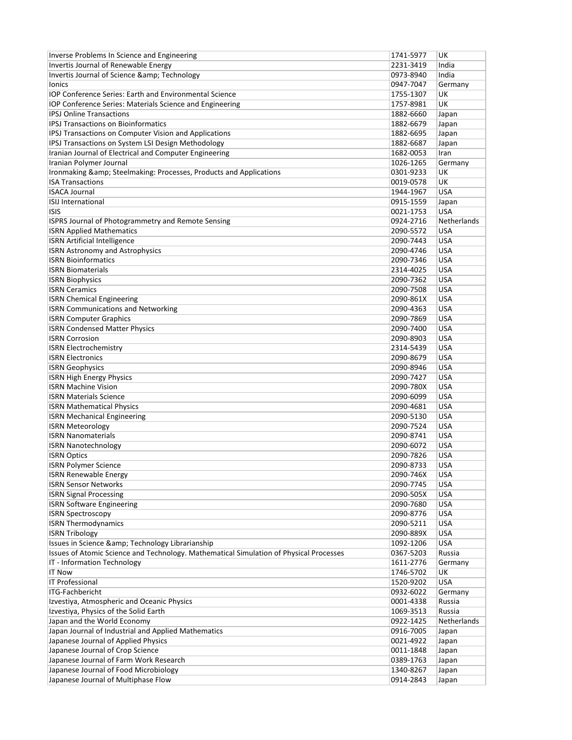| Inverse Problems In Science and Engineering | 1741-5977 | UK |
|---|---|---|
| Invertis Journal of Renewable Energy | 2231-3419 | India |
| Invertis Journal of Science &amp; Technology | 0973-8940 | India |
| Ionics | 0947-7047 | Germany |
| IOP Conference Series: Earth and Environmental Science | 1755-1307 | UK |
| IOP Conference Series: Materials Science and Engineering | 1757-8981 | UK |
| IPSJ Online Transactions | 1882-6660 | Japan |
| IPSJ Transactions on Bioinformatics | 1882-6679 | Japan |
| IPSJ Transactions on Computer Vision and Applications | 1882-6695 | Japan |
| IPSJ Transactions on System LSI Design Methodology | 1882-6687 | Japan |
| Iranian Journal of Electrical and Computer Engineering | 1682-0053 | Iran |
| Iranian Polymer Journal | 1026-1265 | Germany |
| Ironmaking &amp; Steelmaking: Processes, Products and Applications | 0301-9233 | UK |
| ISA Transactions | 0019-0578 | UK |
| ISACA Journal | 1944-1967 | USA |
| ISIJ International | 0915-1559 | Japan |
| ISIS | 0021-1753 | USA |
| ISPRS Journal of Photogrammetry and Remote Sensing | 0924-2716 | Netherlands |
| ISRN Applied Mathematics | 2090-5572 | USA |
| ISRN Artificial Intelligence | 2090-7443 | USA |
| ISRN Astronomy and Astrophysics | 2090-4746 | USA |
| ISRN Bioinformatics | 2090-7346 | USA |
| ISRN Biomaterials | 2314-4025 | USA |
| ISRN Biophysics | 2090-7362 | USA |
| ISRN Ceramics | 2090-7508 | USA |
| ISRN Chemical Engineering | 2090-861X | USA |
| ISRN Communications and Networking | 2090-4363 | USA |
| ISRN Computer Graphics | 2090-7869 | USA |
| ISRN Condensed Matter Physics | 2090-7400 | USA |
| ISRN Corrosion | 2090-8903 | USA |
| ISRN Electrochemistry | 2314-5439 | USA |
| ISRN Electronics | 2090-8679 | USA |
| ISRN Geophysics | 2090-8946 | USA |
| ISRN High Energy Physics | 2090-7427 | USA |
| ISRN Machine Vision | 2090-780X | USA |
| ISRN Materials Science | 2090-6099 | USA |
| ISRN Mathematical Physics | 2090-4681 | USA |
| ISRN Mechanical Engineering | 2090-5130 | USA |
| ISRN Meteorology | 2090-7524 | USA |
| ISRN Nanomaterials | 2090-8741 | USA |
| ISRN Nanotechnology | 2090-6072 | USA |
| ISRN Optics | 2090-7826 | USA |
| ISRN Polymer Science | 2090-8733 | USA |
| ISRN Renewable Energy | 2090-746X | USA |
| ISRN Sensor Networks | 2090-7745 | USA |
| ISRN Signal Processing | 2090-505X | USA |
| ISRN Software Engineering | 2090-7680 | USA |
| ISRN Spectroscopy | 2090-8776 | USA |
| ISRN Thermodynamics | 2090-5211 | USA |
| ISRN Tribology | 2090-889X | USA |
| Issues in Science &amp; Technology Librarianship | 1092-1206 | USA |
| Issues of Atomic Science and Technology. Mathematical Simulation of Physical Processes | 0367-5203 | Russia |
| IT - Information Technology | 1611-2776 | Germany |
| IT Now | 1746-5702 | UK |
| IT Professional | 1520-9202 | USA |
| ITG-Fachbericht | 0932-6022 | Germany |
| Izvestiya, Atmospheric and Oceanic Physics | 0001-4338 | Russia |
| Izvestiya, Physics of the Solid Earth | 1069-3513 | Russia |
| Japan and the World Economy | 0922-1425 | Netherlands |
| Japan Journal of Industrial and Applied Mathematics | 0916-7005 | Japan |
| Japanese Journal of Applied Physics | 0021-4922 | Japan |
| Japanese Journal of Crop Science | 0011-1848 | Japan |
| Japanese Journal of Farm Work Research | 0389-1763 | Japan |
| Japanese Journal of Food Microbiology | 1340-8267 | Japan |
| Japanese Journal of Multiphase Flow | 0914-2843 | Japan |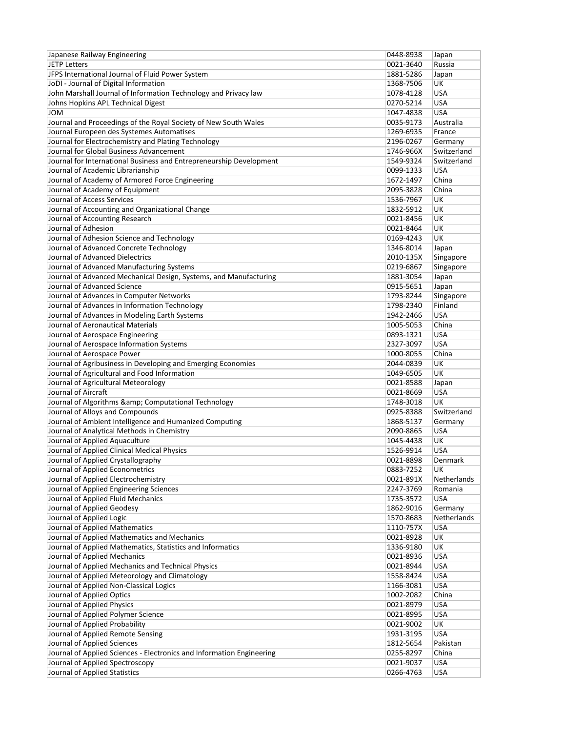| | | |
|---|---|---|
| Japanese Railway Engineering | 0448-8938 | Japan |
| JETP Letters | 0021-3640 | Russia |
| JFPS International Journal of Fluid Power System | 1881-5286 | Japan |
| JoDI - Journal of Digital Information | 1368-7506 | UK |
| John Marshall Journal of Information Technology and Privacy law | 1078-4128 | USA |
| Johns Hopkins APL Technical Digest | 0270-5214 | USA |
| JOM | 1047-4838 | USA |
| Journal and Proceedings of the Royal Society of New South Wales | 0035-9173 | Australia |
| Journal Europeen des Systemes Automatises | 1269-6935 | France |
| Journal for Electrochemistry and Plating Technology | 2196-0267 | Germany |
| Journal for Global Business Advancement | 1746-966X | Switzerland |
| Journal for International Business and Entrepreneurship Development | 1549-9324 | Switzerland |
| Journal of Academic Librarianship | 0099-1333 | USA |
| Journal of Academy of Armored Force Engineering | 1672-1497 | China |
| Journal of Academy of Equipment | 2095-3828 | China |
| Journal of Access Services | 1536-7967 | UK |
| Journal of Accounting and Organizational Change | 1832-5912 | UK |
| Journal of Accounting Research | 0021-8456 | UK |
| Journal of Adhesion | 0021-8464 | UK |
| Journal of Adhesion Science and Technology | 0169-4243 | UK |
| Journal of Advanced Concrete Technology | 1346-8014 | Japan |
| Journal of Advanced Dielectrics | 2010-135X | Singapore |
| Journal of Advanced Manufacturing Systems | 0219-6867 | Singapore |
| Journal of Advanced Mechanical Design, Systems, and Manufacturing | 1881-3054 | Japan |
| Journal of Advanced Science | 0915-5651 | Japan |
| Journal of Advances in Computer Networks | 1793-8244 | Singapore |
| Journal of Advances in Information Technology | 1798-2340 | Finland |
| Journal of Advances in Modeling Earth Systems | 1942-2466 | USA |
| Journal of Aeronautical Materials | 1005-5053 | China |
| Journal of Aerospace Engineering | 0893-1321 | USA |
| Journal of Aerospace Information Systems | 2327-3097 | USA |
| Journal of Aerospace Power | 1000-8055 | China |
| Journal of Agribusiness in Developing and Emerging Economies | 2044-0839 | UK |
| Journal of Agricultural and Food Information | 1049-6505 | UK |
| Journal of Agricultural Meteorology | 0021-8588 | Japan |
| Journal of Aircraft | 0021-8669 | USA |
| Journal of Algorithms &amp; Computational Technology | 1748-3018 | UK |
| Journal of Alloys and Compounds | 0925-8388 | Switzerland |
| Journal of Ambient Intelligence and Humanized Computing | 1868-5137 | Germany |
| Journal of Analytical Methods in Chemistry | 2090-8865 | USA |
| Journal of Applied Aquaculture | 1045-4438 | UK |
| Journal of Applied Clinical Medical Physics | 1526-9914 | USA |
| Journal of Applied Crystallography | 0021-8898 | Denmark |
| Journal of Applied Econometrics | 0883-7252 | UK |
| Journal of Applied Electrochemistry | 0021-891X | Netherlands |
| Journal of Applied Engineering Sciences | 2247-3769 | Romania |
| Journal of Applied Fluid Mechanics | 1735-3572 | USA |
| Journal of Applied Geodesy | 1862-9016 | Germany |
| Journal of Applied Logic | 1570-8683 | Netherlands |
| Journal of Applied Mathematics | 1110-757X | USA |
| Journal of Applied Mathematics and Mechanics | 0021-8928 | UK |
| Journal of Applied Mathematics, Statistics and Informatics | 1336-9180 | UK |
| Journal of Applied Mechanics | 0021-8936 | USA |
| Journal of Applied Mechanics and Technical Physics | 0021-8944 | USA |
| Journal of Applied Meteorology and Climatology | 1558-8424 | USA |
| Journal of Applied Non-Classical Logics | 1166-3081 | USA |
| Journal of Applied Optics | 1002-2082 | China |
| Journal of Applied Physics | 0021-8979 | USA |
| Journal of Applied Polymer Science | 0021-8995 | USA |
| Journal of Applied Probability | 0021-9002 | UK |
| Journal of Applied Remote Sensing | 1931-3195 | USA |
| Journal of Applied Sciences | 1812-5654 | Pakistan |
| Journal of Applied Sciences - Electronics and Information Engineering | 0255-8297 | China |
| Journal of Applied Spectroscopy | 0021-9037 | USA |
| Journal of Applied Statistics | 0266-4763 | USA |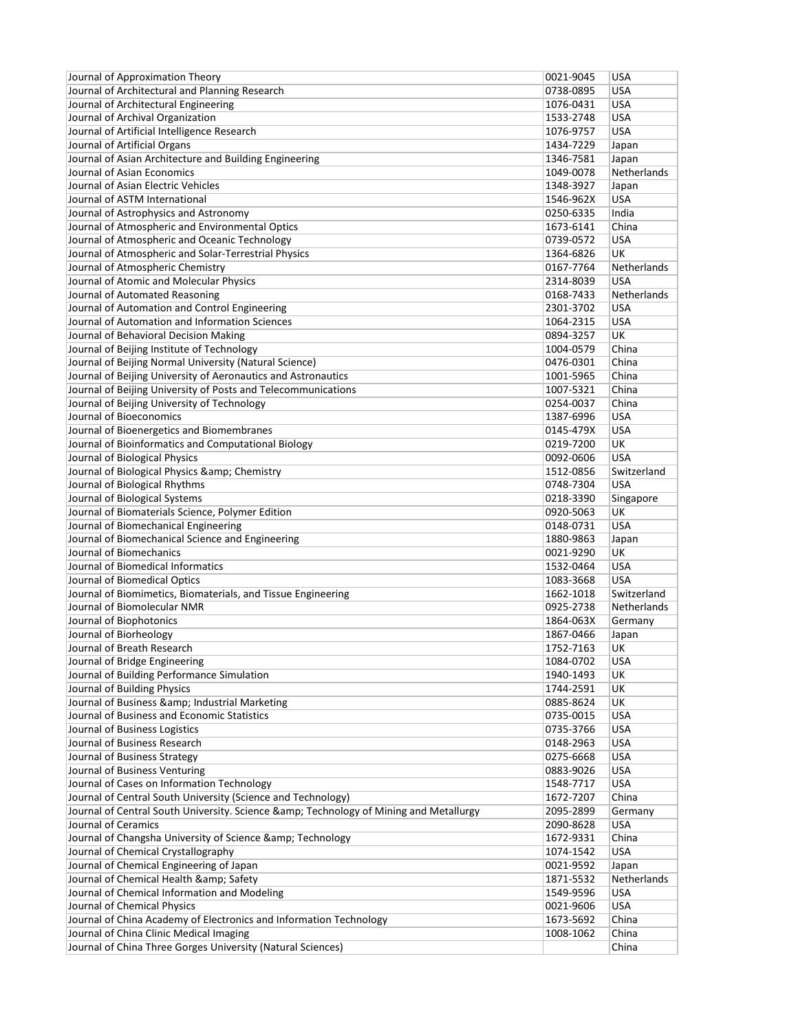| | | |
|---|---|---|
| Journal of Approximation Theory | 0021-9045 | USA |
| Journal of Architectural and Planning Research | 0738-0895 | USA |
| Journal of Architectural Engineering | 1076-0431 | USA |
| Journal of Archival Organization | 1533-2748 | USA |
| Journal of Artificial Intelligence Research | 1076-9757 | USA |
| Journal of Artificial Organs | 1434-7229 | Japan |
| Journal of Asian Architecture and Building Engineering | 1346-7581 | Japan |
| Journal of Asian Economics | 1049-0078 | Netherlands |
| Journal of Asian Electric Vehicles | 1348-3927 | Japan |
| Journal of ASTM International | 1546-962X | USA |
| Journal of Astrophysics and Astronomy | 0250-6335 | India |
| Journal of Atmospheric and Environmental Optics | 1673-6141 | China |
| Journal of Atmospheric and Oceanic Technology | 0739-0572 | USA |
| Journal of Atmospheric and Solar-Terrestrial Physics | 1364-6826 | UK |
| Journal of Atmospheric Chemistry | 0167-7764 | Netherlands |
| Journal of Atomic and Molecular Physics | 2314-8039 | USA |
| Journal of Automated Reasoning | 0168-7433 | Netherlands |
| Journal of Automation and Control Engineering | 2301-3702 | USA |
| Journal of Automation and Information Sciences | 1064-2315 | USA |
| Journal of Behavioral Decision Making | 0894-3257 | UK |
| Journal of Beijing Institute of Technology | 1004-0579 | China |
| Journal of Beijing Normal University (Natural Science) | 0476-0301 | China |
| Journal of Beijing University of Aeronautics and Astronautics | 1001-5965 | China |
| Journal of Beijing University of Posts and Telecommunications | 1007-5321 | China |
| Journal of Beijing University of Technology | 0254-0037 | China |
| Journal of Bioeconomics | 1387-6996 | USA |
| Journal of Bioenergetics and Biomembranes | 0145-479X | USA |
| Journal of Bioinformatics and Computational Biology | 0219-7200 | UK |
| Journal of Biological Physics | 0092-0606 | USA |
| Journal of Biological Physics &amp; Chemistry | 1512-0856 | Switzerland |
| Journal of Biological Rhythms | 0748-7304 | USA |
| Journal of Biological Systems | 0218-3390 | Singapore |
| Journal of Biomaterials Science, Polymer Edition | 0920-5063 | UK |
| Journal of Biomechanical Engineering | 0148-0731 | USA |
| Journal of Biomechanical Science and Engineering | 1880-9863 | Japan |
| Journal of Biomechanics | 0021-9290 | UK |
| Journal of Biomedical Informatics | 1532-0464 | USA |
| Journal of Biomedical Optics | 1083-3668 | USA |
| Journal of Biomimetics, Biomaterials, and Tissue Engineering | 1662-1018 | Switzerland |
| Journal of Biomolecular NMR | 0925-2738 | Netherlands |
| Journal of Biophotonics | 1864-063X | Germany |
| Journal of Biorheology | 1867-0466 | Japan |
| Journal of Breath Research | 1752-7163 | UK |
| Journal of Bridge Engineering | 1084-0702 | USA |
| Journal of Building Performance Simulation | 1940-1493 | UK |
| Journal of Building Physics | 1744-2591 | UK |
| Journal of Business &amp; Industrial Marketing | 0885-8624 | UK |
| Journal of Business and Economic Statistics | 0735-0015 | USA |
| Journal of Business Logistics | 0735-3766 | USA |
| Journal of Business Research | 0148-2963 | USA |
| Journal of Business Strategy | 0275-6668 | USA |
| Journal of Business Venturing | 0883-9026 | USA |
| Journal of Cases on Information Technology | 1548-7717 | USA |
| Journal of Central South University (Science and Technology) | 1672-7207 | China |
| Journal of Central South University. Science &amp; Technology of Mining and Metallurgy | 2095-2899 | Germany |
| Journal of Ceramics | 2090-8628 | USA |
| Journal of Changsha University of Science &amp; Technology | 1672-9331 | China |
| Journal of Chemical Crystallography | 1074-1542 | USA |
| Journal of Chemical Engineering of Japan | 0021-9592 | Japan |
| Journal of Chemical Health &amp; Safety | 1871-5532 | Netherlands |
| Journal of Chemical Information and Modeling | 1549-9596 | USA |
| Journal of Chemical Physics | 0021-9606 | USA |
| Journal of China Academy of Electronics and Information Technology | 1673-5692 | China |
| Journal of China Clinic Medical Imaging | 1008-1062 | China |
| Journal of China Three Gorges University (Natural Sciences) | | China |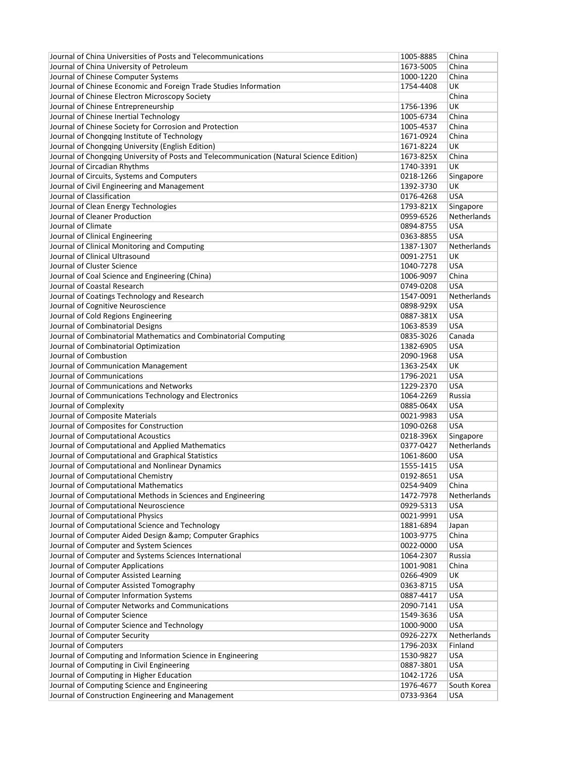| | | |
|---|---|---|
| Journal of China Universities of Posts and Telecommunications | 1005-8885 | China |
| Journal of China University of Petroleum | 1673-5005 | China |
| Journal of Chinese Computer Systems | 1000-1220 | China |
| Journal of Chinese Economic and Foreign Trade Studies Information | 1754-4408 | UK |
| Journal of Chinese Electron Microscopy Society | | China |
| Journal of Chinese Entrepreneurship | 1756-1396 | UK |
| Journal of Chinese Inertial Technology | 1005-6734 | China |
| Journal of Chinese Society for Corrosion and Protection | 1005-4537 | China |
| Journal of Chongqing Institute of Technology | 1671-0924 | China |
| Journal of Chongqing University (English Edition) | 1671-8224 | UK |
| Journal of Chongqing University of Posts and Telecommunication (Natural Science Edition) | 1673-825X | China |
| Journal of Circadian Rhythms | 1740-3391 | UK |
| Journal of Circuits, Systems and Computers | 0218-1266 | Singapore |
| Journal of Civil Engineering and Management | 1392-3730 | UK |
| Journal of Classification | 0176-4268 | USA |
| Journal of Clean Energy Technologies | 1793-821X | Singapore |
| Journal of Cleaner Production | 0959-6526 | Netherlands |
| Journal of Climate | 0894-8755 | USA |
| Journal of Clinical Engineering | 0363-8855 | USA |
| Journal of Clinical Monitoring and Computing | 1387-1307 | Netherlands |
| Journal of Clinical Ultrasound | 0091-2751 | UK |
| Journal of Cluster Science | 1040-7278 | USA |
| Journal of Coal Science and Engineering (China) | 1006-9097 | China |
| Journal of Coastal Research | 0749-0208 | USA |
| Journal of Coatings Technology and Research | 1547-0091 | Netherlands |
| Journal of Cognitive Neuroscience | 0898-929X | USA |
| Journal of Cold Regions Engineering | 0887-381X | USA |
| Journal of Combinatorial Designs | 1063-8539 | USA |
| Journal of Combinatorial Mathematics and Combinatorial Computing | 0835-3026 | Canada |
| Journal of Combinatorial Optimization | 1382-6905 | USA |
| Journal of Combustion | 2090-1968 | USA |
| Journal of Communication Management | 1363-254X | UK |
| Journal of Communications | 1796-2021 | USA |
| Journal of Communications and Networks | 1229-2370 | USA |
| Journal of Communications Technology and Electronics | 1064-2269 | Russia |
| Journal of Complexity | 0885-064X | USA |
| Journal of Composite Materials | 0021-9983 | USA |
| Journal of Composites for Construction | 1090-0268 | USA |
| Journal of Computational Acoustics | 0218-396X | Singapore |
| Journal of Computational and Applied Mathematics | 0377-0427 | Netherlands |
| Journal of Computational and Graphical Statistics | 1061-8600 | USA |
| Journal of Computational and Nonlinear Dynamics | 1555-1415 | USA |
| Journal of Computational Chemistry | 0192-8651 | USA |
| Journal of Computational Mathematics | 0254-9409 | China |
| Journal of Computational Methods in Sciences and Engineering | 1472-7978 | Netherlands |
| Journal of Computational Neuroscience | 0929-5313 | USA |
| Journal of Computational Physics | 0021-9991 | USA |
| Journal of Computational Science and Technology | 1881-6894 | Japan |
| Journal of Computer Aided Design &amp; Computer Graphics | 1003-9775 | China |
| Journal of Computer and System Sciences | 0022-0000 | USA |
| Journal of Computer and Systems Sciences International | 1064-2307 | Russia |
| Journal of Computer Applications | 1001-9081 | China |
| Journal of Computer Assisted Learning | 0266-4909 | UK |
| Journal of Computer Assisted Tomography | 0363-8715 | USA |
| Journal of Computer Information Systems | 0887-4417 | USA |
| Journal of Computer Networks and Communications | 2090-7141 | USA |
| Journal of Computer Science | 1549-3636 | USA |
| Journal of Computer Science and Technology | 1000-9000 | USA |
| Journal of Computer Security | 0926-227X | Netherlands |
| Journal of Computers | 1796-203X | Finland |
| Journal of Computing and Information Science in Engineering | 1530-9827 | USA |
| Journal of Computing in Civil Engineering | 0887-3801 | USA |
| Journal of Computing in Higher Education | 1042-1726 | USA |
| Journal of Computing Science and Engineering | 1976-4677 | South Korea |
| Journal of Construction Engineering and Management | 0733-9364 | USA |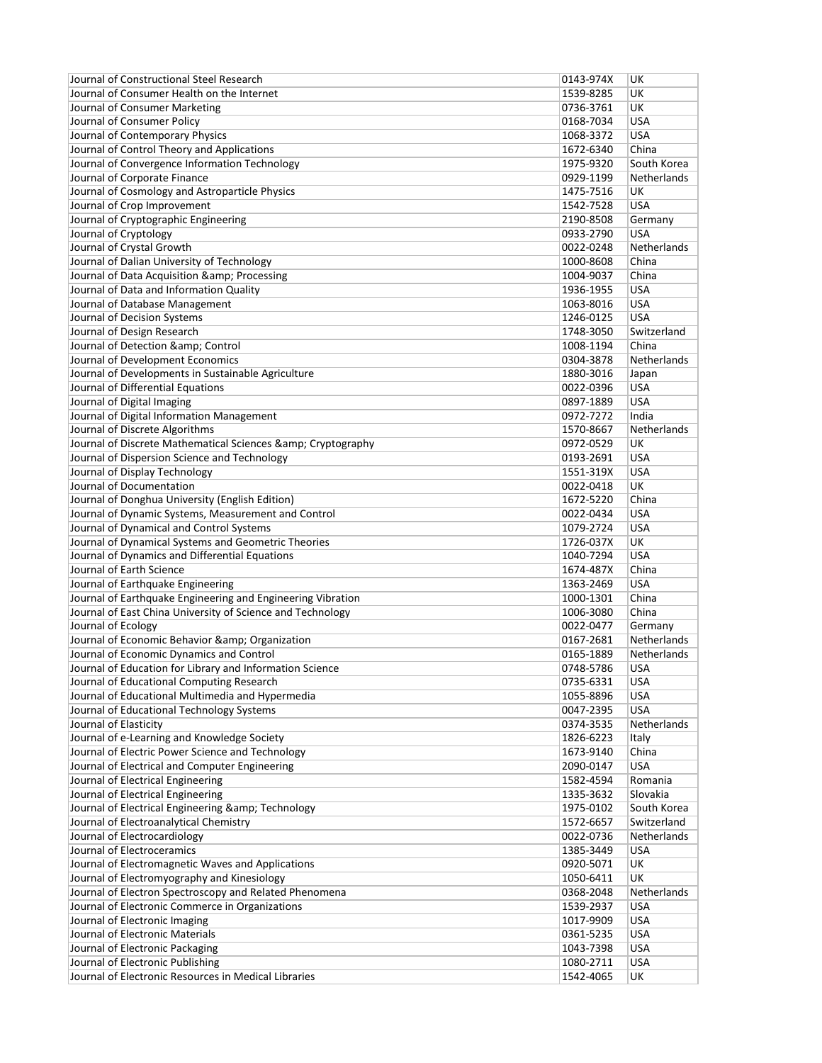| Journal of Constructional Steel Research | 0143-974X | UK |
|---|---|---|
| Journal of Consumer Health on the Internet | 1539-8285 | UK |
| Journal of Consumer Marketing | 0736-3761 | UK |
| Journal of Consumer Policy | 0168-7034 | USA |
| Journal of Contemporary Physics | 1068-3372 | USA |
| Journal of Control Theory and Applications | 1672-6340 | China |
| Journal of Convergence Information Technology | 1975-9320 | South Korea |
| Journal of Corporate Finance | 0929-1199 | Netherlands |
| Journal of Cosmology and Astroparticle Physics | 1475-7516 | UK |
| Journal of Crop Improvement | 1542-7528 | USA |
| Journal of Cryptographic Engineering | 2190-8508 | Germany |
| Journal of Cryptology | 0933-2790 | USA |
| Journal of Crystal Growth | 0022-0248 | Netherlands |
| Journal of Dalian University of Technology | 1000-8608 | China |
| Journal of Data Acquisition &amp; Processing | 1004-9037 | China |
| Journal of Data and Information Quality | 1936-1955 | USA |
| Journal of Database Management | 1063-8016 | USA |
| Journal of Decision Systems | 1246-0125 | USA |
| Journal of Design Research | 1748-3050 | Switzerland |
| Journal of Detection &amp; Control | 1008-1194 | China |
| Journal of Development Economics | 0304-3878 | Netherlands |
| Journal of Developments in Sustainable Agriculture | 1880-3016 | Japan |
| Journal of Differential Equations | 0022-0396 | USA |
| Journal of Digital Imaging | 0897-1889 | USA |
| Journal of Digital Information Management | 0972-7272 | India |
| Journal of Discrete Algorithms | 1570-8667 | Netherlands |
| Journal of Discrete Mathematical Sciences &amp; Cryptography | 0972-0529 | UK |
| Journal of Dispersion Science and Technology | 0193-2691 | USA |
| Journal of Display Technology | 1551-319X | USA |
| Journal of Documentation | 0022-0418 | UK |
| Journal of Donghua University (English Edition) | 1672-5220 | China |
| Journal of Dynamic Systems, Measurement and Control | 0022-0434 | USA |
| Journal of Dynamical and Control Systems | 1079-2724 | USA |
| Journal of Dynamical Systems and Geometric Theories | 1726-037X | UK |
| Journal of Dynamics and Differential Equations | 1040-7294 | USA |
| Journal of Earth Science | 1674-487X | China |
| Journal of Earthquake Engineering | 1363-2469 | USA |
| Journal of Earthquake Engineering and Engineering Vibration | 1000-1301 | China |
| Journal of East China University of Science and Technology | 1006-3080 | China |
| Journal of Ecology | 0022-0477 | Germany |
| Journal of Economic Behavior &amp; Organization | 0167-2681 | Netherlands |
| Journal of Economic Dynamics and Control | 0165-1889 | Netherlands |
| Journal of Education for Library and Information Science | 0748-5786 | USA |
| Journal of Educational Computing Research | 0735-6331 | USA |
| Journal of Educational Multimedia and Hypermedia | 1055-8896 | USA |
| Journal of Educational Technology Systems | 0047-2395 | USA |
| Journal of Elasticity | 0374-3535 | Netherlands |
| Journal of e-Learning and Knowledge Society | 1826-6223 | Italy |
| Journal of Electric Power Science and Technology | 1673-9140 | China |
| Journal of Electrical and Computer Engineering | 2090-0147 | USA |
| Journal of Electrical Engineering | 1582-4594 | Romania |
| Journal of Electrical Engineering | 1335-3632 | Slovakia |
| Journal of Electrical Engineering &amp; Technology | 1975-0102 | South Korea |
| Journal of Electroanalytical Chemistry | 1572-6657 | Switzerland |
| Journal of Electrocardiology | 0022-0736 | Netherlands |
| Journal of Electroceramics | 1385-3449 | USA |
| Journal of Electromagnetic Waves and Applications | 0920-5071 | UK |
| Journal of Electromyography and Kinesiology | 1050-6411 | UK |
| Journal of Electron Spectroscopy and Related Phenomena | 0368-2048 | Netherlands |
| Journal of Electronic Commerce in Organizations | 1539-2937 | USA |
| Journal of Electronic Imaging | 1017-9909 | USA |
| Journal of Electronic Materials | 0361-5235 | USA |
| Journal of Electronic Packaging | 1043-7398 | USA |
| Journal of Electronic Publishing | 1080-2711 | USA |
| Journal of Electronic Resources in Medical Libraries | 1542-4065 | UK |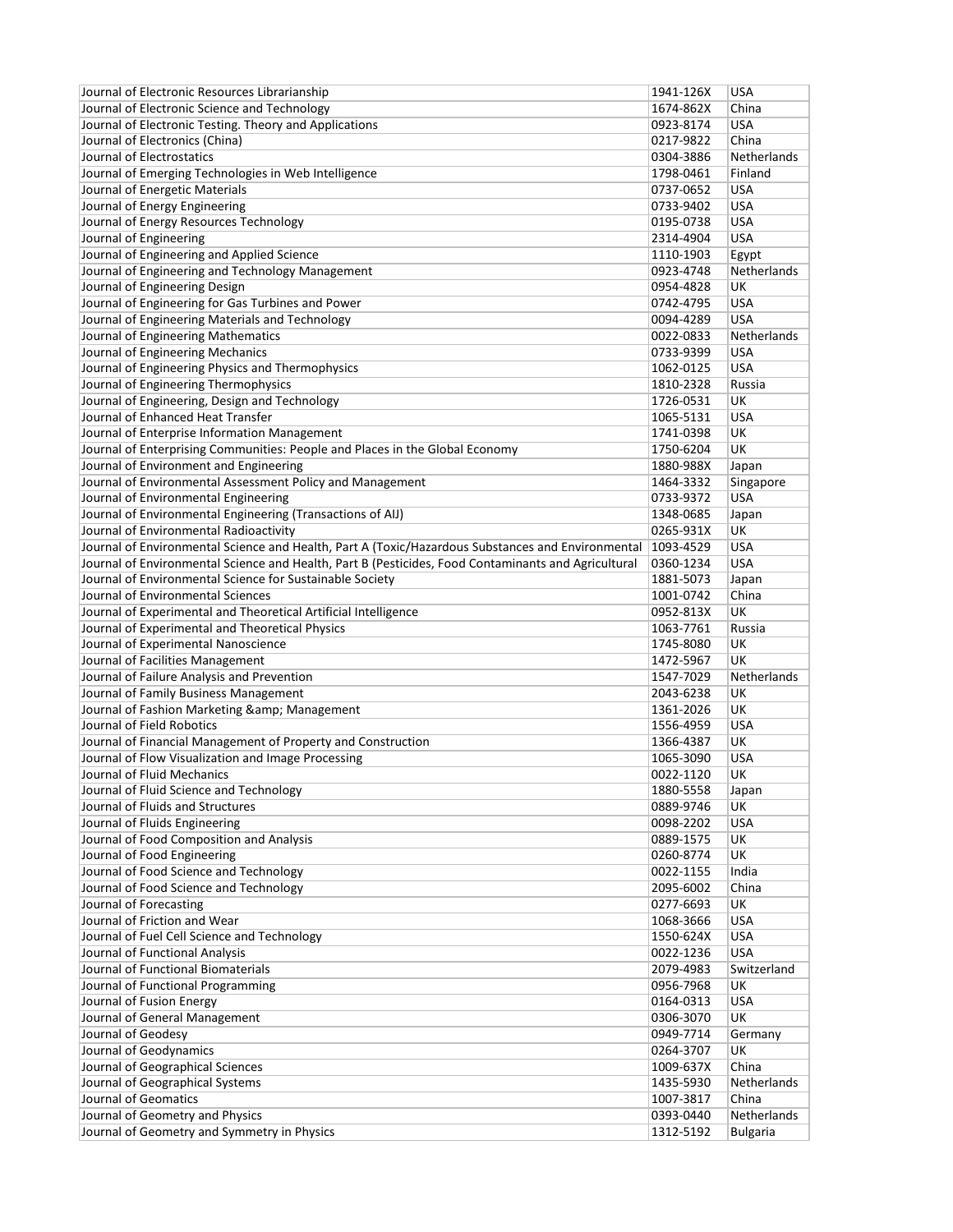| | | |
|---|---|---|
| Journal of Electronic Resources Librarianship | 1941-126X | USA |
| Journal of Electronic Science and Technology | 1674-862X | China |
| Journal of Electronic Testing. Theory and Applications | 0923-8174 | USA |
| Journal of Electronics (China) | 0217-9822 | China |
| Journal of Electrostatics | 0304-3886 | Netherlands |
| Journal of Emerging Technologies in Web Intelligence | 1798-0461 | Finland |
| Journal of Energetic Materials | 0737-0652 | USA |
| Journal of Energy Engineering | 0733-9402 | USA |
| Journal of Energy Resources Technology | 0195-0738 | USA |
| Journal of Engineering | 2314-4904 | USA |
| Journal of Engineering and Applied Science | 1110-1903 | Egypt |
| Journal of Engineering and Technology Management | 0923-4748 | Netherlands |
| Journal of Engineering Design | 0954-4828 | UK |
| Journal of Engineering for Gas Turbines and Power | 0742-4795 | USA |
| Journal of Engineering Materials and Technology | 0094-4289 | USA |
| Journal of Engineering Mathematics | 0022-0833 | Netherlands |
| Journal of Engineering Mechanics | 0733-9399 | USA |
| Journal of Engineering Physics and Thermophysics | 1062-0125 | USA |
| Journal of Engineering Thermophysics | 1810-2328 | Russia |
| Journal of Engineering, Design and Technology | 1726-0531 | UK |
| Journal of Enhanced Heat Transfer | 1065-5131 | USA |
| Journal of Enterprise Information Management | 1741-0398 | UK |
| Journal of Enterprising Communities: People and Places in the Global Economy | 1750-6204 | UK |
| Journal of Environment and Engineering | 1880-988X | Japan |
| Journal of Environmental Assessment Policy and Management | 1464-3332 | Singapore |
| Journal of Environmental Engineering | 0733-9372 | USA |
| Journal of Environmental Engineering (Transactions of AIJ) | 1348-0685 | Japan |
| Journal of Environmental Radioactivity | 0265-931X | UK |
| Journal of Environmental Science and Health, Part A (Toxic/Hazardous Substances and Environmental | 1093-4529 | USA |
| Journal of Environmental Science and Health, Part B (Pesticides, Food Contaminants and Agricultural | 0360-1234 | USA |
| Journal of Environmental Science for Sustainable Society | 1881-5073 | Japan |
| Journal of Environmental Sciences | 1001-0742 | China |
| Journal of Experimental and Theoretical Artificial Intelligence | 0952-813X | UK |
| Journal of Experimental and Theoretical Physics | 1063-7761 | Russia |
| Journal of Experimental Nanoscience | 1745-8080 | UK |
| Journal of Facilities Management | 1472-5967 | UK |
| Journal of Failure Analysis and Prevention | 1547-7029 | Netherlands |
| Journal of Family Business Management | 2043-6238 | UK |
| Journal of Fashion Marketing &amp; Management | 1361-2026 | UK |
| Journal of Field Robotics | 1556-4959 | USA |
| Journal of Financial Management of Property and Construction | 1366-4387 | UK |
| Journal of Flow Visualization and Image Processing | 1065-3090 | USA |
| Journal of Fluid Mechanics | 0022-1120 | UK |
| Journal of Fluid Science and Technology | 1880-5558 | Japan |
| Journal of Fluids and Structures | 0889-9746 | UK |
| Journal of Fluids Engineering | 0098-2202 | USA |
| Journal of Food Composition and Analysis | 0889-1575 | UK |
| Journal of Food Engineering | 0260-8774 | UK |
| Journal of Food Science and Technology | 0022-1155 | India |
| Journal of Food Science and Technology | 2095-6002 | China |
| Journal of Forecasting | 0277-6693 | UK |
| Journal of Friction and Wear | 1068-3666 | USA |
| Journal of Fuel Cell Science and Technology | 1550-624X | USA |
| Journal of Functional Analysis | 0022-1236 | USA |
| Journal of Functional Biomaterials | 2079-4983 | Switzerland |
| Journal of Functional Programming | 0956-7968 | UK |
| Journal of Fusion Energy | 0164-0313 | USA |
| Journal of General Management | 0306-3070 | UK |
| Journal of Geodesy | 0949-7714 | Germany |
| Journal of Geodynamics | 0264-3707 | UK |
| Journal of Geographical Sciences | 1009-637X | China |
| Journal of Geographical Systems | 1435-5930 | Netherlands |
| Journal of Geomatics | 1007-3817 | China |
| Journal of Geometry and Physics | 0393-0440 | Netherlands |
| Journal of Geometry and Symmetry in Physics | 1312-5192 | Bulgaria |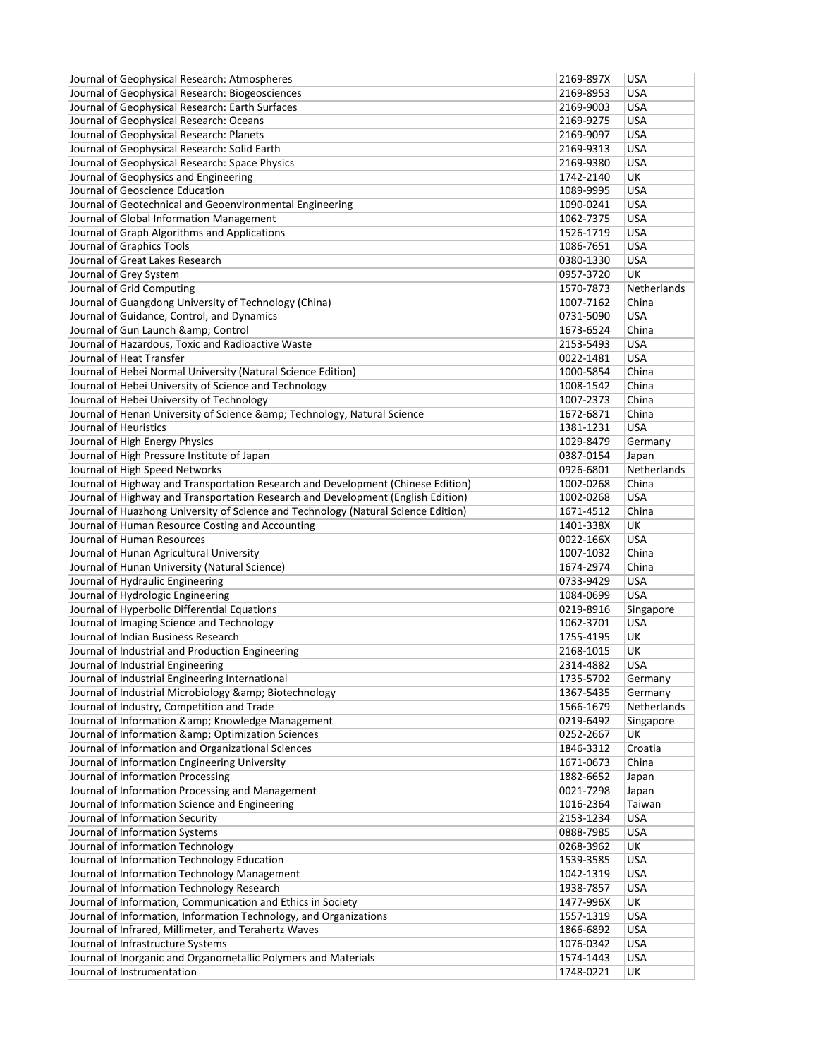| | | |
|---|---|---|
| Journal of Geophysical Research: Atmospheres | 2169-897X | USA |
| Journal of Geophysical Research: Biogeosciences | 2169-8953 | USA |
| Journal of Geophysical Research: Earth Surfaces | 2169-9003 | USA |
| Journal of Geophysical Research: Oceans | 2169-9275 | USA |
| Journal of Geophysical Research: Planets | 2169-9097 | USA |
| Journal of Geophysical Research: Solid Earth | 2169-9313 | USA |
| Journal of Geophysical Research: Space Physics | 2169-9380 | USA |
| Journal of Geophysics and Engineering | 1742-2140 | UK |
| Journal of Geoscience Education | 1089-9995 | USA |
| Journal of Geotechnical and Geoenvironmental Engineering | 1090-0241 | USA |
| Journal of Global Information Management | 1062-7375 | USA |
| Journal of Graph Algorithms and Applications | 1526-1719 | USA |
| Journal of Graphics Tools | 1086-7651 | USA |
| Journal of Great Lakes Research | 0380-1330 | USA |
| Journal of Grey System | 0957-3720 | UK |
| Journal of Grid Computing | 1570-7873 | Netherlands |
| Journal of Guangdong University of Technology (China) | 1007-7162 | China |
| Journal of Guidance, Control, and Dynamics | 0731-5090 | USA |
| Journal of Gun Launch &amp; Control | 1673-6524 | China |
| Journal of Hazardous, Toxic and Radioactive Waste | 2153-5493 | USA |
| Journal of Heat Transfer | 0022-1481 | USA |
| Journal of Hebei Normal University (Natural Science Edition) | 1000-5854 | China |
| Journal of Hebei University of Science and Technology | 1008-1542 | China |
| Journal of Hebei University of Technology | 1007-2373 | China |
| Journal of Henan University of Science &amp; Technology, Natural Science | 1672-6871 | China |
| Journal of Heuristics | 1381-1231 | USA |
| Journal of High Energy Physics | 1029-8479 | Germany |
| Journal of High Pressure Institute of Japan | 0387-0154 | Japan |
| Journal of High Speed Networks | 0926-6801 | Netherlands |
| Journal of Highway and Transportation Research and Development (Chinese Edition) | 1002-0268 | China |
| Journal of Highway and Transportation Research and Development (English Edition) | 1002-0268 | USA |
| Journal of Huazhong University of Science and Technology (Natural Science Edition) | 1671-4512 | China |
| Journal of Human Resource Costing and Accounting | 1401-338X | UK |
| Journal of Human Resources | 0022-166X | USA |
| Journal of Hunan Agricultural University | 1007-1032 | China |
| Journal of Hunan University (Natural Science) | 1674-2974 | China |
| Journal of Hydraulic Engineering | 0733-9429 | USA |
| Journal of Hydrologic Engineering | 1084-0699 | USA |
| Journal of Hyperbolic Differential Equations | 0219-8916 | Singapore |
| Journal of Imaging Science and Technology | 1062-3701 | USA |
| Journal of Indian Business Research | 1755-4195 | UK |
| Journal of Industrial and Production Engineering | 2168-1015 | UK |
| Journal of Industrial Engineering | 2314-4882 | USA |
| Journal of Industrial Engineering International | 1735-5702 | Germany |
| Journal of Industrial Microbiology &amp; Biotechnology | 1367-5435 | Germany |
| Journal of Industry, Competition and Trade | 1566-1679 | Netherlands |
| Journal of Information &amp; Knowledge Management | 0219-6492 | Singapore |
| Journal of Information &amp; Optimization Sciences | 0252-2667 | UK |
| Journal of Information and Organizational Sciences | 1846-3312 | Croatia |
| Journal of Information Engineering University | 1671-0673 | China |
| Journal of Information Processing | 1882-6652 | Japan |
| Journal of Information Processing and Management | 0021-7298 | Japan |
| Journal of Information Science and Engineering | 1016-2364 | Taiwan |
| Journal of Information Security | 2153-1234 | USA |
| Journal of Information Systems | 0888-7985 | USA |
| Journal of Information Technology | 0268-3962 | UK |
| Journal of Information Technology Education | 1539-3585 | USA |
| Journal of Information Technology Management | 1042-1319 | USA |
| Journal of Information Technology Research | 1938-7857 | USA |
| Journal of Information, Communication and Ethics in Society | 1477-996X | UK |
| Journal of Information, Information Technology, and Organizations | 1557-1319 | USA |
| Journal of Infrared, Millimeter, and Terahertz Waves | 1866-6892 | USA |
| Journal of Infrastructure Systems | 1076-0342 | USA |
| Journal of Inorganic and Organometallic Polymers and Materials | 1574-1443 | USA |
| Journal of Instrumentation | 1748-0221 | UK |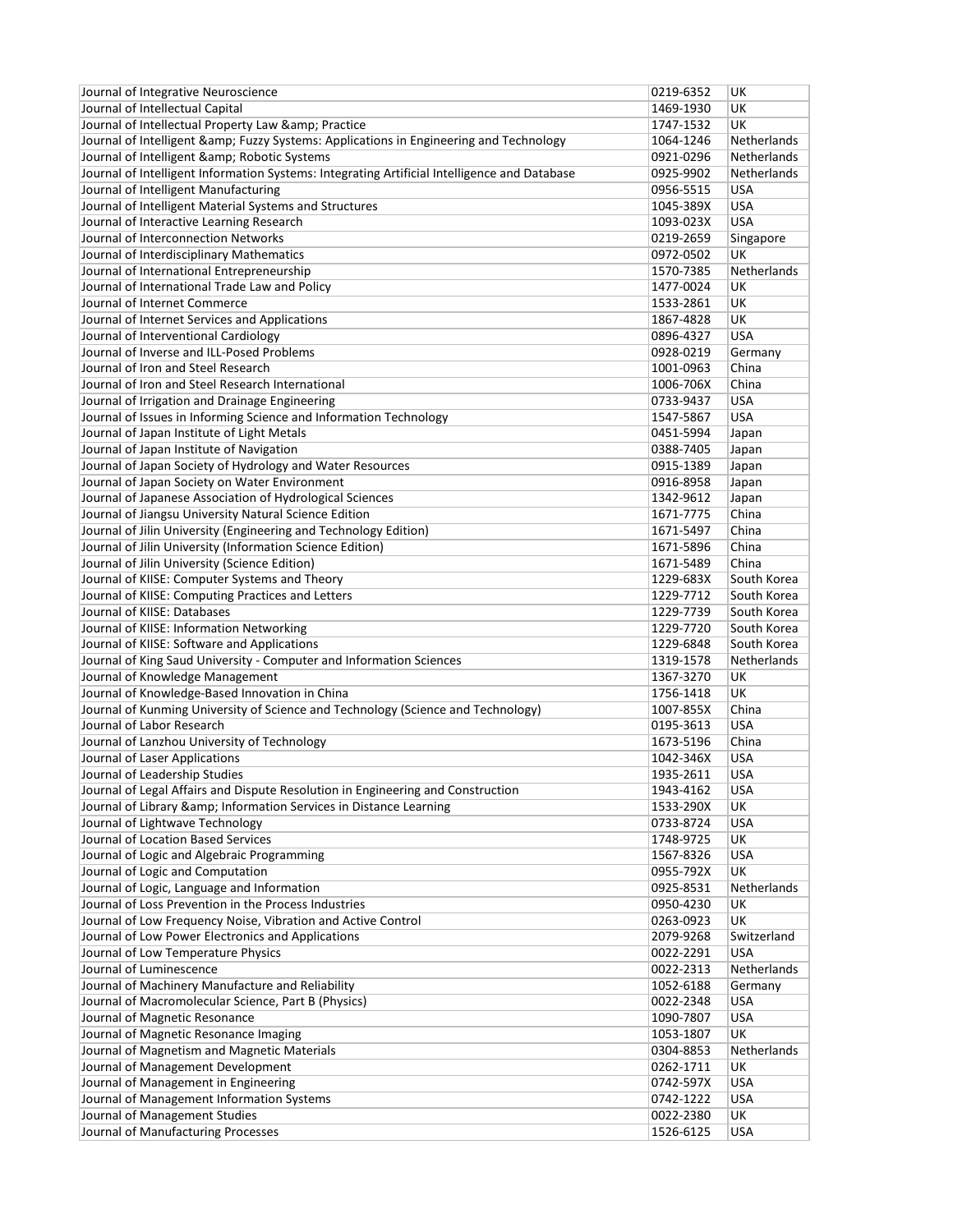| Journal of Integrative Neuroscience | 0219-6352 | UK |
|---|---|---|
| Journal of Intellectual Capital | 1469-1930 | UK |
| Journal of Intellectual Property Law &amp; Practice | 1747-1532 | UK |
| Journal of Intelligent &amp; Fuzzy Systems: Applications in Engineering and Technology | 1064-1246 | Netherlands |
| Journal of Intelligent &amp; Robotic Systems | 0921-0296 | Netherlands |
| Journal of Intelligent Information Systems: Integrating Artificial Intelligence and Database | 0925-9902 | Netherlands |
| Journal of Intelligent Manufacturing | 0956-5515 | USA |
| Journal of Intelligent Material Systems and Structures | 1045-389X | USA |
| Journal of Interactive Learning Research | 1093-023X | USA |
| Journal of Interconnection Networks | 0219-2659 | Singapore |
| Journal of Interdisciplinary Mathematics | 0972-0502 | UK |
| Journal of International Entrepreneurship | 1570-7385 | Netherlands |
| Journal of International Trade Law and Policy | 1477-0024 | UK |
| Journal of Internet Commerce | 1533-2861 | UK |
| Journal of Internet Services and Applications | 1867-4828 | UK |
| Journal of Interventional Cardiology | 0896-4327 | USA |
| Journal of Inverse and ILL-Posed Problems | 0928-0219 | Germany |
| Journal of Iron and Steel Research | 1001-0963 | China |
| Journal of Iron and Steel Research International | 1006-706X | China |
| Journal of Irrigation and Drainage Engineering | 0733-9437 | USA |
| Journal of Issues in Informing Science and Information Technology | 1547-5867 | USA |
| Journal of Japan Institute of Light Metals | 0451-5994 | Japan |
| Journal of Japan Institute of Navigation | 0388-7405 | Japan |
| Journal of Japan Society of Hydrology and Water Resources | 0915-1389 | Japan |
| Journal of Japan Society on Water Environment | 0916-8958 | Japan |
| Journal of Japanese Association of Hydrological Sciences | 1342-9612 | Japan |
| Journal of Jiangsu University Natural Science Edition | 1671-7775 | China |
| Journal of Jilin University (Engineering and Technology Edition) | 1671-5497 | China |
| Journal of Jilin University (Information Science Edition) | 1671-5896 | China |
| Journal of Jilin University (Science Edition) | 1671-5489 | China |
| Journal of KIISE: Computer Systems and Theory | 1229-683X | South Korea |
| Journal of KIISE: Computing Practices and Letters | 1229-7712 | South Korea |
| Journal of KIISE: Databases | 1229-7739 | South Korea |
| Journal of KIISE: Information Networking | 1229-7720 | South Korea |
| Journal of KIISE: Software and Applications | 1229-6848 | South Korea |
| Journal of King Saud University - Computer and Information Sciences | 1319-1578 | Netherlands |
| Journal of Knowledge Management | 1367-3270 | UK |
| Journal of Knowledge-Based Innovation in China | 1756-1418 | UK |
| Journal of Kunming University of Science and Technology (Science and Technology) | 1007-855X | China |
| Journal of Labor Research | 0195-3613 | USA |
| Journal of Lanzhou University of Technology | 1673-5196 | China |
| Journal of Laser Applications | 1042-346X | USA |
| Journal of Leadership Studies | 1935-2611 | USA |
| Journal of Legal Affairs and Dispute Resolution in Engineering and Construction | 1943-4162 | USA |
| Journal of Library &amp; Information Services in Distance Learning | 1533-290X | UK |
| Journal of Lightwave Technology | 0733-8724 | USA |
| Journal of Location Based Services | 1748-9725 | UK |
| Journal of Logic and Algebraic Programming | 1567-8326 | USA |
| Journal of Logic and Computation | 0955-792X | UK |
| Journal of Logic, Language and Information | 0925-8531 | Netherlands |
| Journal of Loss Prevention in the Process Industries | 0950-4230 | UK |
| Journal of Low Frequency Noise, Vibration and Active Control | 0263-0923 | UK |
| Journal of Low Power Electronics and Applications | 2079-9268 | Switzerland |
| Journal of Low Temperature Physics | 0022-2291 | USA |
| Journal of Luminescence | 0022-2313 | Netherlands |
| Journal of Machinery Manufacture and Reliability | 1052-6188 | Germany |
| Journal of Macromolecular Science, Part B (Physics) | 0022-2348 | USA |
| Journal of Magnetic Resonance | 1090-7807 | USA |
| Journal of Magnetic Resonance Imaging | 1053-1807 | UK |
| Journal of Magnetism and Magnetic Materials | 0304-8853 | Netherlands |
| Journal of Management Development | 0262-1711 | UK |
| Journal of Management in Engineering | 0742-597X | USA |
| Journal of Management Information Systems | 0742-1222 | USA |
| Journal of Management Studies | 0022-2380 | UK |
| Journal of Manufacturing Processes | 1526-6125 | USA |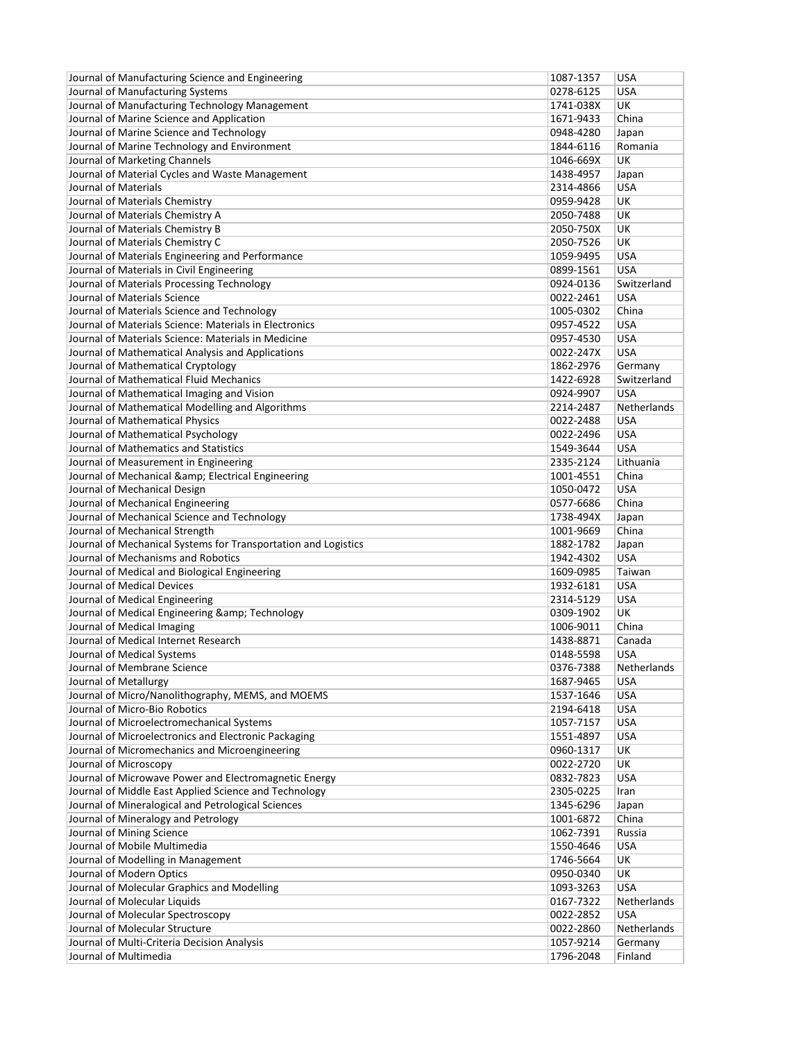| Journal of Manufacturing Science and Engineering | 1087-1357 | USA |
|---|---|---|
| Journal of Manufacturing Systems | 0278-6125 | USA |
| Journal of Manufacturing Technology Management | 1741-038X | UK |
| Journal of Marine Science and Application | 1671-9433 | China |
| Journal of Marine Science and Technology | 0948-4280 | Japan |
| Journal of Marine Technology and Environment | 1844-6116 | Romania |
| Journal of Marketing Channels | 1046-669X | UK |
| Journal of Material Cycles and Waste Management | 1438-4957 | Japan |
| Journal of Materials | 2314-4866 | USA |
| Journal of Materials Chemistry | 0959-9428 | UK |
| Journal of Materials Chemistry A | 2050-7488 | UK |
| Journal of Materials Chemistry B | 2050-750X | UK |
| Journal of Materials Chemistry C | 2050-7526 | UK |
| Journal of Materials Engineering and Performance | 1059-9495 | USA |
| Journal of Materials in Civil Engineering | 0899-1561 | USA |
| Journal of Materials Processing Technology | 0924-0136 | Switzerland |
| Journal of Materials Science | 0022-2461 | USA |
| Journal of Materials Science and Technology | 1005-0302 | China |
| Journal of Materials Science: Materials in Electronics | 0957-4522 | USA |
| Journal of Materials Science: Materials in Medicine | 0957-4530 | USA |
| Journal of Mathematical Analysis and Applications | 0022-247X | USA |
| Journal of Mathematical Cryptology | 1862-2976 | Germany |
| Journal of Mathematical Fluid Mechanics | 1422-6928 | Switzerland |
| Journal of Mathematical Imaging and Vision | 0924-9907 | USA |
| Journal of Mathematical Modelling and Algorithms | 2214-2487 | Netherlands |
| Journal of Mathematical Physics | 0022-2488 | USA |
| Journal of Mathematical Psychology | 0022-2496 | USA |
| Journal of Mathematics and Statistics | 1549-3644 | USA |
| Journal of Measurement in Engineering | 2335-2124 | Lithuania |
| Journal of Mechanical &amp; Electrical Engineering | 1001-4551 | China |
| Journal of Mechanical Design | 1050-0472 | USA |
| Journal of Mechanical Engineering | 0577-6686 | China |
| Journal of Mechanical Science and Technology | 1738-494X | Japan |
| Journal of Mechanical Strength | 1001-9669 | China |
| Journal of Mechanical Systems for Transportation and Logistics | 1882-1782 | Japan |
| Journal of Mechanisms and Robotics | 1942-4302 | USA |
| Journal of Medical and Biological Engineering | 1609-0985 | Taiwan |
| Journal of Medical Devices | 1932-6181 | USA |
| Journal of Medical Engineering | 2314-5129 | USA |
| Journal of Medical Engineering &amp; Technology | 0309-1902 | UK |
| Journal of Medical Imaging | 1006-9011 | China |
| Journal of Medical Internet Research | 1438-8871 | Canada |
| Journal of Medical Systems | 0148-5598 | USA |
| Journal of Membrane Science | 0376-7388 | Netherlands |
| Journal of Metallurgy | 1687-9465 | USA |
| Journal of Micro/Nanolithography, MEMS, and MOEMS | 1537-1646 | USA |
| Journal of Micro-Bio Robotics | 2194-6418 | USA |
| Journal of Microelectromechanical Systems | 1057-7157 | USA |
| Journal of Microelectronics and Electronic Packaging | 1551-4897 | USA |
| Journal of Micromechanics and Microengineering | 0960-1317 | UK |
| Journal of Microscopy | 0022-2720 | UK |
| Journal of Microwave Power and Electromagnetic Energy | 0832-7823 | USA |
| Journal of Middle East Applied Science and Technology | 2305-0225 | Iran |
| Journal of Mineralogical and Petrological Sciences | 1345-6296 | Japan |
| Journal of Mineralogy and Petrology | 1001-6872 | China |
| Journal of Mining Science | 1062-7391 | Russia |
| Journal of Mobile Multimedia | 1550-4646 | USA |
| Journal of Modelling in Management | 1746-5664 | UK |
| Journal of Modern Optics | 0950-0340 | UK |
| Journal of Molecular Graphics and Modelling | 1093-3263 | USA |
| Journal of Molecular Liquids | 0167-7322 | Netherlands |
| Journal of Molecular Spectroscopy | 0022-2852 | USA |
| Journal of Molecular Structure | 0022-2860 | Netherlands |
| Journal of Multi-Criteria Decision Analysis | 1057-9214 | Germany |
| Journal of Multimedia | 1796-2048 | Finland |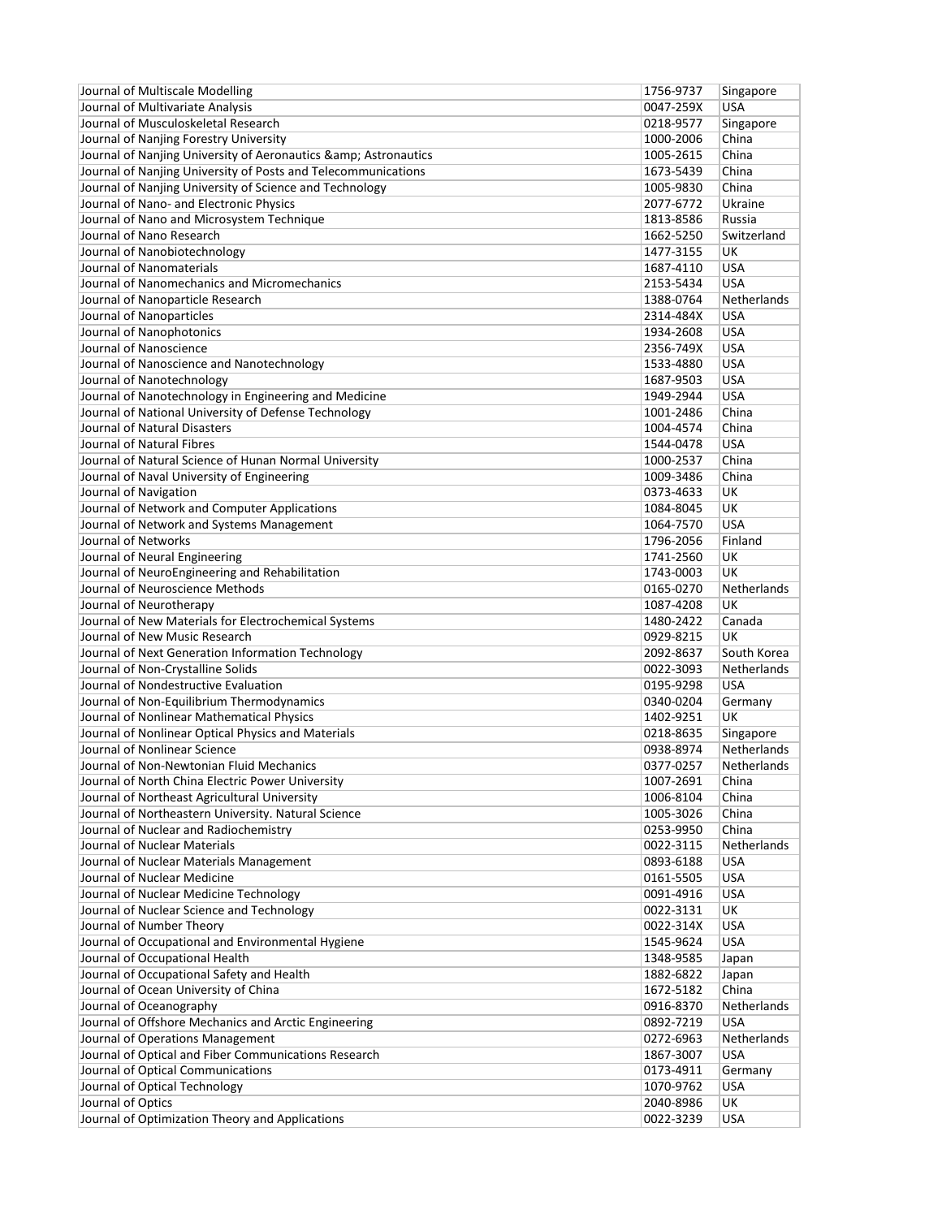| | | |
|---|---|---|
| Journal of Multiscale Modelling | 1756-9737 | Singapore |
| Journal of Multivariate Analysis | 0047-259X | USA |
| Journal of Musculoskeletal Research | 0218-9577 | Singapore |
| Journal of Nanjing Forestry University | 1000-2006 | China |
| Journal of Nanjing University of Aeronautics &amp; Astronautics | 1005-2615 | China |
| Journal of Nanjing University of Posts and Telecommunications | 1673-5439 | China |
| Journal of Nanjing University of Science and Technology | 1005-9830 | China |
| Journal of Nano- and Electronic Physics | 2077-6772 | Ukraine |
| Journal of Nano and Microsystem Technique | 1813-8586 | Russia |
| Journal of Nano Research | 1662-5250 | Switzerland |
| Journal of Nanobiotechnology | 1477-3155 | UK |
| Journal of Nanomaterials | 1687-4110 | USA |
| Journal of Nanomechanics and Micromechanics | 2153-5434 | USA |
| Journal of Nanoparticle Research | 1388-0764 | Netherlands |
| Journal of Nanoparticles | 2314-484X | USA |
| Journal of Nanophotonics | 1934-2608 | USA |
| Journal of Nanoscience | 2356-749X | USA |
| Journal of Nanoscience and Nanotechnology | 1533-4880 | USA |
| Journal of Nanotechnology | 1687-9503 | USA |
| Journal of Nanotechnology in Engineering and Medicine | 1949-2944 | USA |
| Journal of National University of Defense Technology | 1001-2486 | China |
| Journal of Natural Disasters | 1004-4574 | China |
| Journal of Natural Fibres | 1544-0478 | USA |
| Journal of Natural Science of Hunan Normal University | 1000-2537 | China |
| Journal of Naval University of Engineering | 1009-3486 | China |
| Journal of Navigation | 0373-4633 | UK |
| Journal of Network and Computer Applications | 1084-8045 | UK |
| Journal of Network and Systems Management | 1064-7570 | USA |
| Journal of Networks | 1796-2056 | Finland |
| Journal of Neural Engineering | 1741-2560 | UK |
| Journal of NeuroEngineering and Rehabilitation | 1743-0003 | UK |
| Journal of Neuroscience Methods | 0165-0270 | Netherlands |
| Journal of Neurotherapy | 1087-4208 | UK |
| Journal of New Materials for Electrochemical Systems | 1480-2422 | Canada |
| Journal of New Music Research | 0929-8215 | UK |
| Journal of Next Generation Information Technology | 2092-8637 | South Korea |
| Journal of Non-Crystalline Solids | 0022-3093 | Netherlands |
| Journal of Nondestructive Evaluation | 0195-9298 | USA |
| Journal of Non-Equilibrium Thermodynamics | 0340-0204 | Germany |
| Journal of Nonlinear Mathematical Physics | 1402-9251 | UK |
| Journal of Nonlinear Optical Physics and Materials | 0218-8635 | Singapore |
| Journal of Nonlinear Science | 0938-8974 | Netherlands |
| Journal of Non-Newtonian Fluid Mechanics | 0377-0257 | Netherlands |
| Journal of North China Electric Power University | 1007-2691 | China |
| Journal of Northeast Agricultural University | 1006-8104 | China |
| Journal of Northeastern University. Natural Science | 1005-3026 | China |
| Journal of Nuclear and Radiochemistry | 0253-9950 | China |
| Journal of Nuclear Materials | 0022-3115 | Netherlands |
| Journal of Nuclear Materials Management | 0893-6188 | USA |
| Journal of Nuclear Medicine | 0161-5505 | USA |
| Journal of Nuclear Medicine Technology | 0091-4916 | USA |
| Journal of Nuclear Science and Technology | 0022-3131 | UK |
| Journal of Number Theory | 0022-314X | USA |
| Journal of Occupational and Environmental Hygiene | 1545-9624 | USA |
| Journal of Occupational Health | 1348-9585 | Japan |
| Journal of Occupational Safety and Health | 1882-6822 | Japan |
| Journal of Ocean University of China | 1672-5182 | China |
| Journal of Oceanography | 0916-8370 | Netherlands |
| Journal of Offshore Mechanics and Arctic Engineering | 0892-7219 | USA |
| Journal of Operations Management | 0272-6963 | Netherlands |
| Journal of Optical and Fiber Communications Research | 1867-3007 | USA |
| Journal of Optical Communications | 0173-4911 | Germany |
| Journal of Optical Technology | 1070-9762 | USA |
| Journal of Optics | 2040-8986 | UK |
| Journal of Optimization Theory and Applications | 0022-3239 | USA |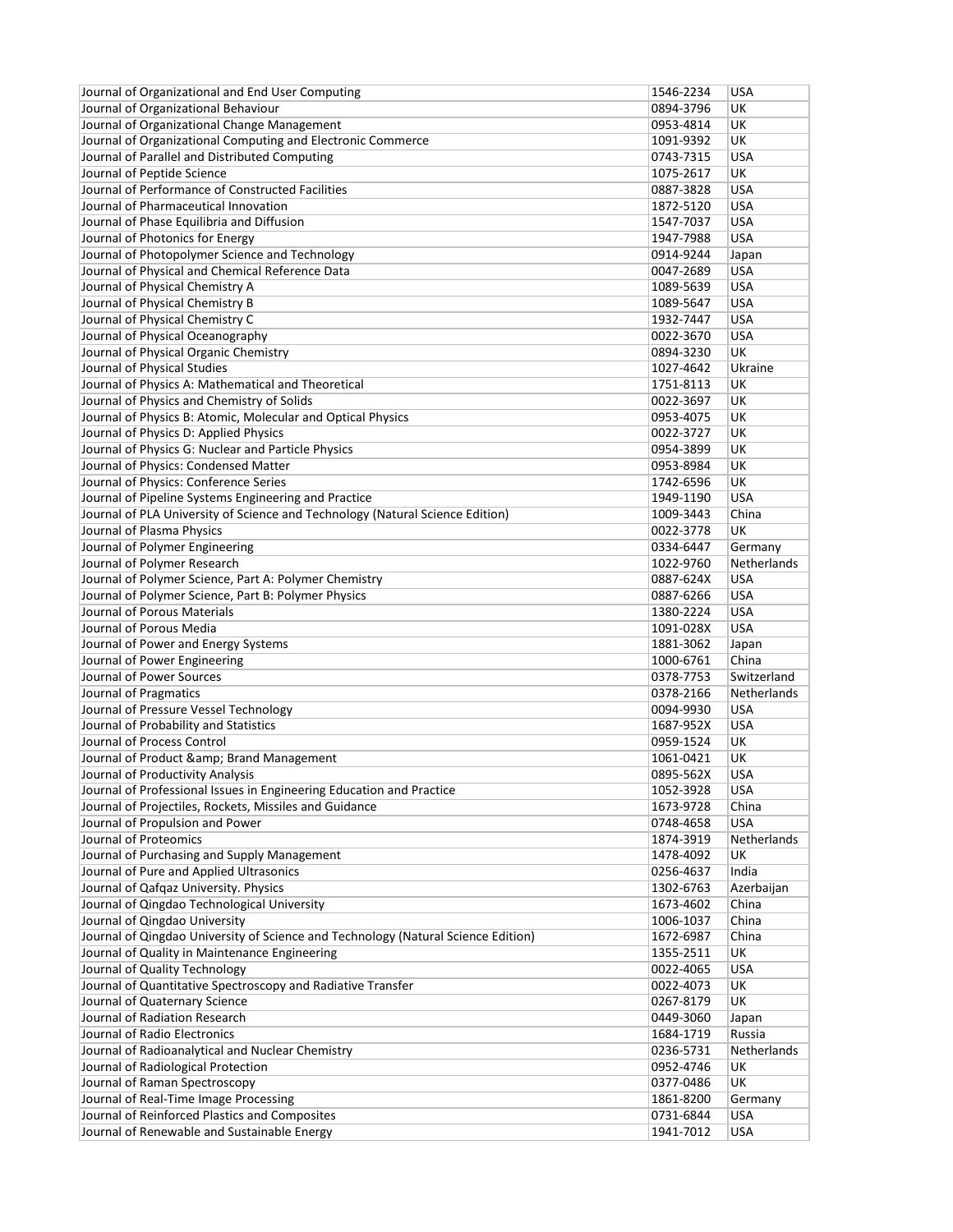| Journal of Organizational and End User Computing | 1546-2234 | USA |
|---|---|---|
| Journal of Organizational Behaviour | 0894-3796 | UK |
| Journal of Organizational Change Management | 0953-4814 | UK |
| Journal of Organizational Computing and Electronic Commerce | 1091-9392 | UK |
| Journal of Parallel and Distributed Computing | 0743-7315 | USA |
| Journal of Peptide Science | 1075-2617 | UK |
| Journal of Performance of Constructed Facilities | 0887-3828 | USA |
| Journal of Pharmaceutical Innovation | 1872-5120 | USA |
| Journal of Phase Equilibria and Diffusion | 1547-7037 | USA |
| Journal of Photonics for Energy | 1947-7988 | USA |
| Journal of Photopolymer Science and Technology | 0914-9244 | Japan |
| Journal of Physical and Chemical Reference Data | 0047-2689 | USA |
| Journal of Physical Chemistry A | 1089-5639 | USA |
| Journal of Physical Chemistry B | 1089-5647 | USA |
| Journal of Physical Chemistry C | 1932-7447 | USA |
| Journal of Physical Oceanography | 0022-3670 | USA |
| Journal of Physical Organic Chemistry | 0894-3230 | UK |
| Journal of Physical Studies | 1027-4642 | Ukraine |
| Journal of Physics A: Mathematical and Theoretical | 1751-8113 | UK |
| Journal of Physics and Chemistry of Solids | 0022-3697 | UK |
| Journal of Physics B: Atomic, Molecular and Optical Physics | 0953-4075 | UK |
| Journal of Physics D: Applied Physics | 0022-3727 | UK |
| Journal of Physics G: Nuclear and Particle Physics | 0954-3899 | UK |
| Journal of Physics: Condensed Matter | 0953-8984 | UK |
| Journal of Physics: Conference Series | 1742-6596 | UK |
| Journal of Pipeline Systems Engineering and Practice | 1949-1190 | USA |
| Journal of PLA University of Science and Technology (Natural Science Edition) | 1009-3443 | China |
| Journal of Plasma Physics | 0022-3778 | UK |
| Journal of Polymer Engineering | 0334-6447 | Germany |
| Journal of Polymer Research | 1022-9760 | Netherlands |
| Journal of Polymer Science, Part A: Polymer Chemistry | 0887-624X | USA |
| Journal of Polymer Science, Part B: Polymer Physics | 0887-6266 | USA |
| Journal of Porous Materials | 1380-2224 | USA |
| Journal of Porous Media | 1091-028X | USA |
| Journal of Power and Energy Systems | 1881-3062 | Japan |
| Journal of Power Engineering | 1000-6761 | China |
| Journal of Power Sources | 0378-7753 | Switzerland |
| Journal of Pragmatics | 0378-2166 | Netherlands |
| Journal of Pressure Vessel Technology | 0094-9930 | USA |
| Journal of Probability and Statistics | 1687-952X | USA |
| Journal of Process Control | 0959-1524 | UK |
| Journal of Product &amp; Brand Management | 1061-0421 | UK |
| Journal of Productivity Analysis | 0895-562X | USA |
| Journal of Professional Issues in Engineering Education and Practice | 1052-3928 | USA |
| Journal of Projectiles, Rockets, Missiles and Guidance | 1673-9728 | China |
| Journal of Propulsion and Power | 0748-4658 | USA |
| Journal of Proteomics | 1874-3919 | Netherlands |
| Journal of Purchasing and Supply Management | 1478-4092 | UK |
| Journal of Pure and Applied Ultrasonics | 0256-4637 | India |
| Journal of Qafqaz University. Physics | 1302-6763 | Azerbaijan |
| Journal of Qingdao Technological University | 1673-4602 | China |
| Journal of Qingdao University | 1006-1037 | China |
| Journal of Qingdao University of Science and Technology (Natural Science Edition) | 1672-6987 | China |
| Journal of Quality in Maintenance Engineering | 1355-2511 | UK |
| Journal of Quality Technology | 0022-4065 | USA |
| Journal of Quantitative Spectroscopy and Radiative Transfer | 0022-4073 | UK |
| Journal of Quaternary Science | 0267-8179 | UK |
| Journal of Radiation Research | 0449-3060 | Japan |
| Journal of Radio Electronics | 1684-1719 | Russia |
| Journal of Radioanalytical and Nuclear Chemistry | 0236-5731 | Netherlands |
| Journal of Radiological Protection | 0952-4746 | UK |
| Journal of Raman Spectroscopy | 0377-0486 | UK |
| Journal of Real-Time Image Processing | 1861-8200 | Germany |
| Journal of Reinforced Plastics and Composites | 0731-6844 | USA |
| Journal of Renewable and Sustainable Energy | 1941-7012 | USA |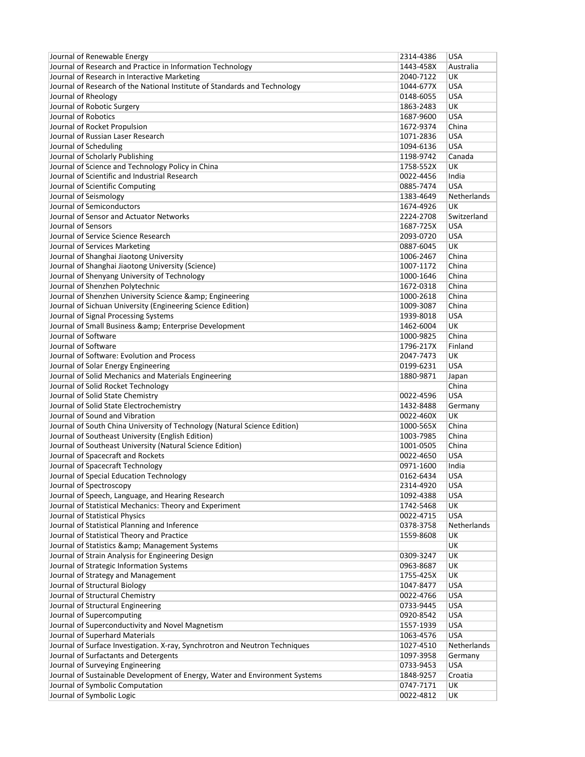| Journal of Renewable Energy | 2314-4386 | USA |
|---|---|---|
| Journal of Research and Practice in Information Technology | 1443-458X | Australia |
| Journal of Research in Interactive Marketing | 2040-7122 | UK |
| Journal of Research of the National Institute of Standards and Technology | 1044-677X | USA |
| Journal of Rheology | 0148-6055 | USA |
| Journal of Robotic Surgery | 1863-2483 | UK |
| Journal of Robotics | 1687-9600 | USA |
| Journal of Rocket Propulsion | 1672-9374 | China |
| Journal of Russian Laser Research | 1071-2836 | USA |
| Journal of Scheduling | 1094-6136 | USA |
| Journal of Scholarly Publishing | 1198-9742 | Canada |
| Journal of Science and Technology Policy in China | 1758-552X | UK |
| Journal of Scientific and Industrial Research | 0022-4456 | India |
| Journal of Scientific Computing | 0885-7474 | USA |
| Journal of Seismology | 1383-4649 | Netherlands |
| Journal of Semiconductors | 1674-4926 | UK |
| Journal of Sensor and Actuator Networks | 2224-2708 | Switzerland |
| Journal of Sensors | 1687-725X | USA |
| Journal of Service Science Research | 2093-0720 | USA |
| Journal of Services Marketing | 0887-6045 | UK |
| Journal of Shanghai Jiaotong University | 1006-2467 | China |
| Journal of Shanghai Jiaotong University (Science) | 1007-1172 | China |
| Journal of Shenyang University of Technology | 1000-1646 | China |
| Journal of Shenzhen Polytechnic | 1672-0318 | China |
| Journal of Shenzhen University Science &amp; Engineering | 1000-2618 | China |
| Journal of Sichuan University (Engineering Science Edition) | 1009-3087 | China |
| Journal of Signal Processing Systems | 1939-8018 | USA |
| Journal of Small Business &amp; Enterprise Development | 1462-6004 | UK |
| Journal of Software | 1000-9825 | China |
| Journal of Software | 1796-217X | Finland |
| Journal of Software: Evolution and Process | 2047-7473 | UK |
| Journal of Solar Energy Engineering | 0199-6231 | USA |
| Journal of Solid Mechanics and Materials Engineering | 1880-9871 | Japan |
| Journal of Solid Rocket Technology | | China |
| Journal of Solid State Chemistry | 0022-4596 | USA |
| Journal of Solid State Electrochemistry | 1432-8488 | Germany |
| Journal of Sound and Vibration | 0022-460X | UK |
| Journal of South China University of Technology (Natural Science Edition) | 1000-565X | China |
| Journal of Southeast University (English Edition) | 1003-7985 | China |
| Journal of Southeast University (Natural Science Edition) | 1001-0505 | China |
| Journal of Spacecraft and Rockets | 0022-4650 | USA |
| Journal of Spacecraft Technology | 0971-1600 | India |
| Journal of Special Education Technology | 0162-6434 | USA |
| Journal of Spectroscopy | 2314-4920 | USA |
| Journal of Speech, Language, and Hearing Research | 1092-4388 | USA |
| Journal of Statistical Mechanics: Theory and Experiment | 1742-5468 | UK |
| Journal of Statistical Physics | 0022-4715 | USA |
| Journal of Statistical Planning and Inference | 0378-3758 | Netherlands |
| Journal of Statistical Theory and Practice | 1559-8608 | UK |
| Journal of Statistics &amp; Management Systems | | UK |
| Journal of Strain Analysis for Engineering Design | 0309-3247 | UK |
| Journal of Strategic Information Systems | 0963-8687 | UK |
| Journal of Strategy and Management | 1755-425X | UK |
| Journal of Structural Biology | 1047-8477 | USA |
| Journal of Structural Chemistry | 0022-4766 | USA |
| Journal of Structural Engineering | 0733-9445 | USA |
| Journal of Supercomputing | 0920-8542 | USA |
| Journal of Superconductivity and Novel Magnetism | 1557-1939 | USA |
| Journal of Superhard Materials | 1063-4576 | USA |
| Journal of Surface Investigation. X-ray, Synchrotron and Neutron Techniques | 1027-4510 | Netherlands |
| Journal of Surfactants and Detergents | 1097-3958 | Germany |
| Journal of Surveying Engineering | 0733-9453 | USA |
| Journal of Sustainable Development of Energy, Water and Environment Systems | 1848-9257 | Croatia |
| Journal of Symbolic Computation | 0747-7171 | UK |
| Journal of Symbolic Logic | 0022-4812 | UK |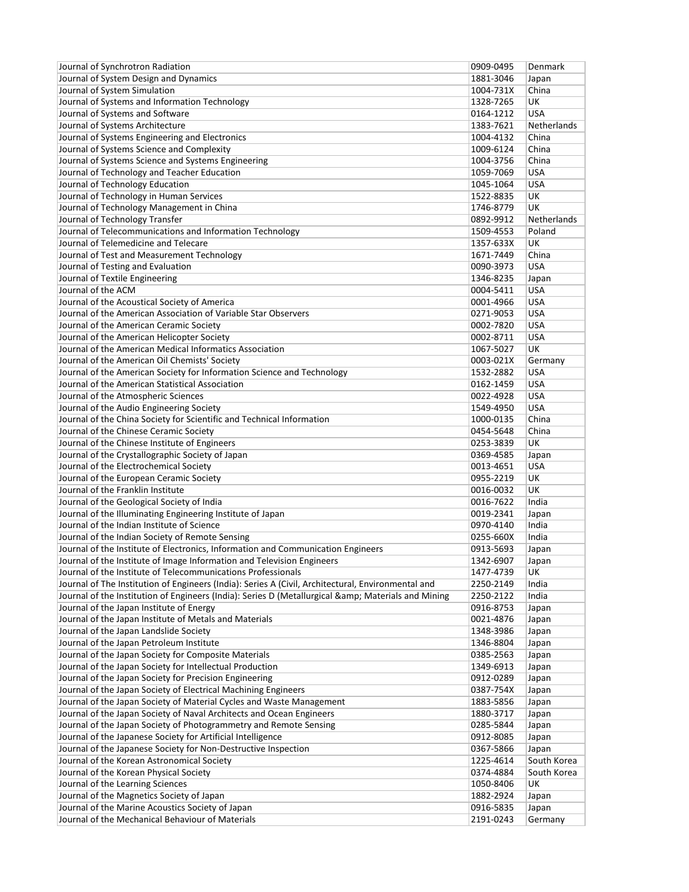| Journal of Synchrotron Radiation | 0909-0495 | Denmark |
|---|---|---|
| Journal of System Design and Dynamics | 1881-3046 | Japan |
| Journal of System Simulation | 1004-731X | China |
| Journal of Systems and Information Technology | 1328-7265 | UK |
| Journal of Systems and Software | 0164-1212 | USA |
| Journal of Systems Architecture | 1383-7621 | Netherlands |
| Journal of Systems Engineering and Electronics | 1004-4132 | China |
| Journal of Systems Science and Complexity | 1009-6124 | China |
| Journal of Systems Science and Systems Engineering | 1004-3756 | China |
| Journal of Technology and Teacher Education | 1059-7069 | USA |
| Journal of Technology Education | 1045-1064 | USA |
| Journal of Technology in Human Services | 1522-8835 | UK |
| Journal of Technology Management in China | 1746-8779 | UK |
| Journal of Technology Transfer | 0892-9912 | Netherlands |
| Journal of Telecommunications and Information Technology | 1509-4553 | Poland |
| Journal of Telemedicine and Telecare | 1357-633X | UK |
| Journal of Test and Measurement Technology | 1671-7449 | China |
| Journal of Testing and Evaluation | 0090-3973 | USA |
| Journal of Textile Engineering | 1346-8235 | Japan |
| Journal of the ACM | 0004-5411 | USA |
| Journal of the Acoustical Society of America | 0001-4966 | USA |
| Journal of the American Association of Variable Star Observers | 0271-9053 | USA |
| Journal of the American Ceramic Society | 0002-7820 | USA |
| Journal of the American Helicopter Society | 0002-8711 | USA |
| Journal of the American Medical Informatics Association | 1067-5027 | UK |
| Journal of the American Oil Chemists' Society | 0003-021X | Germany |
| Journal of the American Society for Information Science and Technology | 1532-2882 | USA |
| Journal of the American Statistical Association | 0162-1459 | USA |
| Journal of the Atmospheric Sciences | 0022-4928 | USA |
| Journal of the Audio Engineering Society | 1549-4950 | USA |
| Journal of the China Society for Scientific and Technical Information | 1000-0135 | China |
| Journal of the Chinese Ceramic Society | 0454-5648 | China |
| Journal of the Chinese Institute of Engineers | 0253-3839 | UK |
| Journal of the Crystallographic Society of Japan | 0369-4585 | Japan |
| Journal of the Electrochemical Society | 0013-4651 | USA |
| Journal of the European Ceramic Society | 0955-2219 | UK |
| Journal of the Franklin Institute | 0016-0032 | UK |
| Journal of the Geological Society of India | 0016-7622 | India |
| Journal of the Illuminating Engineering Institute of Japan | 0019-2341 | Japan |
| Journal of the Indian Institute of Science | 0970-4140 | India |
| Journal of the Indian Society of Remote Sensing | 0255-660X | India |
| Journal of the Institute of Electronics, Information and Communication Engineers | 0913-5693 | Japan |
| Journal of the Institute of Image Information and Television Engineers | 1342-6907 | Japan |
| Journal of the Institute of Telecommunications Professionals | 1477-4739 | UK |
| Journal of The Institution of Engineers (India): Series A (Civil, Architectural, Environmental and | 2250-2149 | India |
| Journal of the Institution of Engineers (India): Series D (Metallurgical &amp; Materials and Mining | 2250-2122 | India |
| Journal of the Japan Institute of Energy | 0916-8753 | Japan |
| Journal of the Japan Institute of Metals and Materials | 0021-4876 | Japan |
| Journal of the Japan Landslide Society | 1348-3986 | Japan |
| Journal of the Japan Petroleum Institute | 1346-8804 | Japan |
| Journal of the Japan Society for Composite Materials | 0385-2563 | Japan |
| Journal of the Japan Society for Intellectual Production | 1349-6913 | Japan |
| Journal of the Japan Society for Precision Engineering | 0912-0289 | Japan |
| Journal of the Japan Society of Electrical Machining Engineers | 0387-754X | Japan |
| Journal of the Japan Society of Material Cycles and Waste Management | 1883-5856 | Japan |
| Journal of the Japan Society of Naval Architects and Ocean Engineers | 1880-3717 | Japan |
| Journal of the Japan Society of Photogrammetry and Remote Sensing | 0285-5844 | Japan |
| Journal of the Japanese Society for Artificial Intelligence | 0912-8085 | Japan |
| Journal of the Japanese Society for Non-Destructive Inspection | 0367-5866 | Japan |
| Journal of the Korean Astronomical Society | 1225-4614 | South Korea |
| Journal of the Korean Physical Society | 0374-4884 | South Korea |
| Journal of the Learning Sciences | 1050-8406 | UK |
| Journal of the Magnetics Society of Japan | 1882-2924 | Japan |
| Journal of the Marine Acoustics Society of Japan | 0916-5835 | Japan |
| Journal of the Mechanical Behaviour of Materials | 2191-0243 | Germany |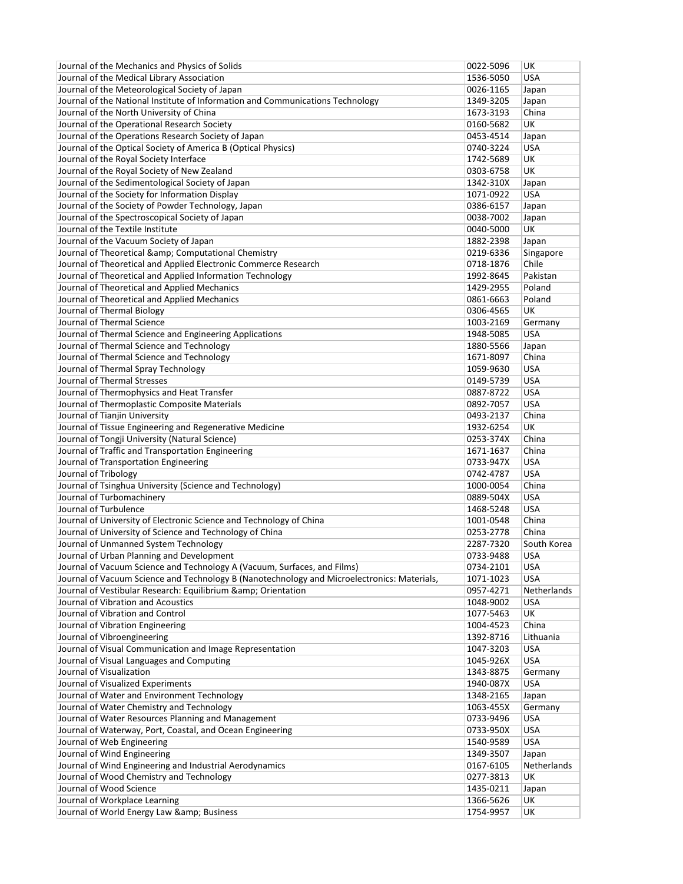| | | |
|---|---|---|
| Journal of the Mechanics and Physics of Solids | 0022-5096 | UK |
| Journal of the Medical Library Association | 1536-5050 | USA |
| Journal of the Meteorological Society of Japan | 0026-1165 | Japan |
| Journal of the National Institute of Information and Communications Technology | 1349-3205 | Japan |
| Journal of the North University of China | 1673-3193 | China |
| Journal of the Operational Research Society | 0160-5682 | UK |
| Journal of the Operations Research Society of Japan | 0453-4514 | Japan |
| Journal of the Optical Society of America B (Optical Physics) | 0740-3224 | USA |
| Journal of the Royal Society Interface | 1742-5689 | UK |
| Journal of the Royal Society of New Zealand | 0303-6758 | UK |
| Journal of the Sedimentological Society of Japan | 1342-310X | Japan |
| Journal of the Society for Information Display | 1071-0922 | USA |
| Journal of the Society of Powder Technology, Japan | 0386-6157 | Japan |
| Journal of the Spectroscopical Society of Japan | 0038-7002 | Japan |
| Journal of the Textile Institute | 0040-5000 | UK |
| Journal of the Vacuum Society of Japan | 1882-2398 | Japan |
| Journal of Theoretical &amp; Computational Chemistry | 0219-6336 | Singapore |
| Journal of Theoretical and Applied Electronic Commerce Research | 0718-1876 | Chile |
| Journal of Theoretical and Applied Information Technology | 1992-8645 | Pakistan |
| Journal of Theoretical and Applied Mechanics | 1429-2955 | Poland |
| Journal of Theoretical and Applied Mechanics | 0861-6663 | Poland |
| Journal of Thermal Biology | 0306-4565 | UK |
| Journal of Thermal Science | 1003-2169 | Germany |
| Journal of Thermal Science and Engineering Applications | 1948-5085 | USA |
| Journal of Thermal Science and Technology | 1880-5566 | Japan |
| Journal of Thermal Science and Technology | 1671-8097 | China |
| Journal of Thermal Spray Technology | 1059-9630 | USA |
| Journal of Thermal Stresses | 0149-5739 | USA |
| Journal of Thermophysics and Heat Transfer | 0887-8722 | USA |
| Journal of Thermoplastic Composite Materials | 0892-7057 | USA |
| Journal of Tianjin University | 0493-2137 | China |
| Journal of Tissue Engineering and Regenerative Medicine | 1932-6254 | UK |
| Journal of Tongji University (Natural Science) | 0253-374X | China |
| Journal of Traffic and Transportation Engineering | 1671-1637 | China |
| Journal of Transportation Engineering | 0733-947X | USA |
| Journal of Tribology | 0742-4787 | USA |
| Journal of Tsinghua University (Science and Technology) | 1000-0054 | China |
| Journal of Turbomachinery | 0889-504X | USA |
| Journal of Turbulence | 1468-5248 | USA |
| Journal of University of Electronic Science and Technology of China | 1001-0548 | China |
| Journal of University of Science and Technology of China | 0253-2778 | China |
| Journal of Unmanned System Technology | 2287-7320 | South Korea |
| Journal of Urban Planning and Development | 0733-9488 | USA |
| Journal of Vacuum Science and Technology A (Vacuum, Surfaces, and Films) | 0734-2101 | USA |
| Journal of Vacuum Science and Technology B (Nanotechnology and Microelectronics: Materials, | 1071-1023 | USA |
| Journal of Vestibular Research: Equilibrium &amp; Orientation | 0957-4271 | Netherlands |
| Journal of Vibration and Acoustics | 1048-9002 | USA |
| Journal of Vibration and Control | 1077-5463 | UK |
| Journal of Vibration Engineering | 1004-4523 | China |
| Journal of Vibroengineering | 1392-8716 | Lithuania |
| Journal of Visual Communication and Image Representation | 1047-3203 | USA |
| Journal of Visual Languages and Computing | 1045-926X | USA |
| Journal of Visualization | 1343-8875 | Germany |
| Journal of Visualized Experiments | 1940-087X | USA |
| Journal of Water and Environment Technology | 1348-2165 | Japan |
| Journal of Water Chemistry and Technology | 1063-455X | Germany |
| Journal of Water Resources Planning and Management | 0733-9496 | USA |
| Journal of Waterway, Port, Coastal, and Ocean Engineering | 0733-950X | USA |
| Journal of Web Engineering | 1540-9589 | USA |
| Journal of Wind Engineering | 1349-3507 | Japan |
| Journal of Wind Engineering and Industrial Aerodynamics | 0167-6105 | Netherlands |
| Journal of Wood Chemistry and Technology | 0277-3813 | UK |
| Journal of Wood Science | 1435-0211 | Japan |
| Journal of Workplace Learning | 1366-5626 | UK |
| Journal of World Energy Law &amp; Business | 1754-9957 | UK |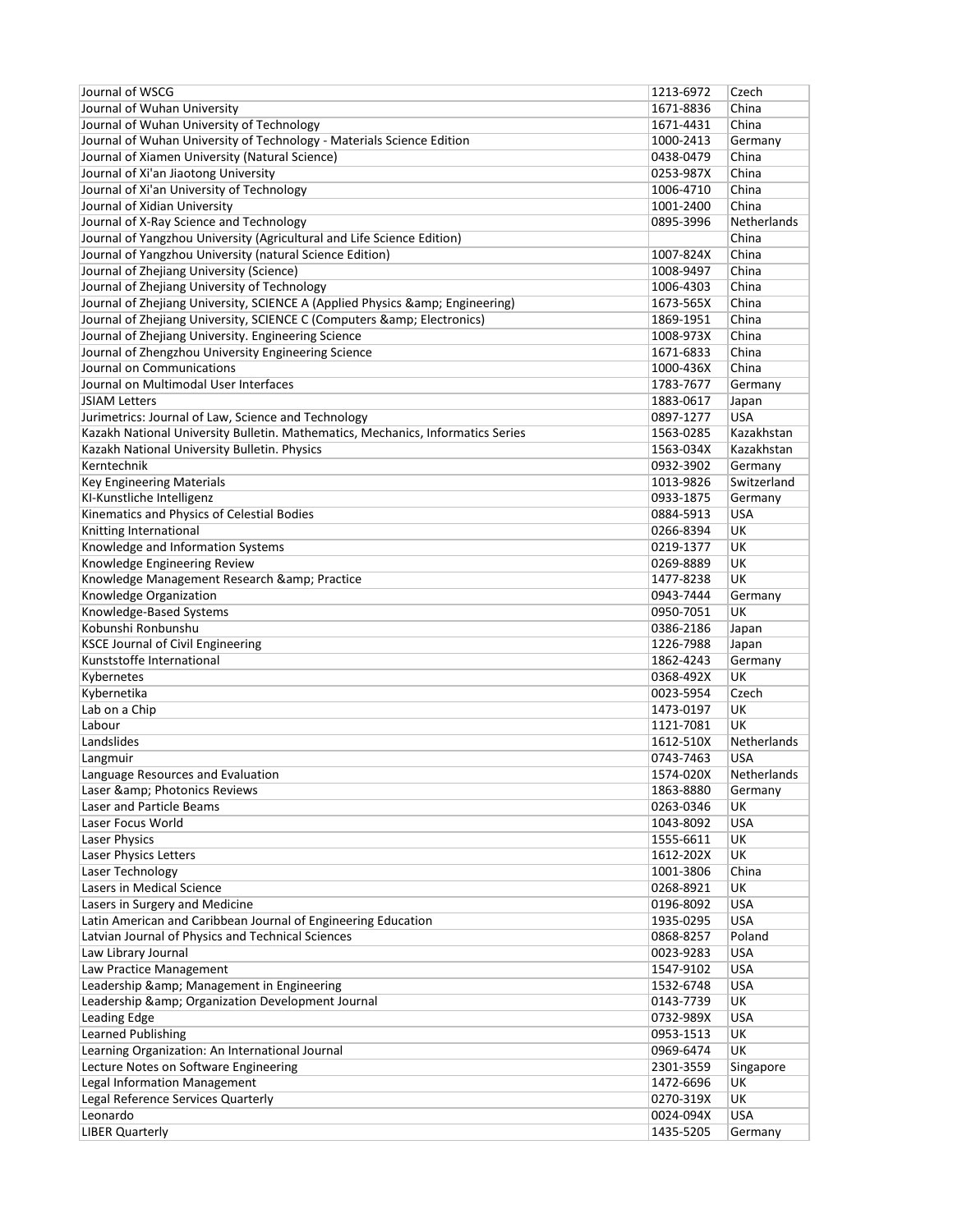| | | |
|---|---|---|
| Journal of WSCG | 1213-6972 | Czech |
| Journal of Wuhan University | 1671-8836 | China |
| Journal of Wuhan University of Technology | 1671-4431 | China |
| Journal of Wuhan University of Technology - Materials Science Edition | 1000-2413 | Germany |
| Journal of Xiamen University (Natural Science) | 0438-0479 | China |
| Journal of Xi'an Jiaotong University | 0253-987X | China |
| Journal of Xi'an University of Technology | 1006-4710 | China |
| Journal of Xidian University | 1001-2400 | China |
| Journal of X-Ray Science and Technology | 0895-3996 | Netherlands |
| Journal of Yangzhou University (Agricultural and Life Science Edition) | | China |
| Journal of Yangzhou University (natural Science Edition) | 1007-824X | China |
| Journal of Zhejiang University (Science) | 1008-9497 | China |
| Journal of Zhejiang University of Technology | 1006-4303 | China |
| Journal of Zhejiang University, SCIENCE A (Applied Physics &amp; Engineering) | 1673-565X | China |
| Journal of Zhejiang University, SCIENCE C (Computers &amp; Electronics) | 1869-1951 | China |
| Journal of Zhejiang University. Engineering Science | 1008-973X | China |
| Journal of Zhengzhou University Engineering Science | 1671-6833 | China |
| Journal on Communications | 1000-436X | China |
| Journal on Multimodal User Interfaces | 1783-7677 | Germany |
| JSIAM Letters | 1883-0617 | Japan |
| Jurimetrics: Journal of Law, Science and Technology | 0897-1277 | USA |
| Kazakh National University Bulletin. Mathematics, Mechanics, Informatics Series | 1563-0285 | Kazakhstan |
| Kazakh National University Bulletin. Physics | 1563-034X | Kazakhstan |
| Kerntechnik | 0932-3902 | Germany |
| Key Engineering Materials | 1013-9826 | Switzerland |
| KI-Kunstliche Intelligenz | 0933-1875 | Germany |
| Kinematics and Physics of Celestial Bodies | 0884-5913 | USA |
| Knitting International | 0266-8394 | UK |
| Knowledge and Information Systems | 0219-1377 | UK |
| Knowledge Engineering Review | 0269-8889 | UK |
| Knowledge Management Research &amp; Practice | 1477-8238 | UK |
| Knowledge Organization | 0943-7444 | Germany |
| Knowledge-Based Systems | 0950-7051 | UK |
| Kobunshi Ronbunshu | 0386-2186 | Japan |
| KSCE Journal of Civil Engineering | 1226-7988 | Japan |
| Kunststoffe International | 1862-4243 | Germany |
| Kybernetes | 0368-492X | UK |
| Kybernetika | 0023-5954 | Czech |
| Lab on a Chip | 1473-0197 | UK |
| Labour | 1121-7081 | UK |
| Landslides | 1612-510X | Netherlands |
| Langmuir | 0743-7463 | USA |
| Language Resources and Evaluation | 1574-020X | Netherlands |
| Laser &amp; Photonics Reviews | 1863-8880 | Germany |
| Laser and Particle Beams | 0263-0346 | UK |
| Laser Focus World | 1043-8092 | USA |
| Laser Physics | 1555-6611 | UK |
| Laser Physics Letters | 1612-202X | UK |
| Laser Technology | 1001-3806 | China |
| Lasers in Medical Science | 0268-8921 | UK |
| Lasers in Surgery and Medicine | 0196-8092 | USA |
| Latin American and Caribbean Journal of Engineering Education | 1935-0295 | USA |
| Latvian Journal of Physics and Technical Sciences | 0868-8257 | Poland |
| Law Library Journal | 0023-9283 | USA |
| Law Practice Management | 1547-9102 | USA |
| Leadership &amp; Management in Engineering | 1532-6748 | USA |
| Leadership &amp; Organization Development Journal | 0143-7739 | UK |
| Leading Edge | 0732-989X | USA |
| Learned Publishing | 0953-1513 | UK |
| Learning Organization: An International Journal | 0969-6474 | UK |
| Lecture Notes on Software Engineering | 2301-3559 | Singapore |
| Legal Information Management | 1472-6696 | UK |
| Legal Reference Services Quarterly | 0270-319X | UK |
| Leonardo | 0024-094X | USA |
| LIBER Quarterly | 1435-5205 | Germany |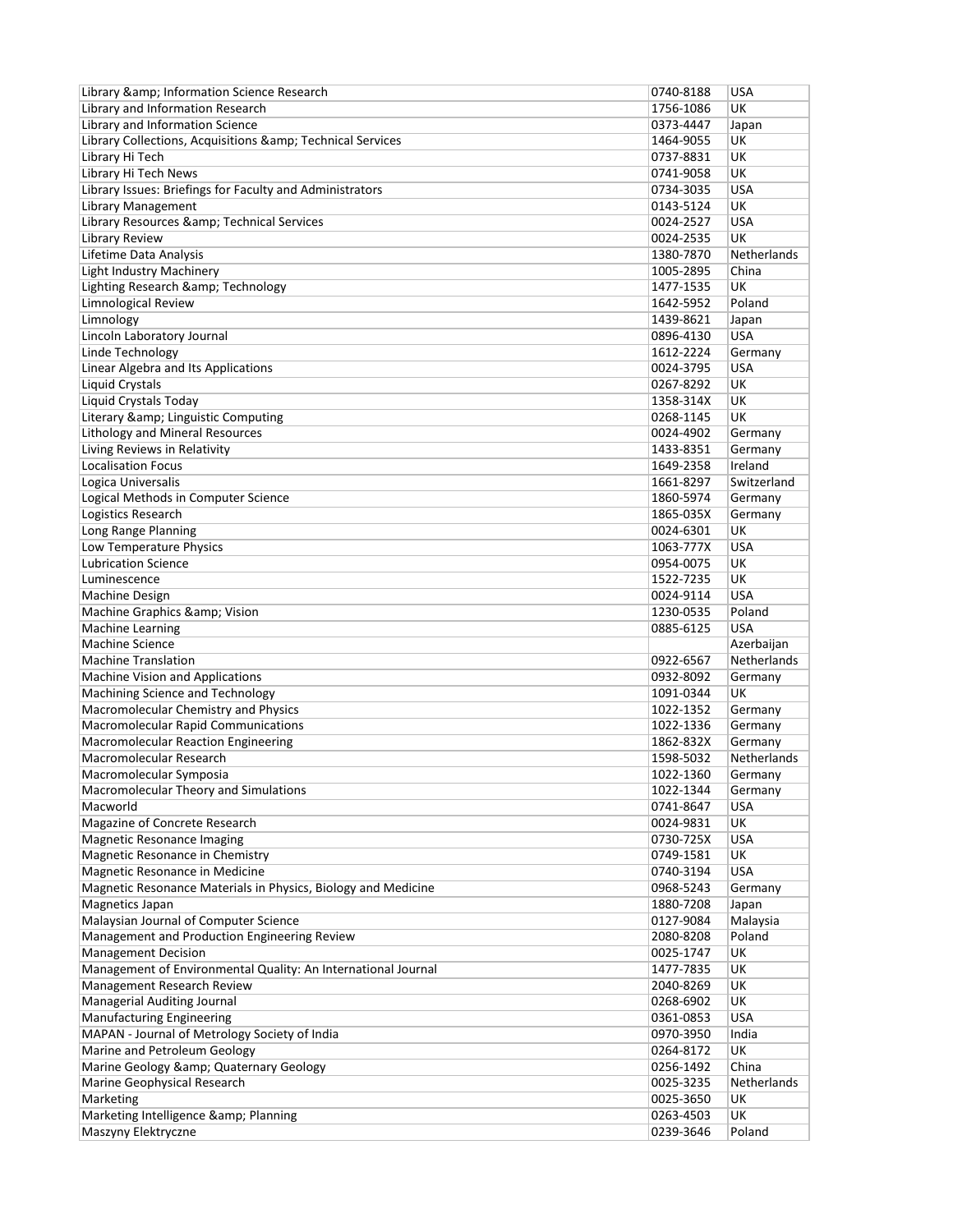| Library &amp; Information Science Research | 0740-8188 | USA |
|---|---|---|
| Library and Information Research | 1756-1086 | UK |
| Library and Information Science | 0373-4447 | Japan |
| Library Collections, Acquisitions &amp; Technical Services | 1464-9055 | UK |
| Library Hi Tech | 0737-8831 | UK |
| Library Hi Tech News | 0741-9058 | UK |
| Library Issues: Briefings for Faculty and Administrators | 0734-3035 | USA |
| Library Management | 0143-5124 | UK |
| Library Resources &amp; Technical Services | 0024-2527 | USA |
| Library Review | 0024-2535 | UK |
| Lifetime Data Analysis | 1380-7870 | Netherlands |
| Light Industry Machinery | 1005-2895 | China |
| Lighting Research &amp; Technology | 1477-1535 | UK |
| Limnological Review | 1642-5952 | Poland |
| Limnology | 1439-8621 | Japan |
| Lincoln Laboratory Journal | 0896-4130 | USA |
| Linde Technology | 1612-2224 | Germany |
| Linear Algebra and Its Applications | 0024-3795 | USA |
| Liquid Crystals | 0267-8292 | UK |
| Liquid Crystals Today | 1358-314X | UK |
| Literary &amp; Linguistic Computing | 0268-1145 | UK |
| Lithology and Mineral Resources | 0024-4902 | Germany |
| Living Reviews in Relativity | 1433-8351 | Germany |
| Localisation Focus | 1649-2358 | Ireland |
| Logica Universalis | 1661-8297 | Switzerland |
| Logical Methods in Computer Science | 1860-5974 | Germany |
| Logistics Research | 1865-035X | Germany |
| Long Range Planning | 0024-6301 | UK |
| Low Temperature Physics | 1063-777X | USA |
| Lubrication Science | 0954-0075 | UK |
| Luminescence | 1522-7235 | UK |
| Machine Design | 0024-9114 | USA |
| Machine Graphics &amp; Vision | 1230-0535 | Poland |
| Machine Learning | 0885-6125 | USA |
| Machine Science | | Azerbaijan |
| Machine Translation | 0922-6567 | Netherlands |
| Machine Vision and Applications | 0932-8092 | Germany |
| Machining Science and Technology | 1091-0344 | UK |
| Macromolecular Chemistry and Physics | 1022-1352 | Germany |
| Macromolecular Rapid Communications | 1022-1336 | Germany |
| Macromolecular Reaction Engineering | 1862-832X | Germany |
| Macromolecular Research | 1598-5032 | Netherlands |
| Macromolecular Symposia | 1022-1360 | Germany |
| Macromolecular Theory and Simulations | 1022-1344 | Germany |
| Macworld | 0741-8647 | USA |
| Magazine of Concrete Research | 0024-9831 | UK |
| Magnetic Resonance Imaging | 0730-725X | USA |
| Magnetic Resonance in Chemistry | 0749-1581 | UK |
| Magnetic Resonance in Medicine | 0740-3194 | USA |
| Magnetic Resonance Materials in Physics, Biology and Medicine | 0968-5243 | Germany |
| Magnetics Japan | 1880-7208 | Japan |
| Malaysian Journal of Computer Science | 0127-9084 | Malaysia |
| Management and Production Engineering Review | 2080-8208 | Poland |
| Management Decision | 0025-1747 | UK |
| Management of Environmental Quality: An International Journal | 1477-7835 | UK |
| Management Research Review | 2040-8269 | UK |
| Managerial Auditing Journal | 0268-6902 | UK |
| Manufacturing Engineering | 0361-0853 | USA |
| MAPAN - Journal of Metrology Society of India | 0970-3950 | India |
| Marine and Petroleum Geology | 0264-8172 | UK |
| Marine Geology &amp; Quaternary Geology | 0256-1492 | China |
| Marine Geophysical Research | 0025-3235 | Netherlands |
| Marketing | 0025-3650 | UK |
| Marketing Intelligence &amp; Planning | 0263-4503 | UK |
| Maszyny Elektryczne | 0239-3646 | Poland |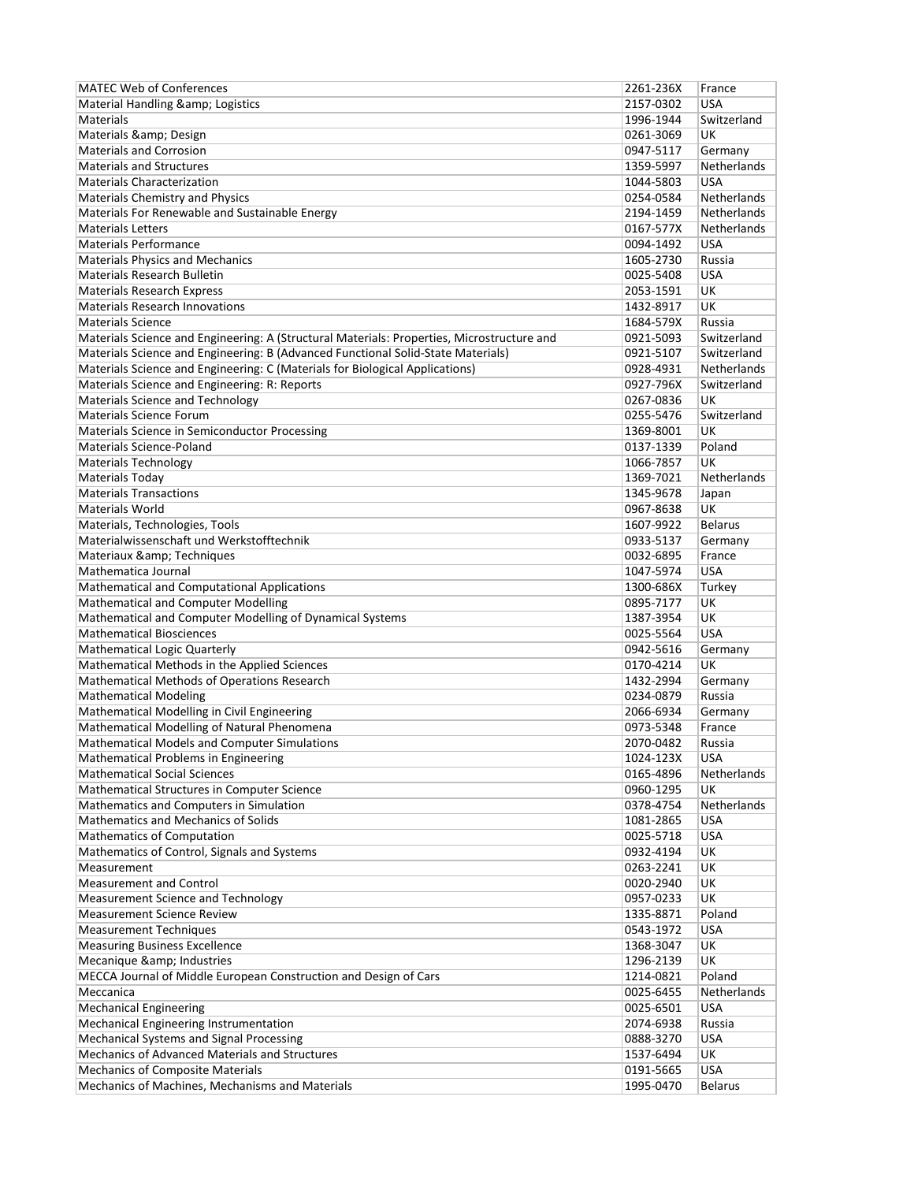| | | |
|---|---|---|
| MATEC Web of Conferences | 2261-236X | France |
| Material Handling &amp; Logistics | 2157-0302 | USA |
| Materials | 1996-1944 | Switzerland |
| Materials &amp; Design | 0261-3069 | UK |
| Materials and Corrosion | 0947-5117 | Germany |
| Materials and Structures | 1359-5997 | Netherlands |
| Materials Characterization | 1044-5803 | USA |
| Materials Chemistry and Physics | 0254-0584 | Netherlands |
| Materials For Renewable and Sustainable Energy | 2194-1459 | Netherlands |
| Materials Letters | 0167-577X | Netherlands |
| Materials Performance | 0094-1492 | USA |
| Materials Physics and Mechanics | 1605-2730 | Russia |
| Materials Research Bulletin | 0025-5408 | USA |
| Materials Research Express | 2053-1591 | UK |
| Materials Research Innovations | 1432-8917 | UK |
| Materials Science | 1684-579X | Russia |
| Materials Science and Engineering: A (Structural Materials: Properties, Microstructure and | 0921-5093 | Switzerland |
| Materials Science and Engineering: B (Advanced Functional Solid-State Materials) | 0921-5107 | Switzerland |
| Materials Science and Engineering: C (Materials for Biological Applications) | 0928-4931 | Netherlands |
| Materials Science and Engineering: R: Reports | 0927-796X | Switzerland |
| Materials Science and Technology | 0267-0836 | UK |
| Materials Science Forum | 0255-5476 | Switzerland |
| Materials Science in Semiconductor Processing | 1369-8001 | UK |
| Materials Science-Poland | 0137-1339 | Poland |
| Materials Technology | 1066-7857 | UK |
| Materials Today | 1369-7021 | Netherlands |
| Materials Transactions | 1345-9678 | Japan |
| Materials World | 0967-8638 | UK |
| Materials, Technologies, Tools | 1607-9922 | Belarus |
| Materialwissenschaft und Werkstofftechnik | 0933-5137 | Germany |
| Materiaux &amp; Techniques | 0032-6895 | France |
| Mathematica Journal | 1047-5974 | USA |
| Mathematical and Computational Applications | 1300-686X | Turkey |
| Mathematical and Computer Modelling | 0895-7177 | UK |
| Mathematical and Computer Modelling of Dynamical Systems | 1387-3954 | UK |
| Mathematical Biosciences | 0025-5564 | USA |
| Mathematical Logic Quarterly | 0942-5616 | Germany |
| Mathematical Methods in the Applied Sciences | 0170-4214 | UK |
| Mathematical Methods of Operations Research | 1432-2994 | Germany |
| Mathematical Modeling | 0234-0879 | Russia |
| Mathematical Modelling in Civil Engineering | 2066-6934 | Germany |
| Mathematical Modelling of Natural Phenomena | 0973-5348 | France |
| Mathematical Models and Computer Simulations | 2070-0482 | Russia |
| Mathematical Problems in Engineering | 1024-123X | USA |
| Mathematical Social Sciences | 0165-4896 | Netherlands |
| Mathematical Structures in Computer Science | 0960-1295 | UK |
| Mathematics and Computers in Simulation | 0378-4754 | Netherlands |
| Mathematics and Mechanics of Solids | 1081-2865 | USA |
| Mathematics of Computation | 0025-5718 | USA |
| Mathematics of Control, Signals and Systems | 0932-4194 | UK |
| Measurement | 0263-2241 | UK |
| Measurement and Control | 0020-2940 | UK |
| Measurement Science and Technology | 0957-0233 | UK |
| Measurement Science Review | 1335-8871 | Poland |
| Measurement Techniques | 0543-1972 | USA |
| Measuring Business Excellence | 1368-3047 | UK |
| Mecanique &amp; Industries | 1296-2139 | UK |
| MECCA Journal of Middle European Construction and Design of Cars | 1214-0821 | Poland |
| Meccanica | 0025-6455 | Netherlands |
| Mechanical Engineering | 0025-6501 | USA |
| Mechanical Engineering Instrumentation | 2074-6938 | Russia |
| Mechanical Systems and Signal Processing | 0888-3270 | USA |
| Mechanics of Advanced Materials and Structures | 1537-6494 | UK |
| Mechanics of Composite Materials | 0191-5665 | USA |
| Mechanics of Machines, Mechanisms and Materials | 1995-0470 | Belarus |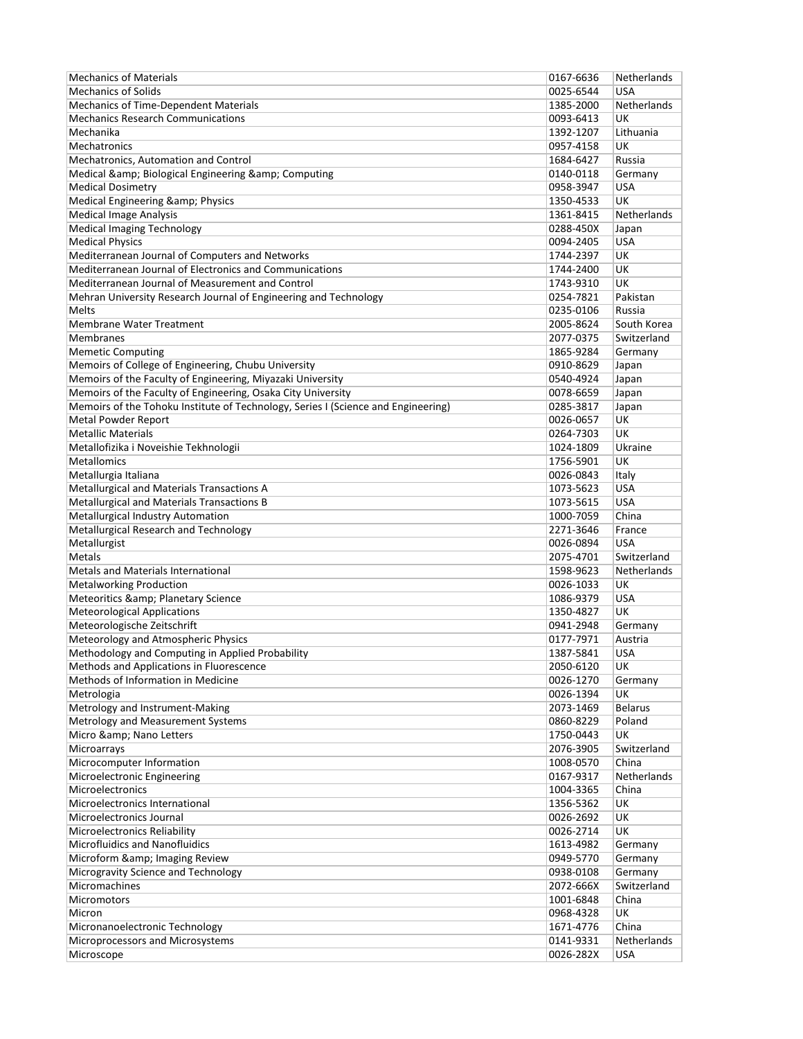| Mechanics of Materials | 0167-6636 | Netherlands |
|---|---|---|
| Mechanics of Solids | 0025-6544 | USA |
| Mechanics of Time-Dependent Materials | 1385-2000 | Netherlands |
| Mechanics Research Communications | 0093-6413 | UK |
| Mechanika | 1392-1207 | Lithuania |
| Mechatronics | 0957-4158 | UK |
| Mechatronics, Automation and Control | 1684-6427 | Russia |
| Medical &amp; Biological Engineering &amp; Computing | 0140-0118 | Germany |
| Medical Dosimetry | 0958-3947 | USA |
| Medical Engineering &amp; Physics | 1350-4533 | UK |
| Medical Image Analysis | 1361-8415 | Netherlands |
| Medical Imaging Technology | 0288-450X | Japan |
| Medical Physics | 0094-2405 | USA |
| Mediterranean Journal of Computers and Networks | 1744-2397 | UK |
| Mediterranean Journal of Electronics and Communications | 1744-2400 | UK |
| Mediterranean Journal of Measurement and Control | 1743-9310 | UK |
| Mehran University Research Journal of Engineering and Technology | 0254-7821 | Pakistan |
| Melts | 0235-0106 | Russia |
| Membrane Water Treatment | 2005-8624 | South Korea |
| Membranes | 2077-0375 | Switzerland |
| Memetic Computing | 1865-9284 | Germany |
| Memoirs of College of Engineering, Chubu University | 0910-8629 | Japan |
| Memoirs of the Faculty of Engineering, Miyazaki University | 0540-4924 | Japan |
| Memoirs of the Faculty of Engineering, Osaka City University | 0078-6659 | Japan |
| Memoirs of the Tohoku Institute of Technology, Series I (Science and Engineering) | 0285-3817 | Japan |
| Metal Powder Report | 0026-0657 | UK |
| Metallic Materials | 0264-7303 | UK |
| Metallofizika i Noveishie Tekhnologii | 1024-1809 | Ukraine |
| Metallomics | 1756-5901 | UK |
| Metallurgia Italiana | 0026-0843 | Italy |
| Metallurgical and Materials Transactions A | 1073-5623 | USA |
| Metallurgical and Materials Transactions B | 1073-5615 | USA |
| Metallurgical Industry Automation | 1000-7059 | China |
| Metallurgical Research and Technology | 2271-3646 | France |
| Metallurgist | 0026-0894 | USA |
| Metals | 2075-4701 | Switzerland |
| Metals and Materials International | 1598-9623 | Netherlands |
| Metalworking Production | 0026-1033 | UK |
| Meteoritics &amp; Planetary Science | 1086-9379 | USA |
| Meteorological Applications | 1350-4827 | UK |
| Meteorologische Zeitschrift | 0941-2948 | Germany |
| Meteorology and Atmospheric Physics | 0177-7971 | Austria |
| Methodology and Computing in Applied Probability | 1387-5841 | USA |
| Methods and Applications in Fluorescence | 2050-6120 | UK |
| Methods of Information in Medicine | 0026-1270 | Germany |
| Metrologia | 0026-1394 | UK |
| Metrology and Instrument-Making | 2073-1469 | Belarus |
| Metrology and Measurement Systems | 0860-8229 | Poland |
| Micro &amp; Nano Letters | 1750-0443 | UK |
| Microarrays | 2076-3905 | Switzerland |
| Microcomputer Information | 1008-0570 | China |
| Microelectronic Engineering | 0167-9317 | Netherlands |
| Microelectronics | 1004-3365 | China |
| Microelectronics International | 1356-5362 | UK |
| Microelectronics Journal | 0026-2692 | UK |
| Microelectronics Reliability | 0026-2714 | UK |
| Microfluidics and Nanofluidics | 1613-4982 | Germany |
| Microform &amp; Imaging Review | 0949-5770 | Germany |
| Microgravity Science and Technology | 0938-0108 | Germany |
| Micromachines | 2072-666X | Switzerland |
| Micromotors | 1001-6848 | China |
| Micron | 0968-4328 | UK |
| Micronanoelectronic Technology | 1671-4776 | China |
| Microprocessors and Microsystems | 0141-9331 | Netherlands |
| Microscope | 0026-282X | USA |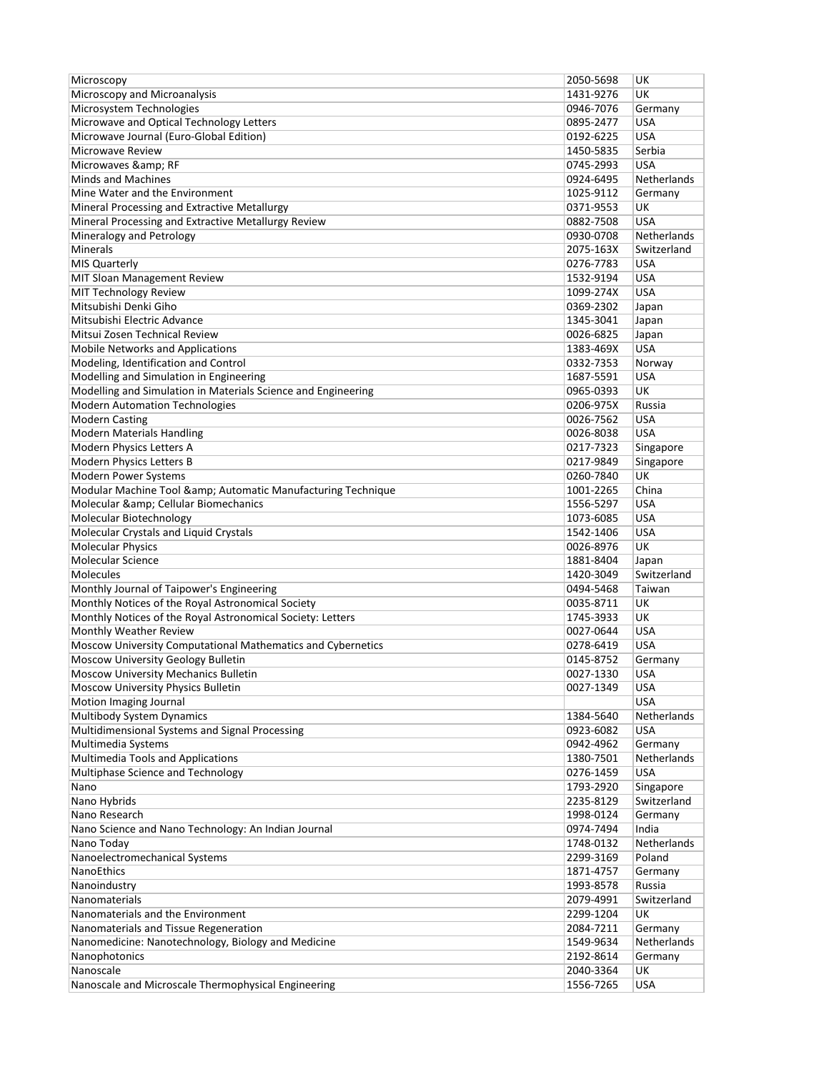| | | |
|---|---|---|
| Microscopy | 2050-5698 | UK |
| Microscopy and Microanalysis | 1431-9276 | UK |
| Microsystem Technologies | 0946-7076 | Germany |
| Microwave and Optical Technology Letters | 0895-2477 | USA |
| Microwave Journal (Euro-Global Edition) | 0192-6225 | USA |
| Microwave Review | 1450-5835 | Serbia |
| Microwaves &amp; RF | 0745-2993 | USA |
| Minds and Machines | 0924-6495 | Netherlands |
| Mine Water and the Environment | 1025-9112 | Germany |
| Mineral Processing and Extractive Metallurgy | 0371-9553 | UK |
| Mineral Processing and Extractive Metallurgy Review | 0882-7508 | USA |
| Mineralogy and Petrology | 0930-0708 | Netherlands |
| Minerals | 2075-163X | Switzerland |
| MIS Quarterly | 0276-7783 | USA |
| MIT Sloan Management Review | 1532-9194 | USA |
| MIT Technology Review | 1099-274X | USA |
| Mitsubishi Denki Giho | 0369-2302 | Japan |
| Mitsubishi Electric Advance | 1345-3041 | Japan |
| Mitsui Zosen Technical Review | 0026-6825 | Japan |
| Mobile Networks and Applications | 1383-469X | USA |
| Modeling, Identification and Control | 0332-7353 | Norway |
| Modelling and Simulation in Engineering | 1687-5591 | USA |
| Modelling and Simulation in Materials Science and Engineering | 0965-0393 | UK |
| Modern Automation Technologies | 0206-975X | Russia |
| Modern Casting | 0026-7562 | USA |
| Modern Materials Handling | 0026-8038 | USA |
| Modern Physics Letters A | 0217-7323 | Singapore |
| Modern Physics Letters B | 0217-9849 | Singapore |
| Modern Power Systems | 0260-7840 | UK |
| Modular Machine Tool &amp; Automatic Manufacturing Technique | 1001-2265 | China |
| Molecular &amp; Cellular Biomechanics | 1556-5297 | USA |
| Molecular Biotechnology | 1073-6085 | USA |
| Molecular Crystals and Liquid Crystals | 1542-1406 | USA |
| Molecular Physics | 0026-8976 | UK |
| Molecular Science | 1881-8404 | Japan |
| Molecules | 1420-3049 | Switzerland |
| Monthly Journal of Taipower's Engineering | 0494-5468 | Taiwan |
| Monthly Notices of the Royal Astronomical Society | 0035-8711 | UK |
| Monthly Notices of the Royal Astronomical Society: Letters | 1745-3933 | UK |
| Monthly Weather Review | 0027-0644 | USA |
| Moscow University Computational Mathematics and Cybernetics | 0278-6419 | USA |
| Moscow University Geology Bulletin | 0145-8752 | Germany |
| Moscow University Mechanics Bulletin | 0027-1330 | USA |
| Moscow University Physics Bulletin | 0027-1349 | USA |
| Motion Imaging Journal | | USA |
| Multibody System Dynamics | 1384-5640 | Netherlands |
| Multidimensional Systems and Signal Processing | 0923-6082 | USA |
| Multimedia Systems | 0942-4962 | Germany |
| Multimedia Tools and Applications | 1380-7501 | Netherlands |
| Multiphase Science and Technology | 0276-1459 | USA |
| Nano | 1793-2920 | Singapore |
| Nano Hybrids | 2235-8129 | Switzerland |
| Nano Research | 1998-0124 | Germany |
| Nano Science and Nano Technology: An Indian Journal | 0974-7494 | India |
| Nano Today | 1748-0132 | Netherlands |
| Nanoelectromechanical Systems | 2299-3169 | Poland |
| NanoEthics | 1871-4757 | Germany |
| Nanoindustry | 1993-8578 | Russia |
| Nanomaterials | 2079-4991 | Switzerland |
| Nanomaterials and the Environment | 2299-1204 | UK |
| Nanomaterials and Tissue Regeneration | 2084-7211 | Germany |
| Nanomedicine: Nanotechnology, Biology and Medicine | 1549-9634 | Netherlands |
| Nanophotonics | 2192-8614 | Germany |
| Nanoscale | 2040-3364 | UK |
| Nanoscale and Microscale Thermophysical Engineering | 1556-7265 | USA |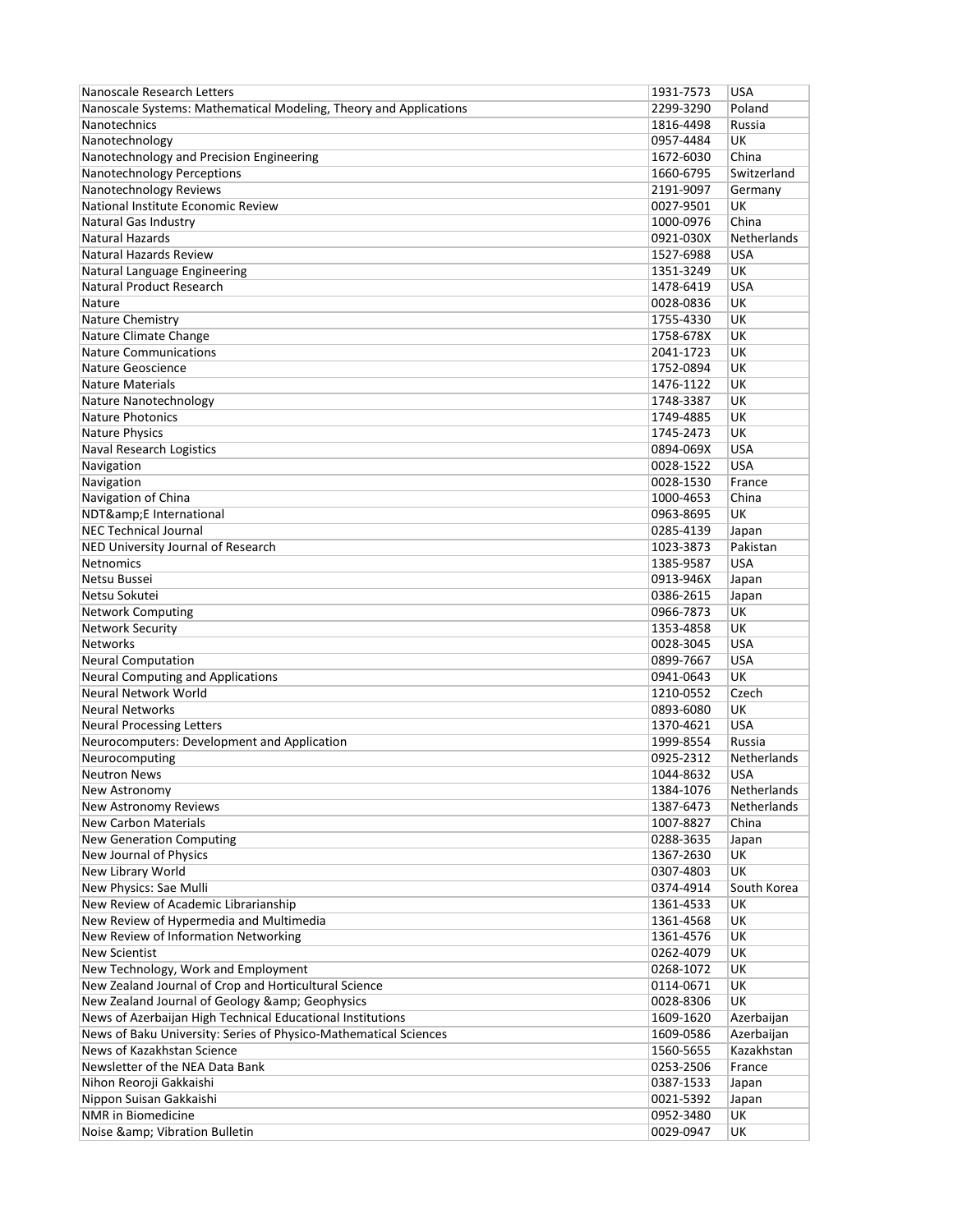| | | |
|---|---|---|
| Nanoscale Research Letters | 1931-7573 | USA |
| Nanoscale Systems: Mathematical Modeling, Theory and Applications | 2299-3290 | Poland |
| Nanotechnics | 1816-4498 | Russia |
| Nanotechnology | 0957-4484 | UK |
| Nanotechnology and Precision Engineering | 1672-6030 | China |
| Nanotechnology Perceptions | 1660-6795 | Switzerland |
| Nanotechnology Reviews | 2191-9097 | Germany |
| National Institute Economic Review | 0027-9501 | UK |
| Natural Gas Industry | 1000-0976 | China |
| Natural Hazards | 0921-030X | Netherlands |
| Natural Hazards Review | 1527-6988 | USA |
| Natural Language Engineering | 1351-3249 | UK |
| Natural Product Research | 1478-6419 | USA |
| Nature | 0028-0836 | UK |
| Nature Chemistry | 1755-4330 | UK |
| Nature Climate Change | 1758-678X | UK |
| Nature Communications | 2041-1723 | UK |
| Nature Geoscience | 1752-0894 | UK |
| Nature Materials | 1476-1122 | UK |
| Nature Nanotechnology | 1748-3387 | UK |
| Nature Photonics | 1749-4885 | UK |
| Nature Physics | 1745-2473 | UK |
| Naval Research Logistics | 0894-069X | USA |
| Navigation | 0028-1522 | USA |
| Navigation | 0028-1530 | France |
| Navigation of China | 1000-4653 | China |
| NDT&amp;E International | 0963-8695 | UK |
| NEC Technical Journal | 0285-4139 | Japan |
| NED University Journal of Research | 1023-3873 | Pakistan |
| Netnomics | 1385-9587 | USA |
| Netsu Bussei | 0913-946X | Japan |
| Netsu Sokutei | 0386-2615 | Japan |
| Network Computing | 0966-7873 | UK |
| Network Security | 1353-4858 | UK |
| Networks | 0028-3045 | USA |
| Neural Computation | 0899-7667 | USA |
| Neural Computing and Applications | 0941-0643 | UK |
| Neural Network World | 1210-0552 | Czech |
| Neural Networks | 0893-6080 | UK |
| Neural Processing Letters | 1370-4621 | USA |
| Neurocomputers: Development and Application | 1999-8554 | Russia |
| Neurocomputing | 0925-2312 | Netherlands |
| Neutron News | 1044-8632 | USA |
| New Astronomy | 1384-1076 | Netherlands |
| New Astronomy Reviews | 1387-6473 | Netherlands |
| New Carbon Materials | 1007-8827 | China |
| New Generation Computing | 0288-3635 | Japan |
| New Journal of Physics | 1367-2630 | UK |
| New Library World | 0307-4803 | UK |
| New Physics: Sae Mulli | 0374-4914 | South Korea |
| New Review of Academic Librarianship | 1361-4533 | UK |
| New Review of Hypermedia and Multimedia | 1361-4568 | UK |
| New Review of Information Networking | 1361-4576 | UK |
| New Scientist | 0262-4079 | UK |
| New Technology, Work and Employment | 0268-1072 | UK |
| New Zealand Journal of Crop and Horticultural Science | 0114-0671 | UK |
| New Zealand Journal of Geology &amp; Geophysics | 0028-8306 | UK |
| News of Azerbaijan High Technical Educational Institutions | 1609-1620 | Azerbaijan |
| News of Baku University: Series of Physico-Mathematical Sciences | 1609-0586 | Azerbaijan |
| News of Kazakhstan Science | 1560-5655 | Kazakhstan |
| Newsletter of the NEA Data Bank | 0253-2506 | France |
| Nihon Reoroji Gakkaishi | 0387-1533 | Japan |
| Nippon Suisan Gakkaishi | 0021-5392 | Japan |
| NMR in Biomedicine | 0952-3480 | UK |
| Noise &amp; Vibration Bulletin | 0029-0947 | UK |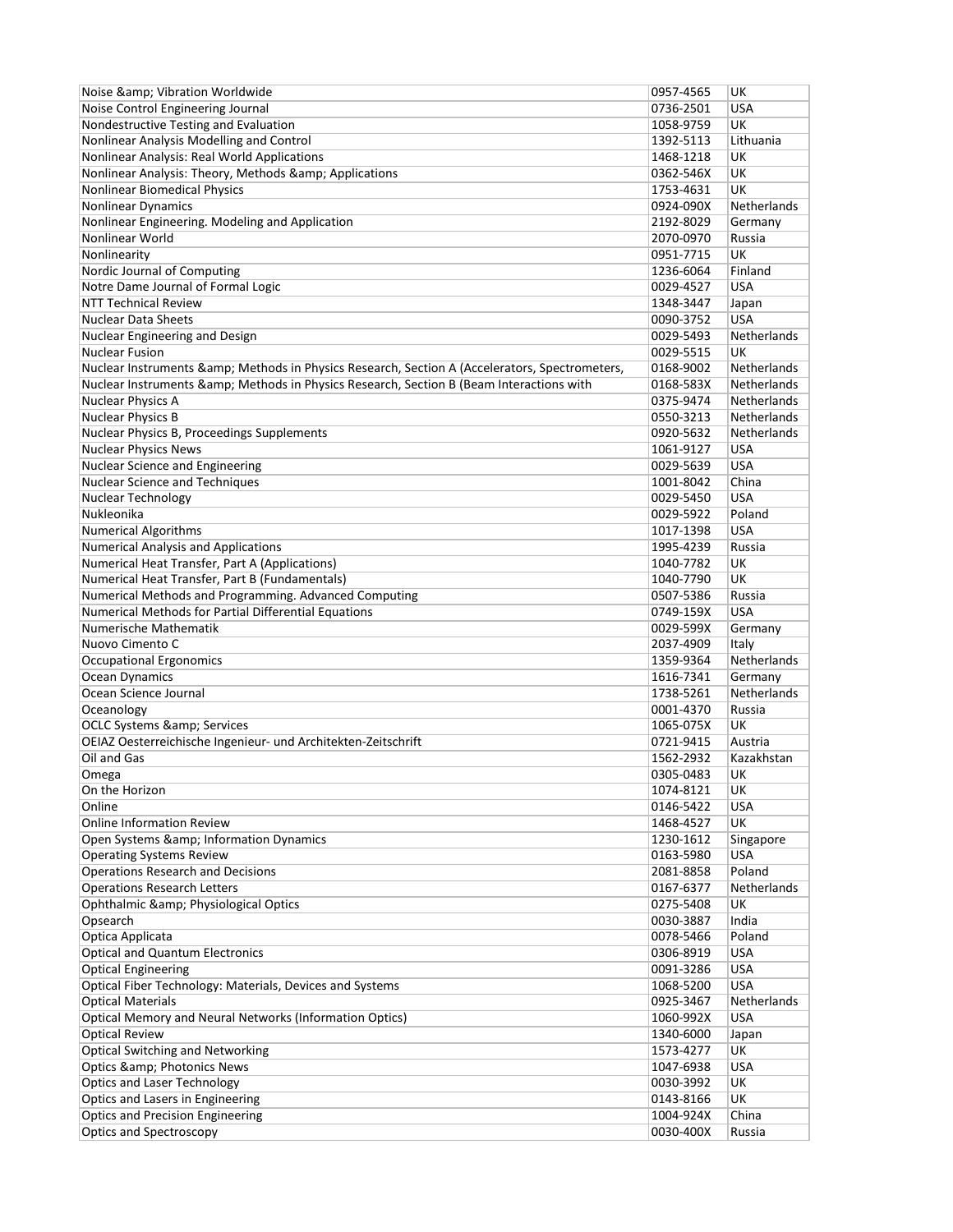| Noise &amp; Vibration Worldwide | 0957-4565 | UK |
|---|---|---|
| Noise Control Engineering Journal | 0736-2501 | USA |
| Nondestructive Testing and Evaluation | 1058-9759 | UK |
| Nonlinear Analysis Modelling and Control | 1392-5113 | Lithuania |
| Nonlinear Analysis: Real World Applications | 1468-1218 | UK |
| Nonlinear Analysis: Theory, Methods &amp; Applications | 0362-546X | UK |
| Nonlinear Biomedical Physics | 1753-4631 | UK |
| Nonlinear Dynamics | 0924-090X | Netherlands |
| Nonlinear Engineering. Modeling and Application | 2192-8029 | Germany |
| Nonlinear World | 2070-0970 | Russia |
| Nonlinearity | 0951-7715 | UK |
| Nordic Journal of Computing | 1236-6064 | Finland |
| Notre Dame Journal of Formal Logic | 0029-4527 | USA |
| NTT Technical Review | 1348-3447 | Japan |
| Nuclear Data Sheets | 0090-3752 | USA |
| Nuclear Engineering and Design | 0029-5493 | Netherlands |
| Nuclear Fusion | 0029-5515 | UK |
| Nuclear Instruments &amp; Methods in Physics Research, Section A (Accelerators, Spectrometers, | 0168-9002 | Netherlands |
| Nuclear Instruments &amp; Methods in Physics Research, Section B (Beam Interactions with | 0168-583X | Netherlands |
| Nuclear Physics A | 0375-9474 | Netherlands |
| Nuclear Physics B | 0550-3213 | Netherlands |
| Nuclear Physics B, Proceedings Supplements | 0920-5632 | Netherlands |
| Nuclear Physics News | 1061-9127 | USA |
| Nuclear Science and Engineering | 0029-5639 | USA |
| Nuclear Science and Techniques | 1001-8042 | China |
| Nuclear Technology | 0029-5450 | USA |
| Nukleonika | 0029-5922 | Poland |
| Numerical Algorithms | 1017-1398 | USA |
| Numerical Analysis and Applications | 1995-4239 | Russia |
| Numerical Heat Transfer, Part A (Applications) | 1040-7782 | UK |
| Numerical Heat Transfer, Part B (Fundamentals) | 1040-7790 | UK |
| Numerical Methods and Programming. Advanced Computing | 0507-5386 | Russia |
| Numerical Methods for Partial Differential Equations | 0749-159X | USA |
| Numerische Mathematik | 0029-599X | Germany |
| Nuovo Cimento C | 2037-4909 | Italy |
| Occupational Ergonomics | 1359-9364 | Netherlands |
| Ocean Dynamics | 1616-7341 | Germany |
| Ocean Science Journal | 1738-5261 | Netherlands |
| Oceanology | 0001-4370 | Russia |
| OCLC Systems &amp; Services | 1065-075X | UK |
| OEIAZ Oesterreichische Ingenieur- und Architekten-Zeitschrift | 0721-9415 | Austria |
| Oil and Gas | 1562-2932 | Kazakhstan |
| Omega | 0305-0483 | UK |
| On the Horizon | 1074-8121 | UK |
| Online | 0146-5422 | USA |
| Online Information Review | 1468-4527 | UK |
| Open Systems &amp; Information Dynamics | 1230-1612 | Singapore |
| Operating Systems Review | 0163-5980 | USA |
| Operations Research and Decisions | 2081-8858 | Poland |
| Operations Research Letters | 0167-6377 | Netherlands |
| Ophthalmic &amp; Physiological Optics | 0275-5408 | UK |
| Opsearch | 0030-3887 | India |
| Optica Applicata | 0078-5466 | Poland |
| Optical and Quantum Electronics | 0306-8919 | USA |
| Optical Engineering | 0091-3286 | USA |
| Optical Fiber Technology: Materials, Devices and Systems | 1068-5200 | USA |
| Optical Materials | 0925-3467 | Netherlands |
| Optical Memory and Neural Networks (Information Optics) | 1060-992X | USA |
| Optical Review | 1340-6000 | Japan |
| Optical Switching and Networking | 1573-4277 | UK |
| Optics &amp; Photonics News | 1047-6938 | USA |
| Optics and Laser Technology | 0030-3992 | UK |
| Optics and Lasers in Engineering | 0143-8166 | UK |
| Optics and Precision Engineering | 1004-924X | China |
| Optics and Spectroscopy | 0030-400X | Russia |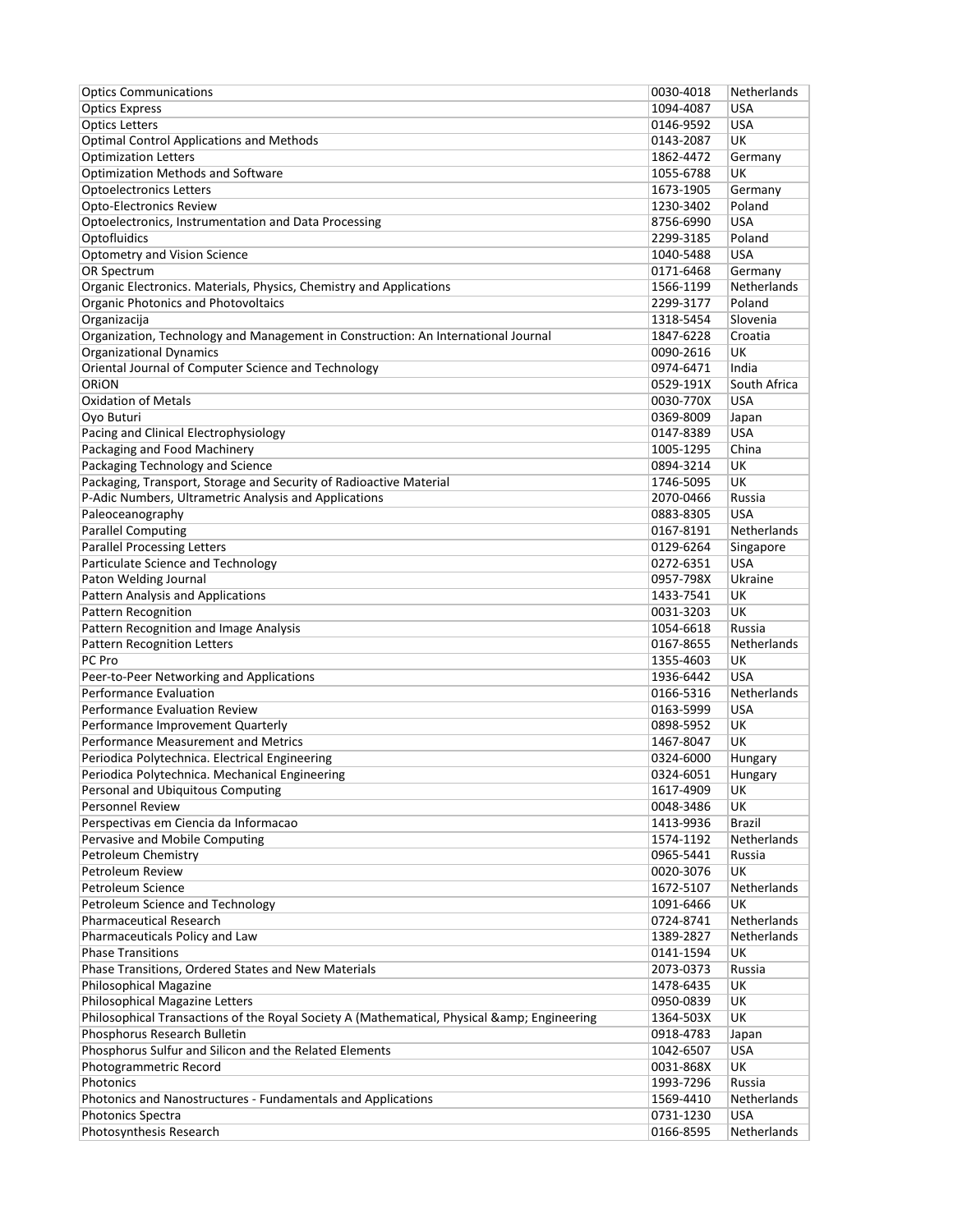| Optics Communications | 0030-4018 | Netherlands |
|---|---|---|
| Optics Express | 1094-4087 | USA |
| Optics Letters | 0146-9592 | USA |
| Optimal Control Applications and Methods | 0143-2087 | UK |
| Optimization Letters | 1862-4472 | Germany |
| Optimization Methods and Software | 1055-6788 | UK |
| Optoelectronics Letters | 1673-1905 | Germany |
| Opto-Electronics Review | 1230-3402 | Poland |
| Optoelectronics, Instrumentation and Data Processing | 8756-6990 | USA |
| Optofluidics | 2299-3185 | Poland |
| Optometry and Vision Science | 1040-5488 | USA |
| OR Spectrum | 0171-6468 | Germany |
| Organic Electronics. Materials, Physics, Chemistry and Applications | 1566-1199 | Netherlands |
| Organic Photonics and Photovoltaics | 2299-3177 | Poland |
| Organizacija | 1318-5454 | Slovenia |
| Organization, Technology and Management in Construction: An International Journal | 1847-6228 | Croatia |
| Organizational Dynamics | 0090-2616 | UK |
| Oriental Journal of Computer Science and Technology | 0974-6471 | India |
| ORiON | 0529-191X | South Africa |
| Oxidation of Metals | 0030-770X | USA |
| Oyo Buturi | 0369-8009 | Japan |
| Pacing and Clinical Electrophysiology | 0147-8389 | USA |
| Packaging and Food Machinery | 1005-1295 | China |
| Packaging Technology and Science | 0894-3214 | UK |
| Packaging, Transport, Storage and Security of Radioactive Material | 1746-5095 | UK |
| P-Adic Numbers, Ultrametric Analysis and Applications | 2070-0466 | Russia |
| Paleoceanography | 0883-8305 | USA |
| Parallel Computing | 0167-8191 | Netherlands |
| Parallel Processing Letters | 0129-6264 | Singapore |
| Particulate Science and Technology | 0272-6351 | USA |
| Paton Welding Journal | 0957-798X | Ukraine |
| Pattern Analysis and Applications | 1433-7541 | UK |
| Pattern Recognition | 0031-3203 | UK |
| Pattern Recognition and Image Analysis | 1054-6618 | Russia |
| Pattern Recognition Letters | 0167-8655 | Netherlands |
| PC Pro | 1355-4603 | UK |
| Peer-to-Peer Networking and Applications | 1936-6442 | USA |
| Performance Evaluation | 0166-5316 | Netherlands |
| Performance Evaluation Review | 0163-5999 | USA |
| Performance Improvement Quarterly | 0898-5952 | UK |
| Performance Measurement and Metrics | 1467-8047 | UK |
| Periodica Polytechnica. Electrical Engineering | 0324-6000 | Hungary |
| Periodica Polytechnica. Mechanical Engineering | 0324-6051 | Hungary |
| Personal and Ubiquitous Computing | 1617-4909 | UK |
| Personnel Review | 0048-3486 | UK |
| Perspectivas em Ciencia da Informacao | 1413-9936 | Brazil |
| Pervasive and Mobile Computing | 1574-1192 | Netherlands |
| Petroleum Chemistry | 0965-5441 | Russia |
| Petroleum Review | 0020-3076 | UK |
| Petroleum Science | 1672-5107 | Netherlands |
| Petroleum Science and Technology | 1091-6466 | UK |
| Pharmaceutical Research | 0724-8741 | Netherlands |
| Pharmaceuticals Policy and Law | 1389-2827 | Netherlands |
| Phase Transitions | 0141-1594 | UK |
| Phase Transitions, Ordered States and New Materials | 2073-0373 | Russia |
| Philosophical Magazine | 1478-6435 | UK |
| Philosophical Magazine Letters | 0950-0839 | UK |
| Philosophical Transactions of the Royal Society A (Mathematical, Physical &amp; Engineering | 1364-503X | UK |
| Phosphorus Research Bulletin | 0918-4783 | Japan |
| Phosphorus Sulfur and Silicon and the Related Elements | 1042-6507 | USA |
| Photogrammetric Record | 0031-868X | UK |
| Photonics | 1993-7296 | Russia |
| Photonics and Nanostructures - Fundamentals and Applications | 1569-4410 | Netherlands |
| Photonics Spectra | 0731-1230 | USA |
| Photosynthesis Research | 0166-8595 | Netherlands |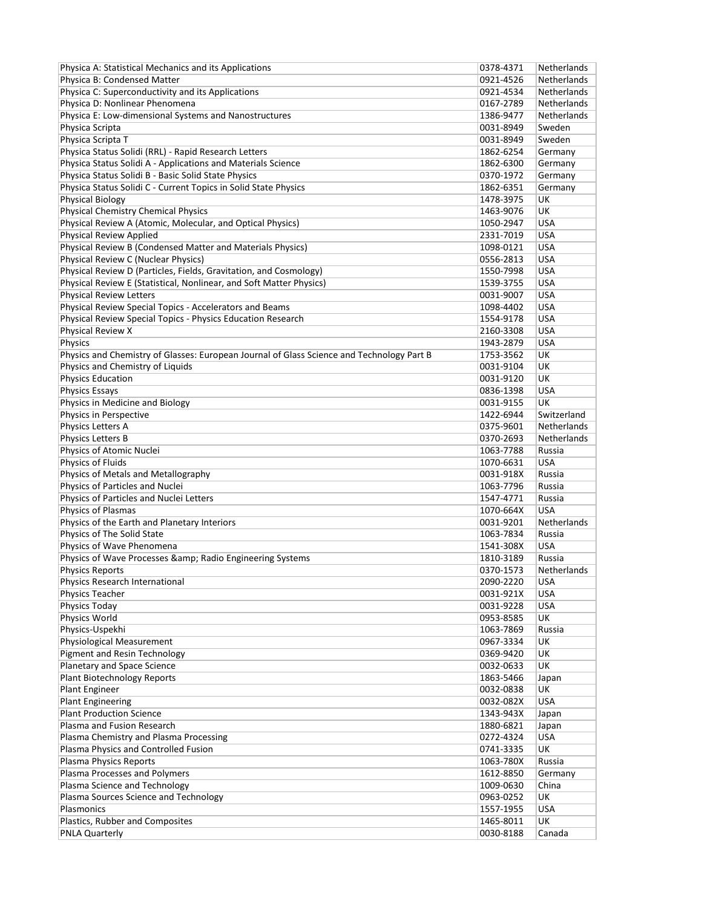| | | |
|---|---|---|
| Physica A: Statistical Mechanics and its Applications | 0378-4371 | Netherlands |
| Physica B: Condensed Matter | 0921-4526 | Netherlands |
| Physica C: Superconductivity and its Applications | 0921-4534 | Netherlands |
| Physica D: Nonlinear Phenomena | 0167-2789 | Netherlands |
| Physica E: Low-dimensional Systems and Nanostructures | 1386-9477 | Netherlands |
| Physica Scripta | 0031-8949 | Sweden |
| Physica Scripta T | 0031-8949 | Sweden |
| Physica Status Solidi (RRL) - Rapid Research Letters | 1862-6254 | Germany |
| Physica Status Solidi A - Applications and Materials Science | 1862-6300 | Germany |
| Physica Status Solidi B - Basic Solid State Physics | 0370-1972 | Germany |
| Physica Status Solidi C - Current Topics in Solid State Physics | 1862-6351 | Germany |
| Physical Biology | 1478-3975 | UK |
| Physical Chemistry Chemical Physics | 1463-9076 | UK |
| Physical Review A (Atomic, Molecular, and Optical Physics) | 1050-2947 | USA |
| Physical Review Applied | 2331-7019 | USA |
| Physical Review B (Condensed Matter and Materials Physics) | 1098-0121 | USA |
| Physical Review C (Nuclear Physics) | 0556-2813 | USA |
| Physical Review D (Particles, Fields, Gravitation, and Cosmology) | 1550-7998 | USA |
| Physical Review E (Statistical, Nonlinear, and Soft Matter Physics) | 1539-3755 | USA |
| Physical Review Letters | 0031-9007 | USA |
| Physical Review Special Topics - Accelerators and Beams | 1098-4402 | USA |
| Physical Review Special Topics - Physics Education Research | 1554-9178 | USA |
| Physical Review X | 2160-3308 | USA |
| Physics | 1943-2879 | USA |
| Physics and Chemistry of Glasses: European Journal of Glass Science and Technology Part B | 1753-3562 | UK |
| Physics and Chemistry of Liquids | 0031-9104 | UK |
| Physics Education | 0031-9120 | UK |
| Physics Essays | 0836-1398 | USA |
| Physics in Medicine and Biology | 0031-9155 | UK |
| Physics in Perspective | 1422-6944 | Switzerland |
| Physics Letters A | 0375-9601 | Netherlands |
| Physics Letters B | 0370-2693 | Netherlands |
| Physics of Atomic Nuclei | 1063-7788 | Russia |
| Physics of Fluids | 1070-6631 | USA |
| Physics of Metals and Metallography | 0031-918X | Russia |
| Physics of Particles and Nuclei | 1063-7796 | Russia |
| Physics of Particles and Nuclei Letters | 1547-4771 | Russia |
| Physics of Plasmas | 1070-664X | USA |
| Physics of the Earth and Planetary Interiors | 0031-9201 | Netherlands |
| Physics of The Solid State | 1063-7834 | Russia |
| Physics of Wave Phenomena | 1541-308X | USA |
| Physics of Wave Processes &amp; Radio Engineering Systems | 1810-3189 | Russia |
| Physics Reports | 0370-1573 | Netherlands |
| Physics Research International | 2090-2220 | USA |
| Physics Teacher | 0031-921X | USA |
| Physics Today | 0031-9228 | USA |
| Physics World | 0953-8585 | UK |
| Physics-Uspekhi | 1063-7869 | Russia |
| Physiological Measurement | 0967-3334 | UK |
| Pigment and Resin Technology | 0369-9420 | UK |
| Planetary and Space Science | 0032-0633 | UK |
| Plant Biotechnology Reports | 1863-5466 | Japan |
| Plant Engineer | 0032-0838 | UK |
| Plant Engineering | 0032-082X | USA |
| Plant Production Science | 1343-943X | Japan |
| Plasma and Fusion Research | 1880-6821 | Japan |
| Plasma Chemistry and Plasma Processing | 0272-4324 | USA |
| Plasma Physics and Controlled Fusion | 0741-3335 | UK |
| Plasma Physics Reports | 1063-780X | Russia |
| Plasma Processes and Polymers | 1612-8850 | Germany |
| Plasma Science and Technology | 1009-0630 | China |
| Plasma Sources Science and Technology | 0963-0252 | UK |
| Plasmonics | 1557-1955 | USA |
| Plastics, Rubber and Composites | 1465-8011 | UK |
| PNLA Quarterly | 0030-8188 | Canada |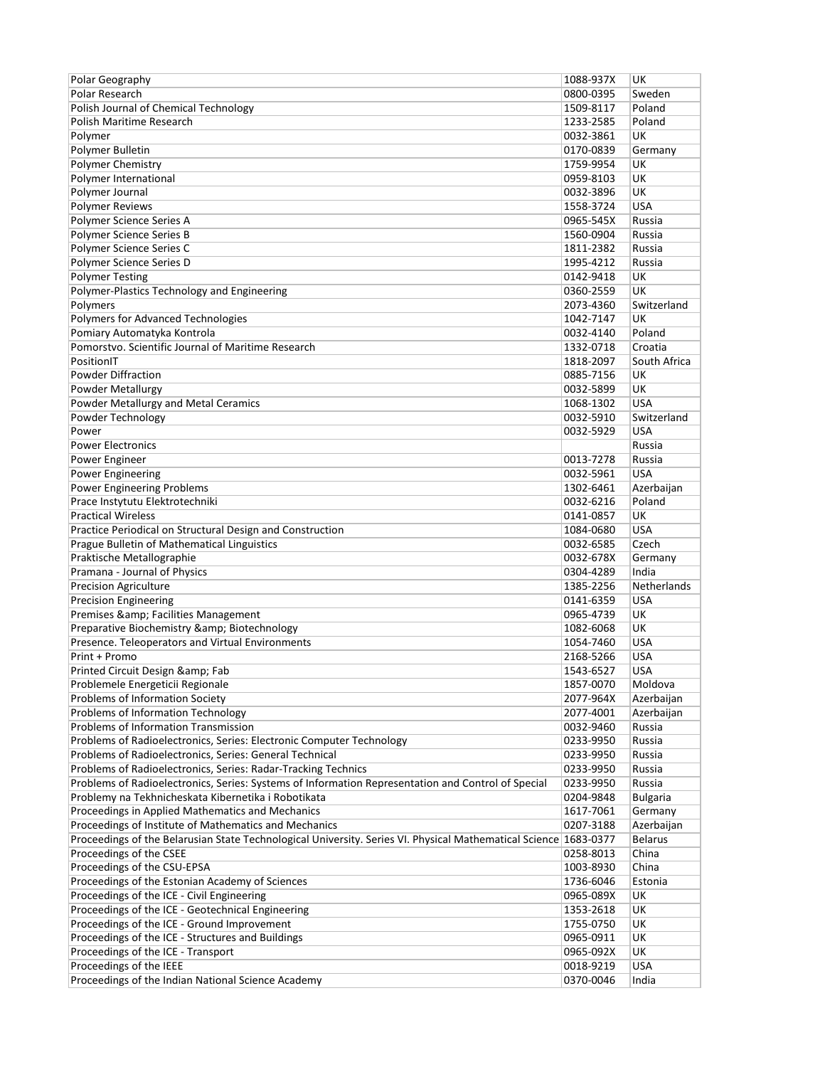| Polar Geography | 1088-937X | UK |
|---|---|---|
| Polar Research | 0800-0395 | Sweden |
| Polish Journal of Chemical Technology | 1509-8117 | Poland |
| Polish Maritime Research | 1233-2585 | Poland |
| Polymer | 0032-3861 | UK |
| Polymer Bulletin | 0170-0839 | Germany |
| Polymer Chemistry | 1759-9954 | UK |
| Polymer International | 0959-8103 | UK |
| Polymer Journal | 0032-3896 | UK |
| Polymer Reviews | 1558-3724 | USA |
| Polymer Science Series A | 0965-545X | Russia |
| Polymer Science Series B | 1560-0904 | Russia |
| Polymer Science Series C | 1811-2382 | Russia |
| Polymer Science Series D | 1995-4212 | Russia |
| Polymer Testing | 0142-9418 | UK |
| Polymer-Plastics Technology and Engineering | 0360-2559 | UK |
| Polymers | 2073-4360 | Switzerland |
| Polymers for Advanced Technologies | 1042-7147 | UK |
| Pomiary Automatyka Kontrola | 0032-4140 | Poland |
| Pomorstvo. Scientific Journal of Maritime Research | 1332-0718 | Croatia |
| PositionIT | 1818-2097 | South Africa |
| Powder Diffraction | 0885-7156 | UK |
| Powder Metallurgy | 0032-5899 | UK |
| Powder Metallurgy and Metal Ceramics | 1068-1302 | USA |
| Powder Technology | 0032-5910 | Switzerland |
| Power | 0032-5929 | USA |
| Power Electronics | | Russia |
| Power Engineer | 0013-7278 | Russia |
| Power Engineering | 0032-5961 | USA |
| Power Engineering Problems | 1302-6461 | Azerbaijan |
| Prace Instytutu Elektrotechniki | 0032-6216 | Poland |
| Practical Wireless | 0141-0857 | UK |
| Practice Periodical on Structural Design and Construction | 1084-0680 | USA |
| Prague Bulletin of Mathematical Linguistics | 0032-6585 | Czech |
| Praktische Metallographie | 0032-678X | Germany |
| Pramana - Journal of Physics | 0304-4289 | India |
| Precision Agriculture | 1385-2256 | Netherlands |
| Precision Engineering | 0141-6359 | USA |
| Premises &amp; Facilities Management | 0965-4739 | UK |
| Preparative Biochemistry &amp; Biotechnology | 1082-6068 | UK |
| Presence. Teleoperators and Virtual Environments | 1054-7460 | USA |
| Print + Promo | 2168-5266 | USA |
| Printed Circuit Design &amp; Fab | 1543-6527 | USA |
| Problemele Energeticii Regionale | 1857-0070 | Moldova |
| Problems of Information Society | 2077-964X | Azerbaijan |
| Problems of Information Technology | 2077-4001 | Azerbaijan |
| Problems of Information Transmission | 0032-9460 | Russia |
| Problems of Radioelectronics, Series: Electronic Computer Technology | 0233-9950 | Russia |
| Problems of Radioelectronics, Series: General Technical | 0233-9950 | Russia |
| Problems of Radioelectronics, Series: Radar-Tracking Technics | 0233-9950 | Russia |
| Problems of Radioelectronics, Series: Systems of Information Representation and Control of Special | 0233-9950 | Russia |
| Problemy na Tekhnicheskata Kibernetika i Robotikata | 0204-9848 | Bulgaria |
| Proceedings in Applied Mathematics and Mechanics | 1617-7061 | Germany |
| Proceedings of Institute of Mathematics and Mechanics | 0207-3188 | Azerbaijan |
| Proceedings of the Belarusian State Technological University. Series VI. Physical Mathematical Science | 1683-0377 | Belarus |
| Proceedings of the CSEE | 0258-8013 | China |
| Proceedings of the CSU-EPSA | 1003-8930 | China |
| Proceedings of the Estonian Academy of Sciences | 1736-6046 | Estonia |
| Proceedings of the ICE - Civil Engineering | 0965-089X | UK |
| Proceedings of the ICE - Geotechnical Engineering | 1353-2618 | UK |
| Proceedings of the ICE - Ground Improvement | 1755-0750 | UK |
| Proceedings of the ICE - Structures and Buildings | 0965-0911 | UK |
| Proceedings of the ICE - Transport | 0965-092X | UK |
| Proceedings of the IEEE | 0018-9219 | USA |
| Proceedings of the Indian National Science Academy | 0370-0046 | India |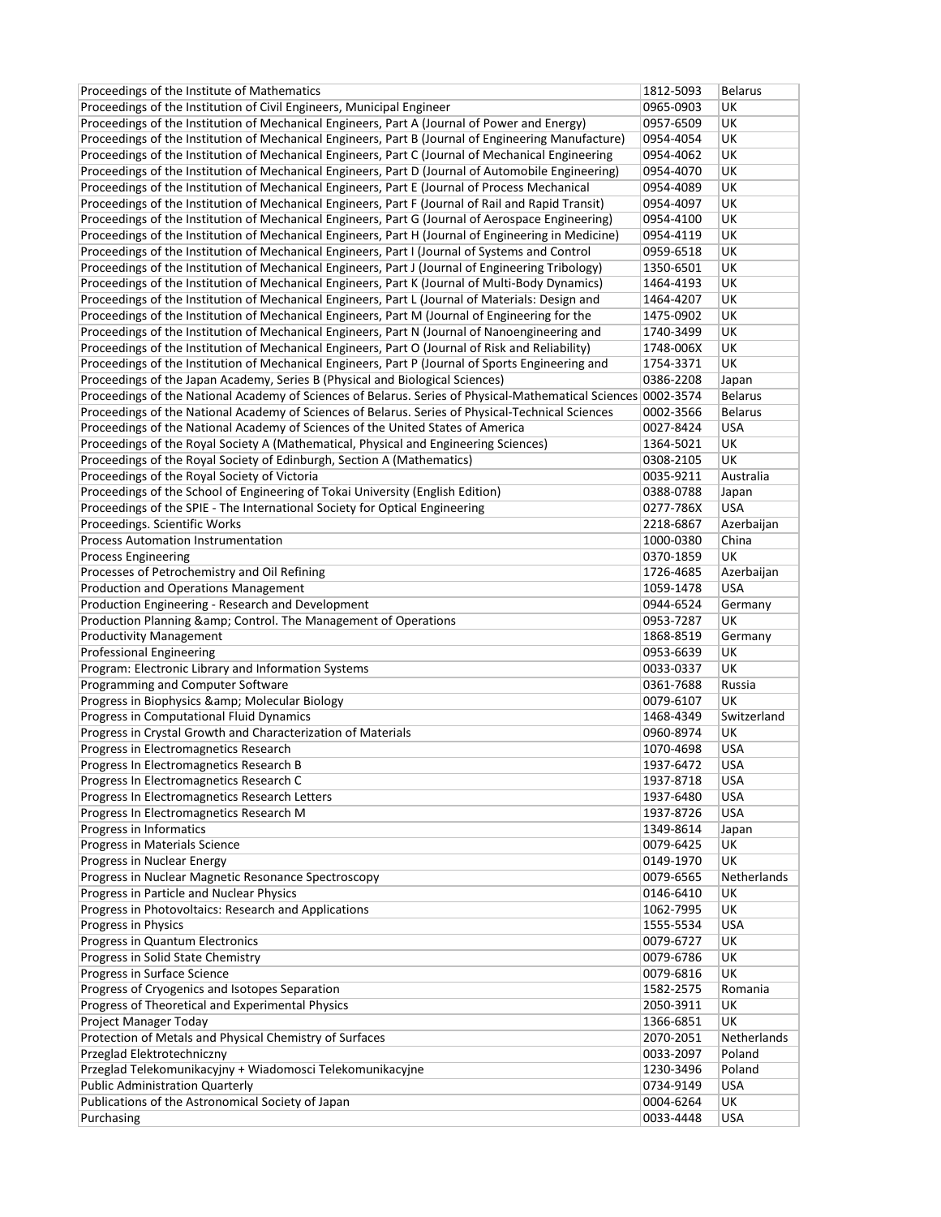| | | |
|---|---|---|
| Proceedings of the Institute of Mathematics | 1812-5093 | Belarus |
| Proceedings of the Institution of Civil Engineers, Municipal Engineer | 0965-0903 | UK |
| Proceedings of the Institution of Mechanical Engineers, Part A (Journal of Power and Energy) | 0957-6509 | UK |
| Proceedings of the Institution of Mechanical Engineers, Part B (Journal of Engineering Manufacture) | 0954-4054 | UK |
| Proceedings of the Institution of Mechanical Engineers, Part C (Journal of Mechanical Engineering | 0954-4062 | UK |
| Proceedings of the Institution of Mechanical Engineers, Part D (Journal of Automobile Engineering) | 0954-4070 | UK |
| Proceedings of the Institution of Mechanical Engineers, Part E (Journal of Process Mechanical | 0954-4089 | UK |
| Proceedings of the Institution of Mechanical Engineers, Part F (Journal of Rail and Rapid Transit) | 0954-4097 | UK |
| Proceedings of the Institution of Mechanical Engineers, Part G (Journal of Aerospace Engineering) | 0954-4100 | UK |
| Proceedings of the Institution of Mechanical Engineers, Part H (Journal of Engineering in Medicine) | 0954-4119 | UK |
| Proceedings of the Institution of Mechanical Engineers, Part I (Journal of Systems and Control | 0959-6518 | UK |
| Proceedings of the Institution of Mechanical Engineers, Part J (Journal of Engineering Tribology) | 1350-6501 | UK |
| Proceedings of the Institution of Mechanical Engineers, Part K (Journal of Multi-Body Dynamics) | 1464-4193 | UK |
| Proceedings of the Institution of Mechanical Engineers, Part L (Journal of Materials: Design and | 1464-4207 | UK |
| Proceedings of the Institution of Mechanical Engineers, Part M (Journal of Engineering for the | 1475-0902 | UK |
| Proceedings of the Institution of Mechanical Engineers, Part N (Journal of Nanoengineering and | 1740-3499 | UK |
| Proceedings of the Institution of Mechanical Engineers, Part O (Journal of Risk and Reliability) | 1748-006X | UK |
| Proceedings of the Institution of Mechanical Engineers, Part P (Journal of Sports Engineering and | 1754-3371 | UK |
| Proceedings of the Japan Academy, Series B (Physical and Biological Sciences) | 0386-2208 | Japan |
| Proceedings of the National Academy of Sciences of Belarus. Series of Physical-Mathematical Sciences | 0002-3574 | Belarus |
| Proceedings of the National Academy of Sciences of Belarus. Series of Physical-Technical Sciences | 0002-3566 | Belarus |
| Proceedings of the National Academy of Sciences of the United States of America | 0027-8424 | USA |
| Proceedings of the Royal Society A (Mathematical, Physical and Engineering Sciences) | 1364-5021 | UK |
| Proceedings of the Royal Society of Edinburgh, Section A (Mathematics) | 0308-2105 | UK |
| Proceedings of the Royal Society of Victoria | 0035-9211 | Australia |
| Proceedings of the School of Engineering of Tokai University (English Edition) | 0388-0788 | Japan |
| Proceedings of the SPIE - The International Society for Optical Engineering | 0277-786X | USA |
| Proceedings. Scientific Works | 2218-6867 | Azerbaijan |
| Process Automation Instrumentation | 1000-0380 | China |
| Process Engineering | 0370-1859 | UK |
| Processes of Petrochemistry and Oil Refining | 1726-4685 | Azerbaijan |
| Production and Operations Management | 1059-1478 | USA |
| Production Engineering - Research and Development | 0944-6524 | Germany |
| Production Planning &amp; Control. The Management of Operations | 0953-7287 | UK |
| Productivity Management | 1868-8519 | Germany |
| Professional Engineering | 0953-6639 | UK |
| Program: Electronic Library and Information Systems | 0033-0337 | UK |
| Programming and Computer Software | 0361-7688 | Russia |
| Progress in Biophysics &amp; Molecular Biology | 0079-6107 | UK |
| Progress in Computational Fluid Dynamics | 1468-4349 | Switzerland |
| Progress in Crystal Growth and Characterization of Materials | 0960-8974 | UK |
| Progress in Electromagnetics Research | 1070-4698 | USA |
| Progress In Electromagnetics Research B | 1937-6472 | USA |
| Progress In Electromagnetics Research C | 1937-8718 | USA |
| Progress In Electromagnetics Research Letters | 1937-6480 | USA |
| Progress In Electromagnetics Research M | 1937-8726 | USA |
| Progress in Informatics | 1349-8614 | Japan |
| Progress in Materials Science | 0079-6425 | UK |
| Progress in Nuclear Energy | 0149-1970 | UK |
| Progress in Nuclear Magnetic Resonance Spectroscopy | 0079-6565 | Netherlands |
| Progress in Particle and Nuclear Physics | 0146-6410 | UK |
| Progress in Photovoltaics: Research and Applications | 1062-7995 | UK |
| Progress in Physics | 1555-5534 | USA |
| Progress in Quantum Electronics | 0079-6727 | UK |
| Progress in Solid State Chemistry | 0079-6786 | UK |
| Progress in Surface Science | 0079-6816 | UK |
| Progress of Cryogenics and Isotopes Separation | 1582-2575 | Romania |
| Progress of Theoretical and Experimental Physics | 2050-3911 | UK |
| Project Manager Today | 1366-6851 | UK |
| Protection of Metals and Physical Chemistry of Surfaces | 2070-2051 | Netherlands |
| Przeglad Elektrotechniczny | 0033-2097 | Poland |
| Przeglad Telekomunikacyjny + Wiadomosci Telekomunikacyjne | 1230-3496 | Poland |
| Public Administration Quarterly | 0734-9149 | USA |
| Publications of the Astronomical Society of Japan | 0004-6264 | UK |
| Purchasing | 0033-4448 | USA |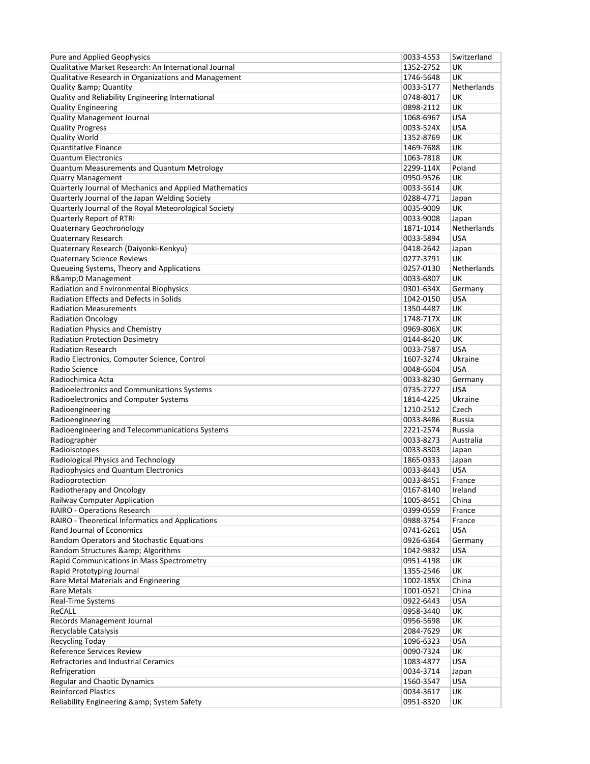| Pure and Applied Geophysics | 0033-4553 | Switzerland |
|---|---|---|
| Qualitative Market Research: An International Journal | 1352-2752 | UK |
| Qualitative Research in Organizations and Management | 1746-5648 | UK |
| Quality &amp; Quantity | 0033-5177 | Netherlands |
| Quality and Reliability Engineering International | 0748-8017 | UK |
| Quality Engineering | 0898-2112 | UK |
| Quality Management Journal | 1068-6967 | USA |
| Quality Progress | 0033-524X | USA |
| Quality World | 1352-8769 | UK |
| Quantitative Finance | 1469-7688 | UK |
| Quantum Electronics | 1063-7818 | UK |
| Quantum Measurements and Quantum Metrology | 2299-114X | Poland |
| Quarry Management | 0950-9526 | UK |
| Quarterly Journal of Mechanics and Applied Mathematics | 0033-5614 | UK |
| Quarterly Journal of the Japan Welding Society | 0288-4771 | Japan |
| Quarterly Journal of the Royal Meteorological Society | 0035-9009 | UK |
| Quarterly Report of RTRI | 0033-9008 | Japan |
| Quaternary Geochronology | 1871-1014 | Netherlands |
| Quaternary Research | 0033-5894 | USA |
| Quaternary Research (Daiyonki-Kenkyu) | 0418-2642 | Japan |
| Quaternary Science Reviews | 0277-3791 | UK |
| Queueing Systems, Theory and Applications | 0257-0130 | Netherlands |
| R&amp;D Management | 0033-6807 | UK |
| Radiation and Environmental Biophysics | 0301-634X | Germany |
| Radiation Effects and Defects in Solids | 1042-0150 | USA |
| Radiation Measurements | 1350-4487 | UK |
| Radiation Oncology | 1748-717X | UK |
| Radiation Physics and Chemistry | 0969-806X | UK |
| Radiation Protection Dosimetry | 0144-8420 | UK |
| Radiation Research | 0033-7587 | USA |
| Radio Electronics, Computer Science, Control | 1607-3274 | Ukraine |
| Radio Science | 0048-6604 | USA |
| Radiochimica Acta | 0033-8230 | Germany |
| Radioelectronics and Communications Systems | 0735-2727 | USA |
| Radioelectronics and Computer Systems | 1814-4225 | Ukraine |
| Radioengineering | 1210-2512 | Czech |
| Radioengineering | 0033-8486 | Russia |
| Radioengineering and Telecommunications Systems | 2221-2574 | Russia |
| Radiographer | 0033-8273 | Australia |
| Radioisotopes | 0033-8303 | Japan |
| Radiological Physics and Technology | 1865-0333 | Japan |
| Radiophysics and Quantum Electronics | 0033-8443 | USA |
| Radioprotection | 0033-8451 | France |
| Radiotherapy and Oncology | 0167-8140 | Ireland |
| Railway Computer Application | 1005-8451 | China |
| RAIRO - Operations Research | 0399-0559 | France |
| RAIRO - Theoretical Informatics and Applications | 0988-3754 | France |
| Rand Journal of Economics | 0741-6261 | USA |
| Random Operators and Stochastic Equations | 0926-6364 | Germany |
| Random Structures &amp; Algorithms | 1042-9832 | USA |
| Rapid Communications in Mass Spectrometry | 0951-4198 | UK |
| Rapid Prototyping Journal | 1355-2546 | UK |
| Rare Metal Materials and Engineering | 1002-185X | China |
| Rare Metals | 1001-0521 | China |
| Real-Time Systems | 0922-6443 | USA |
| ReCALL | 0958-3440 | UK |
| Records Management Journal | 0956-5698 | UK |
| Recyclable Catalysis | 2084-7629 | UK |
| Recycling Today | 1096-6323 | USA |
| Reference Services Review | 0090-7324 | UK |
| Refractories and Industrial Ceramics | 1083-4877 | USA |
| Refrigeration | 0034-3714 | Japan |
| Regular and Chaotic Dynamics | 1560-3547 | USA |
| Reinforced Plastics | 0034-3617 | UK |
| Reliability Engineering &amp; System Safety | 0951-8320 | UK |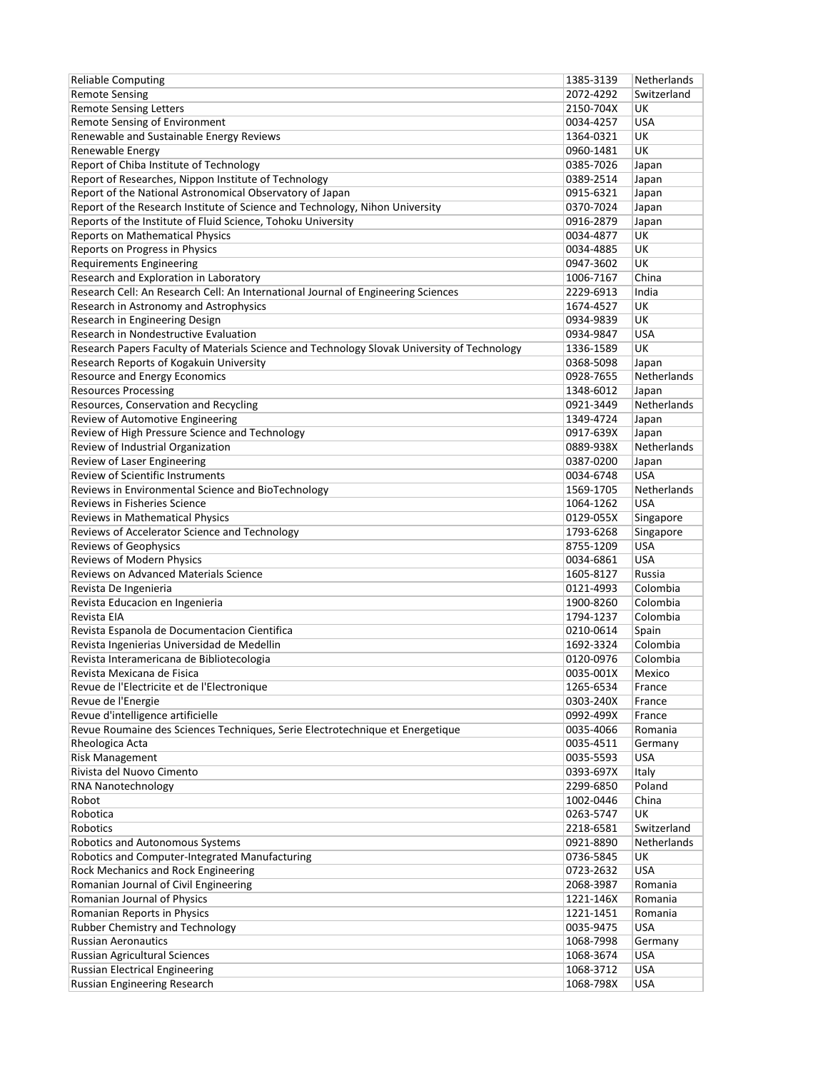| Reliable Computing | 1385-3139 | Netherlands |
|---|---|---|
| Remote Sensing | 2072-4292 | Switzerland |
| Remote Sensing Letters | 2150-704X | UK |
| Remote Sensing of Environment | 0034-4257 | USA |
| Renewable and Sustainable Energy Reviews | 1364-0321 | UK |
| Renewable Energy | 0960-1481 | UK |
| Report of Chiba Institute of Technology | 0385-7026 | Japan |
| Report of Researches, Nippon Institute of Technology | 0389-2514 | Japan |
| Report of the National Astronomical Observatory of Japan | 0915-6321 | Japan |
| Report of the Research Institute of Science and Technology, Nihon University | 0370-7024 | Japan |
| Reports of the Institute of Fluid Science, Tohoku University | 0916-2879 | Japan |
| Reports on Mathematical Physics | 0034-4877 | UK |
| Reports on Progress in Physics | 0034-4885 | UK |
| Requirements Engineering | 0947-3602 | UK |
| Research and Exploration in Laboratory | 1006-7167 | China |
| Research Cell: An Research Cell: An International Journal of Engineering Sciences | 2229-6913 | India |
| Research in Astronomy and Astrophysics | 1674-4527 | UK |
| Research in Engineering Design | 0934-9839 | UK |
| Research in Nondestructive Evaluation | 0934-9847 | USA |
| Research Papers Faculty of Materials Science and Technology Slovak University of Technology | 1336-1589 | UK |
| Research Reports of Kogakuin University | 0368-5098 | Japan |
| Resource and Energy Economics | 0928-7655 | Netherlands |
| Resources Processing | 1348-6012 | Japan |
| Resources, Conservation and Recycling | 0921-3449 | Netherlands |
| Review of Automotive Engineering | 1349-4724 | Japan |
| Review of High Pressure Science and Technology | 0917-639X | Japan |
| Review of Industrial Organization | 0889-938X | Netherlands |
| Review of Laser Engineering | 0387-0200 | Japan |
| Review of Scientific Instruments | 0034-6748 | USA |
| Reviews in Environmental Science and BioTechnology | 1569-1705 | Netherlands |
| Reviews in Fisheries Science | 1064-1262 | USA |
| Reviews in Mathematical Physics | 0129-055X | Singapore |
| Reviews of Accelerator Science and Technology | 1793-6268 | Singapore |
| Reviews of Geophysics | 8755-1209 | USA |
| Reviews of Modern Physics | 0034-6861 | USA |
| Reviews on Advanced Materials Science | 1605-8127 | Russia |
| Revista De Ingenieria | 0121-4993 | Colombia |
| Revista Educacion en Ingenieria | 1900-8260 | Colombia |
| Revista EIA | 1794-1237 | Colombia |
| Revista Espanola de Documentacion Cientifica | 0210-0614 | Spain |
| Revista Ingenierias Universidad de Medellin | 1692-3324 | Colombia |
| Revista Interamericana de Bibliotecologia | 0120-0976 | Colombia |
| Revista Mexicana de Fisica | 0035-001X | Mexico |
| Revue de l'Electricite et de l'Electronique | 1265-6534 | France |
| Revue de l'Energie | 0303-240X | France |
| Revue d'intelligence artificielle | 0992-499X | France |
| Revue Roumaine des Sciences Techniques, Serie Electrotechnique et Energetique | 0035-4066 | Romania |
| Rheologica Acta | 0035-4511 | Germany |
| Risk Management | 0035-5593 | USA |
| Rivista del Nuovo Cimento | 0393-697X | Italy |
| RNA Nanotechnology | 2299-6850 | Poland |
| Robot | 1002-0446 | China |
| Robotica | 0263-5747 | UK |
| Robotics | 2218-6581 | Switzerland |
| Robotics and Autonomous Systems | 0921-8890 | Netherlands |
| Robotics and Computer-Integrated Manufacturing | 0736-5845 | UK |
| Rock Mechanics and Rock Engineering | 0723-2632 | USA |
| Romanian Journal of Civil Engineering | 2068-3987 | Romania |
| Romanian Journal of Physics | 1221-146X | Romania |
| Romanian Reports in Physics | 1221-1451 | Romania |
| Rubber Chemistry and Technology | 0035-9475 | USA |
| Russian Aeronautics | 1068-7998 | Germany |
| Russian Agricultural Sciences | 1068-3674 | USA |
| Russian Electrical Engineering | 1068-3712 | USA |
| Russian Engineering Research | 1068-798X | USA |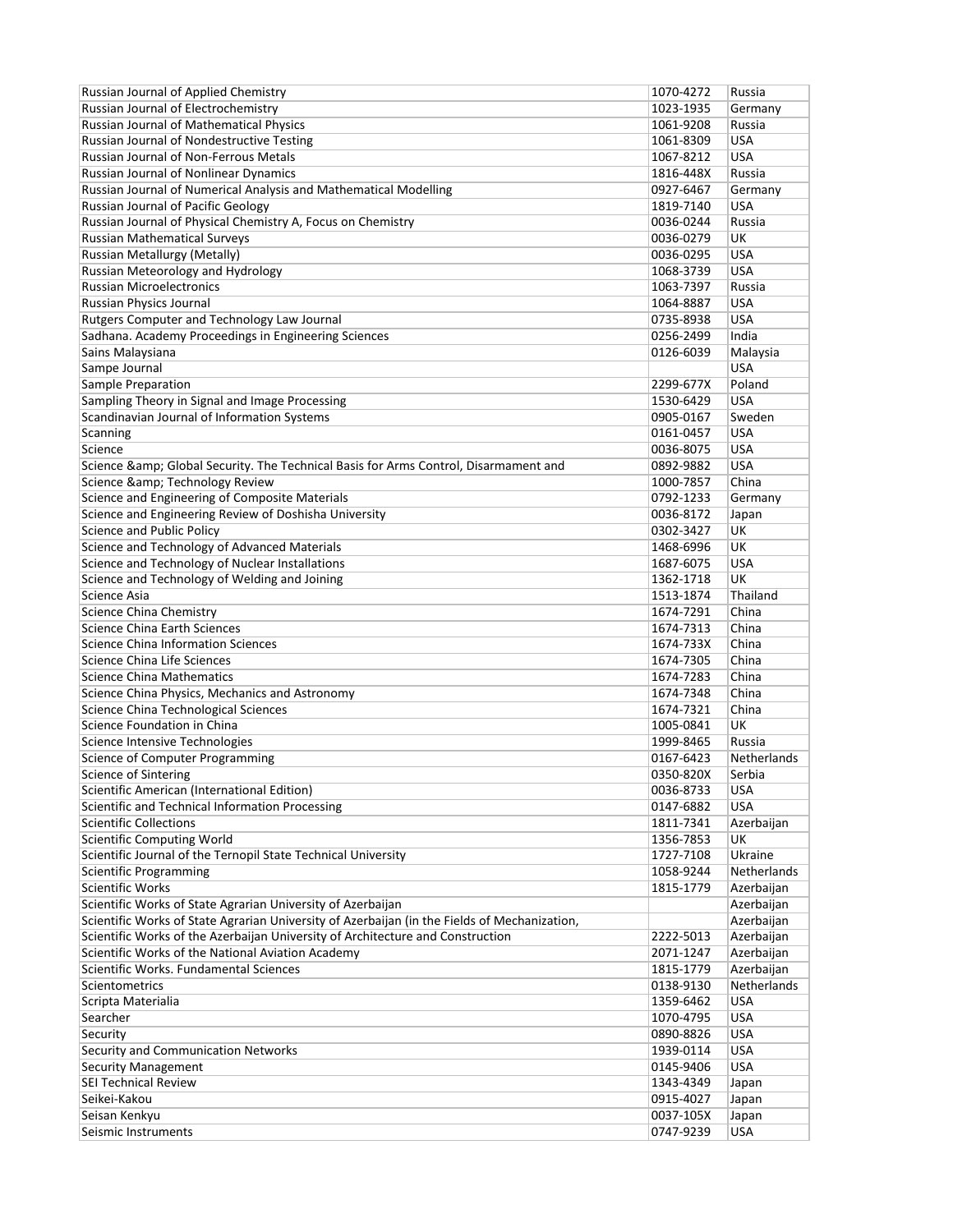| | | |
|---|---|---|
| Russian Journal of Applied Chemistry | 1070-4272 | Russia |
| Russian Journal of Electrochemistry | 1023-1935 | Germany |
| Russian Journal of Mathematical Physics | 1061-9208 | Russia |
| Russian Journal of Nondestructive Testing | 1061-8309 | USA |
| Russian Journal of Non-Ferrous Metals | 1067-8212 | USA |
| Russian Journal of Nonlinear Dynamics | 1816-448X | Russia |
| Russian Journal of Numerical Analysis and Mathematical Modelling | 0927-6467 | Germany |
| Russian Journal of Pacific Geology | 1819-7140 | USA |
| Russian Journal of Physical Chemistry A, Focus on Chemistry | 0036-0244 | Russia |
| Russian Mathematical Surveys | 0036-0279 | UK |
| Russian Metallurgy (Metally) | 0036-0295 | USA |
| Russian Meteorology and Hydrology | 1068-3739 | USA |
| Russian Microelectronics | 1063-7397 | Russia |
| Russian Physics Journal | 1064-8887 | USA |
| Rutgers Computer and Technology Law Journal | 0735-8938 | USA |
| Sadhana. Academy Proceedings in Engineering Sciences | 0256-2499 | India |
| Sains Malaysiana | 0126-6039 | Malaysia |
| Sampe Journal | | USA |
| Sample Preparation | 2299-677X | Poland |
| Sampling Theory in Signal and Image Processing | 1530-6429 | USA |
| Scandinavian Journal of Information Systems | 0905-0167 | Sweden |
| Scanning | 0161-0457 | USA |
| Science | 0036-8075 | USA |
| Science &amp; Global Security. The Technical Basis for Arms Control, Disarmament and | 0892-9882 | USA |
| Science &amp; Technology Review | 1000-7857 | China |
| Science and Engineering of Composite Materials | 0792-1233 | Germany |
| Science and Engineering Review of Doshisha University | 0036-8172 | Japan |
| Science and Public Policy | 0302-3427 | UK |
| Science and Technology of Advanced Materials | 1468-6996 | UK |
| Science and Technology of Nuclear Installations | 1687-6075 | USA |
| Science and Technology of Welding and Joining | 1362-1718 | UK |
| Science Asia | 1513-1874 | Thailand |
| Science China Chemistry | 1674-7291 | China |
| Science China Earth Sciences | 1674-7313 | China |
| Science China Information Sciences | 1674-733X | China |
| Science China Life Sciences | 1674-7305 | China |
| Science China Mathematics | 1674-7283 | China |
| Science China Physics, Mechanics and Astronomy | 1674-7348 | China |
| Science China Technological Sciences | 1674-7321 | China |
| Science Foundation in China | 1005-0841 | UK |
| Science Intensive Technologies | 1999-8465 | Russia |
| Science of Computer Programming | 0167-6423 | Netherlands |
| Science of Sintering | 0350-820X | Serbia |
| Scientific American (International Edition) | 0036-8733 | USA |
| Scientific and Technical Information Processing | 0147-6882 | USA |
| Scientific Collections | 1811-7341 | Azerbaijan |
| Scientific Computing World | 1356-7853 | UK |
| Scientific Journal of the Ternopil State Technical University | 1727-7108 | Ukraine |
| Scientific Programming | 1058-9244 | Netherlands |
| Scientific Works | 1815-1779 | Azerbaijan |
| Scientific Works of State Agrarian University of Azerbaijan | | Azerbaijan |
| Scientific Works of State Agrarian University of Azerbaijan (in the Fields of Mechanization, | | Azerbaijan |
| Scientific Works of the Azerbaijan University of Architecture and Construction | 2222-5013 | Azerbaijan |
| Scientific Works of the National Aviation Academy | 2071-1247 | Azerbaijan |
| Scientific Works. Fundamental Sciences | 1815-1779 | Azerbaijan |
| Scientometrics | 0138-9130 | Netherlands |
| Scripta Materialia | 1359-6462 | USA |
| Searcher | 1070-4795 | USA |
| Security | 0890-8826 | USA |
| Security and Communication Networks | 1939-0114 | USA |
| Security Management | 0145-9406 | USA |
| SEI Technical Review | 1343-4349 | Japan |
| Seikei-Kakou | 0915-4027 | Japan |
| Seisan Kenkyu | 0037-105X | Japan |
| Seismic Instruments | 0747-9239 | USA |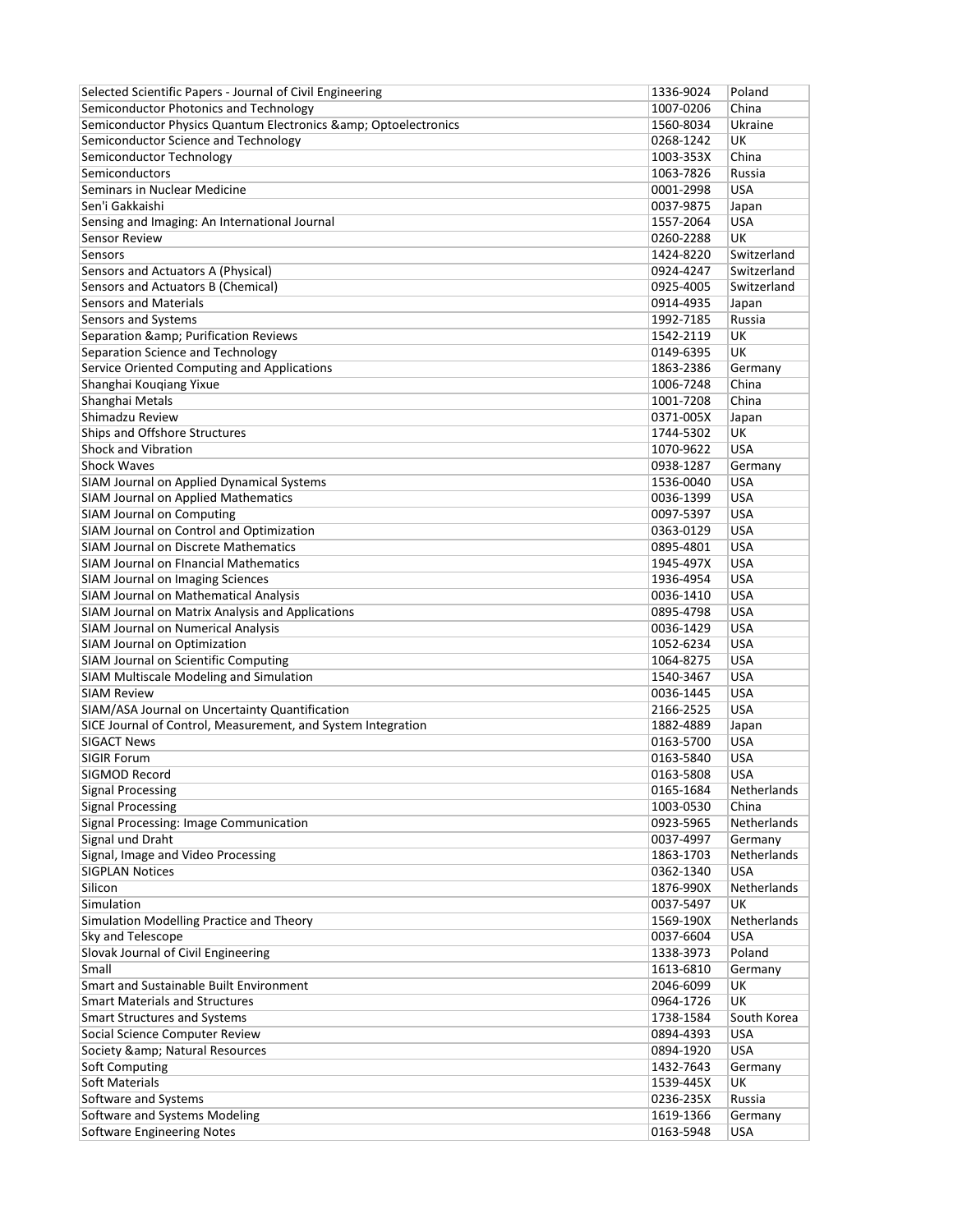| Selected Scientific Papers - Journal of Civil Engineering | 1336-9024 | Poland |
|---|---|---|
| Semiconductor Photonics and Technology | 1007-0206 | China |
| Semiconductor Physics Quantum Electronics &amp; Optoelectronics | 1560-8034 | Ukraine |
| Semiconductor Science and Technology | 0268-1242 | UK |
| Semiconductor Technology | 1003-353X | China |
| Semiconductors | 1063-7826 | Russia |
| Seminars in Nuclear Medicine | 0001-2998 | USA |
| Sen'i Gakkaishi | 0037-9875 | Japan |
| Sensing and Imaging: An International Journal | 1557-2064 | USA |
| Sensor Review | 0260-2288 | UK |
| Sensors | 1424-8220 | Switzerland |
| Sensors and Actuators A (Physical) | 0924-4247 | Switzerland |
| Sensors and Actuators B (Chemical) | 0925-4005 | Switzerland |
| Sensors and Materials | 0914-4935 | Japan |
| Sensors and Systems | 1992-7185 | Russia |
| Separation &amp; Purification Reviews | 1542-2119 | UK |
| Separation Science and Technology | 0149-6395 | UK |
| Service Oriented Computing and Applications | 1863-2386 | Germany |
| Shanghai Kouqiang Yixue | 1006-7248 | China |
| Shanghai Metals | 1001-7208 | China |
| Shimadzu Review | 0371-005X | Japan |
| Ships and Offshore Structures | 1744-5302 | UK |
| Shock and Vibration | 1070-9622 | USA |
| Shock Waves | 0938-1287 | Germany |
| SIAM Journal on Applied Dynamical Systems | 1536-0040 | USA |
| SIAM Journal on Applied Mathematics | 0036-1399 | USA |
| SIAM Journal on Computing | 0097-5397 | USA |
| SIAM Journal on Control and Optimization | 0363-0129 | USA |
| SIAM Journal on Discrete Mathematics | 0895-4801 | USA |
| SIAM Journal on FInancial Mathematics | 1945-497X | USA |
| SIAM Journal on Imaging Sciences | 1936-4954 | USA |
| SIAM Journal on Mathematical Analysis | 0036-1410 | USA |
| SIAM Journal on Matrix Analysis and Applications | 0895-4798 | USA |
| SIAM Journal on Numerical Analysis | 0036-1429 | USA |
| SIAM Journal on Optimization | 1052-6234 | USA |
| SIAM Journal on Scientific Computing | 1064-8275 | USA |
| SIAM Multiscale Modeling and Simulation | 1540-3467 | USA |
| SIAM Review | 0036-1445 | USA |
| SIAM/ASA Journal on Uncertainty Quantification | 2166-2525 | USA |
| SICE Journal of Control, Measurement, and System Integration | 1882-4889 | Japan |
| SIGACT News | 0163-5700 | USA |
| SIGIR Forum | 0163-5840 | USA |
| SIGMOD Record | 0163-5808 | USA |
| Signal Processing | 0165-1684 | Netherlands |
| Signal Processing | 1003-0530 | China |
| Signal Processing: Image Communication | 0923-5965 | Netherlands |
| Signal und Draht | 0037-4997 | Germany |
| Signal, Image and Video Processing | 1863-1703 | Netherlands |
| SIGPLAN Notices | 0362-1340 | USA |
| Silicon | 1876-990X | Netherlands |
| Simulation | 0037-5497 | UK |
| Simulation Modelling Practice and Theory | 1569-190X | Netherlands |
| Sky and Telescope | 0037-6604 | USA |
| Slovak Journal of Civil Engineering | 1338-3973 | Poland |
| Small | 1613-6810 | Germany |
| Smart and Sustainable Built Environment | 2046-6099 | UK |
| Smart Materials and Structures | 0964-1726 | UK |
| Smart Structures and Systems | 1738-1584 | South Korea |
| Social Science Computer Review | 0894-4393 | USA |
| Society &amp; Natural Resources | 0894-1920 | USA |
| Soft Computing | 1432-7643 | Germany |
| Soft Materials | 1539-445X | UK |
| Software and Systems | 0236-235X | Russia |
| Software and Systems Modeling | 1619-1366 | Germany |
| Software Engineering Notes | 0163-5948 | USA |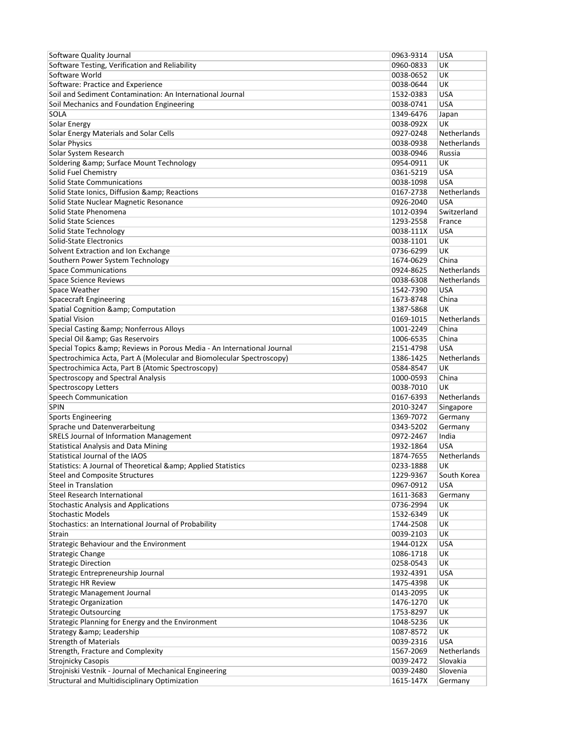| | | |
|---|---|---|
| Software Quality Journal | 0963-9314 | USA |
| Software Testing, Verification and Reliability | 0960-0833 | UK |
| Software World | 0038-0652 | UK |
| Software: Practice and Experience | 0038-0644 | UK |
| Soil and Sediment Contamination: An International Journal | 1532-0383 | USA |
| Soil Mechanics and Foundation Engineering | 0038-0741 | USA |
| SOLA | 1349-6476 | Japan |
| Solar Energy | 0038-092X | UK |
| Solar Energy Materials and Solar Cells | 0927-0248 | Netherlands |
| Solar Physics | 0038-0938 | Netherlands |
| Solar System Research | 0038-0946 | Russia |
| Soldering &amp; Surface Mount Technology | 0954-0911 | UK |
| Solid Fuel Chemistry | 0361-5219 | USA |
| Solid State Communications | 0038-1098 | USA |
| Solid State Ionics, Diffusion &amp; Reactions | 0167-2738 | Netherlands |
| Solid State Nuclear Magnetic Resonance | 0926-2040 | USA |
| Solid State Phenomena | 1012-0394 | Switzerland |
| Solid State Sciences | 1293-2558 | France |
| Solid State Technology | 0038-111X | USA |
| Solid-State Electronics | 0038-1101 | UK |
| Solvent Extraction and Ion Exchange | 0736-6299 | UK |
| Southern Power System Technology | 1674-0629 | China |
| Space Communications | 0924-8625 | Netherlands |
| Space Science Reviews | 0038-6308 | Netherlands |
| Space Weather | 1542-7390 | USA |
| Spacecraft Engineering | 1673-8748 | China |
| Spatial Cognition &amp; Computation | 1387-5868 | UK |
| Spatial Vision | 0169-1015 | Netherlands |
| Special Casting &amp; Nonferrous Alloys | 1001-2249 | China |
| Special Oil &amp; Gas Reservoirs | 1006-6535 | China |
| Special Topics &amp; Reviews in Porous Media - An International Journal | 2151-4798 | USA |
| Spectrochimica Acta, Part A (Molecular and Biomolecular Spectroscopy) | 1386-1425 | Netherlands |
| Spectrochimica Acta, Part B (Atomic Spectroscopy) | 0584-8547 | UK |
| Spectroscopy and Spectral Analysis | 1000-0593 | China |
| Spectroscopy Letters | 0038-7010 | UK |
| Speech Communication | 0167-6393 | Netherlands |
| SPIN | 2010-3247 | Singapore |
| Sports Engineering | 1369-7072 | Germany |
| Sprache und Datenverarbeitung | 0343-5202 | Germany |
| SRELS Journal of Information Management | 0972-2467 | India |
| Statistical Analysis and Data Mining | 1932-1864 | USA |
| Statistical Journal of the IAOS | 1874-7655 | Netherlands |
| Statistics: A Journal of Theoretical &amp; Applied Statistics | 0233-1888 | UK |
| Steel and Composite Structures | 1229-9367 | South Korea |
| Steel in Translation | 0967-0912 | USA |
| Steel Research International | 1611-3683 | Germany |
| Stochastic Analysis and Applications | 0736-2994 | UK |
| Stochastic Models | 1532-6349 | UK |
| Stochastics: an International Journal of Probability | 1744-2508 | UK |
| Strain | 0039-2103 | UK |
| Strategic Behaviour and the Environment | 1944-012X | USA |
| Strategic Change | 1086-1718 | UK |
| Strategic Direction | 0258-0543 | UK |
| Strategic Entrepreneurship Journal | 1932-4391 | USA |
| Strategic HR Review | 1475-4398 | UK |
| Strategic Management Journal | 0143-2095 | UK |
| Strategic Organization | 1476-1270 | UK |
| Strategic Outsourcing | 1753-8297 | UK |
| Strategic Planning for Energy and the Environment | 1048-5236 | UK |
| Strategy &amp; Leadership | 1087-8572 | UK |
| Strength of Materials | 0039-2316 | USA |
| Strength, Fracture and Complexity | 1567-2069 | Netherlands |
| Strojnicky Casopis | 0039-2472 | Slovakia |
| Strojniski Vestnik - Journal of Mechanical Engineering | 0039-2480 | Slovenia |
| Structural and Multidisciplinary Optimization | 1615-147X | Germany |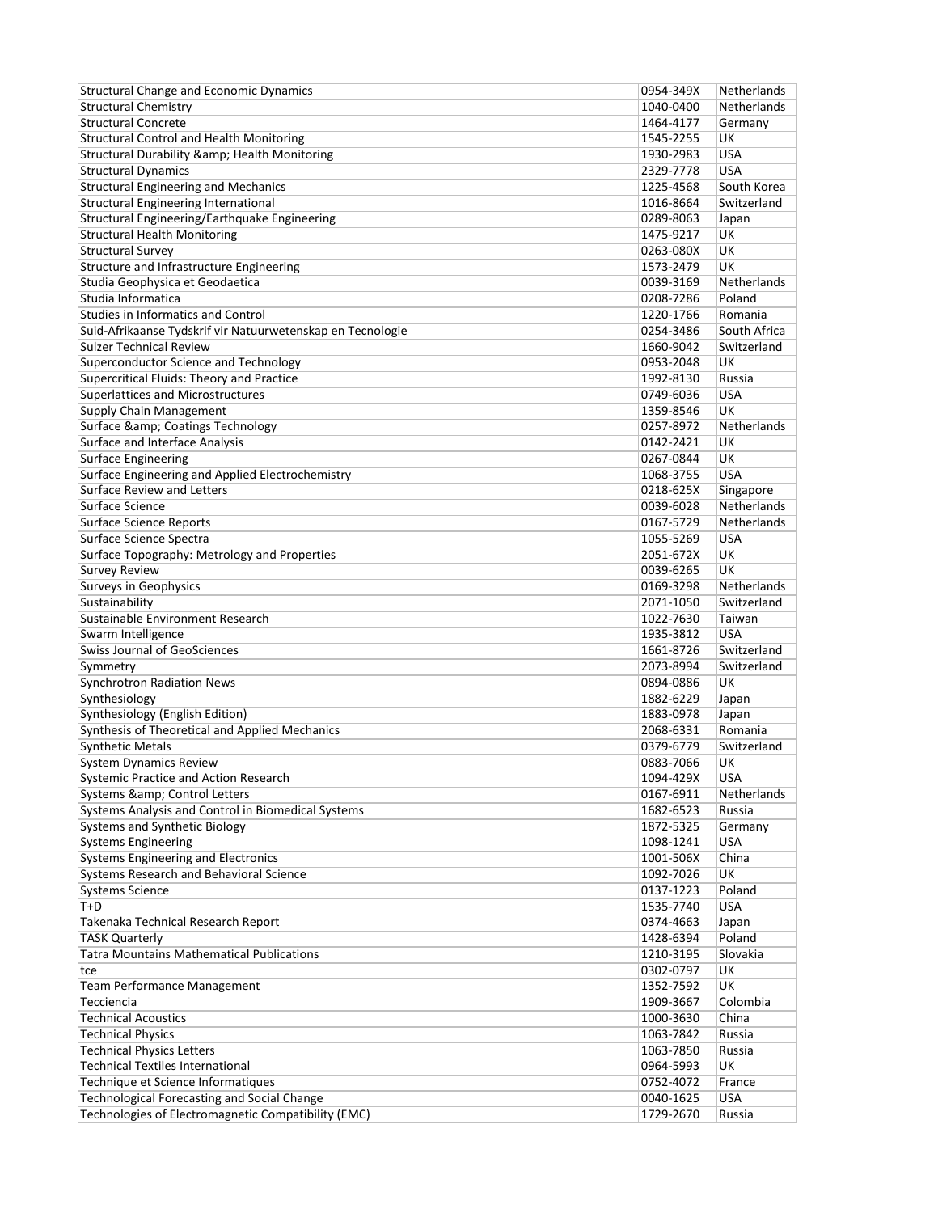| | | |
|---|---|---|
| Structural Change and Economic Dynamics | 0954-349X | Netherlands |
| Structural Chemistry | 1040-0400 | Netherlands |
| Structural Concrete | 1464-4177 | Germany |
| Structural Control and Health Monitoring | 1545-2255 | UK |
| Structural Durability &amp; Health Monitoring | 1930-2983 | USA |
| Structural Dynamics | 2329-7778 | USA |
| Structural Engineering and Mechanics | 1225-4568 | South Korea |
| Structural Engineering International | 1016-8664 | Switzerland |
| Structural Engineering/Earthquake Engineering | 0289-8063 | Japan |
| Structural Health Monitoring | 1475-9217 | UK |
| Structural Survey | 0263-080X | UK |
| Structure and Infrastructure Engineering | 1573-2479 | UK |
| Studia Geophysica et Geodaetica | 0039-3169 | Netherlands |
| Studia Informatica | 0208-7286 | Poland |
| Studies in Informatics and Control | 1220-1766 | Romania |
| Suid-Afrikaanse Tydskrif vir Natuurwetenskap en Tecnologie | 0254-3486 | South Africa |
| Sulzer Technical Review | 1660-9042 | Switzerland |
| Superconductor Science and Technology | 0953-2048 | UK |
| Supercritical Fluids: Theory and Practice | 1992-8130 | Russia |
| Superlattices and Microstructures | 0749-6036 | USA |
| Supply Chain Management | 1359-8546 | UK |
| Surface &amp; Coatings Technology | 0257-8972 | Netherlands |
| Surface and Interface Analysis | 0142-2421 | UK |
| Surface Engineering | 0267-0844 | UK |
| Surface Engineering and Applied Electrochemistry | 1068-3755 | USA |
| Surface Review and Letters | 0218-625X | Singapore |
| Surface Science | 0039-6028 | Netherlands |
| Surface Science Reports | 0167-5729 | Netherlands |
| Surface Science Spectra | 1055-5269 | USA |
| Surface Topography: Metrology and Properties | 2051-672X | UK |
| Survey Review | 0039-6265 | UK |
| Surveys in Geophysics | 0169-3298 | Netherlands |
| Sustainability | 2071-1050 | Switzerland |
| Sustainable Environment Research | 1022-7630 | Taiwan |
| Swarm Intelligence | 1935-3812 | USA |
| Swiss Journal of GeoSciences | 1661-8726 | Switzerland |
| Symmetry | 2073-8994 | Switzerland |
| Synchrotron Radiation News | 0894-0886 | UK |
| Synthesiology | 1882-6229 | Japan |
| Synthesiology (English Edition) | 1883-0978 | Japan |
| Synthesis of Theoretical and Applied Mechanics | 2068-6331 | Romania |
| Synthetic Metals | 0379-6779 | Switzerland |
| System Dynamics Review | 0883-7066 | UK |
| Systemic Practice and Action Research | 1094-429X | USA |
| Systems &amp; Control Letters | 0167-6911 | Netherlands |
| Systems Analysis and Control in Biomedical Systems | 1682-6523 | Russia |
| Systems and Synthetic Biology | 1872-5325 | Germany |
| Systems Engineering | 1098-1241 | USA |
| Systems Engineering and Electronics | 1001-506X | China |
| Systems Research and Behavioral Science | 1092-7026 | UK |
| Systems Science | 0137-1223 | Poland |
| T+D | 1535-7740 | USA |
| Takenaka Technical Research Report | 0374-4663 | Japan |
| TASK Quarterly | 1428-6394 | Poland |
| Tatra Mountains Mathematical Publications | 1210-3195 | Slovakia |
| tce | 0302-0797 | UK |
| Team Performance Management | 1352-7592 | UK |
| Tecciencia | 1909-3667 | Colombia |
| Technical Acoustics | 1000-3630 | China |
| Technical Physics | 1063-7842 | Russia |
| Technical Physics Letters | 1063-7850 | Russia |
| Technical Textiles International | 0964-5993 | UK |
| Technique et Science Informatiques | 0752-4072 | France |
| Technological Forecasting and Social Change | 0040-1625 | USA |
| Technologies of Electromagnetic Compatibility (EMC) | 1729-2670 | Russia |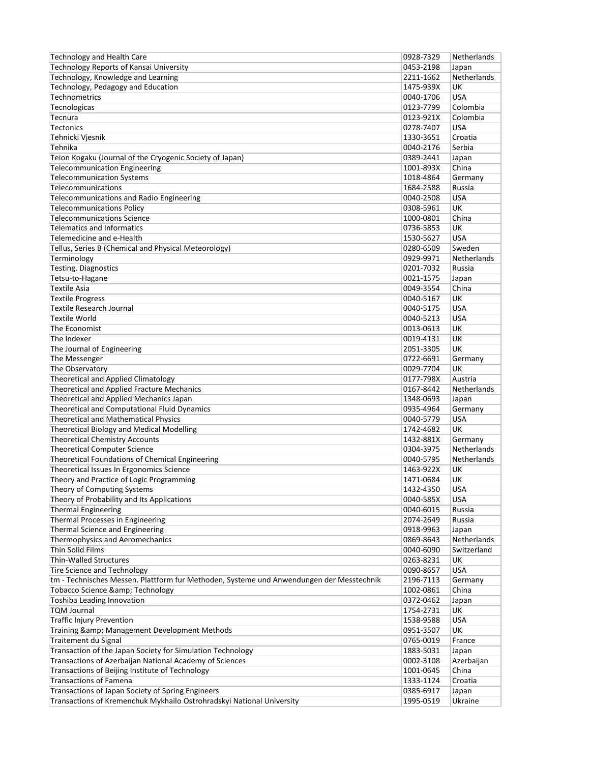| Technology and Health Care | 0928-7329 | Netherlands |
|---|---|---|
| Technology Reports of Kansai University | 0453-2198 | Japan |
| Technology, Knowledge and Learning | 2211-1662 | Netherlands |
| Technology, Pedagogy and Education | 1475-939X | UK |
| Technometrics | 0040-1706 | USA |
| Tecnologicas | 0123-7799 | Colombia |
| Tecnura | 0123-921X | Colombia |
| Tectonics | 0278-7407 | USA |
| Tehnicki Vjesnik | 1330-3651 | Croatia |
| Tehnika | 0040-2176 | Serbia |
| Teion Kogaku (Journal of the Cryogenic Society of Japan) | 0389-2441 | Japan |
| Telecommunication Engineering | 1001-893X | China |
| Telecommunication Systems | 1018-4864 | Germany |
| Telecommunications | 1684-2588 | Russia |
| Telecommunications and Radio Engineering | 0040-2508 | USA |
| Telecommunications Policy | 0308-5961 | UK |
| Telecommunications Science | 1000-0801 | China |
| Telematics and Informatics | 0736-5853 | UK |
| Telemedicine and e-Health | 1530-5627 | USA |
| Tellus, Series B (Chemical and Physical Meteorology) | 0280-6509 | Sweden |
| Terminology | 0929-9971 | Netherlands |
| Testing. Diagnostics | 0201-7032 | Russia |
| Tetsu-to-Hagane | 0021-1575 | Japan |
| Textile Asia | 0049-3554 | China |
| Textile Progress | 0040-5167 | UK |
| Textile Research Journal | 0040-5175 | USA |
| Textile World | 0040-5213 | USA |
| The Economist | 0013-0613 | UK |
| The Indexer | 0019-4131 | UK |
| The Journal of Engineering | 2051-3305 | UK |
| The Messenger | 0722-6691 | Germany |
| The Observatory | 0029-7704 | UK |
| Theoretical and Applied Climatology | 0177-798X | Austria |
| Theoretical and Applied Fracture Mechanics | 0167-8442 | Netherlands |
| Theoretical and Applied Mechanics Japan | 1348-0693 | Japan |
| Theoretical and Computational Fluid Dynamics | 0935-4964 | Germany |
| Theoretical and Mathematical Physics | 0040-5779 | USA |
| Theoretical Biology and Medical Modelling | 1742-4682 | UK |
| Theoretical Chemistry Accounts | 1432-881X | Germany |
| Theoretical Computer Science | 0304-3975 | Netherlands |
| Theoretical Foundations of Chemical Engineering | 0040-5795 | Netherlands |
| Theoretical Issues In Ergonomics Science | 1463-922X | UK |
| Theory and Practice of Logic Programming | 1471-0684 | UK |
| Theory of Computing Systems | 1432-4350 | USA |
| Theory of Probability and Its Applications | 0040-585X | USA |
| Thermal Engineering | 0040-6015 | Russia |
| Thermal Processes in Engineering | 2074-2649 | Russia |
| Thermal Science and Engineering | 0918-9963 | Japan |
| Thermophysics and Aeromechanics | 0869-8643 | Netherlands |
| Thin Solid Films | 0040-6090 | Switzerland |
| Thin-Walled Structures | 0263-8231 | UK |
| Tire Science and Technology | 0090-8657 | USA |
| tm - Technisches Messen. Plattform fur Methoden, Systeme und Anwendungen der Messtechnik | 2196-7113 | Germany |
| Tobacco Science &amp; Technology | 1002-0861 | China |
| Toshiba Leading Innovation | 0372-0462 | Japan |
| TQM Journal | 1754-2731 | UK |
| Traffic Injury Prevention | 1538-9588 | USA |
| Training &amp; Management Development Methods | 0951-3507 | UK |
| Traitement du Signal | 0765-0019 | France |
| Transaction of the Japan Society for Simulation Technology | 1883-5031 | Japan |
| Transactions of Azerbaijan National Academy of Sciences | 0002-3108 | Azerbaijan |
| Transactions of Beijing Institute of Technology | 1001-0645 | China |
| Transactions of Famena | 1333-1124 | Croatia |
| Transactions of Japan Society of Spring Engineers | 0385-6917 | Japan |
| Transactions of Kremenchuk Mykhailo Ostrohradskyi National University | 1995-0519 | Ukraine |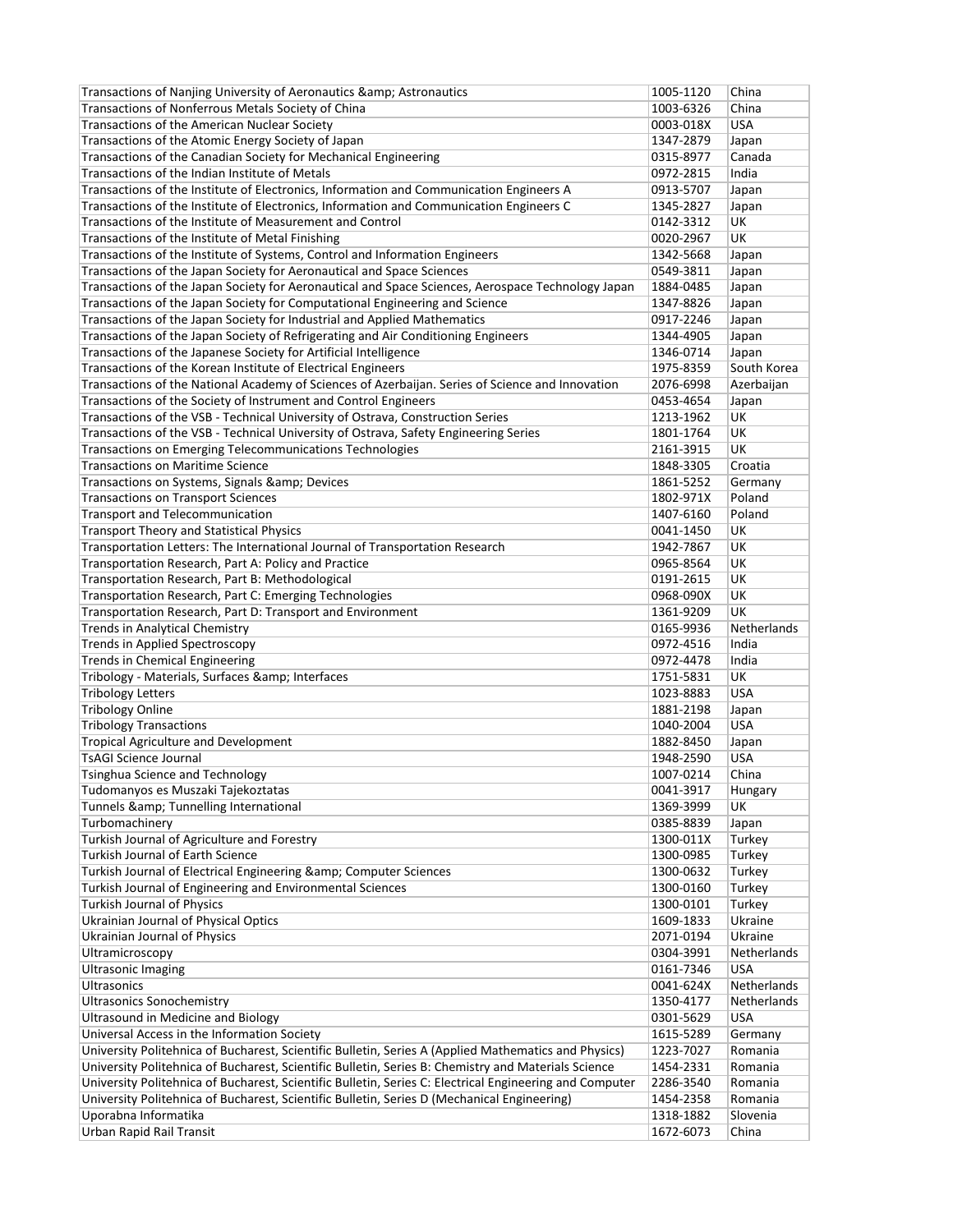| | | |
|---|---|---|
| Transactions of Nanjing University of Aeronautics &amp; Astronautics | 1005-1120 | China |
| Transactions of Nonferrous Metals Society of China | 1003-6326 | China |
| Transactions of the American Nuclear Society | 0003-018X | USA |
| Transactions of the Atomic Energy Society of Japan | 1347-2879 | Japan |
| Transactions of the Canadian Society for Mechanical Engineering | 0315-8977 | Canada |
| Transactions of the Indian Institute of Metals | 0972-2815 | India |
| Transactions of the Institute of Electronics, Information and Communication Engineers A | 0913-5707 | Japan |
| Transactions of the Institute of Electronics, Information and Communication Engineers C | 1345-2827 | Japan |
| Transactions of the Institute of Measurement and Control | 0142-3312 | UK |
| Transactions of the Institute of Metal Finishing | 0020-2967 | UK |
| Transactions of the Institute of Systems, Control and Information Engineers | 1342-5668 | Japan |
| Transactions of the Japan Society for Aeronautical and Space Sciences | 0549-3811 | Japan |
| Transactions of the Japan Society for Aeronautical and Space Sciences, Aerospace Technology Japan | 1884-0485 | Japan |
| Transactions of the Japan Society for Computational Engineering and Science | 1347-8826 | Japan |
| Transactions of the Japan Society for Industrial and Applied Mathematics | 0917-2246 | Japan |
| Transactions of the Japan Society of Refrigerating and Air Conditioning Engineers | 1344-4905 | Japan |
| Transactions of the Japanese Society for Artificial Intelligence | 1346-0714 | Japan |
| Transactions of the Korean Institute of Electrical Engineers | 1975-8359 | South Korea |
| Transactions of the National Academy of Sciences of Azerbaijan. Series of Science and Innovation | 2076-6998 | Azerbaijan |
| Transactions of the Society of Instrument and Control Engineers | 0453-4654 | Japan |
| Transactions of the VSB - Technical University of Ostrava, Construction Series | 1213-1962 | UK |
| Transactions of the VSB - Technical University of Ostrava, Safety Engineering Series | 1801-1764 | UK |
| Transactions on Emerging Telecommunications Technologies | 2161-3915 | UK |
| Transactions on Maritime Science | 1848-3305 | Croatia |
| Transactions on Systems, Signals &amp; Devices | 1861-5252 | Germany |
| Transactions on Transport Sciences | 1802-971X | Poland |
| Transport and Telecommunication | 1407-6160 | Poland |
| Transport Theory and Statistical Physics | 0041-1450 | UK |
| Transportation Letters: The International Journal of Transportation Research | 1942-7867 | UK |
| Transportation Research, Part A: Policy and Practice | 0965-8564 | UK |
| Transportation Research, Part B: Methodological | 0191-2615 | UK |
| Transportation Research, Part C: Emerging Technologies | 0968-090X | UK |
| Transportation Research, Part D: Transport and Environment | 1361-9209 | UK |
| Trends in Analytical Chemistry | 0165-9936 | Netherlands |
| Trends in Applied Spectroscopy | 0972-4516 | India |
| Trends in Chemical Engineering | 0972-4478 | India |
| Tribology - Materials, Surfaces &amp; Interfaces | 1751-5831 | UK |
| Tribology Letters | 1023-8883 | USA |
| Tribology Online | 1881-2198 | Japan |
| Tribology Transactions | 1040-2004 | USA |
| Tropical Agriculture and Development | 1882-8450 | Japan |
| TsAGI Science Journal | 1948-2590 | USA |
| Tsinghua Science and Technology | 1007-0214 | China |
| Tudomanyos es Muszaki Tajekoztatas | 0041-3917 | Hungary |
| Tunnels &amp; Tunnelling International | 1369-3999 | UK |
| Turbomachinery | 0385-8839 | Japan |
| Turkish Journal of Agriculture and Forestry | 1300-011X | Turkey |
| Turkish Journal of Earth Science | 1300-0985 | Turkey |
| Turkish Journal of Electrical Engineering &amp; Computer Sciences | 1300-0632 | Turkey |
| Turkish Journal of Engineering and Environmental Sciences | 1300-0160 | Turkey |
| Turkish Journal of Physics | 1300-0101 | Turkey |
| Ukrainian Journal of Physical Optics | 1609-1833 | Ukraine |
| Ukrainian Journal of Physics | 2071-0194 | Ukraine |
| Ultramicroscopy | 0304-3991 | Netherlands |
| Ultrasonic Imaging | 0161-7346 | USA |
| Ultrasonics | 0041-624X | Netherlands |
| Ultrasonics Sonochemistry | 1350-4177 | Netherlands |
| Ultrasound in Medicine and Biology | 0301-5629 | USA |
| Universal Access in the Information Society | 1615-5289 | Germany |
| University Politehnica of Bucharest, Scientific Bulletin, Series A (Applied Mathematics and Physics) | 1223-7027 | Romania |
| University Politehnica of Bucharest, Scientific Bulletin, Series B: Chemistry and Materials Science | 1454-2331 | Romania |
| University Politehnica of Bucharest, Scientific Bulletin, Series C: Electrical Engineering and Computer | 2286-3540 | Romania |
| University Politehnica of Bucharest, Scientific Bulletin, Series D (Mechanical Engineering) | 1454-2358 | Romania |
| Uporabna Informatika | 1318-1882 | Slovenia |
| Urban Rapid Rail Transit | 1672-6073 | China |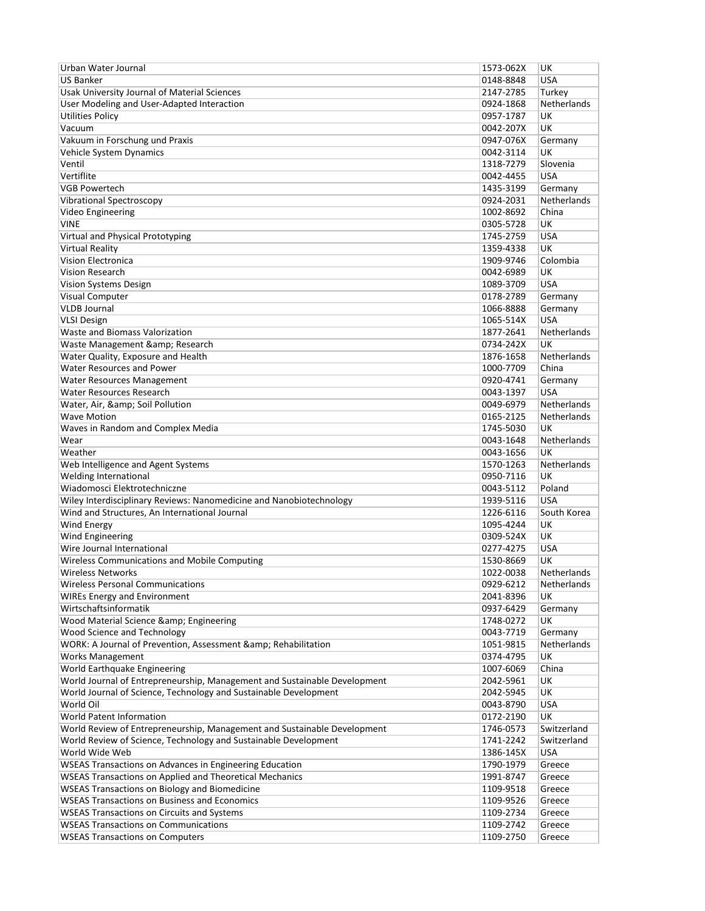| | | |
|---|---|---|
| Urban Water Journal | 1573-062X | UK |
| US Banker | 0148-8848 | USA |
| Usak University Journal of Material Sciences | 2147-2785 | Turkey |
| User Modeling and User-Adapted Interaction | 0924-1868 | Netherlands |
| Utilities Policy | 0957-1787 | UK |
| Vacuum | 0042-207X | UK |
| Vakuum in Forschung und Praxis | 0947-076X | Germany |
| Vehicle System Dynamics | 0042-3114 | UK |
| Ventil | 1318-7279 | Slovenia |
| Vertiflite | 0042-4455 | USA |
| VGB Powertech | 1435-3199 | Germany |
| Vibrational Spectroscopy | 0924-2031 | Netherlands |
| Video Engineering | 1002-8692 | China |
| VINE | 0305-5728 | UK |
| Virtual and Physical Prototyping | 1745-2759 | USA |
| Virtual Reality | 1359-4338 | UK |
| Vision Electronica | 1909-9746 | Colombia |
| Vision Research | 0042-6989 | UK |
| Vision Systems Design | 1089-3709 | USA |
| Visual Computer | 0178-2789 | Germany |
| VLDB Journal | 1066-8888 | Germany |
| VLSI Design | 1065-514X | USA |
| Waste and Biomass Valorization | 1877-2641 | Netherlands |
| Waste Management &amp; Research | 0734-242X | UK |
| Water Quality, Exposure and Health | 1876-1658 | Netherlands |
| Water Resources and Power | 1000-7709 | China |
| Water Resources Management | 0920-4741 | Germany |
| Water Resources Research | 0043-1397 | USA |
| Water, Air, &amp; Soil Pollution | 0049-6979 | Netherlands |
| Wave Motion | 0165-2125 | Netherlands |
| Waves in Random and Complex Media | 1745-5030 | UK |
| Wear | 0043-1648 | Netherlands |
| Weather | 0043-1656 | UK |
| Web Intelligence and Agent Systems | 1570-1263 | Netherlands |
| Welding International | 0950-7116 | UK |
| Wiadomosci Elektrotechniczne | 0043-5112 | Poland |
| Wiley Interdisciplinary Reviews: Nanomedicine and Nanobiotechnology | 1939-5116 | USA |
| Wind and Structures, An International Journal | 1226-6116 | South Korea |
| Wind Energy | 1095-4244 | UK |
| Wind Engineering | 0309-524X | UK |
| Wire Journal International | 0277-4275 | USA |
| Wireless Communications and Mobile Computing | 1530-8669 | UK |
| Wireless Networks | 1022-0038 | Netherlands |
| Wireless Personal Communications | 0929-6212 | Netherlands |
| WIREs Energy and Environment | 2041-8396 | UK |
| Wirtschaftsinformatik | 0937-6429 | Germany |
| Wood Material Science &amp; Engineering | 1748-0272 | UK |
| Wood Science and Technology | 0043-7719 | Germany |
| WORK: A Journal of Prevention, Assessment &amp; Rehabilitation | 1051-9815 | Netherlands |
| Works Management | 0374-4795 | UK |
| World Earthquake Engineering | 1007-6069 | China |
| World Journal of Entrepreneurship, Management and Sustainable Development | 2042-5961 | UK |
| World Journal of Science, Technology and Sustainable Development | 2042-5945 | UK |
| World Oil | 0043-8790 | USA |
| World Patent Information | 0172-2190 | UK |
| World Review of Entrepreneurship, Management and Sustainable Development | 1746-0573 | Switzerland |
| World Review of Science, Technology and Sustainable Development | 1741-2242 | Switzerland |
| World Wide Web | 1386-145X | USA |
| WSEAS Transactions on Advances in Engineering Education | 1790-1979 | Greece |
| WSEAS Transactions on Applied and Theoretical Mechanics | 1991-8747 | Greece |
| WSEAS Transactions on Biology and Biomedicine | 1109-9518 | Greece |
| WSEAS Transactions on Business and Economics | 1109-9526 | Greece |
| WSEAS Transactions on Circuits and Systems | 1109-2734 | Greece |
| WSEAS Transactions on Communications | 1109-2742 | Greece |
| WSEAS Transactions on Computers | 1109-2750 | Greece |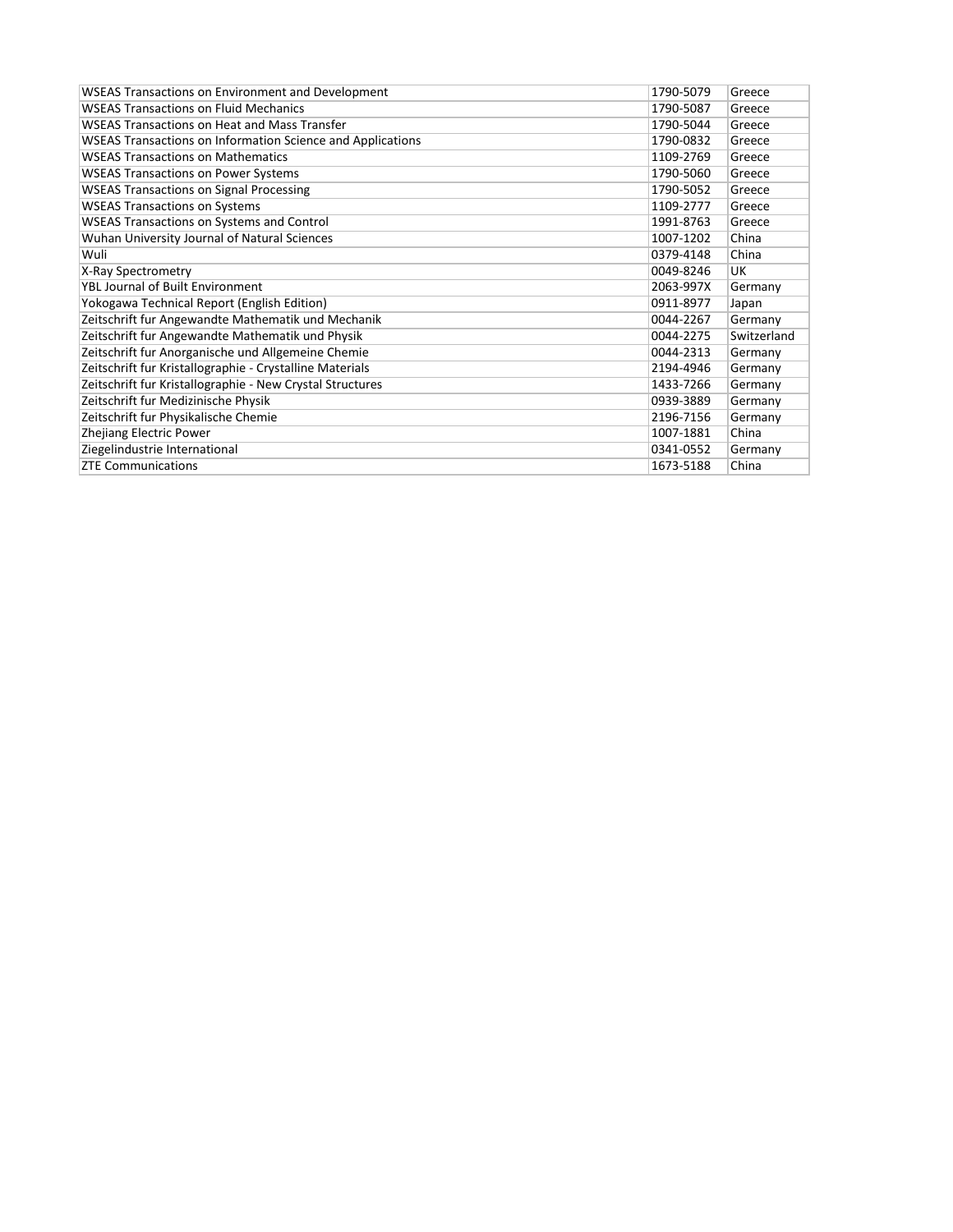| | | |
|---|---|---|
| WSEAS Transactions on Environment and Development | 1790-5079 | Greece |
| WSEAS Transactions on Fluid Mechanics | 1790-5087 | Greece |
| WSEAS Transactions on Heat and Mass Transfer | 1790-5044 | Greece |
| WSEAS Transactions on Information Science and Applications | 1790-0832 | Greece |
| WSEAS Transactions on Mathematics | 1109-2769 | Greece |
| WSEAS Transactions on Power Systems | 1790-5060 | Greece |
| WSEAS Transactions on Signal Processing | 1790-5052 | Greece |
| WSEAS Transactions on Systems | 1109-2777 | Greece |
| WSEAS Transactions on Systems and Control | 1991-8763 | Greece |
| Wuhan University Journal of Natural Sciences | 1007-1202 | China |
| Wuli | 0379-4148 | China |
| X-Ray Spectrometry | 0049-8246 | UK |
| YBL Journal of Built Environment | 2063-997X | Germany |
| Yokogawa Technical Report (English Edition) | 0911-8977 | Japan |
| Zeitschrift fur Angewandte Mathematik und Mechanik | 0044-2267 | Germany |
| Zeitschrift fur Angewandte Mathematik und Physik | 0044-2275 | Switzerland |
| Zeitschrift fur Anorganische und Allgemeine Chemie | 0044-2313 | Germany |
| Zeitschrift fur Kristallographie - Crystalline Materials | 2194-4946 | Germany |
| Zeitschrift fur Kristallographie - New Crystal Structures | 1433-7266 | Germany |
| Zeitschrift fur Medizinische Physik | 0939-3889 | Germany |
| Zeitschrift fur Physikalische Chemie | 2196-7156 | Germany |
| Zhejiang Electric Power | 1007-1881 | China |
| Ziegelindustrie International | 0341-0552 | Germany |
| ZTE Communications | 1673-5188 | China |